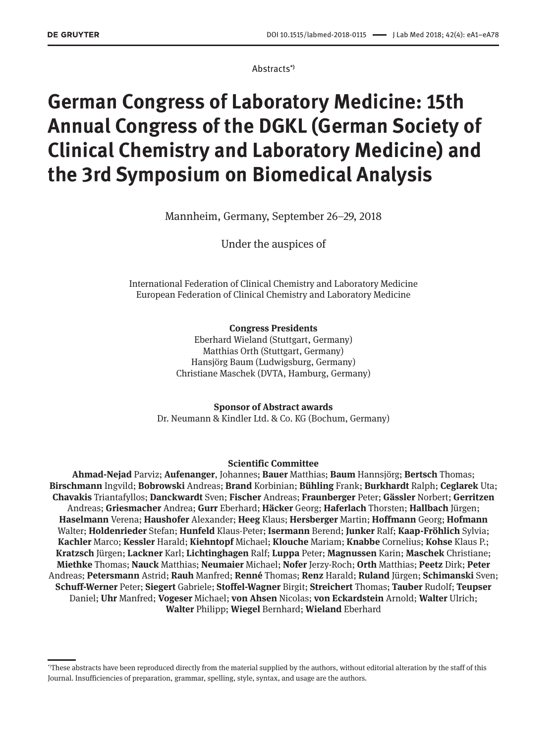Abstracts[*)]

# German Congress of Laboratory Medicine: 15th Annual Congress of the DGKL (German Society of Clinical Chemistry and Laboratory Medicine) and the 3rd Symposium on Biomedical Analysis

Mannheim, Germany, September 26–29, 2018

Under the auspices of

International Federation of Clinical Chemistry and Laboratory Medicine
European Federation of Clinical Chemistry and Laboratory Medicine

**Congress Presidents**
Eberhard Wieland (Stuttgart, Germany)
Matthias Orth (Stuttgart, Germany)
Hansjörg Baum (Ludwigsburg, Germany)
Christiane Maschek (DVTA, Hamburg, Germany)

**Sponsor of Abstract awards**
Dr. Neumann & Kindler Ltd. & Co. KG (Bochum, Germany)

**Scientific Committee**
**Ahmad-Nejad** Parviz; **Aufenanger**, Johannes; **Bauer** Matthias; **Baum** Hannsjörg; **Bertsch** Thomas; **Birschmann** Ingvild; **Bobrowski** Andreas; **Brand** Korbinian; **Bühling** Frank; **Burkhardt** Ralph; **Ceglarek** Uta; **Chavakis** Triantafyllos; **Danckwardt** Sven; **Fischer** Andreas; **Fraunberger** Peter; **Gässler** Norbert; **Gerritzen** Andreas; **Griesmacher** Andrea; **Gurr** Eberhard; **Häcker** Georg; **Haferlach** Thorsten; **Hallbach** Jürgen; **Haselmann** Verena; **Haushofer** Alexander; **Heeg** Klaus; **Hersberger** Martin; **Hoffmann** Georg; **Hofmann** Walter; **Holdenrieder** Stefan; **Hunfeld** Klaus-Peter; **Isermann** Berend; **Junker** Ralf; **Kaap-Fröhlich** Sylvia; **Kachler** Marco; **Kessler** Harald; **Kiehntopf** Michael; **Klouche** Mariam; **Knabbe** Cornelius; **Kohse** Klaus P.; **Kratzsch** Jürgen; **Lackner** Karl; **Lichtinghagen** Ralf; **Luppa** Peter; **Magnussen** Karin; **Maschek** Christiane; **Miethke** Thomas; **Nauck** Matthias; **Neumaier** Michael; **Nofer** Jerzy-Roch; **Orth** Matthias; **Peetz** Dirk; **Peter** Andreas; **Petersmann** Astrid; **Rauh** Manfred; **Renné** Thomas; **Renz** Harald; **Ruland** Jürgen; **Schimanski** Sven; **Schuff-Werner** Peter; **Siegert** Gabriele; **Stoffel-Wagner** Birgit; **Streichert** Thomas; **Tauber** Rudolf; **Teupser** Daniel; **Uhr** Manfred; **Vogeser** Michael; **von Ahsen** Nicolas; **von Eckardstein** Arnold; **Walter** Ulrich; **Walter** Philipp; **Wiegel** Bernhard; **Wieland** Eberhard

[*)]These abstracts have been reproduced directly from the material supplied by the authors, without editorial alteration by the staff of this Journal. Insufficiencies of preparation, grammar, spelling, style, syntax, and usage are the authors.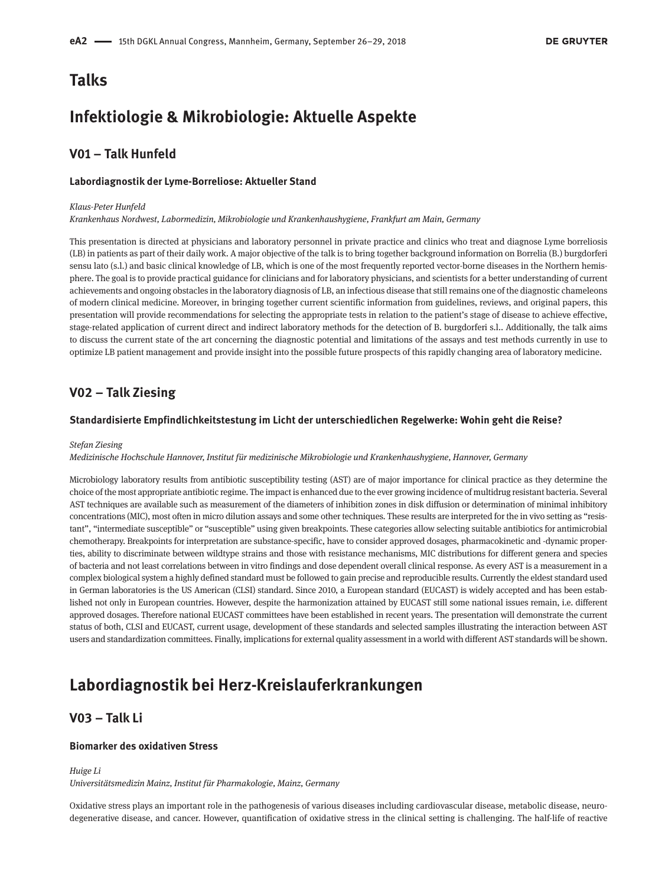# Talks

## Infektiologie & Mikrobiologie: Aktuelle Aspekte

### V01 – Talk Hunfeld

#### Labordiagnostik der Lyme-Borreliose: Aktueller Stand

*Klaus-Peter Hunfeld*
*Krankenhaus Nordwest, Labormedizin, Mikrobiologie und Krankenhaushygiene, Frankfurt am Main, Germany*

This presentation is directed at physicians and laboratory personnel in private practice and clinics who treat and diagnose Lyme borreliosis (LB) in patients as part of their daily work. A major objective of the talk is to bring together background information on Borrelia (B.) burgdorferi sensu lato (s.l.) and basic clinical knowledge of LB, which is one of the most frequently reported vector-borne diseases in the Northern hemisphere. The goal is to provide practical guidance for clinicians and for laboratory physicians, and scientists for a better understanding of current achievements and ongoing obstacles in the laboratory diagnosis of LB, an infectious disease that still remains one of the diagnostic chameleons of modern clinical medicine. Moreover, in bringing together current scientific information from guidelines, reviews, and original papers, this presentation will provide recommendations for selecting the appropriate tests in relation to the patient's stage of disease to achieve effective, stage-related application of current direct and indirect laboratory methods for the detection of B. burgdorferi s.l.. Additionally, the talk aims to discuss the current state of the art concerning the diagnostic potential and limitations of the assays and test methods currently in use to optimize LB patient management and provide insight into the possible future prospects of this rapidly changing area of laboratory medicine.

### V02 – Talk Ziesing

#### Standardisierte Empfindlichkeitstestung im Licht der unterschiedlichen Regelwerke: Wohin geht die Reise?

*Stefan Ziesing*
*Medizinische Hochschule Hannover, Institut für medizinische Mikrobiologie und Krankenhaushygiene, Hannover, Germany*

Microbiology laboratory results from antibiotic susceptibility testing (AST) are of major importance for clinical practice as they determine the choice of the most appropriate antibiotic regime. The impact is enhanced due to the ever growing incidence of multidrug resistant bacteria. Several AST techniques are available such as measurement of the diameters of inhibition zones in disk diffusion or determination of minimal inhibitory concentrations (MIC), most often in micro dilution assays and some other techniques. These results are interpreted for the in vivo setting as "resistant", "intermediate susceptible" or "susceptible" using given breakpoints. These categories allow selecting suitable antibiotics for antimicrobial chemotherapy. Breakpoints for interpretation are substance-specific, have to consider approved dosages, pharmacokinetic and -dynamic properties, ability to discriminate between wildtype strains and those with resistance mechanisms, MIC distributions for different genera and species of bacteria and not least correlations between in vitro findings and dose dependent overall clinical response. As every AST is a measurement in a complex biological system a highly defined standard must be followed to gain precise and reproducible results. Currently the eldest standard used in German laboratories is the US American (CLSI) standard. Since 2010, a European standard (EUCAST) is widely accepted and has been established not only in European countries. However, despite the harmonization attained by EUCAST still some national issues remain, i.e. different approved dosages. Therefore national EUCAST committees have been established in recent years. The presentation will demonstrate the current status of both, CLSI and EUCAST, current usage, development of these standards and selected samples illustrating the interaction between AST users and standardization committees. Finally, implications for external quality assessment in a world with different AST standards will be shown.

## Labordiagnostik bei Herz-Kreislauferkrankungen

### V03 – Talk Li

#### Biomarker des oxidativen Stress

*Huige Li*
*Universitätsmedizin Mainz, Institut für Pharmakologie, Mainz, Germany*

Oxidative stress plays an important role in the pathogenesis of various diseases including cardiovascular disease, metabolic disease, neurodegenerative disease, and cancer. However, quantification of oxidative stress in the clinical setting is challenging. The half-life of reactive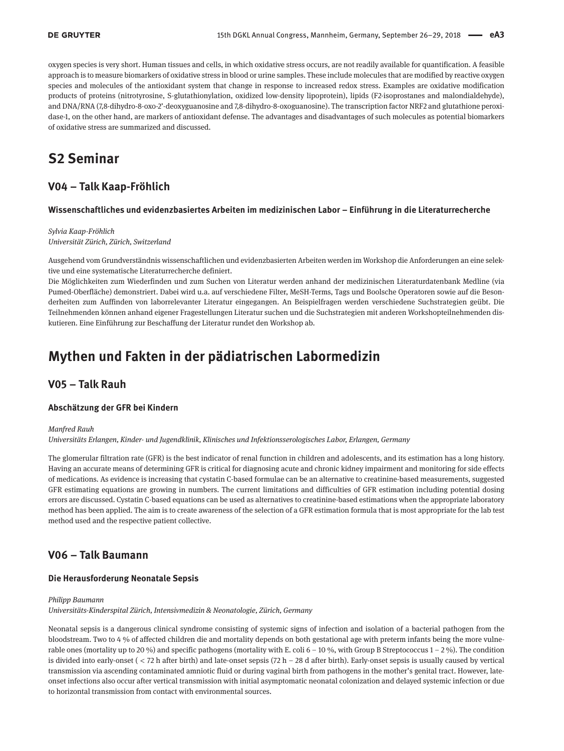oxygen species is very short. Human tissues and cells, in which oxidative stress occurs, are not readily available for quantification. A feasible approach is to measure biomarkers of oxidative stress in blood or urine samples. These include molecules that are modified by reactive oxygen species and molecules of the antioxidant system that change in response to increased redox stress. Examples are oxidative modification products of proteins (nitrotyrosine, S-glutathionylation, oxidized low-density lipoprotein), lipids (F2-isoprostanes and malondialdehyde), and DNA/RNA (7,8-dihydro-8-oxo-2'-deoxyguanosine and 7,8-dihydro-8-oxoguanosine). The transcription factor NRF2 and glutathione peroxidase-1, on the other hand, are markers of antioxidant defense. The advantages and disadvantages of such molecules as potential biomarkers of oxidative stress are summarized and discussed.

# S2 Seminar

## V04 – Talk Kaap-Fröhlich

### Wissenschaftliches und evidenzbasiertes Arbeiten im medizinischen Labor – Einführung in die Literaturrecherche

*Sylvia Kaap-Fröhlich*
*Universität Zürich, Zürich, Switzerland*

Ausgehend vom Grundverständnis wissenschaftlichen und evidenzbasierten Arbeiten werden im Workshop die Anforderungen an eine selektive und eine systematische Literaturrecherche definiert.
Die Möglichkeiten zum Wiederfinden und zum Suchen von Literatur werden anhand der medizinischen Literaturdatenbank Medline (via Pumed-Oberfläche) demonstriert. Dabei wird u.a. auf verschiedene Filter, MeSH-Terms, Tags und Boolsche Operatoren sowie auf die Besonderheiten zum Auffinden von laborrelevanter Literatur eingegangen. An Beispielfragen werden verschiedene Suchstrategien geübt. Die Teilnehmenden können anhand eigener Fragestellungen Literatur suchen und die Suchstrategien mit anderen Workshopteilnehmenden diskutieren. Eine Einführung zur Beschaffung der Literatur rundet den Workshop ab.

# Mythen und Fakten in der pädiatrischen Labormedizin

## V05 – Talk Rauh

### Abschätzung der GFR bei Kindern

*Manfred Rauh*
*Universitäts Erlangen, Kinder- und Jugendklinik, Klinisches und Infektionsserologisches Labor, Erlangen, Germany*

The glomerular filtration rate (GFR) is the best indicator of renal function in children and adolescents, and its estimation has a long history. Having an accurate means of determining GFR is critical for diagnosing acute and chronic kidney impairment and monitoring for side effects of medications. As evidence is increasing that cystatin C-based formulae can be an alternative to creatinine-based measurements, suggested GFR estimating equations are growing in numbers. The current limitations and difficulties of GFR estimation including potential dosing errors are discussed. Cystatin C-based equations can be used as alternatives to creatinine-based estimations when the appropriate laboratory method has been applied. The aim is to create awareness of the selection of a GFR estimation formula that is most appropriate for the lab test method used and the respective patient collective.

## V06 – Talk Baumann

### Die Herausforderung Neonatale Sepsis

*Philipp Baumann*
*Universitäts-Kinderspital Zürich, Intensivmedizin & Neonatologie, Zürich, Germany*

Neonatal sepsis is a dangerous clinical syndrome consisting of systemic signs of infection and isolation of a bacterial pathogen from the bloodstream. Two to 4 % of affected children die and mortality depends on both gestational age with preterm infants being the more vulnerable ones (mortality up to 20 %) and specific pathogens (mortality with E. coli 6 – 10 %, with Group B Streptococcus 1 – 2 %). The condition is divided into early-onset ( < 72 h after birth) and late-onset sepsis (72 h – 28 d after birth). Early-onset sepsis is usually caused by vertical transmission via ascending contaminated amniotic fluid or during vaginal birth from pathogens in the mother's genital tract. However, late-onset infections also occur after vertical transmission with initial asymptomatic neonatal colonization and delayed systemic infection or due to horizontal transmission from contact with environmental sources.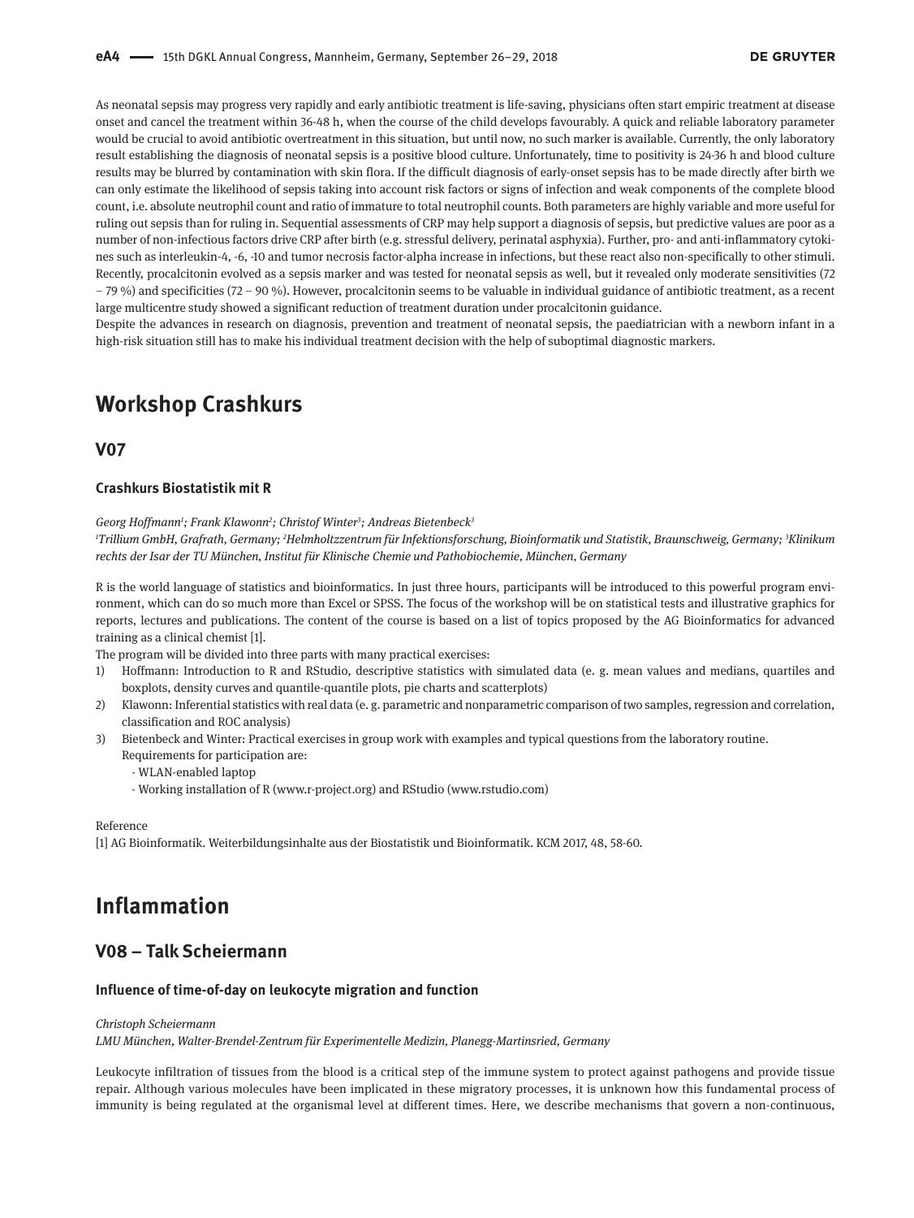As neonatal sepsis may progress very rapidly and early antibiotic treatment is life-saving, physicians often start empiric treatment at disease onset and cancel the treatment within 36-48 h, when the course of the child develops favourably. A quick and reliable laboratory parameter would be crucial to avoid antibiotic overtreatment in this situation, but until now, no such marker is available. Currently, the only laboratory result establishing the diagnosis of neonatal sepsis is a positive blood culture. Unfortunately, time to positivity is 24-36 h and blood culture results may be blurred by contamination with skin flora. If the difficult diagnosis of early-onset sepsis has to be made directly after birth we can only estimate the likelihood of sepsis taking into account risk factors or signs of infection and weak components of the complete blood count, i.e. absolute neutrophil count and ratio of immature to total neutrophil counts. Both parameters are highly variable and more useful for ruling out sepsis than for ruling in. Sequential assessments of CRP may help support a diagnosis of sepsis, but predictive values are poor as a number of non-infectious factors drive CRP after birth (e.g. stressful delivery, perinatal asphyxia). Further, pro- and anti-inflammatory cytokines such as interleukin-4, -6, -10 and tumor necrosis factor-alpha increase in infections, but these react also non-specifically to other stimuli. Recently, procalcitonin evolved as a sepsis marker and was tested for neonatal sepsis as well, but it revealed only moderate sensitivities (72 – 79 %) and specificities (72 – 90 %). However, procalcitonin seems to be valuable in individual guidance of antibiotic treatment, as a recent large multicentre study showed a significant reduction of treatment duration under procalcitonin guidance.

Despite the advances in research on diagnosis, prevention and treatment of neonatal sepsis, the paediatrician with a newborn infant in a high-risk situation still has to make his individual treatment decision with the help of suboptimal diagnostic markers.

# Workshop Crashkurs

## V07

### Crashkurs Biostatistik mit R

*Georg Hoffmann[1]; Frank Klawonn[2]; Christof Winter[3]; Andreas Bietenbeck[3]*

*[1]Trillium GmbH, Grafrath, Germany; [2]Helmholtzzentrum für Infektionsforschung, Bioinformatik und Statistik, Braunschweig, Germany; [3]Klinikum rechts der Isar der TU München, Institut für Klinische Chemie und Pathobiochemie, München, Germany*

R is the world language of statistics and bioinformatics. In just three hours, participants will be introduced to this powerful program environment, which can do so much more than Excel or SPSS. The focus of the workshop will be on statistical tests and illustrative graphics for reports, lectures and publications. The content of the course is based on a list of topics proposed by the AG Bioinformatics for advanced training as a clinical chemist [1].

The program will be divided into three parts with many practical exercises:

1) Hoffmann: Introduction to R and RStudio, descriptive statistics with simulated data (e. g. mean values and medians, quartiles and boxplots, density curves and quantile-quantile plots, pie charts and scatterplots)
2) Klawonn: Inferential statistics with real data (e. g. parametric and nonparametric comparison of two samples, regression and correlation, classification and ROC analysis)
3) Bietenbeck and Winter: Practical exercises in group work with examples and typical questions from the laboratory routine.
   Requirements for participation are:
   - WLAN-enabled laptop
   - Working installation of R (www.r-project.org) and RStudio (www.rstudio.com)

Reference

[1] AG Bioinformatik. Weiterbildungsinhalte aus der Biostatistik und Bioinformatik. KCM 2017, 48, 58-60.

# Inflammation

## V08 – Talk Scheiermann

### Influence of time-of-day on leukocyte migration and function

*Christoph Scheiermann*

*LMU München, Walter-Brendel-Zentrum für Experimentelle Medizin, Planegg-Martinsried, Germany*

Leukocyte infiltration of tissues from the blood is a critical step of the immune system to protect against pathogens and provide tissue repair. Although various molecules have been implicated in these migratory processes, it is unknown how this fundamental process of immunity is being regulated at the organismal level at different times. Here, we describe mechanisms that govern a non-continuous,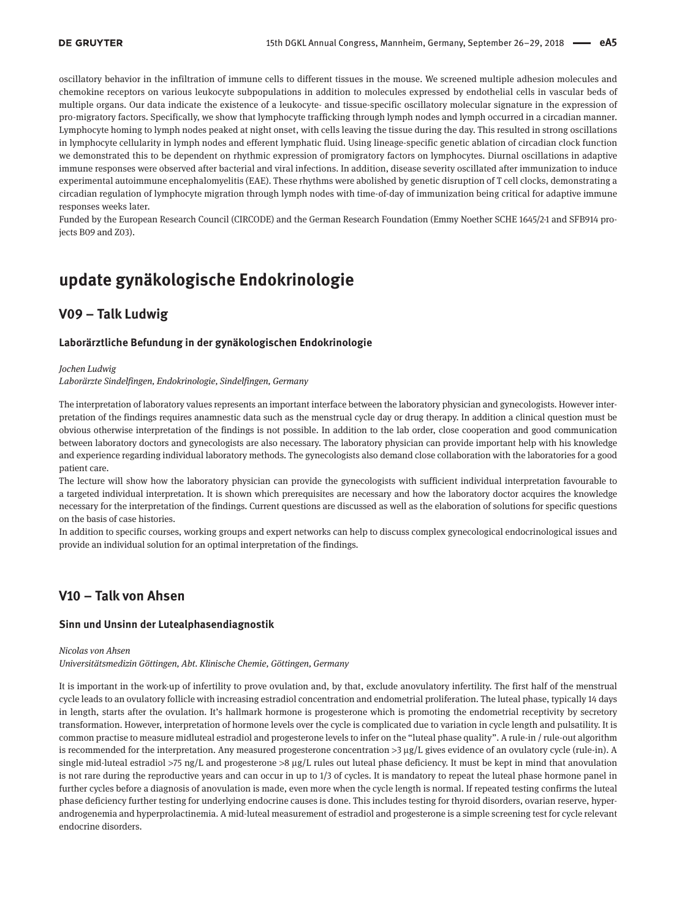oscillatory behavior in the infiltration of immune cells to different tissues in the mouse. We screened multiple adhesion molecules and chemokine receptors on various leukocyte subpopulations in addition to molecules expressed by endothelial cells in vascular beds of multiple organs. Our data indicate the existence of a leukocyte- and tissue-specific oscillatory molecular signature in the expression of pro-migratory factors. Specifically, we show that lymphocyte trafficking through lymph nodes and lymph occurred in a circadian manner. Lymphocyte homing to lymph nodes peaked at night onset, with cells leaving the tissue during the day. This resulted in strong oscillations in lymphocyte cellularity in lymph nodes and efferent lymphatic fluid. Using lineage-specific genetic ablation of circadian clock function we demonstrated this to be dependent on rhythmic expression of promigratory factors on lymphocytes. Diurnal oscillations in adaptive immune responses were observed after bacterial and viral infections. In addition, disease severity oscillated after immunization to induce experimental autoimmune encephalomyelitis (EAE). These rhythms were abolished by genetic disruption of T cell clocks, demonstrating a circadian regulation of lymphocyte migration through lymph nodes with time-of-day of immunization being critical for adaptive immune responses weeks later.

Funded by the European Research Council (CIRCODE) and the German Research Foundation (Emmy Noether SCHE 1645/2-1 and SFB914 projects B09 and Z03).

# update gynäkologische Endokrinologie

## V09 – Talk Ludwig

### Laborärztliche Befundung in der gynäkologischen Endokrinologie

*Jochen Ludwig*

*Laborärzte Sindelfingen, Endokrinologie, Sindelfingen, Germany*

The interpretation of laboratory values represents an important interface between the laboratory physician and gynecologists. However interpretation of the findings requires anamnestic data such as the menstrual cycle day or drug therapy. In addition a clinical question must be obvious otherwise interpretation of the findings is not possible. In addition to the lab order, close cooperation and good communication between laboratory doctors and gynecologists are also necessary. The laboratory physician can provide important help with his knowledge and experience regarding individual laboratory methods. The gynecologists also demand close collaboration with the laboratories for a good patient care.

The lecture will show how the laboratory physician can provide the gynecologists with sufficient individual interpretation favourable to a targeted individual interpretation. It is shown which prerequisites are necessary and how the laboratory doctor acquires the knowledge necessary for the interpretation of the findings. Current questions are discussed as well as the elaboration of solutions for specific questions on the basis of case histories.

In addition to specific courses, working groups and expert networks can help to discuss complex gynecological endocrinological issues and provide an individual solution for an optimal interpretation of the findings.

## V10 – Talk von Ahsen

### Sinn und Unsinn der Lutealphasendiagnostik

*Nicolas von Ahsen*

*Universitätsmedizin Göttingen, Abt. Klinische Chemie, Göttingen, Germany*

It is important in the work-up of infertility to prove ovulation and, by that, exclude anovulatory infertility. The first half of the menstrual cycle leads to an ovulatory follicle with increasing estradiol concentration and endometrial proliferation. The luteal phase, typically 14 days in length, starts after the ovulation. It's hallmark hormone is progesterone which is promoting the endometrial receptivity by secretory transformation. However, interpretation of hormone levels over the cycle is complicated due to variation in cycle length and pulsatility. It is common practise to measure midluteal estradiol and progesterone levels to infer on the "luteal phase quality". A rule-in / rule-out algorithm is recommended for the interpretation. Any measured progesterone concentration >3 µg/L gives evidence of an ovulatory cycle (rule-in). A single mid-luteal estradiol >75 ng/L and progesterone >8 µg/L rules out luteal phase deficiency. It must be kept in mind that anovulation is not rare during the reproductive years and can occur in up to 1/3 of cycles. It is mandatory to repeat the luteal phase hormone panel in further cycles before a diagnosis of anovulation is made, even more when the cycle length is normal. If repeated testing confirms the luteal phase deficiency further testing for underlying endocrine causes is done. This includes testing for thyroid disorders, ovarian reserve, hyperandrogenemia and hyperprolactinemia. A mid-luteal measurement of estradiol and progesterone is a simple screening test for cycle relevant endocrine disorders.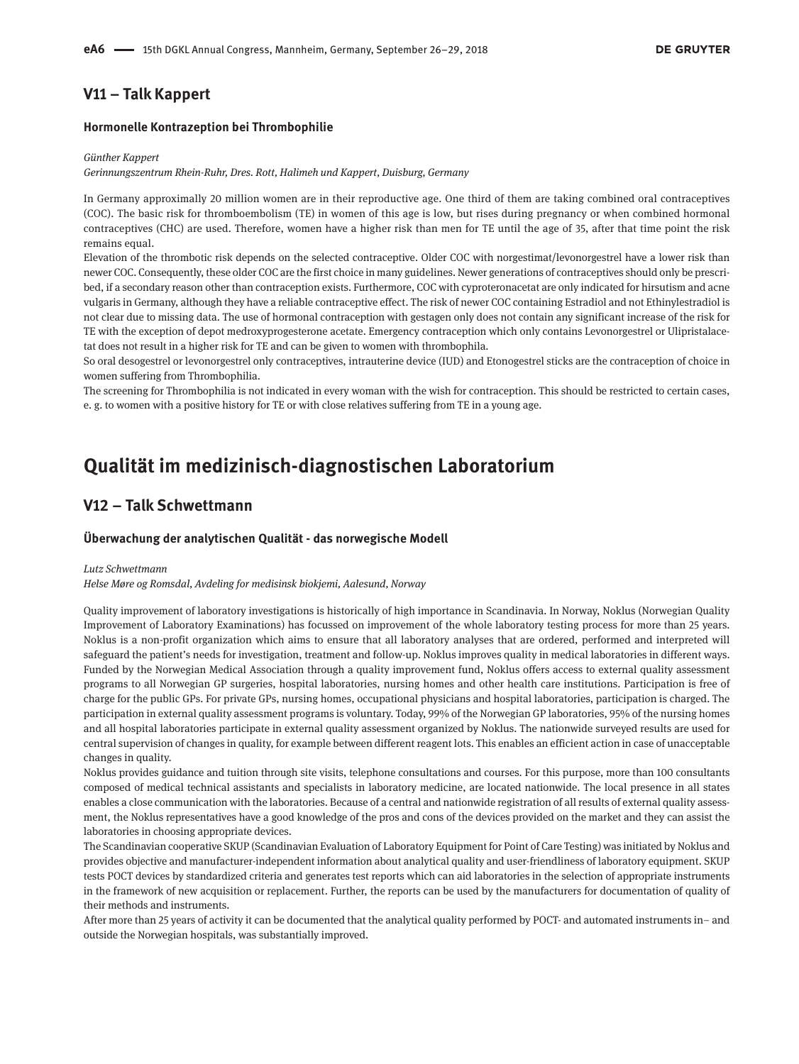## V11 – Talk Kappert

### Hormonelle Kontrazeption bei Thrombophilie

*Günther Kappert*
*Gerinnungszentrum Rhein-Ruhr, Dres. Rott, Halimeh und Kappert, Duisburg, Germany*

In Germany approximally 20 million women are in their reproductive age. One third of them are taking combined oral contraceptives (COC). The basic risk for thromboembolism (TE) in women of this age is low, but rises during pregnancy or when combined hormonal contraceptives (CHC) are used. Therefore, women have a higher risk than men for TE until the age of 35, after that time point the risk remains equal.

Elevation of the thrombotic risk depends on the selected contraceptive. Older COC with norgestimat/levonorgestrel have a lower risk than newer COC. Consequently, these older COC are the first choice in many guidelines. Newer generations of contraceptives should only be prescribed, if a secondary reason other than contraception exists. Furthermore, COC with cyproteronacetat are only indicated for hirsutism and acne vulgaris in Germany, although they have a reliable contraceptive effect. The risk of newer COC containing Estradiol and not Ethinylestradiol is not clear due to missing data. The use of hormonal contraception with gestagen only does not contain any significant increase of the risk for TE with the exception of depot medroxyprogesterone acetate. Emergency contraception which only contains Levonorgestrel or Ulipristalacetat does not result in a higher risk for TE and can be given to women with thrombophila.

So oral desogestrel or levonorgestrel only contraceptives, intrauterine device (IUD) and Etonogestrel sticks are the contraception of choice in women suffering from Thrombophilia.

The screening for Thrombophilia is not indicated in every woman with the wish for contraception. This should be restricted to certain cases, e. g. to women with a positive history for TE or with close relatives suffering from TE in a young age.

# Qualität im medizinisch-diagnostischen Laboratorium

## V12 – Talk Schwettmann

### Überwachung der analytischen Qualität - das norwegische Modell

*Lutz Schwettmann*
*Helse Møre og Romsdal, Avdeling for medisinsk biokjemi, Aalesund, Norway*

Quality improvement of laboratory investigations is historically of high importance in Scandinavia. In Norway, Noklus (Norwegian Quality Improvement of Laboratory Examinations) has focussed on improvement of the whole laboratory testing process for more than 25 years. Noklus is a non-profit organization which aims to ensure that all laboratory analyses that are ordered, performed and interpreted will safeguard the patient's needs for investigation, treatment and follow-up. Noklus improves quality in medical laboratories in different ways. Funded by the Norwegian Medical Association through a quality improvement fund, Noklus offers access to external quality assessment programs to all Norwegian GP surgeries, hospital laboratories, nursing homes and other health care institutions. Participation is free of charge for the public GPs. For private GPs, nursing homes, occupational physicians and hospital laboratories, participation is charged. The participation in external quality assessment programs is voluntary. Today, 99% of the Norwegian GP laboratories, 95% of the nursing homes and all hospital laboratories participate in external quality assessment organized by Noklus. The nationwide surveyed results are used for central supervision of changes in quality, for example between different reagent lots. This enables an efficient action in case of unacceptable changes in quality.

Noklus provides guidance and tuition through site visits, telephone consultations and courses. For this purpose, more than 100 consultants composed of medical technical assistants and specialists in laboratory medicine, are located nationwide. The local presence in all states enables a close communication with the laboratories. Because of a central and nationwide registration of all results of external quality assessment, the Noklus representatives have a good knowledge of the pros and cons of the devices provided on the market and they can assist the laboratories in choosing appropriate devices.

The Scandinavian cooperative SKUP (Scandinavian Evaluation of Laboratory Equipment for Point of Care Testing) was initiated by Noklus and provides objective and manufacturer-independent information about analytical quality and user-friendliness of laboratory equipment. SKUP tests POCT devices by standardized criteria and generates test reports which can aid laboratories in the selection of appropriate instruments in the framework of new acquisition or replacement. Further, the reports can be used by the manufacturers for documentation of quality of their methods and instruments.

After more than 25 years of activity it can be documented that the analytical quality performed by POCT- and automated instruments in– and outside the Norwegian hospitals, was substantially improved.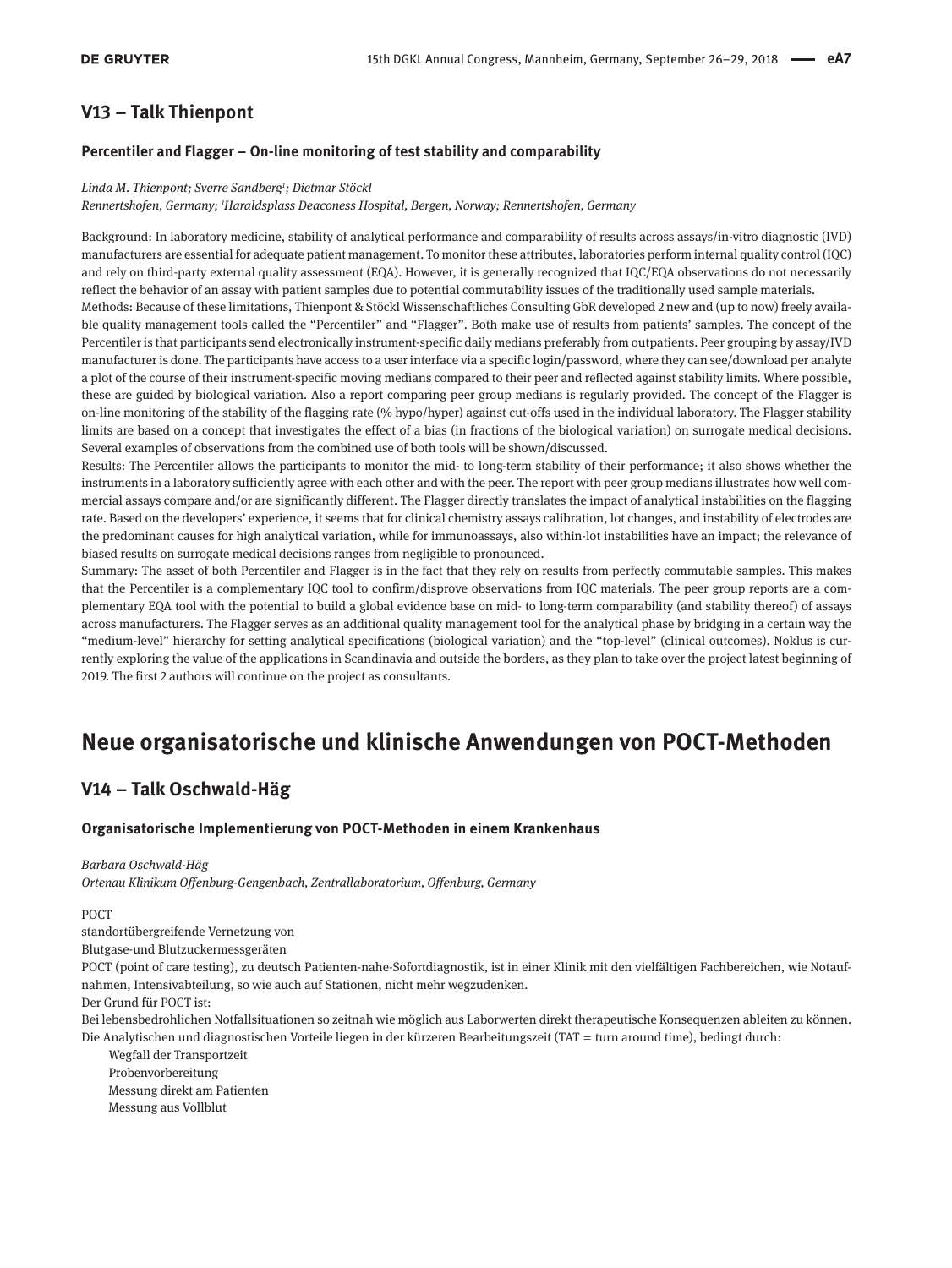## V13 – Talk Thienpont

### Percentiler and Flagger – On-line monitoring of test stability and comparability

*Linda M. Thienpont; Sverre Sandberg[1]; Dietmar Stöckl*

*Rennertshofen, Germany; [1]Haraldsplass Deaconess Hospital, Bergen, Norway; Rennertshofen, Germany*

Background: In laboratory medicine, stability of analytical performance and comparability of results across assays/in-vitro diagnostic (IVD) manufacturers are essential for adequate patient management. To monitor these attributes, laboratories perform internal quality control (IQC) and rely on third-party external quality assessment (EQA). However, it is generally recognized that IQC/EQA observations do not necessarily reflect the behavior of an assay with patient samples due to potential commutability issues of the traditionally used sample materials.

Methods: Because of these limitations, Thienpont & Stöckl Wissenschaftliches Consulting GbR developed 2 new and (up to now) freely available quality management tools called the "Percentiler" and "Flagger". Both make use of results from patients' samples. The concept of the Percentiler is that participants send electronically instrument-specific daily medians preferably from outpatients. Peer grouping by assay/IVD manufacturer is done. The participants have access to a user interface via a specific login/password, where they can see/download per analyte a plot of the course of their instrument-specific moving medians compared to their peer and reflected against stability limits. Where possible, these are guided by biological variation. Also a report comparing peer group medians is regularly provided. The concept of the Flagger is on-line monitoring of the stability of the flagging rate (% hypo/hyper) against cut-offs used in the individual laboratory. The Flagger stability limits are based on a concept that investigates the effect of a bias (in fractions of the biological variation) on surrogate medical decisions. Several examples of observations from the combined use of both tools will be shown/discussed.

Results: The Percentiler allows the participants to monitor the mid- to long-term stability of their performance; it also shows whether the instruments in a laboratory sufficiently agree with each other and with the peer. The report with peer group medians illustrates how well commercial assays compare and/or are significantly different. The Flagger directly translates the impact of analytical instabilities on the flagging rate. Based on the developers' experience, it seems that for clinical chemistry assays calibration, lot changes, and instability of electrodes are the predominant causes for high analytical variation, while for immunoassays, also within-lot instabilities have an impact; the relevance of biased results on surrogate medical decisions ranges from negligible to pronounced.

Summary: The asset of both Percentiler and Flagger is in the fact that they rely on results from perfectly commutable samples. This makes that the Percentiler is a complementary IQC tool to confirm/disprove observations from IQC materials. The peer group reports are a complementary EQA tool with the potential to build a global evidence base on mid- to long-term comparability (and stability thereof) of assays across manufacturers. The Flagger serves as an additional quality management tool for the analytical phase by bridging in a certain way the "medium-level" hierarchy for setting analytical specifications (biological variation) and the "top-level" (clinical outcomes). Noklus is currently exploring the value of the applications in Scandinavia and outside the borders, as they plan to take over the project latest beginning of 2019. The first 2 authors will continue on the project as consultants.

# Neue organisatorische und klinische Anwendungen von POCT-Methoden

## V14 – Talk Oschwald-Häg

### Organisatorische Implementierung von POCT-Methoden in einem Krankenhaus

*Barbara Oschwald-Häg*

*Ortenau Klinikum Offenburg-Gengenbach, Zentrallaboratorium, Offenburg, Germany*

POCT

standortübergreifende Vernetzung von

Blutgase-und Blutzuckermessgeräten

POCT (point of care testing), zu deutsch Patienten-nahe-Sofortdiagnostik, ist in einer Klinik mit den vielfältigen Fachbereichen, wie Notaufnahmen, Intensivabteilung, so wie auch auf Stationen, nicht mehr wegzudenken.

Der Grund für POCT ist:

Bei lebensbedrohlichen Notfallsituationen so zeitnah wie möglich aus Laborwerten direkt therapeutische Konsequenzen ableiten zu können.

Die Analytischen und diagnostischen Vorteile liegen in der kürzeren Bearbeitungszeit (TAT = turn around time), bedingt durch:

- Wegfall der Transportzeit
- Probenvorbereitung
- Messung direkt am Patienten
- Messung aus Vollblut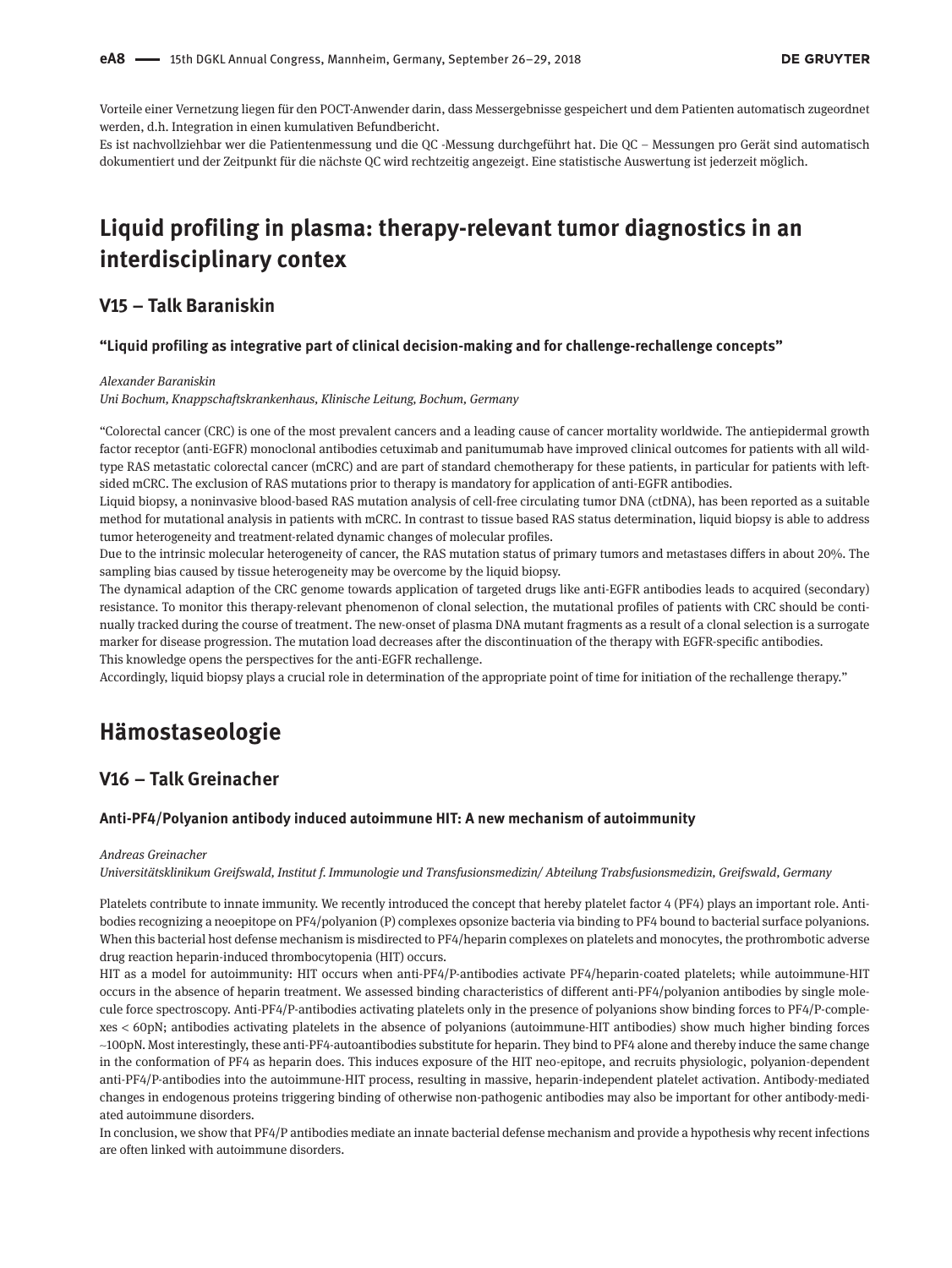Vorteile einer Vernetzung liegen für den POCT-Anwender darin, dass Messergebnisse gespeichert und dem Patienten automatisch zugeordnet werden, d.h. Integration in einen kumulativen Befundbericht.
Es ist nachvollziehbar wer die Patientenmessung und die QC -Messung durchgeführt hat. Die QC – Messungen pro Gerät sind automatisch dokumentiert und der Zeitpunkt für die nächste QC wird rechtzeitig angezeigt. Eine statistische Auswertung ist jederzeit möglich.

# Liquid profiling in plasma: therapy-relevant tumor diagnostics in an interdisciplinary contex

## V15 – Talk Baraniskin

### "Liquid profiling as integrative part of clinical decision-making and for challenge-rechallenge concepts"

*Alexander Baraniskin*
*Uni Bochum, Knappschaftskrankenhaus, Klinische Leitung, Bochum, Germany*

"Colorectal cancer (CRC) is one of the most prevalent cancers and a leading cause of cancer mortality worldwide. The antiepidermal growth factor receptor (anti-EGFR) monoclonal antibodies cetuximab and panitumumab have improved clinical outcomes for patients with all wild-type RAS metastatic colorectal cancer (mCRC) and are part of standard chemotherapy for these patients, in particular for patients with left-sided mCRC. The exclusion of RAS mutations prior to therapy is mandatory for application of anti-EGFR antibodies.
Liquid biopsy, a noninvasive blood-based RAS mutation analysis of cell-free circulating tumor DNA (ctDNA), has been reported as a suitable method for mutational analysis in patients with mCRC. In contrast to tissue based RAS status determination, liquid biopsy is able to address tumor heterogeneity and treatment-related dynamic changes of molecular profiles.
Due to the intrinsic molecular heterogeneity of cancer, the RAS mutation status of primary tumors and metastases differs in about 20%. The sampling bias caused by tissue heterogeneity may be overcome by the liquid biopsy.
The dynamical adaption of the CRC genome towards application of targeted drugs like anti-EGFR antibodies leads to acquired (secondary) resistance. To monitor this therapy-relevant phenomenon of clonal selection, the mutational profiles of patients with CRC should be continually tracked during the course of treatment. The new-onset of plasma DNA mutant fragments as a result of a clonal selection is a surrogate marker for disease progression. The mutation load decreases after the discontinuation of the therapy with EGFR-specific antibodies.
This knowledge opens the perspectives for the anti-EGFR rechallenge.
Accordingly, liquid biopsy plays a crucial role in determination of the appropriate point of time for initiation of the rechallenge therapy."

# Hämostaseologie

## V16 – Talk Greinacher

### Anti-PF4/Polyanion antibody induced autoimmune HIT: A new mechanism of autoimmunity

*Andreas Greinacher*
*Universitätsklinikum Greifswald, Institut f. Immunologie und Transfusionsmedizin/ Abteilung Trabsfusionsmedizin, Greifswald, Germany*

Platelets contribute to innate immunity. We recently introduced the concept that hereby platelet factor 4 (PF4) plays an important role. Antibodies recognizing a neoepitope on PF4/polyanion (P) complexes opsonize bacteria via binding to PF4 bound to bacterial surface polyanions. When this bacterial host defense mechanism is misdirected to PF4/heparin complexes on platelets and monocytes, the prothrombotic adverse drug reaction heparin-induced thrombocytopenia (HIT) occurs.
HIT as a model for autoimmunity: HIT occurs when anti-PF4/P-antibodies activate PF4/heparin-coated platelets; while autoimmune-HIT occurs in the absence of heparin treatment. We assessed binding characteristics of different anti-PF4/polyanion antibodies by single molecule force spectroscopy. Anti-PF4/P-antibodies activating platelets only in the presence of polyanions show binding forces to PF4/P-complexes < 60pN; antibodies activating platelets in the absence of polyanions (autoimmune-HIT antibodies) show much higher binding forces ~100pN. Most interestingly, these anti-PF4-autoantibodies substitute for heparin. They bind to PF4 alone and thereby induce the same change in the conformation of PF4 as heparin does. This induces exposure of the HIT neo-epitope, and recruits physiologic, polyanion-dependent anti-PF4/P-antibodies into the autoimmune-HIT process, resulting in massive, heparin-independent platelet activation. Antibody-mediated changes in endogenous proteins triggering binding of otherwise non-pathogenic antibodies may also be important for other antibody-mediated autoimmune disorders.
In conclusion, we show that PF4/P antibodies mediate an innate bacterial defense mechanism and provide a hypothesis why recent infections are often linked with autoimmune disorders.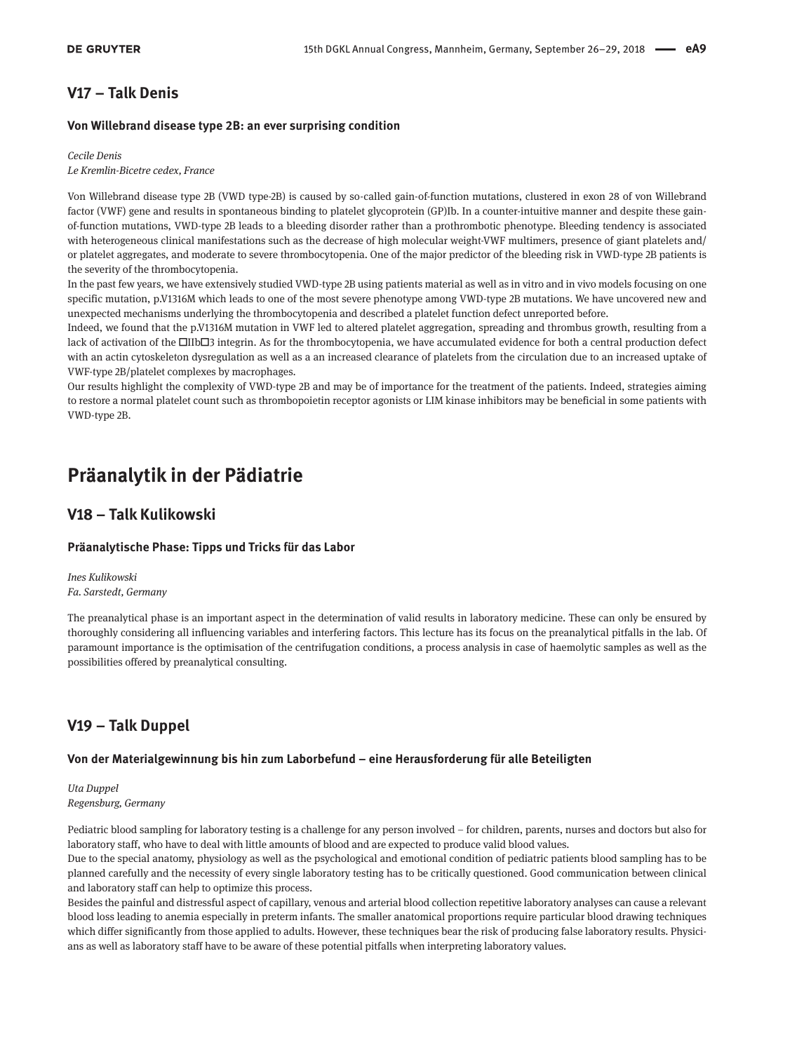## V17 – Talk Denis

### Von Willebrand disease type 2B: an ever surprising condition

*Cecile Denis*
*Le Kremlin-Bicetre cedex, France*

Von Willebrand disease type 2B (VWD type-2B) is caused by so-called gain-of-function mutations, clustered in exon 28 of von Willebrand factor (VWF) gene and results in spontaneous binding to platelet glycoprotein (GP)Ib. In a counter-intuitive manner and despite these gain-of-function mutations, VWD-type 2B leads to a bleeding disorder rather than a prothrombotic phenotype. Bleeding tendency is associated with heterogeneous clinical manifestations such as the decrease of high molecular weight-VWF multimers, presence of giant platelets and/or platelet aggregates, and moderate to severe thrombocytopenia. One of the major predictor of the bleeding risk in VWD-type 2B patients is the severity of the thrombocytopenia.

In the past few years, we have extensively studied VWD-type 2B using patients material as well as in vitro and in vivo models focusing on one specific mutation, p.V1316M which leads to one of the most severe phenotype among VWD-type 2B mutations. We have uncovered new and unexpected mechanisms underlying the thrombocytopenia and described a platelet function defect unreported before.

Indeed, we found that the p.V1316M mutation in VWF led to altered platelet aggregation, spreading and thrombus growth, resulting from a lack of activation of the □IIb□3 integrin. As for the thrombocytopenia, we have accumulated evidence for both a central production defect with an actin cytoskeleton dysregulation as well as a an increased clearance of platelets from the circulation due to an increased uptake of VWF-type 2B/platelet complexes by macrophages.

Our results highlight the complexity of VWD-type 2B and may be of importance for the treatment of the patients. Indeed, strategies aiming to restore a normal platelet count such as thrombopoietin receptor agonists or LIM kinase inhibitors may be beneficial in some patients with VWD-type 2B.

# Präanalytik in der Pädiatrie

## V18 – Talk Kulikowski

### Präanalytische Phase: Tipps und Tricks für das Labor

*Ines Kulikowski*
*Fa. Sarstedt, Germany*

The preanalytical phase is an important aspect in the determination of valid results in laboratory medicine. These can only be ensured by thoroughly considering all influencing variables and interfering factors. This lecture has its focus on the preanalytical pitfalls in the lab. Of paramount importance is the optimisation of the centrifugation conditions, a process analysis in case of haemolytic samples as well as the possibilities offered by preanalytical consulting.

## V19 – Talk Duppel

### Von der Materialgewinnung bis hin zum Laborbefund – eine Herausforderung für alle Beteiligten

*Uta Duppel*
*Regensburg, Germany*

Pediatric blood sampling for laboratory testing is a challenge for any person involved – for children, parents, nurses and doctors but also for laboratory staff, who have to deal with little amounts of blood and are expected to produce valid blood values.

Due to the special anatomy, physiology as well as the psychological and emotional condition of pediatric patients blood sampling has to be planned carefully and the necessity of every single laboratory testing has to be critically questioned. Good communication between clinical and laboratory staff can help to optimize this process.

Besides the painful and distressful aspect of capillary, venous and arterial blood collection repetitive laboratory analyses can cause a relevant blood loss leading to anemia especially in preterm infants. The smaller anatomical proportions require particular blood drawing techniques which differ significantly from those applied to adults. However, these techniques bear the risk of producing false laboratory results. Physicians as well as laboratory staff have to be aware of these potential pitfalls when interpreting laboratory values.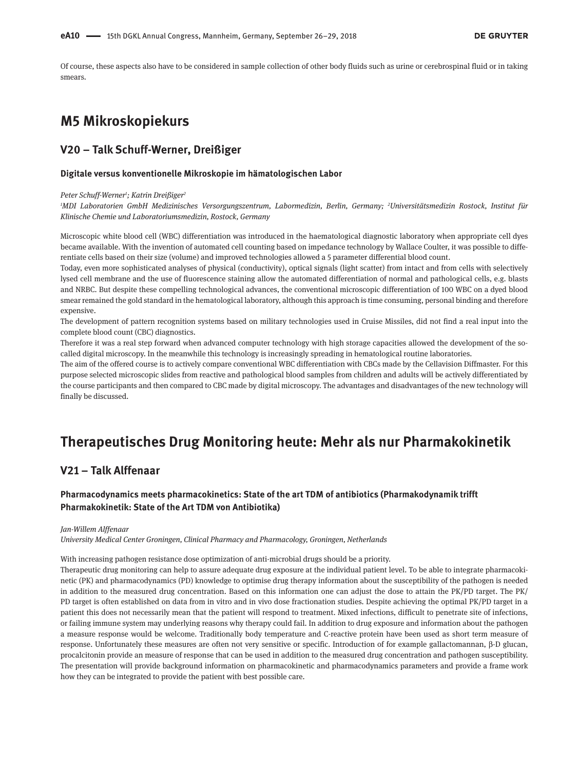Of course, these aspects also have to be considered in sample collection of other body fluids such as urine or cerebrospinal fluid or in taking smears.

# M5 Mikroskopiekurs

## V20 – Talk Schuff-Werner, Dreißiger

### Digitale versus konventionelle Mikroskopie im hämatologischen Labor

*Peter Schuff-Werner[1]; Katrin Dreißiger[2]*

*[1]MDI Laboratorien GmbH Medizinisches Versorgungszentrum, Labormedizin, Berlin, Germany; [2]Universitätsmedizin Rostock, Institut für Klinische Chemie und Laboratoriumsmedizin, Rostock, Germany*

Microscopic white blood cell (WBC) differentiation was introduced in the haematological diagnostic laboratory when appropriate cell dyes became available. With the invention of automated cell counting based on impedance technology by Wallace Coulter, it was possible to differentiate cells based on their size (volume) and improved technologies allowed a 5 parameter differential blood count.

Today, even more sophisticated analyses of physical (conductivity), optical signals (light scatter) from intact and from cells with selectively lysed cell membrane and the use of fluorescence staining allow the automated differentiation of normal and pathological cells, e.g. blasts and NRBC. But despite these compelling technological advances, the conventional microscopic differentiation of 100 WBC on a dyed blood smear remained the gold standard in the hematological laboratory, although this approach is time consuming, personal binding and therefore expensive.

The development of pattern recognition systems based on military technologies used in Cruise Missiles, did not find a real input into the complete blood count (CBC) diagnostics.

Therefore it was a real step forward when advanced computer technology with high storage capacities allowed the development of the so-called digital microscopy. In the meanwhile this technology is increasingly spreading in hematological routine laboratories.

The aim of the offered course is to actively compare conventional WBC differentiation with CBCs made by the Cellavision Diffmaster. For this purpose selected microscopic slides from reactive and pathological blood samples from children and adults will be actively differentiated by the course participants and then compared to CBC made by digital microscopy. The advantages and disadvantages of the new technology will finally be discussed.

# Therapeutisches Drug Monitoring heute: Mehr als nur Pharmakokinetik

## V21 – Talk Alffenaar

### Pharmacodynamics meets pharmacokinetics: State of the art TDM of antibiotics (Pharmakodynamik trifft Pharmakokinetik: State of the Art TDM von Antibiotika)

*Jan-Willem Alffenaar*

*University Medical Center Groningen, Clinical Pharmacy and Pharmacology, Groningen, Netherlands*

With increasing pathogen resistance dose optimization of anti-microbial drugs should be a priority.

Therapeutic drug monitoring can help to assure adequate drug exposure at the individual patient level. To be able to integrate pharmacokinetic (PK) and pharmacodynamics (PD) knowledge to optimise drug therapy information about the susceptibility of the pathogen is needed in addition to the measured drug concentration. Based on this information one can adjust the dose to attain the PK/PD target. The PK/PD target is often established on data from in vitro and in vivo dose fractionation studies. Despite achieving the optimal PK/PD target in a patient this does not necessarily mean that the patient will respond to treatment. Mixed infections, difficult to penetrate site of infections, or failing immune system may underlying reasons why therapy could fail. In addition to drug exposure and information about the pathogen a measure response would be welcome. Traditionally body temperature and C-reactive protein have been used as short term measure of response. Unfortunately these measures are often not very sensitive or specific. Introduction of for example gallactomannan, β-D glucan, procalcitonin provide an measure of response that can be used in addition to the measured drug concentration and pathogen susceptibility. The presentation will provide background information on pharmacokinetic and pharmacodynamics parameters and provide a frame work how they can be integrated to provide the patient with best possible care.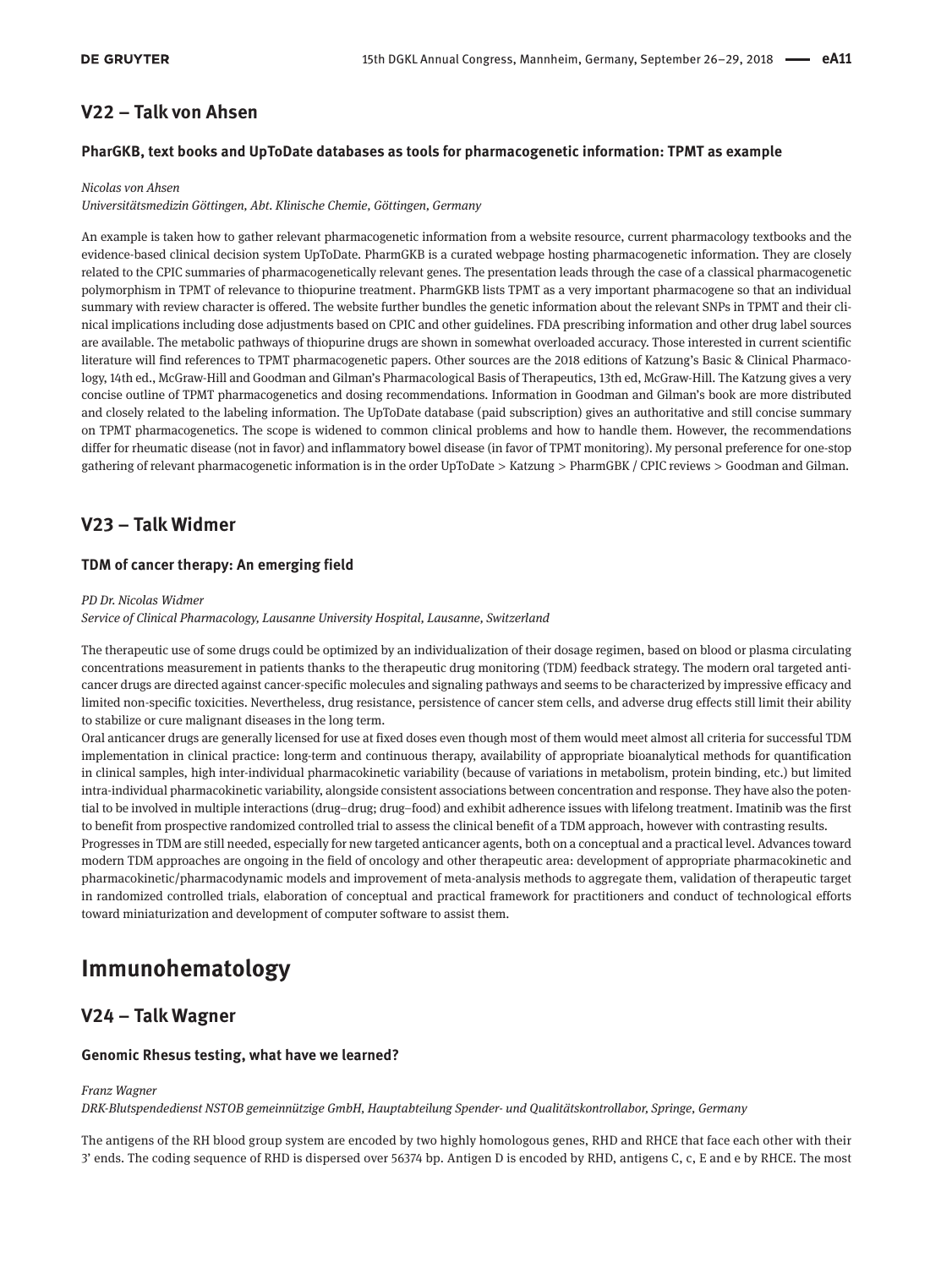## V22 – Talk von Ahsen

### PharGKB, text books and UpToDate databases as tools for pharmacogenetic information: TPMT as example

*Nicolas von Ahsen*
*Universitätsmedizin Göttingen, Abt. Klinische Chemie, Göttingen, Germany*

An example is taken how to gather relevant pharmacogenetic information from a website resource, current pharmacology textbooks and the evidence-based clinical decision system UpToDate. PharmGKB is a curated webpage hosting pharmacogenetic information. They are closely related to the CPIC summaries of pharmacogenetically relevant genes. The presentation leads through the case of a classical pharmacogenetic polymorphism in TPMT of relevance to thiopurine treatment. PharmGKB lists TPMT as a very important pharmacogene so that an individual summary with review character is offered. The website further bundles the genetic information about the relevant SNPs in TPMT and their clinical implications including dose adjustments based on CPIC and other guidelines. FDA prescribing information and other drug label sources are available. The metabolic pathways of thiopurine drugs are shown in somewhat overloaded accuracy. Those interested in current scientific literature will find references to TPMT pharmacogenetic papers. Other sources are the 2018 editions of Katzung's Basic & Clinical Pharmacology, 14th ed., McGraw-Hill and Goodman and Gilman's Pharmacological Basis of Therapeutics, 13th ed, McGraw-Hill. The Katzung gives a very concise outline of TPMT pharmacogenetics and dosing recommendations. Information in Goodman and Gilman's book are more distributed and closely related to the labeling information. The UpToDate database (paid subscription) gives an authoritative and still concise summary on TPMT pharmacogenetics. The scope is widened to common clinical problems and how to handle them. However, the recommendations differ for rheumatic disease (not in favor) and inflammatory bowel disease (in favor of TPMT monitoring). My personal preference for one-stop gathering of relevant pharmacogenetic information is in the order UpToDate > Katzung > PharmGBK / CPIC reviews > Goodman and Gilman.

## V23 – Talk Widmer

### TDM of cancer therapy: An emerging field

*PD Dr. Nicolas Widmer*
*Service of Clinical Pharmacology, Lausanne University Hospital, Lausanne, Switzerland*

The therapeutic use of some drugs could be optimized by an individualization of their dosage regimen, based on blood or plasma circulating concentrations measurement in patients thanks to the therapeutic drug monitoring (TDM) feedback strategy. The modern oral targeted anticancer drugs are directed against cancer-specific molecules and signaling pathways and seems to be characterized by impressive efficacy and limited non-specific toxicities. Nevertheless, drug resistance, persistence of cancer stem cells, and adverse drug effects still limit their ability to stabilize or cure malignant diseases in the long term.

Oral anticancer drugs are generally licensed for use at fixed doses even though most of them would meet almost all criteria for successful TDM implementation in clinical practice: long-term and continuous therapy, availability of appropriate bioanalytical methods for quantification in clinical samples, high inter-individual pharmacokinetic variability (because of variations in metabolism, protein binding, etc.) but limited intra-individual pharmacokinetic variability, alongside consistent associations between concentration and response. They have also the potential to be involved in multiple interactions (drug–drug; drug–food) and exhibit adherence issues with lifelong treatment. Imatinib was the first to benefit from prospective randomized controlled trial to assess the clinical benefit of a TDM approach, however with contrasting results.

Progresses in TDM are still needed, especially for new targeted anticancer agents, both on a conceptual and a practical level. Advances toward modern TDM approaches are ongoing in the field of oncology and other therapeutic area: development of appropriate pharmacokinetic and pharmacokinetic/pharmacodynamic models and improvement of meta-analysis methods to aggregate them, validation of therapeutic target in randomized controlled trials, elaboration of conceptual and practical framework for practitioners and conduct of technological efforts toward miniaturization and development of computer software to assist them.

# Immunohematology

## V24 – Talk Wagner

### Genomic Rhesus testing, what have we learned?

*Franz Wagner*
*DRK-Blutspendedienst NSTOB gemeinnützige GmbH, Hauptabteilung Spender- und Qualitätskontrollabor, Springe, Germany*

The antigens of the RH blood group system are encoded by two highly homologous genes, RHD and RHCE that face each other with their 3' ends. The coding sequence of RHD is dispersed over 56374 bp. Antigen D is encoded by RHD, antigens C, c, E and e by RHCE. The most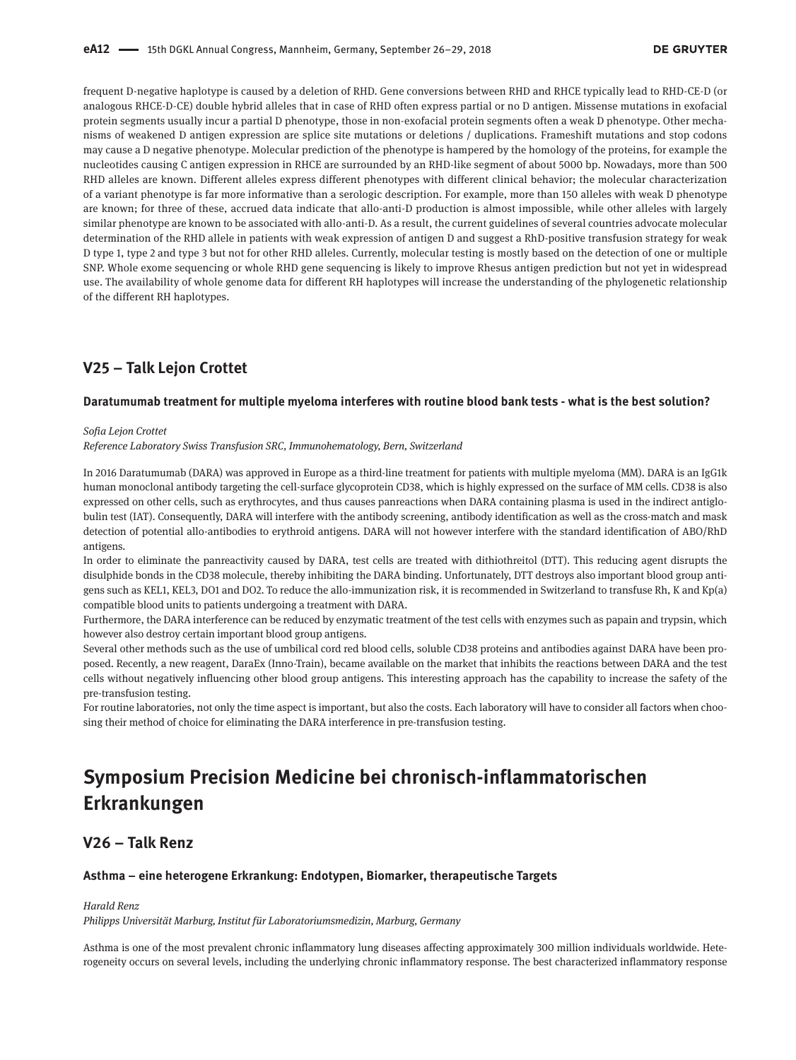frequent D-negative haplotype is caused by a deletion of RHD. Gene conversions between RHD and RHCE typically lead to RHD-CE-D (or analogous RHCE-D-CE) double hybrid alleles that in case of RHD often express partial or no D antigen. Missense mutations in exofacial protein segments usually incur a partial D phenotype, those in non-exofacial protein segments often a weak D phenotype. Other mechanisms of weakened D antigen expression are splice site mutations or deletions / duplications. Frameshift mutations and stop codons may cause a D negative phenotype. Molecular prediction of the phenotype is hampered by the homology of the proteins, for example the nucleotides causing C antigen expression in RHCE are surrounded by an RHD-like segment of about 5000 bp. Nowadays, more than 500 RHD alleles are known. Different alleles express different phenotypes with different clinical behavior; the molecular characterization of a variant phenotype is far more informative than a serologic description. For example, more than 150 alleles with weak D phenotype are known; for three of these, accrued data indicate that allo-anti-D production is almost impossible, while other alleles with largely similar phenotype are known to be associated with allo-anti-D. As a result, the current guidelines of several countries advocate molecular determination of the RHD allele in patients with weak expression of antigen D and suggest a RhD-positive transfusion strategy for weak D type 1, type 2 and type 3 but not for other RHD alleles. Currently, molecular testing is mostly based on the detection of one or multiple SNP. Whole exome sequencing or whole RHD gene sequencing is likely to improve Rhesus antigen prediction but not yet in widespread use. The availability of whole genome data for different RH haplotypes will increase the understanding of the phylogenetic relationship of the different RH haplotypes.

## V25 – Talk Lejon Crottet

### Daratumumab treatment for multiple myeloma interferes with routine blood bank tests - what is the best solution?

*Sofia Lejon Crottet*

*Reference Laboratory Swiss Transfusion SRC, Immunohematology, Bern, Switzerland*

In 2016 Daratumumab (DARA) was approved in Europe as a third-line treatment for patients with multiple myeloma (MM). DARA is an IgG1k human monoclonal antibody targeting the cell-surface glycoprotein CD38, which is highly expressed on the surface of MM cells. CD38 is also expressed on other cells, such as erythrocytes, and thus causes panreactions when DARA containing plasma is used in the indirect antiglobulin test (IAT). Consequently, DARA will interfere with the antibody screening, antibody identification as well as the cross-match and mask detection of potential allo-antibodies to erythroid antigens. DARA will not however interfere with the standard identification of ABO/RhD antigens.

In order to eliminate the panreactivity caused by DARA, test cells are treated with dithiothreitol (DTT). This reducing agent disrupts the disulphide bonds in the CD38 molecule, thereby inhibiting the DARA binding. Unfortunately, DTT destroys also important blood group antigens such as KEL1, KEL3, DO1 and DO2. To reduce the allo-immunization risk, it is recommended in Switzerland to transfuse Rh, K and Kp(a) compatible blood units to patients undergoing a treatment with DARA.

Furthermore, the DARA interference can be reduced by enzymatic treatment of the test cells with enzymes such as papain and trypsin, which however also destroy certain important blood group antigens.

Several other methods such as the use of umbilical cord red blood cells, soluble CD38 proteins and antibodies against DARA have been proposed. Recently, a new reagent, DaraEx (Inno-Train), became available on the market that inhibits the reactions between DARA and the test cells without negatively influencing other blood group antigens. This interesting approach has the capability to increase the safety of the pre-transfusion testing.

For routine laboratories, not only the time aspect is important, but also the costs. Each laboratory will have to consider all factors when choosing their method of choice for eliminating the DARA interference in pre-transfusion testing.

# Symposium Precision Medicine bei chronisch-inflammatorischen Erkrankungen

## V26 – Talk Renz

### Asthma – eine heterogene Erkrankung: Endotypen, Biomarker, therapeutische Targets

*Harald Renz*

*Philipps Universität Marburg, Institut für Laboratoriumsmedizin, Marburg, Germany*

Asthma is one of the most prevalent chronic inflammatory lung diseases affecting approximately 300 million individuals worldwide. Heterogeneity occurs on several levels, including the underlying chronic inflammatory response. The best characterized inflammatory response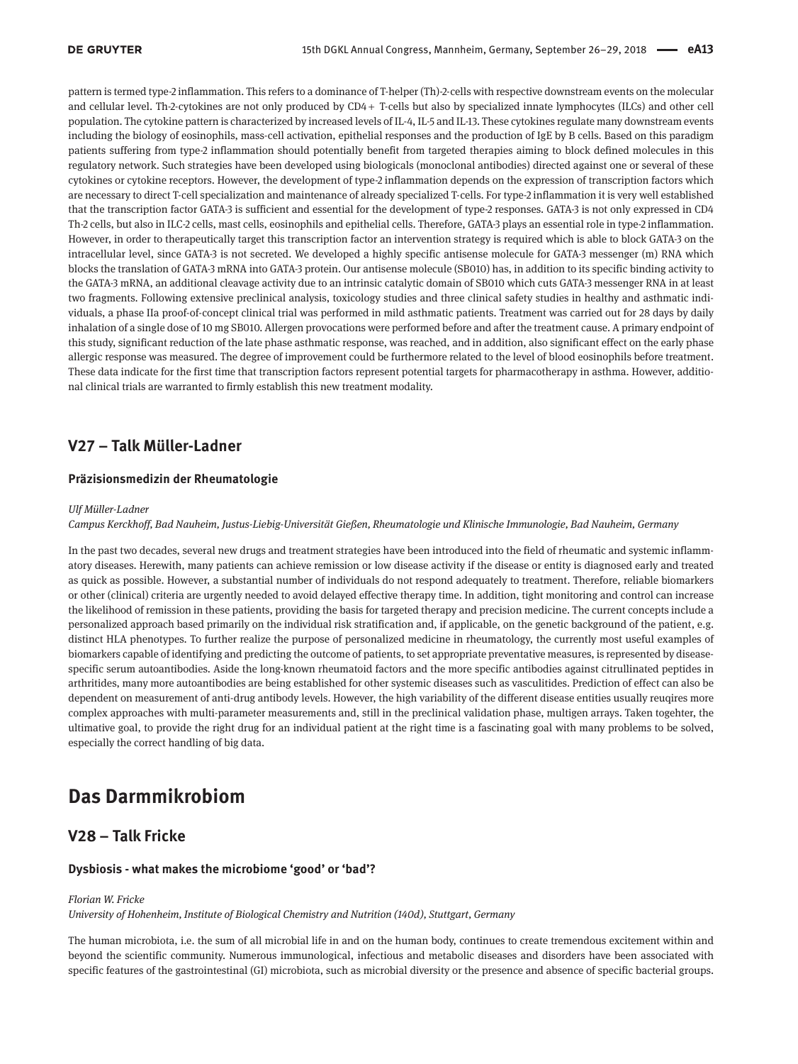pattern is termed type-2 inflammation. This refers to a dominance of T-helper (Th)-2-cells with respective downstream events on the molecular and cellular level. Th-2-cytokines are not only produced by CD4+ T-cells but also by specialized innate lymphocytes (ILCs) and other cell population. The cytokine pattern is characterized by increased levels of IL-4, IL-5 and IL-13. These cytokines regulate many downstream events including the biology of eosinophils, mass-cell activation, epithelial responses and the production of IgE by B cells. Based on this paradigm patients suffering from type-2 inflammation should potentially benefit from targeted therapies aiming to block defined molecules in this regulatory network. Such strategies have been developed using biologicals (monoclonal antibodies) directed against one or several of these cytokines or cytokine receptors. However, the development of type-2 inflammation depends on the expression of transcription factors which are necessary to direct T-cell specialization and maintenance of already specialized T-cells. For type-2 inflammation it is very well established that the transcription factor GATA-3 is sufficient and essential for the development of type-2 responses. GATA-3 is not only expressed in CD4 Th-2 cells, but also in ILC-2 cells, mast cells, eosinophils and epithelial cells. Therefore, GATA-3 plays an essential role in type-2 inflammation. However, in order to therapeutically target this transcription factor an intervention strategy is required which is able to block GATA-3 on the intracellular level, since GATA-3 is not secreted. We developed a highly specific antisense molecule for GATA-3 messenger (m) RNA which blocks the translation of GATA-3 mRNA into GATA-3 protein. Our antisense molecule (SB010) has, in addition to its specific binding activity to the GATA-3 mRNA, an additional cleavage activity due to an intrinsic catalytic domain of SB010 which cuts GATA-3 messenger RNA in at least two fragments. Following extensive preclinical analysis, toxicology studies and three clinical safety studies in healthy and asthmatic individuals, a phase IIa proof-of-concept clinical trial was performed in mild asthmatic patients. Treatment was carried out for 28 days by daily inhalation of a single dose of 10 mg SB010. Allergen provocations were performed before and after the treatment cause. A primary endpoint of this study, significant reduction of the late phase asthmatic response, was reached, and in addition, also significant effect on the early phase allergic response was measured. The degree of improvement could be furthermore related to the level of blood eosinophils before treatment. These data indicate for the first time that transcription factors represent potential targets for pharmacotherapy in asthma. However, additional clinical trials are warranted to firmly establish this new treatment modality.

## V27 – Talk Müller-Ladner

### Präzisionsmedizin der Rheumatologie

*Ulf Müller-Ladner*

*Campus Kerckhoff, Bad Nauheim, Justus-Liebig-Universität Gießen, Rheumatologie und Klinische Immunologie, Bad Nauheim, Germany*

In the past two decades, several new drugs and treatment strategies have been introduced into the field of rheumatic and systemic inflammatory diseases. Herewith, many patients can achieve remission or low disease activity if the disease or entity is diagnosed early and treated as quick as possible. However, a substantial number of individuals do not respond adequately to treatment. Therefore, reliable biomarkers or other (clinical) criteria are urgently needed to avoid delayed effective therapy time. In addition, tight monitoring and control can increase the likelihood of remission in these patients, providing the basis for targeted therapy and precision medicine. The current concepts include a personalized approach based primarily on the individual risk stratification and, if applicable, on the genetic background of the patient, e.g. distinct HLA phenotypes. To further realize the purpose of personalized medicine in rheumatology, the currently most useful examples of biomarkers capable of identifying and predicting the outcome of patients, to set appropriate preventative measures, is represented by disease-specific serum autoantibodies. Aside the long-known rheumatoid factors and the more specific antibodies against citrullinated peptides in arthritides, many more autoantibodies are being established for other systemic diseases such as vasculitides. Prediction of effect can also be dependent on measurement of anti-drug antibody levels. However, the high variability of the different disease entities usually reuqires more complex approaches with multi-parameter measurements and, still in the preclinical validation phase, multigen arrays. Taken togehter, the ultimative goal, to provide the right drug for an individual patient at the right time is a fascinating goal with many problems to be solved, especially the correct handling of big data.

# Das Darmmikrobiom

## V28 – Talk Fricke

### Dysbiosis - what makes the microbiome 'good' or 'bad'?

*Florian W. Fricke*

*University of Hohenheim, Institute of Biological Chemistry and Nutrition (140d), Stuttgart, Germany*

The human microbiota, i.e. the sum of all microbial life in and on the human body, continues to create tremendous excitement within and beyond the scientific community. Numerous immunological, infectious and metabolic diseases and disorders have been associated with specific features of the gastrointestinal (GI) microbiota, such as microbial diversity or the presence and absence of specific bacterial groups.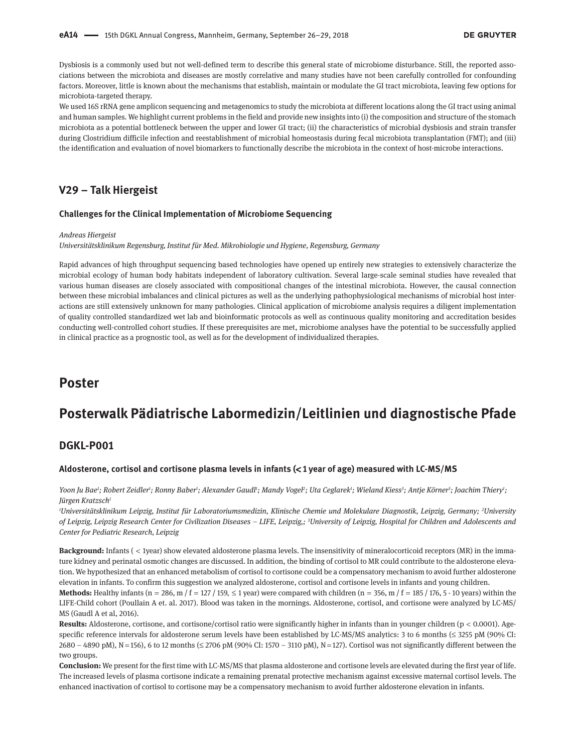Dysbiosis is a commonly used but not well-defined term to describe this general state of microbiome disturbance. Still, the reported associations between the microbiota and diseases are mostly correlative and many studies have not been carefully controlled for confounding factors. Moreover, little is known about the mechanisms that establish, maintain or modulate the GI tract microbiota, leaving few options for microbiota-targeted therapy.

We used 16S rRNA gene amplicon sequencing and metagenomics to study the microbiota at different locations along the GI tract using animal and human samples. We highlight current problems in the field and provide new insights into (i) the composition and structure of the stomach microbiota as a potential bottleneck between the upper and lower GI tract; (ii) the characteristics of microbial dysbiosis and strain transfer during Clostridium difficile infection and reestablishment of microbial homeostasis during fecal microbiota transplantation (FMT); and (iii) the identification and evaluation of novel biomarkers to functionally describe the microbiota in the context of host-microbe interactions.

## V29 – Talk Hiergeist

### Challenges for the Clinical Implementation of Microbiome Sequencing

*Andreas Hiergeist*

*Universitätsklinikum Regensburg, Institut für Med. Mikrobiologie und Hygiene, Regensburg, Germany*

Rapid advances of high throughput sequencing based technologies have opened up entirely new strategies to extensively characterize the microbial ecology of human body habitats independent of laboratory cultivation. Several large-scale seminal studies have revealed that various human diseases are closely associated with compositional changes of the intestinal microbiota. However, the causal connection between these microbial imbalances and clinical pictures as well as the underlying pathophysiological mechanisms of microbial host interactions are still extensively unknown for many pathologies. Clinical application of microbiome analysis requires a diligent implementation of quality controlled standardized wet lab and bioinformatic protocols as well as continuous quality monitoring and accreditation besides conducting well-controlled cohort studies. If these prerequisites are met, microbiome analyses have the potential to be successfully applied in clinical practice as a prognostic tool, as well as for the development of individualized therapies.

# Poster

# Posterwalk Pädiatrische Labormedizin/Leitlinien und diagnostische Pfade

## DGKL-P001

### Aldosterone, cortisol and cortisone plasma levels in infants (< 1 year of age) measured with LC-MS/MS

*Yoon Ju Bae[1]; Robert Zeidler[1]; Ronny Baber[1]; Alexander Gaudl[1]; Mandy Vogel[2]; Uta Ceglarek[1]; Wieland Kiess[3]; Antje Körner[3]; Joachim Thiery[1]; Jürgen Kratzsch[1]*

*[1]Universitätsklinikum Leipzig, Institut für Laboratoriumsmedizin, Klinische Chemie und Molekulare Diagnostik, Leipzig, Germany; [2]University of Leipzig, Leipzig Research Center for Civilization Diseases – LIFE, Leipzig,; [3]University of Leipzig, Hospital for Children and Adolescents and Center for Pediatric Research, Leipzig*

**Background:** Infants ( < 1year) show elevated aldosterone plasma levels. The insensitivity of mineralocorticoid receptors (MR) in the immature kidney and perinatal osmotic changes are discussed. In addition, the binding of cortisol to MR could contribute to the aldosterone elevation. We hypothesized that an enhanced metabolism of cortisol to cortisone could be a compensatory mechanism to avoid further aldosterone elevation in infants. To confirm this suggestion we analyzed aldosterone, cortisol and cortisone levels in infants and young children.

**Methods:** Healthy infants (n = 286, m / f = 127 / 159, ≤ 1 year) were compared with children (n = 356, m / f = 185 / 176, 5 - 10 years) within the LIFE-Child cohort (Poullain A et. al. 2017). Blood was taken in the mornings. Aldosterone, cortisol, and cortisone were analyzed by LC-MS/MS (Gaudl A et al, 2016).

**Results:** Aldosterone, cortisone, and cortisone/cortisol ratio were significantly higher in infants than in younger children ($p < 0.0001$). Age-specific reference intervals for aldosterone serum levels have been established by LC-MS/MS analytics: 3 to 6 months (≤ 3255 pM (90% CI: 2680 – 4890 pM), N = 156), 6 to 12 months (≤ 2706 pM (90% CI: 1570 – 3110 pM), N = 127). Cortisol was not significantly different between the two groups.

**Conclusion:** We present for the first time with LC-MS/MS that plasma aldosterone and cortisone levels are elevated during the first year of life. The increased levels of plasma cortisone indicate a remaining prenatal protective mechanism against excessive maternal cortisol levels. The enhanced inactivation of cortisol to cortisone may be a compensatory mechanism to avoid further aldosterone elevation in infants.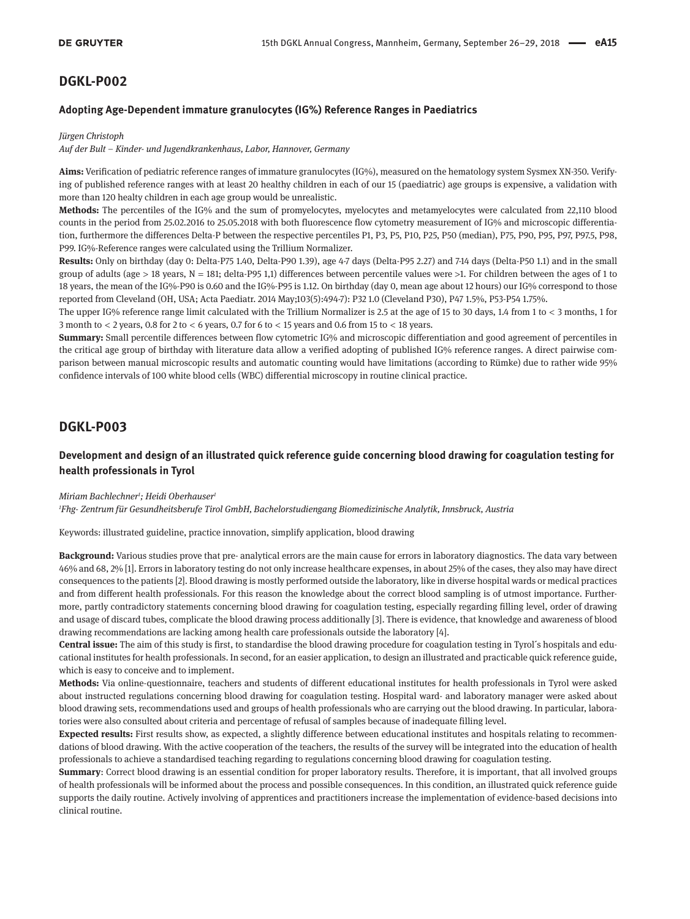## DGKL-P002

### Adopting Age-Dependent immature granulocytes (IG%) Reference Ranges in Paediatrics

*Jürgen Christoph*

*Auf der Bult – Kinder- und Jugendkrankenhaus, Labor, Hannover, Germany*

**Aims:** Verification of pediatric reference ranges of immature granulocytes (IG%), measured on the hematology system Sysmex XN-350. Verifying of published reference ranges with at least 20 healthy children in each of our 15 (paediatric) age groups is expensive, a validation with more than 120 healty children in each age group would be unrealistic.

**Methods:** The percentiles of the IG% and the sum of promyelocytes, myelocytes and metamyelocytes were calculated from 22,110 blood counts in the period from 25.02.2016 to 25.05.2018 with both fluorescence flow cytometry measurement of IG% and microscopic differentiation, furthermore the differences Delta-P between the respective percentiles P1, P3, P5, P10, P25, P50 (median), P75, P90, P95, P97, P97.5, P98, P99. IG%-Reference ranges were calculated using the Trillium Normalizer.

**Results:** Only on birthday (day 0: Delta-P75 1.40, Delta-P90 1.39), age 4-7 days (Delta-P95 2.27) and 7-14 days (Delta-P50 1.1) and in the small group of adults (age > 18 years, N = 181; delta-P95 1,1) differences between percentile values were >1. For children between the ages of 1 to 18 years, the mean of the IG%-P90 is 0.60 and the IG%-P95 is 1.12. On birthday (day 0, mean age about 12 hours) our IG% correspond to those reported from Cleveland (OH, USA; Acta Paediatr. 2014 May;103(5):494-7): P32 1.0 (Cleveland P30), P47 1.5%, P53-P54 1.75%.

The upper IG% reference range limit calculated with the Trillium Normalizer is 2.5 at the age of 15 to 30 days, 1.4 from 1 to < 3 months, 1 for 3 month to < 2 years, 0.8 for 2 to < 6 years, 0.7 for 6 to < 15 years and 0.6 from 15 to < 18 years.

**Summary:** Small percentile differences between flow cytometric IG% and microscopic differentiation and good agreement of percentiles in the critical age group of birthday with literature data allow a verified adopting of published IG% reference ranges. A direct pairwise comparison between manual microscopic results and automatic counting would have limitations (according to Rümke) due to rather wide 95% confidence intervals of 100 white blood cells (WBC) differential microscopy in routine clinical practice.

## DGKL-P003

### Development and design of an illustrated quick reference guide concerning blood drawing for coagulation testing for health professionals in Tyrol

*Miriam Bachlechner[1]; Heidi Oberhauser[1]*

*[1]Fhg- Zentrum für Gesundheitsberufe Tirol GmbH, Bachelorstudiengang Biomedizinische Analytik, Innsbruck, Austria*

Keywords: illustrated guideline, practice innovation, simplify application, blood drawing

**Background:** Various studies prove that pre- analytical errors are the main cause for errors in laboratory diagnostics. The data vary between 46% and 68, 2% [1]. Errors in laboratory testing do not only increase healthcare expenses, in about 25% of the cases, they also may have direct consequences to the patients [2]. Blood drawing is mostly performed outside the laboratory, like in diverse hospital wards or medical practices and from different health professionals. For this reason the knowledge about the correct blood sampling is of utmost importance. Furthermore, partly contradictory statements concerning blood drawing for coagulation testing, especially regarding filling level, order of drawing and usage of discard tubes, complicate the blood drawing process additionally [3]. There is evidence, that knowledge and awareness of blood drawing recommendations are lacking among health care professionals outside the laboratory [4].

**Central issue:** The aim of this study is first, to standardise the blood drawing procedure for coagulation testing in Tyrol´s hospitals and educational institutes for health professionals. In second, for an easier application, to design an illustrated and practicable quick reference guide, which is easy to conceive and to implement.

**Methods:** Via online-questionnaire, teachers and students of different educational institutes for health professionals in Tyrol were asked about instructed regulations concerning blood drawing for coagulation testing. Hospital ward- and laboratory manager were asked about blood drawing sets, recommendations used and groups of health professionals who are carrying out the blood drawing. In particular, laboratories were also consulted about criteria and percentage of refusal of samples because of inadequate filling level.

**Expected results:** First results show, as expected, a slightly difference between educational institutes and hospitals relating to recommendations of blood drawing. With the active cooperation of the teachers, the results of the survey will be integrated into the education of health professionals to achieve a standardised teaching regarding to regulations concerning blood drawing for coagulation testing.

**Summary**: Correct blood drawing is an essential condition for proper laboratory results. Therefore, it is important, that all involved groups of health professionals will be informed about the process and possible consequences. In this condition, an illustrated quick reference guide supports the daily routine. Actively involving of apprentices and practitioners increase the implementation of evidence-based decisions into clinical routine.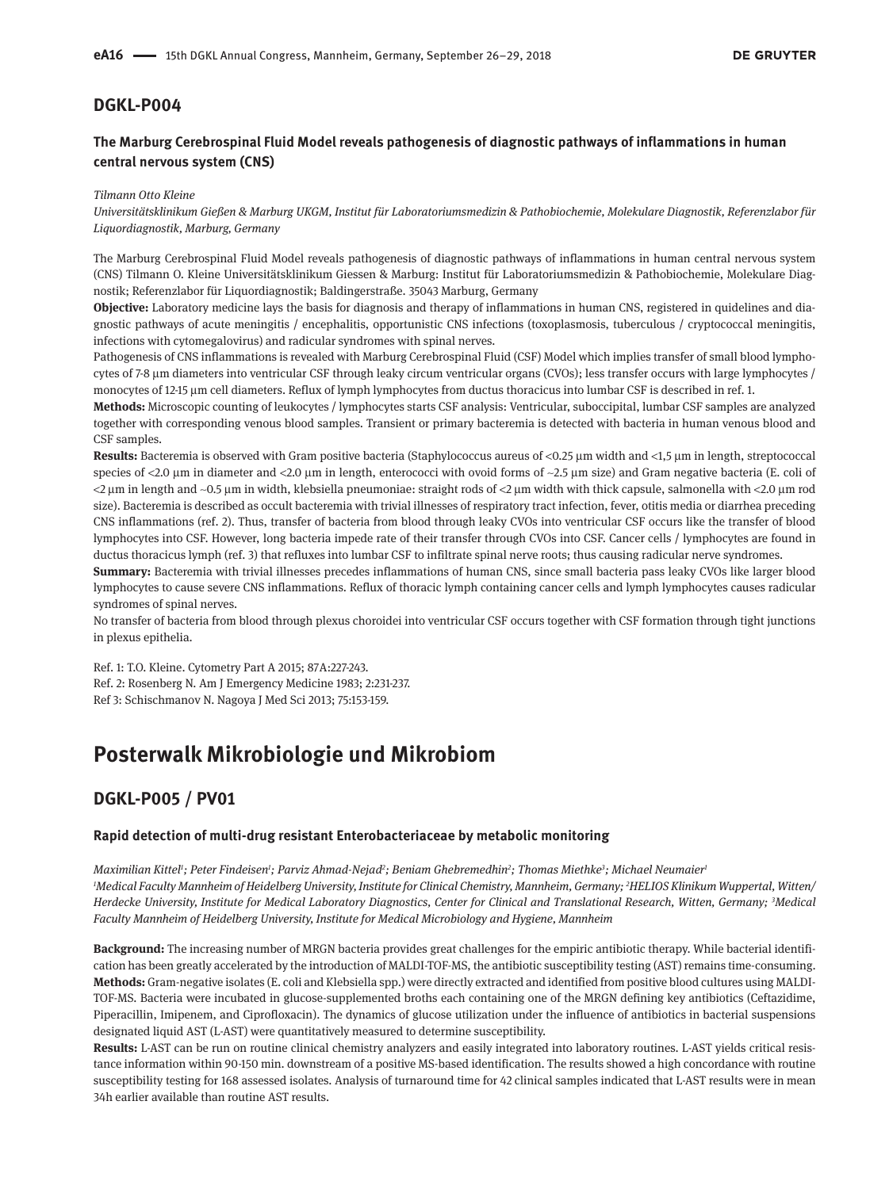## DGKL-P004

### The Marburg Cerebrospinal Fluid Model reveals pathogenesis of diagnostic pathways of inflammations in human central nervous system (CNS)

*Tilmann Otto Kleine*

*Universitätsklinikum Gießen & Marburg UKGM, Institut für Laboratoriumsmedizin & Pathobiochemie, Molekulare Diagnostik, Referenzlabor für Liquordiagnostik, Marburg, Germany*

The Marburg Cerebrospinal Fluid Model reveals pathogenesis of diagnostic pathways of inflammations in human central nervous system (CNS) Tilmann O. Kleine Universitätsklinikum Giessen & Marburg: Institut für Laboratoriumsmedizin & Pathobiochemie, Molekulare Diagnostik; Referenzlabor für Liquordiagnostik; Baldingerstraße. 35043 Marburg, Germany

**Objective:** Laboratory medicine lays the basis for diagnosis and therapy of inflammations in human CNS, registered in quidelines and diagnostic pathways of acute meningitis / encephalitis, opportunistic CNS infections (toxoplasmosis, tuberculous / cryptococcal meningitis, infections with cytomegalovirus) and radicular syndromes with spinal nerves.

Pathogenesis of CNS inflammations is revealed with Marburg Cerebrospinal Fluid (CSF) Model which implies transfer of small blood lymphocytes of 7-8 µm diameters into ventricular CSF through leaky circum ventricular organs (CVOs); less transfer occurs with large lymphocytes / monocytes of 12-15 µm cell diameters. Reflux of lymph lymphocytes from ductus thoracicus into lumbar CSF is described in ref. 1.

**Methods:** Microscopic counting of leukocytes / lymphocytes starts CSF analysis: Ventricular, suboccipital, lumbar CSF samples are analyzed together with corresponding venous blood samples. Transient or primary bacteremia is detected with bacteria in human venous blood and CSF samples.

**Results:** Bacteremia is observed with Gram positive bacteria (Staphylococcus aureus of <0.25 µm width and <1,5 µm in length, streptococcal species of <2.0 µm in diameter and <2.0 µm in length, enterococci with ovoid forms of ~2.5 µm size) and Gram negative bacteria (E. coli of <2 µm in length and ~0.5 µm in width, klebsiella pneumoniae: straight rods of <2 µm width with thick capsule, salmonella with <2.0 µm rod size). Bacteremia is described as occult bacteremia with trivial illnesses of respiratory tract infection, fever, otitis media or diarrhea preceding CNS inflammations (ref. 2). Thus, transfer of bacteria from blood through leaky CVOs into ventricular CSF occurs like the transfer of blood lymphocytes into CSF. However, long bacteria impede rate of their transfer through CVOs into CSF. Cancer cells / lymphocytes are found in ductus thoracicus lymph (ref. 3) that refluxes into lumbar CSF to infiltrate spinal nerve roots; thus causing radicular nerve syndromes.

**Summary:** Bacteremia with trivial illnesses precedes inflammations of human CNS, since small bacteria pass leaky CVOs like larger blood lymphocytes to cause severe CNS inflammations. Reflux of thoracic lymph containing cancer cells and lymph lymphocytes causes radicular syndromes of spinal nerves.

No transfer of bacteria from blood through plexus choroidei into ventricular CSF occurs together with CSF formation through tight junctions in plexus epithelia.

Ref. 1: T.O. Kleine. Cytometry Part A 2015; 87A:227-243.
Ref. 2: Rosenberg N. Am J Emergency Medicine 1983; 2:231-237.
Ref 3: Schischmanov N. Nagoya J Med Sci 2013; 75:153-159.

# Posterwalk Mikrobiologie und Mikrobiom

## DGKL-P005 / PV01

### Rapid detection of multi-drug resistant Enterobacteriaceae by metabolic monitoring

*Maximilian Kittel[1]; Peter Findeisen[1]; Parviz Ahmad-Nejad[2]; Beniam Ghebremedhin[2]; Thomas Miethke[3]; Michael Neumaier[1]*

*[1]Medical Faculty Mannheim of Heidelberg University, Institute for Clinical Chemistry, Mannheim, Germany; [2]HELIOS Klinikum Wuppertal, Witten/Herdecke University, Institute for Medical Laboratory Diagnostics, Center for Clinical and Translational Research, Witten, Germany; [3]Medical Faculty Mannheim of Heidelberg University, Institute for Medical Microbiology and Hygiene, Mannheim*

**Background:** The increasing number of MRGN bacteria provides great challenges for the empiric antibiotic therapy. While bacterial identification has been greatly accelerated by the introduction of MALDI-TOF-MS, the antibiotic susceptibility testing (AST) remains time-consuming.

**Methods:** Gram-negative isolates (E. coli and Klebsiella spp.) were directly extracted and identified from positive blood cultures using MALDI-TOF-MS. Bacteria were incubated in glucose-supplemented broths each containing one of the MRGN defining key antibiotics (Ceftazidime, Piperacillin, Imipenem, and Ciprofloxacin). The dynamics of glucose utilization under the influence of antibiotics in bacterial suspensions designated liquid AST (L-AST) were quantitatively measured to determine susceptibility.

**Results:** L-AST can be run on routine clinical chemistry analyzers and easily integrated into laboratory routines. L-AST yields critical resistance information within 90-150 min. downstream of a positive MS-based identification. The results showed a high concordance with routine susceptibility testing for 168 assessed isolates. Analysis of turnaround time for 42 clinical samples indicated that L-AST results were in mean 34h earlier available than routine AST results.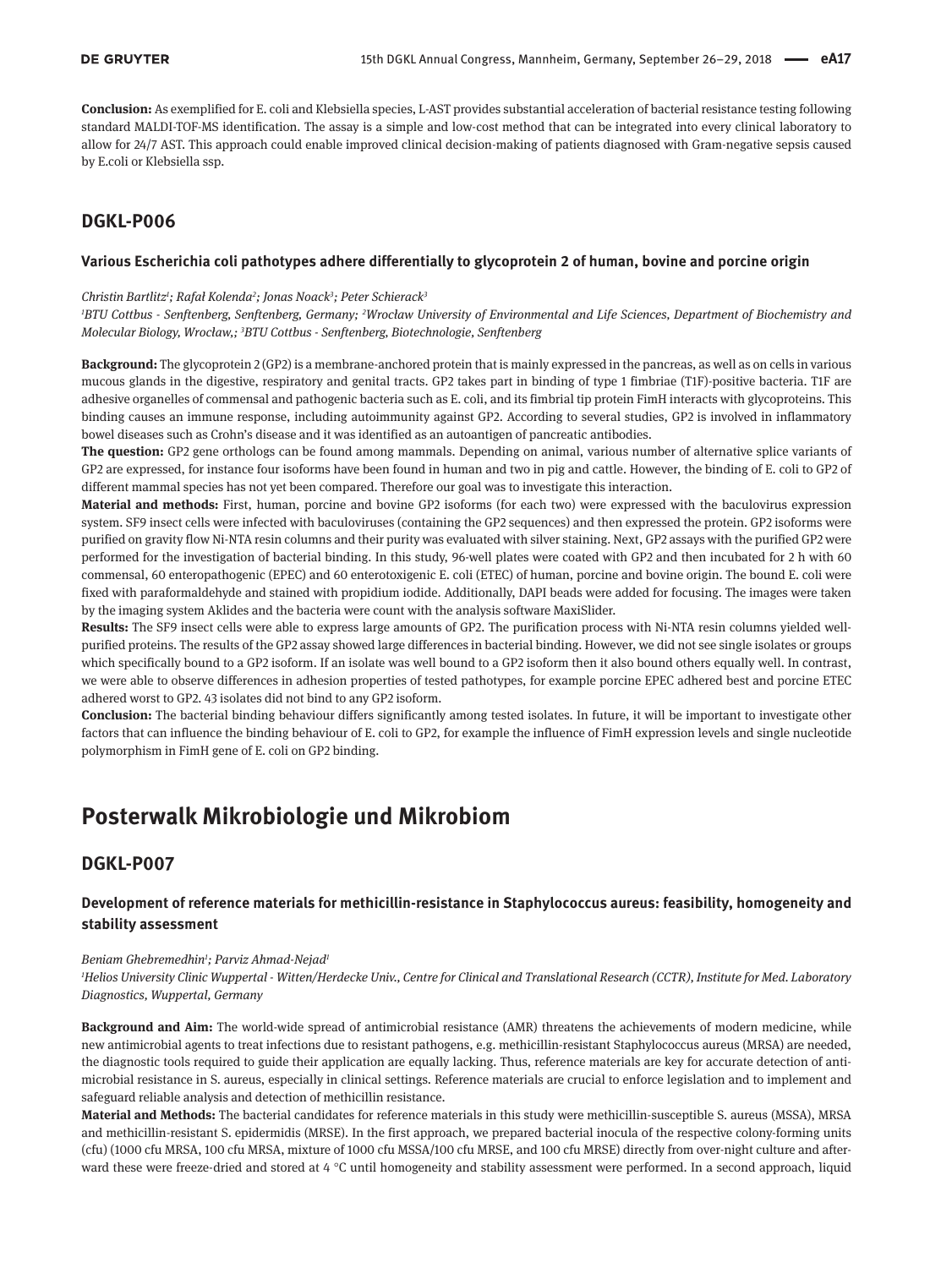**Conclusion:** As exemplified for E. coli and Klebsiella species, L-AST provides substantial acceleration of bacterial resistance testing following standard MALDI-TOF-MS identification. The assay is a simple and low-cost method that can be integrated into every clinical laboratory to allow for 24/7 AST. This approach could enable improved clinical decision-making of patients diagnosed with Gram-negative sepsis caused by E.coli or Klebsiella ssp.

## DGKL-P006

### Various Escherichia coli pathotypes adhere differentially to glycoprotein 2 of human, bovine and porcine origin

*Christin Bartlitz[1]; Rafał Kolenda[2]; Jonas Noack[3]; Peter Schierack[3]*

*[1]BTU Cottbus - Senftenberg, Senftenberg, Germany; [2]Wrocław University of Environmental and Life Sciences, Department of Biochemistry and Molecular Biology, Wrocław,; [3]BTU Cottbus - Senftenberg, Biotechnologie, Senftenberg*

**Background:** The glycoprotein 2 (GP2) is a membrane-anchored protein that is mainly expressed in the pancreas, as well as on cells in various mucous glands in the digestive, respiratory and genital tracts. GP2 takes part in binding of type 1 fimbriae (T1F)-positive bacteria. T1F are adhesive organelles of commensal and pathogenic bacteria such as E. coli, and its fimbrial tip protein FimH interacts with glycoproteins. This binding causes an immune response, including autoimmunity against GP2. According to several studies, GP2 is involved in inflammatory bowel diseases such as Crohn's disease and it was identified as an autoantigen of pancreatic antibodies.

**The question:** GP2 gene orthologs can be found among mammals. Depending on animal, various number of alternative splice variants of GP2 are expressed, for instance four isoforms have been found in human and two in pig and cattle. However, the binding of E. coli to GP2 of different mammal species has not yet been compared. Therefore our goal was to investigate this interaction.

**Material and methods:** First, human, porcine and bovine GP2 isoforms (for each two) were expressed with the baculovirus expression system. SF9 insect cells were infected with baculoviruses (containing the GP2 sequences) and then expressed the protein. GP2 isoforms were purified on gravity flow Ni-NTA resin columns and their purity was evaluated with silver staining. Next, GP2 assays with the purified GP2 were performed for the investigation of bacterial binding. In this study, 96-well plates were coated with GP2 and then incubated for 2 h with 60 commensal, 60 enteropathogenic (EPEC) and 60 enterotoxigenic E. coli (ETEC) of human, porcine and bovine origin. The bound E. coli were fixed with paraformaldehyde and stained with propidium iodide. Additionally, DAPI beads were added for focusing. The images were taken by the imaging system Aklides and the bacteria were count with the analysis software MaxiSlider.

**Results:** The SF9 insect cells were able to express large amounts of GP2. The purification process with Ni-NTA resin columns yielded well-purified proteins. The results of the GP2 assay showed large differences in bacterial binding. However, we did not see single isolates or groups which specifically bound to a GP2 isoform. If an isolate was well bound to a GP2 isoform then it also bound others equally well. In contrast, we were able to observe differences in adhesion properties of tested pathotypes, for example porcine EPEC adhered best and porcine ETEC adhered worst to GP2. 43 isolates did not bind to any GP2 isoform.

**Conclusion:** The bacterial binding behaviour differs significantly among tested isolates. In future, it will be important to investigate other factors that can influence the binding behaviour of E. coli to GP2, for example the influence of FimH expression levels and single nucleotide polymorphism in FimH gene of E. coli on GP2 binding.

# Posterwalk Mikrobiologie und Mikrobiom

## DGKL-P007

### Development of reference materials for methicillin-resistance in Staphylococcus aureus: feasibility, homogeneity and stability assessment

*Beniam Ghebremedhin[1]; Parviz Ahmad-Nejad[1]*

*[1]Helios University Clinic Wuppertal - Witten/Herdecke Univ., Centre for Clinical and Translational Research (CCTR), Institute for Med. Laboratory Diagnostics, Wuppertal, Germany*

**Background and Aim:** The world-wide spread of antimicrobial resistance (AMR) threatens the achievements of modern medicine, while new antimicrobial agents to treat infections due to resistant pathogens, e.g. methicillin-resistant Staphylococcus aureus (MRSA) are needed, the diagnostic tools required to guide their application are equally lacking. Thus, reference materials are key for accurate detection of antimicrobial resistance in S. aureus, especially in clinical settings. Reference materials are crucial to enforce legislation and to implement and safeguard reliable analysis and detection of methicillin resistance.

**Material and Methods:** The bacterial candidates for reference materials in this study were methicillin-susceptible S. aureus (MSSA), MRSA and methicillin-resistant S. epidermidis (MRSE). In the first approach, we prepared bacterial inocula of the respective colony-forming units (cfu) (1000 cfu MRSA, 100 cfu MRSA, mixture of 1000 cfu MSSA/100 cfu MRSE, and 100 cfu MRSE) directly from over-night culture and afterward these were freeze-dried and stored at 4 °C until homogeneity and stability assessment were performed. In a second approach, liquid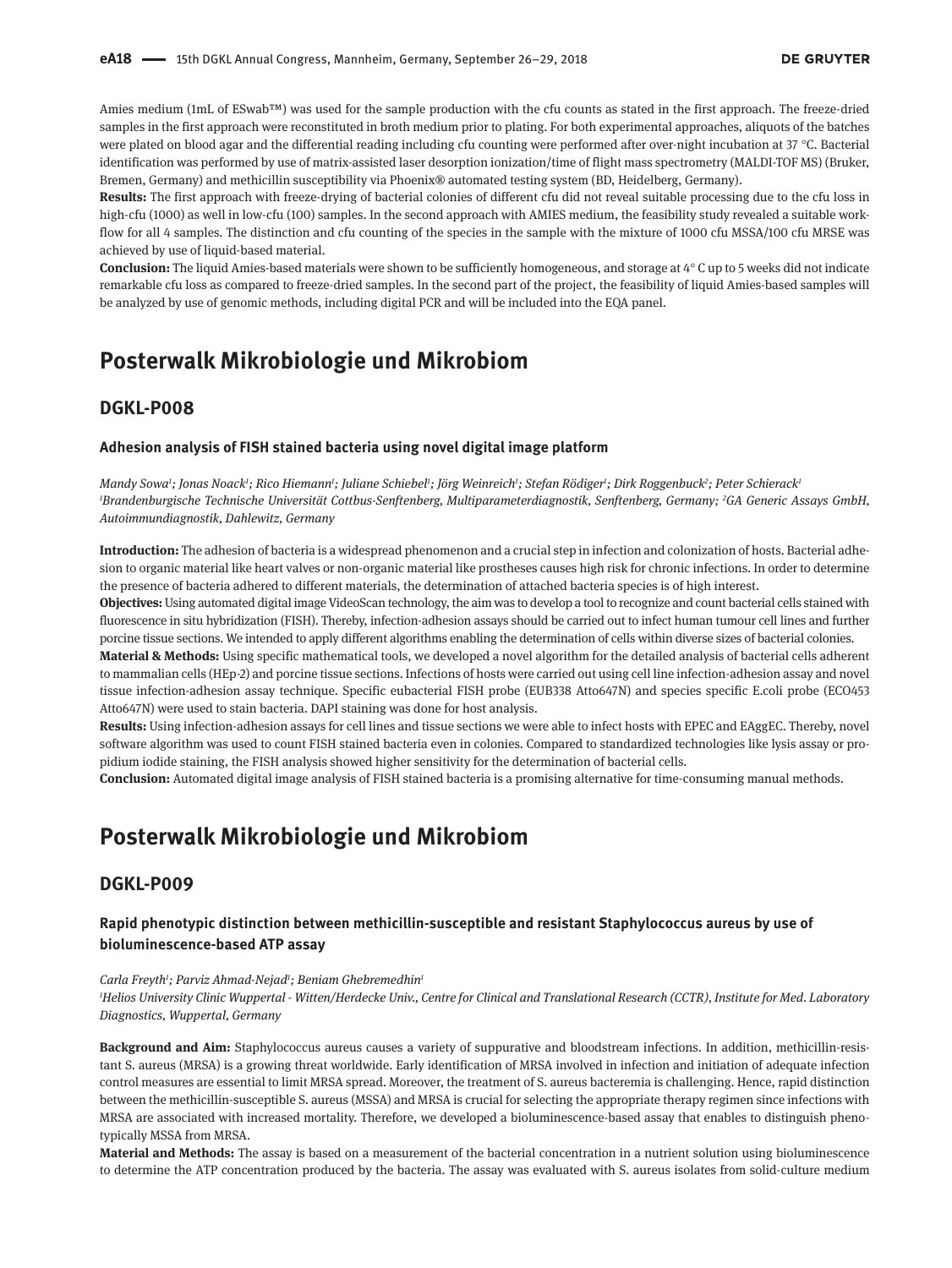Amies medium (1mL of ESwab™) was used for the sample production with the cfu counts as stated in the first approach. The freeze-dried samples in the first approach were reconstituted in broth medium prior to plating. For both experimental approaches, aliquots of the batches were plated on blood agar and the differential reading including cfu counting were performed after over-night incubation at 37 °C. Bacterial identification was performed by use of matrix-assisted laser desorption ionization/time of flight mass spectrometry (MALDI-TOF MS) (Bruker, Bremen, Germany) and methicillin susceptibility via Phoenix® automated testing system (BD, Heidelberg, Germany).

**Results:** The first approach with freeze-drying of bacterial colonies of different cfu did not reveal suitable processing due to the cfu loss in high-cfu (1000) as well in low-cfu (100) samples. In the second approach with AMIES medium, the feasibility study revealed a suitable workflow for all 4 samples. The distinction and cfu counting of the species in the sample with the mixture of 1000 cfu MSSA/100 cfu MRSE was achieved by use of liquid-based material.

**Conclusion:** The liquid Amies-based materials were shown to be sufficiently homogeneous, and storage at 4° C up to 5 weeks did not indicate remarkable cfu loss as compared to freeze-dried samples. In the second part of the project, the feasibility of liquid Amies-based samples will be analyzed by use of genomic methods, including digital PCR and will be included into the EQA panel.

# Posterwalk Mikrobiologie und Mikrobiom

## DGKL-P008

### Adhesion analysis of FISH stained bacteria using novel digital image platform

*Mandy Sowa[1]; Jonas Noack[1]; Rico Hiemann[1]; Juliane Schiebel[1]; Jörg Weinreich[1]; Stefan Rödiger[1]; Dirk Roggenbuck[2]; Peter Schierack[1]*
*[1]Brandenburgische Technische Universität Cottbus-Senftenberg, Multiparameterdiagnostik, Senftenberg, Germany; [2]GA Generic Assays GmbH, Autoimmundiagnostik, Dahlewitz, Germany*

**Introduction:** The adhesion of bacteria is a widespread phenomenon and a crucial step in infection and colonization of hosts. Bacterial adhesion to organic material like heart valves or non-organic material like prostheses causes high risk for chronic infections. In order to determine the presence of bacteria adhered to different materials, the determination of attached bacteria species is of high interest.

**Objectives:** Using automated digital image VideoScan technology, the aim was to develop a tool to recognize and count bacterial cells stained with fluorescence in situ hybridization (FISH). Thereby, infection-adhesion assays should be carried out to infect human tumour cell lines and further porcine tissue sections. We intended to apply different algorithms enabling the determination of cells within diverse sizes of bacterial colonies.

**Material & Methods:** Using specific mathematical tools, we developed a novel algorithm for the detailed analysis of bacterial cells adherent to mammalian cells (HEp-2) and porcine tissue sections. Infections of hosts were carried out using cell line infection-adhesion assay and novel tissue infection-adhesion assay technique. Specific eubacterial FISH probe (EUB338 Atto647N) and species specific E.coli probe (ECO453 Atto647N) were used to stain bacteria. DAPI staining was done for host analysis.

**Results:** Using infection-adhesion assays for cell lines and tissue sections we were able to infect hosts with EPEC and EAggEC. Thereby, novel software algorithm was used to count FISH stained bacteria even in colonies. Compared to standardized technologies like lysis assay or propidium iodide staining, the FISH analysis showed higher sensitivity for the determination of bacterial cells.

**Conclusion:** Automated digital image analysis of FISH stained bacteria is a promising alternative for time-consuming manual methods.

# Posterwalk Mikrobiologie und Mikrobiom

## DGKL-P009

### Rapid phenotypic distinction between methicillin-susceptible and resistant Staphylococcus aureus by use of bioluminescence-based ATP assay

*Carla Freyth[1]; Parviz Ahmad-Nejad[1]; Beniam Ghebremedhin[1]*
*[1]Helios University Clinic Wuppertal - Witten/Herdecke Univ., Centre for Clinical and Translational Research (CCTR), Institute for Med. Laboratory Diagnostics, Wuppertal, Germany*

**Background and Aim:** Staphylococcus aureus causes a variety of suppurative and bloodstream infections. In addition, methicillin-resistant S. aureus (MRSA) is a growing threat worldwide. Early identification of MRSA involved in infection and initiation of adequate infection control measures are essential to limit MRSA spread. Moreover, the treatment of S. aureus bacteremia is challenging. Hence, rapid distinction between the methicillin-susceptible S. aureus (MSSA) and MRSA is crucial for selecting the appropriate therapy regimen since infections with MRSA are associated with increased mortality. Therefore, we developed a bioluminescence-based assay that enables to distinguish phenotypically MSSA from MRSA.

**Material and Methods:** The assay is based on a measurement of the bacterial concentration in a nutrient solution using bioluminescence to determine the ATP concentration produced by the bacteria. The assay was evaluated with S. aureus isolates from solid-culture medium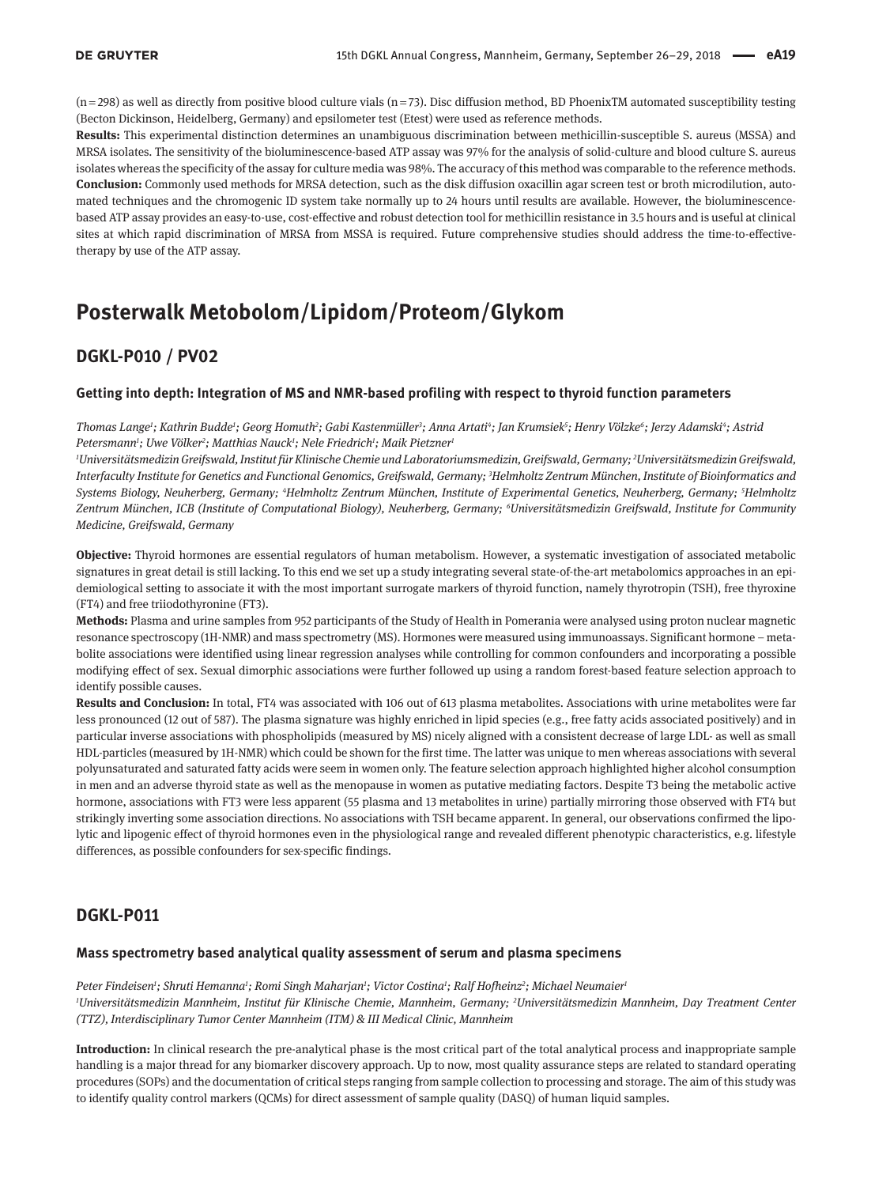(n = 298) as well as directly from positive blood culture vials (n = 73). Disc diffusion method, BD PhoenixTM automated susceptibility testing (Becton Dickinson, Heidelberg, Germany) and epsilometer test (Etest) were used as reference methods.

**Results:** This experimental distinction determines an unambiguous discrimination between methicillin-susceptible S. aureus (MSSA) and MRSA isolates. The sensitivity of the bioluminescence-based ATP assay was 97% for the analysis of solid-culture and blood culture S. aureus isolates whereas the specificity of the assay for culture media was 98%. The accuracy of this method was comparable to the reference methods.

**Conclusion:** Commonly used methods for MRSA detection, such as the disk diffusion oxacillin agar screen test or broth microdilution, automated techniques and the chromogenic ID system take normally up to 24 hours until results are available. However, the bioluminescence-based ATP assay provides an easy-to-use, cost-effective and robust detection tool for methicillin resistance in 3.5 hours and is useful at clinical sites at which rapid discrimination of MRSA from MSSA is required. Future comprehensive studies should address the time-to-effective-therapy by use of the ATP assay.

# Posterwalk Metobolom/Lipidom/Proteom/Glykom

## DGKL-P010 / PV02

### Getting into depth: Integration of MS and NMR-based profiling with respect to thyroid function parameters

*Thomas Lange[1]; Kathrin Budde[1]; Georg Homuth[2]; Gabi Kastenmüller[3]; Anna Artati[4]; Jan Krumsiek[5]; Henry Völzke[6]; Jerzy Adamski[4]; Astrid Petersmann[1]; Uwe Völker[2]; Matthias Nauck[1]; Nele Friedrich[1]; Maik Pietzner[1]*

*[1]Universitätsmedizin Greifswald, Institut für Klinische Chemie und Laboratoriumsmedizin, Greifswald, Germany; [2]Universitätsmedizin Greifswald, Interfaculty Institute for Genetics and Functional Genomics, Greifswald, Germany; [3]Helmholtz Zentrum München, Institute of Bioinformatics and Systems Biology, Neuherberg, Germany; [4]Helmholtz Zentrum München, Institute of Experimental Genetics, Neuherberg, Germany; [5]Helmholtz Zentrum München, ICB (Institute of Computational Biology), Neuherberg, Germany; [6]Universitätsmedizin Greifswald, Institute for Community Medicine, Greifswald, Germany*

**Objective:** Thyroid hormones are essential regulators of human metabolism. However, a systematic investigation of associated metabolic signatures in great detail is still lacking. To this end we set up a study integrating several state-of-the-art metabolomics approaches in an epidemiological setting to associate it with the most important surrogate markers of thyroid function, namely thyrotropin (TSH), free thyroxine (FT4) and free triiodothyronine (FT3).

**Methods:** Plasma and urine samples from 952 participants of the Study of Health in Pomerania were analysed using proton nuclear magnetic resonance spectroscopy (1H-NMR) and mass spectrometry (MS). Hormones were measured using immunoassays. Significant hormone – metabolite associations were identified using linear regression analyses while controlling for common confounders and incorporating a possible modifying effect of sex. Sexual dimorphic associations were further followed up using a random forest-based feature selection approach to identify possible causes.

**Results and Conclusion:** In total, FT4 was associated with 106 out of 613 plasma metabolites. Associations with urine metabolites were far less pronounced (12 out of 587). The plasma signature was highly enriched in lipid species (e.g., free fatty acids associated positively) and in particular inverse associations with phospholipids (measured by MS) nicely aligned with a consistent decrease of large LDL- as well as small HDL-particles (measured by 1H-NMR) which could be shown for the first time. The latter was unique to men whereas associations with several polyunsaturated and saturated fatty acids were seem in women only. The feature selection approach highlighted higher alcohol consumption in men and an adverse thyroid state as well as the menopause in women as putative mediating factors. Despite T3 being the metabolic active hormone, associations with FT3 were less apparent (55 plasma and 13 metabolites in urine) partially mirroring those observed with FT4 but strikingly inverting some association directions. No associations with TSH became apparent. In general, our observations confirmed the lipolytic and lipogenic effect of thyroid hormones even in the physiological range and revealed different phenotypic characteristics, e.g. lifestyle differences, as possible confounders for sex-specific findings.

## DGKL-P011

### Mass spectrometry based analytical quality assessment of serum and plasma specimens

*Peter Findeisen[1]; Shruti Hemanna[1]; Romi Singh Maharjan[1]; Victor Costina[1]; Ralf Hofheinz[2]; Michael Neumaier[1]*

*[1]Universitätsmedizin Mannheim, Institut für Klinische Chemie, Mannheim, Germany; [2]Universitätsmedizin Mannheim, Day Treatment Center (TTZ), Interdisciplinary Tumor Center Mannheim (ITM) & III Medical Clinic, Mannheim*

**Introduction:** In clinical research the pre-analytical phase is the most critical part of the total analytical process and inappropriate sample handling is a major thread for any biomarker discovery approach. Up to now, most quality assurance steps are related to standard operating procedures (SOPs) and the documentation of critical steps ranging from sample collection to processing and storage. The aim of this study was to identify quality control markers (QCMs) for direct assessment of sample quality (DASQ) of human liquid samples.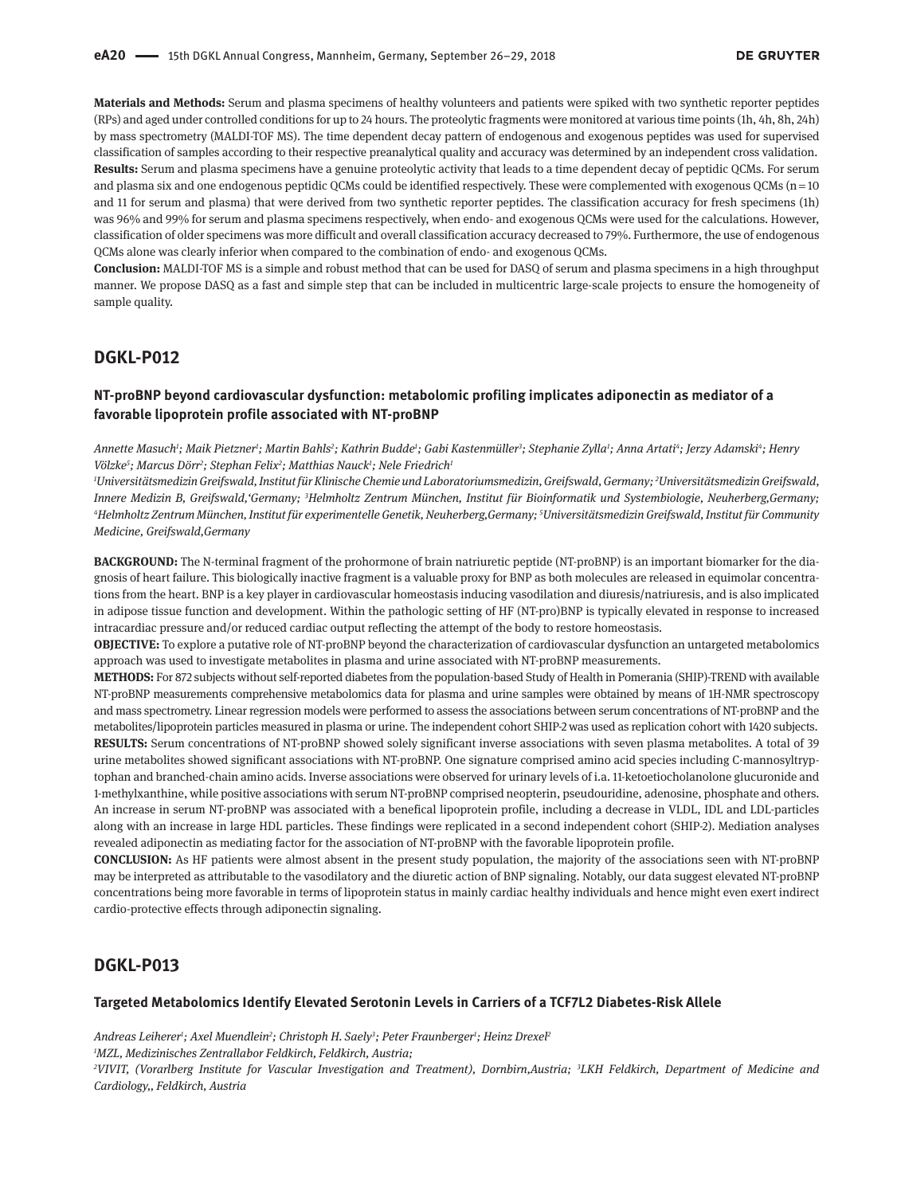**Materials and Methods:** Serum and plasma specimens of healthy volunteers and patients were spiked with two synthetic reporter peptides (RPs) and aged under controlled conditions for up to 24 hours. The proteolytic fragments were monitored at various time points (1h, 4h, 8h, 24h) by mass spectrometry (MALDI-TOF MS). The time dependent decay pattern of endogenous and exogenous peptides was used for supervised classification of samples according to their respective preanalytical quality and accuracy was determined by an independent cross validation.
**Results:** Serum and plasma specimens have a genuine proteolytic activity that leads to a time dependent decay of peptidic QCMs. For serum and plasma six and one endogenous peptidic QCMs could be identified respectively. These were complemented with exogenous QCMs (n = 10 and 11 for serum and plasma) that were derived from two synthetic reporter peptides. The classification accuracy for fresh specimens (1h) was 96% and 99% for serum and plasma specimens respectively, when endo- and exogenous QCMs were used for the calculations. However, classification of older specimens was more difficult and overall classification accuracy decreased to 79%. Furthermore, the use of endogenous QCMs alone was clearly inferior when compared to the combination of endo- and exogenous QCMs.
**Conclusion:** MALDI-TOF MS is a simple and robust method that can be used for DASQ of serum and plasma specimens in a high throughput manner. We propose DASQ as a fast and simple step that can be included in multicentric large-scale projects to ensure the homogeneity of sample quality.

## DGKL-P012

### NT-proBNP beyond cardiovascular dysfunction: metabolomic profiling implicates adiponectin as mediator of a favorable lipoprotein profile associated with NT-proBNP

*Annette Masuch[1]; Maik Pietzner[1]; Martin Bahls[2]; Kathrin Budde[1]; Gabi Kastenmüller[3]; Stephanie Zylla[1]; Anna Artati[4]; Jerzy Adamski[4]; Henry Völzke[5]; Marcus Dörr[2]; Stephan Felix[2]; Matthias Nauck[1]; Nele Friedrich[1]*

*[1]Universitätsmedizin Greifswald, Institut für Klinische Chemie und Laboratoriumsmedizin, Greifswald, Germany; [2]Universitätsmedizin Greifswald, Innere Medizin B, Greifswald,'Germany; [3]Helmholtz Zentrum München, Institut für Bioinformatik und Systembiologie, Neuherberg,Germany; [4]Helmholtz Zentrum München, Institut für experimentelle Genetik, Neuherberg,Germany; [5]Universitätsmedizin Greifswald, Institut für Community Medicine, Greifswald,Germany*

**BACKGROUND:** The N-terminal fragment of the prohormone of brain natriuretic peptide (NT-proBNP) is an important biomarker for the diagnosis of heart failure. This biologically inactive fragment is a valuable proxy for BNP as both molecules are released in equimolar concentrations from the heart. BNP is a key player in cardiovascular homeostasis inducing vasodilation and diuresis/natriuresis, and is also implicated in adipose tissue function and development. Within the pathologic setting of HF (NT-pro)BNP is typically elevated in response to increased intracardiac pressure and/or reduced cardiac output reflecting the attempt of the body to restore homeostasis.
**OBJECTIVE:** To explore a putative role of NT-proBNP beyond the characterization of cardiovascular dysfunction an untargeted metabolomics approach was used to investigate metabolites in plasma and urine associated with NT-proBNP measurements.
**METHODS:** For 872 subjects without self-reported diabetes from the population-based Study of Health in Pomerania (SHIP)-TREND with available NT-proBNP measurements comprehensive metabolomics data for plasma and urine samples were obtained by means of 1H-NMR spectroscopy and mass spectrometry. Linear regression models were performed to assess the associations between serum concentrations of NT-proBNP and the metabolites/lipoprotein particles measured in plasma or urine. The independent cohort SHIP-2 was used as replication cohort with 1420 subjects.
**RESULTS:** Serum concentrations of NT-proBNP showed solely significant inverse associations with seven plasma metabolites. A total of 39 urine metabolites showed significant associations with NT-proBNP. One signature comprised amino acid species including C-mannosyltryptophan and branched-chain amino acids. Inverse associations were observed for urinary levels of i.a. 11-ketoetiocholanolone glucuronide and 1-methylxanthine, while positive associations with serum NT-proBNP comprised neopterin, pseudouridine, adenosine, phosphate and others. An increase in serum NT-proBNP was associated with a benefical lipoprotein profile, including a decrease in VLDL, IDL and LDL-particles along with an increase in large HDL particles. These findings were replicated in a second independent cohort (SHIP-2). Mediation analyses revealed adiponectin as mediating factor for the association of NT-proBNP with the favorable lipoprotein profile.
**CONCLUSION:** As HF patients were almost absent in the present study population, the majority of the associations seen with NT-proBNP may be interpreted as attributable to the vasodilatory and the diuretic action of BNP signaling. Notably, our data suggest elevated NT-proBNP concentrations being more favorable in terms of lipoprotein status in mainly cardiac healthy individuals and hence might even exert indirect cardio-protective effects through adiponectin signaling.

## DGKL-P013

### Targeted Metabolomics Identify Elevated Serotonin Levels in Carriers of a TCF7L2 Diabetes-Risk Allele

*Andreas Leiherer[1]; Axel Muendlein[2]; Christoph H. Saely[3]; Peter Fraunberger[1]; Heinz Drexel[2]*

*[1]MZL, Medizinisches Zentrallabor Feldkirch, Feldkirch, Austria;*

*[2]VIVIT, (Vorarlberg Institute for Vascular Investigation and Treatment), Dornbirn,Austria; [3]LKH Feldkirch, Department of Medicine and Cardiology,, Feldkirch, Austria*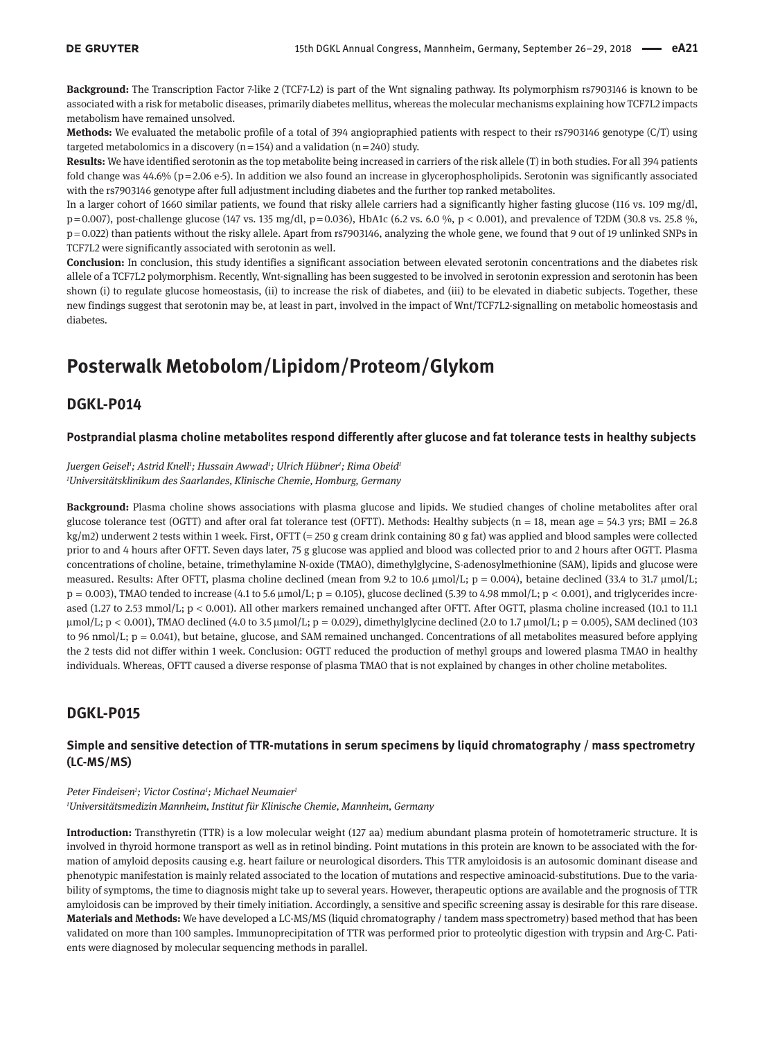**Background:** The Transcription Factor 7-like 2 (TCF7-L2) is part of the Wnt signaling pathway. Its polymorphism rs7903146 is known to be associated with a risk for metabolic diseases, primarily diabetes mellitus, whereas the molecular mechanisms explaining how TCF7L2 impacts metabolism have remained unsolved.

**Methods:** We evaluated the metabolic profile of a total of 394 angiopraphied patients with respect to their rs7903146 genotype (C/T) using targeted metabolomics in a discovery (n = 154) and a validation (n = 240) study.

**Results:** We have identified serotonin as the top metabolite being increased in carriers of the risk allele (T) in both studies. For all 394 patients fold change was 44.6% (p = 2.06 e-5). In addition we also found an increase in glycerophospholipids. Serotonin was significantly associated with the rs7903146 genotype after full adjustment including diabetes and the further top ranked metabolites.

In a larger cohort of 1660 similar patients, we found that risky allele carriers had a significantly higher fasting glucose (116 vs. 109 mg/dl, p = 0.007), post-challenge glucose (147 vs. 135 mg/dl, p = 0.036), HbA1c (6.2 vs. 6.0 %, p < 0.001), and prevalence of T2DM (30.8 vs. 25.8 %, p = 0.022) than patients without the risky allele. Apart from rs7903146, analyzing the whole gene, we found that 9 out of 19 unlinked SNPs in TCF7L2 were significantly associated with serotonin as well.

**Conclusion:** In conclusion, this study identifies a significant association between elevated serotonin concentrations and the diabetes risk allele of a TCF7L2 polymorphism. Recently, Wnt-signalling has been suggested to be involved in serotonin expression and serotonin has been shown (i) to regulate glucose homeostasis, (ii) to increase the risk of diabetes, and (iii) to be elevated in diabetic subjects. Together, these new findings suggest that serotonin may be, at least in part, involved in the impact of Wnt/TCF7L2-signalling on metabolic homeostasis and diabetes.

# Posterwalk Metobolom/Lipidom/Proteom/Glykom

## DGKL-P014

### Postprandial plasma choline metabolites respond differently after glucose and fat tolerance tests in healthy subjects

*Juergen Geisel[1]; Astrid Knell[1]; Hussain Awwad[1]; Ulrich Hübner[1]; Rima Obeid[1]*
*[1]Universitätsklinikum des Saarlandes, Klinische Chemie, Homburg, Germany*

**Background:** Plasma choline shows associations with plasma glucose and lipids. We studied changes of choline metabolites after oral glucose tolerance test (OGTT) and after oral fat tolerance test (OFTT). Methods: Healthy subjects (n = 18, mean age = 54.3 yrs; BMI = 26.8 kg/m2) underwent 2 tests within 1 week. First, OFTT (= 250 g cream drink containing 80 g fat) was applied and blood samples were collected prior to and 4 hours after OFTT. Seven days later, 75 g glucose was applied and blood was collected prior to and 2 hours after OGTT. Plasma concentrations of choline, betaine, trimethylamine N-oxide (TMAO), dimethylglycine, S-adenosylmethionine (SAM), lipids and glucose were measured. Results: After OFTT, plasma choline declined (mean from 9.2 to 10.6 µmol/L; p = 0.004), betaine declined (33.4 to 31.7 µmol/L; p = 0.003), TMAO tended to increase (4.1 to 5.6 µmol/L; p = 0.105), glucose declined (5.39 to 4.98 mmol/L; p < 0.001), and triglycerides increased (1.27 to 2.53 mmol/L; p < 0.001). All other markers remained unchanged after OFTT. After OGTT, plasma choline increased (10.1 to 11.1 µmol/L; p < 0.001), TMAO declined (4.0 to 3.5 µmol/L; p = 0.029), dimethylglycine declined (2.0 to 1.7 µmol/L; p = 0.005), SAM declined (103 to 96 nmol/L; p = 0.041), but betaine, glucose, and SAM remained unchanged. Concentrations of all metabolites measured before applying the 2 tests did not differ within 1 week. Conclusion: OGTT reduced the production of methyl groups and lowered plasma TMAO in healthy individuals. Whereas, OFTT caused a diverse response of plasma TMAO that is not explained by changes in other choline metabolites.

## DGKL-P015

### Simple and sensitive detection of TTR-mutations in serum specimens by liquid chromatography / mass spectrometry (LC-MS/MS)

*Peter Findeisen[1]; Victor Costina[1]; Michael Neumaier[1]*
*[1]Universitätsmedizin Mannheim, Institut für Klinische Chemie, Mannheim, Germany*

**Introduction:** Transthyretin (TTR) is a low molecular weight (127 aa) medium abundant plasma protein of homotetrameric structure. It is involved in thyroid hormone transport as well as in retinol binding. Point mutations in this protein are known to be associated with the formation of amyloid deposits causing e.g. heart failure or neurological disorders. This TTR amyloidosis is an autosomic dominant disease and phenotypic manifestation is mainly related associated to the location of mutations and respective aminoacid-substitutions. Due to the variability of symptoms, the time to diagnosis might take up to several years. However, therapeutic options are available and the prognosis of TTR amyloidosis can be improved by their timely initiation. Accordingly, a sensitive and specific screening assay is desirable for this rare disease.

**Materials and Methods:** We have developed a LC-MS/MS (liquid chromatography / tandem mass spectrometry) based method that has been validated on more than 100 samples. Immunoprecipitation of TTR was performed prior to proteolytic digestion with trypsin and Arg-C. Patients were diagnosed by molecular sequencing methods in parallel.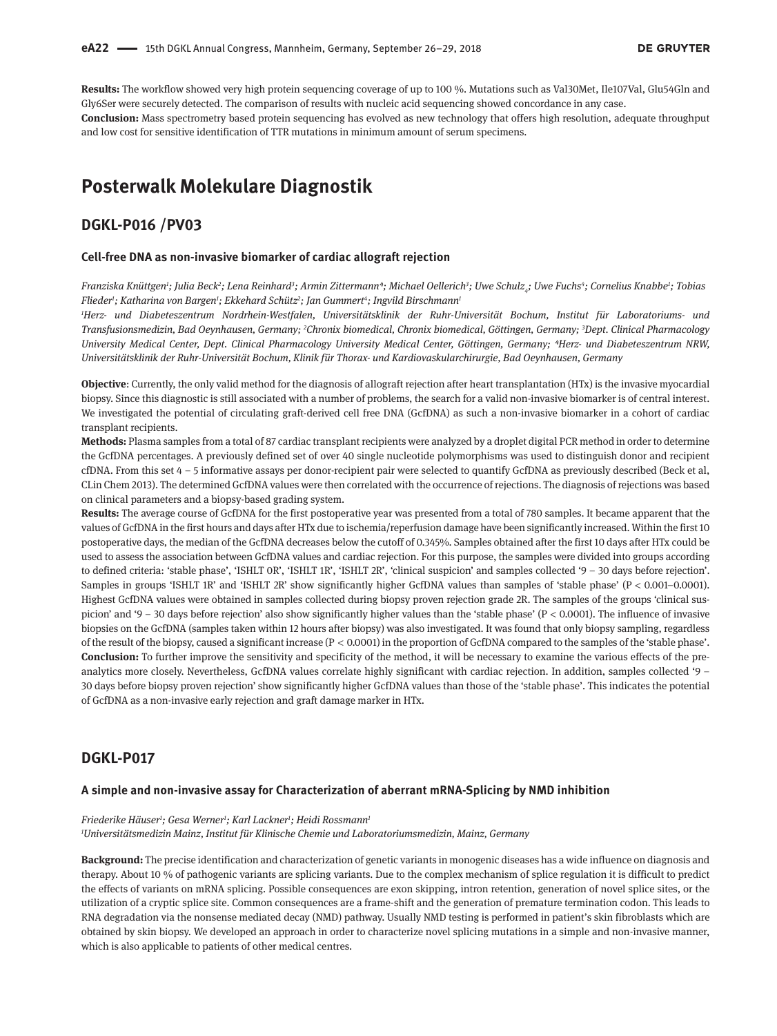**Results:** The workflow showed very high protein sequencing coverage of up to 100 %. Mutations such as Val30Met, Ile107Val, Glu54Gln and Gly6Ser were securely detected. The comparison of results with nucleic acid sequencing showed concordance in any case.

**Conclusion:** Mass spectrometry based protein sequencing has evolved as new technology that offers high resolution, adequate throughput and low cost for sensitive identification of TTR mutations in minimum amount of serum specimens.

# Posterwalk Molekulare Diagnostik

## DGKL-P016 /PV03

### Cell-free DNA as non-invasive biomarker of cardiac allograft rejection

*Franziska Knüttgen[1]; Julia Beck[2]; Lena Reinhard[3]; Armin Zittermann[4]; Michael Oellerich[3]; Uwe Schulz[4]; Uwe Fuchs[4]; Cornelius Knabbe[1]; Tobias Flieder[1]; Katharina von Bargen[1]; Ekkehard Schütz[2]; Jan Gummert[4]; Ingvild Birschmann[1]*

*[1]Herz- und Diabeteszentrum Nordrhein-Westfalen, Universitätsklinik der Ruhr-Universität Bochum, Institut für Laboratoriums- und Transfusionsmedizin, Bad Oeynhausen, Germany; [2]Chronix biomedical, Chronix biomedical, Göttingen, Germany; [3]Dept. Clinical Pharmacology University Medical Center, Dept. Clinical Pharmacology University Medical Center, Göttingen, Germany; [4]Herz- und Diabeteszentrum NRW, Universitätsklinik der Ruhr-Universität Bochum, Klinik für Thorax- und Kardiovaskularchirurgie, Bad Oeynhausen, Germany*

**Objective**: Currently, the only valid method for the diagnosis of allograft rejection after heart transplantation (HTx) is the invasive myocardial biopsy. Since this diagnostic is still associated with a number of problems, the search for a valid non-invasive biomarker is of central interest. We investigated the potential of circulating graft-derived cell free DNA (GcfDNA) as such a non-invasive biomarker in a cohort of cardiac transplant recipients.

**Methods:** Plasma samples from a total of 87 cardiac transplant recipients were analyzed by a droplet digital PCR method in order to determine the GcfDNA percentages. A previously defined set of over 40 single nucleotide polymorphisms was used to distinguish donor and recipient cfDNA. From this set 4 – 5 informative assays per donor-recipient pair were selected to quantify GcfDNA as previously described (Beck et al, CLin Chem 2013). The determined GcfDNA values were then correlated with the occurrence of rejections. The diagnosis of rejections was based on clinical parameters and a biopsy-based grading system.

**Results:** The average course of GcfDNA for the first postoperative year was presented from a total of 780 samples. It became apparent that the values of GcfDNA in the first hours and days after HTx due to ischemia/reperfusion damage have been significantly increased. Within the first 10 postoperative days, the median of the GcfDNA decreases below the cutoff of 0.345%. Samples obtained after the first 10 days after HTx could be used to assess the association between GcfDNA values and cardiac rejection. For this purpose, the samples were divided into groups according to defined criteria: 'stable phase', 'ISHLT 0R', 'ISHLT 1R', 'ISHLT 2R', 'clinical suspicion' and samples collected '9 – 30 days before rejection'. Samples in groups 'ISHLT 1R' and 'ISHLT 2R' show significantly higher GcfDNA values than samples of 'stable phase' ($P < 0.001–0.0001$). Highest GcfDNA values were obtained in samples collected during biopsy proven rejection grade 2R. The samples of the groups 'clinical suspicion' and '9 – 30 days before rejection' also show significantly higher values than the 'stable phase' ($P < 0.0001$). The influence of invasive biopsies on the GcfDNA (samples taken within 12 hours after biopsy) was also investigated. It was found that only biopsy sampling, regardless of the result of the biopsy, caused a significant increase ($P < 0.0001$) in the proportion of GcfDNA compared to the samples of the 'stable phase'.

**Conclusion:** To further improve the sensitivity and specificity of the method, it will be necessary to examine the various effects of the preanalytics more closely. Nevertheless, GcfDNA values correlate highly significant with cardiac rejection. In addition, samples collected '9 – 30 days before biopsy proven rejection' show significantly higher GcfDNA values than those of the 'stable phase'. This indicates the potential of GcfDNA as a non-invasive early rejection and graft damage marker in HTx.

## DGKL-P017

### A simple and non-invasive assay for Characterization of aberrant mRNA-Splicing by NMD inhibition

*Friederike Häuser[1]; Gesa Werner[1]; Karl Lackner[1]; Heidi Rossmann[1]*

*[1]Universitätsmedizin Mainz, Institut für Klinische Chemie und Laboratoriumsmedizin, Mainz, Germany*

**Background:** The precise identification and characterization of genetic variants in monogenic diseases has a wide influence on diagnosis and therapy. About 10 % of pathogenic variants are splicing variants. Due to the complex mechanism of splice regulation it is difficult to predict the effects of variants on mRNA splicing. Possible consequences are exon skipping, intron retention, generation of novel splice sites, or the utilization of a cryptic splice site. Common consequences are a frame-shift and the generation of premature termination codon. This leads to RNA degradation via the nonsense mediated decay (NMD) pathway. Usually NMD testing is performed in patient's skin fibroblasts which are obtained by skin biopsy. We developed an approach in order to characterize novel splicing mutations in a simple and non-invasive manner, which is also applicable to patients of other medical centres.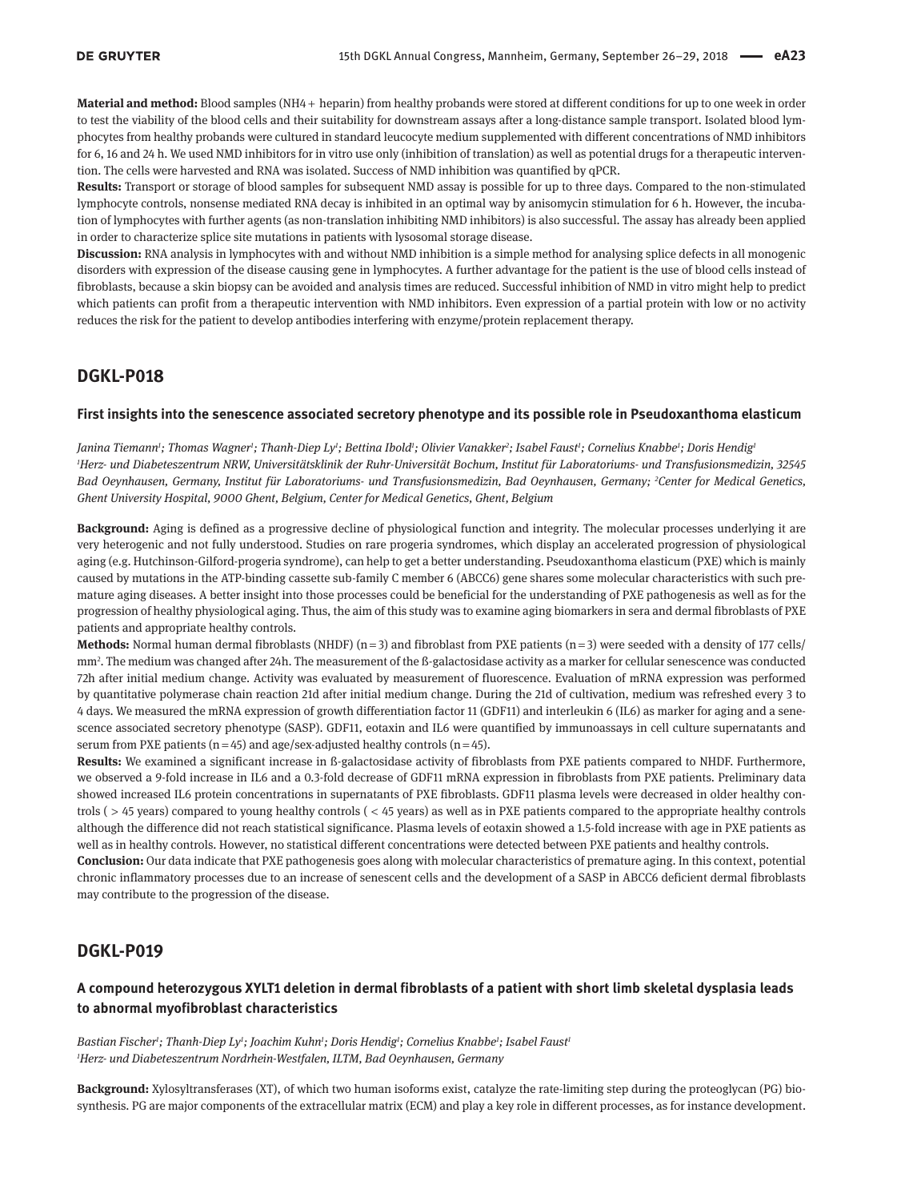**Material and method:** Blood samples (NH4+ heparin) from healthy probands were stored at different conditions for up to one week in order to test the viability of the blood cells and their suitability for downstream assays after a long-distance sample transport. Isolated blood lymphocytes from healthy probands were cultured in standard leucocyte medium supplemented with different concentrations of NMD inhibitors for 6, 16 and 24 h. We used NMD inhibitors for in vitro use only (inhibition of translation) as well as potential drugs for a therapeutic intervention. The cells were harvested and RNA was isolated. Success of NMD inhibition was quantified by qPCR.

**Results:** Transport or storage of blood samples for subsequent NMD assay is possible for up to three days. Compared to the non-stimulated lymphocyte controls, nonsense mediated RNA decay is inhibited in an optimal way by anisomycin stimulation for 6 h. However, the incubation of lymphocytes with further agents (as non-translation inhibiting NMD inhibitors) is also successful. The assay has already been applied in order to characterize splice site mutations in patients with lysosomal storage disease.

**Discussion:** RNA analysis in lymphocytes with and without NMD inhibition is a simple method for analysing splice defects in all monogenic disorders with expression of the disease causing gene in lymphocytes. A further advantage for the patient is the use of blood cells instead of fibroblasts, because a skin biopsy can be avoided and analysis times are reduced. Successful inhibition of NMD in vitro might help to predict which patients can profit from a therapeutic intervention with NMD inhibitors. Even expression of a partial protein with low or no activity reduces the risk for the patient to develop antibodies interfering with enzyme/protein replacement therapy.

## DGKL-P018

### First insights into the senescence associated secretory phenotype and its possible role in Pseudoxanthoma elasticum

*Janina Tiemann[1]; Thomas Wagner[1]; Thanh-Diep Ly[1]; Bettina Ibold[1]; Olivier Vanakker[2]; Isabel Faust[1]; Cornelius Knabbe[1]; Doris Hendig[1]*
*[1]Herz- und Diabeteszentrum NRW, Universitätsklinik der Ruhr-Universität Bochum, Institut für Laboratoriums- und Transfusionsmedizin, 32545 Bad Oeynhausen, Germany, Institut für Laboratoriums- und Transfusionsmedizin, Bad Oeynhausen, Germany; [2]Center for Medical Genetics, Ghent University Hospital, 9000 Ghent, Belgium, Center for Medical Genetics, Ghent, Belgium*

**Background:** Aging is defined as a progressive decline of physiological function and integrity. The molecular processes underlying it are very heterogenic and not fully understood. Studies on rare progeria syndromes, which display an accelerated progression of physiological aging (e.g. Hutchinson-Gilford-progeria syndrome), can help to get a better understanding. Pseudoxanthoma elasticum (PXE) which is mainly caused by mutations in the ATP-binding cassette sub-family C member 6 (ABCC6) gene shares some molecular characteristics with such premature aging diseases. A better insight into those processes could be beneficial for the understanding of PXE pathogenesis as well as for the progression of healthy physiological aging. Thus, the aim of this study was to examine aging biomarkers in sera and dermal fibroblasts of PXE patients and appropriate healthy controls.

**Methods:** Normal human dermal fibroblasts (NHDF) ($n = 3$) and fibroblast from PXE patients ($n = 3$) were seeded with a density of 177 cells/$mm^2$. The medium was changed after 24h. The measurement of the ß-galactosidase activity as a marker for cellular senescence was conducted 72h after initial medium change. Activity was evaluated by measurement of fluorescence. Evaluation of mRNA expression was performed by quantitative polymerase chain reaction 21d after initial medium change. During the 21d of cultivation, medium was refreshed every 3 to 4 days. We measured the mRNA expression of growth differentiation factor 11 (GDF11) and interleukin 6 (IL6) as marker for aging and a senescence associated secretory phenotype (SASP). GDF11, eotaxin and IL6 were quantified by immunoassays in cell culture supernatants and serum from PXE patients ($n = 45$) and age/sex-adjusted healthy controls ($n = 45$).

**Results:** We examined a significant increase in ß-galactosidase activity of fibroblasts from PXE patients compared to NHDF. Furthermore, we observed a 9-fold increase in IL6 and a 0.3-fold decrease of GDF11 mRNA expression in fibroblasts from PXE patients. Preliminary data showed increased IL6 protein concentrations in supernatants of PXE fibroblasts. GDF11 plasma levels were decreased in older healthy controls (> 45 years) compared to young healthy controls (< 45 years) as well as in PXE patients compared to the appropriate healthy controls although the difference did not reach statistical significance. Plasma levels of eotaxin showed a 1.5-fold increase with age in PXE patients as well as in healthy controls. However, no statistical different concentrations were detected between PXE patients and healthy controls.

**Conclusion:** Our data indicate that PXE pathogenesis goes along with molecular characteristics of premature aging. In this context, potential chronic inflammatory processes due to an increase of senescent cells and the development of a SASP in ABCC6 deficient dermal fibroblasts may contribute to the progression of the disease.

## DGKL-P019

### A compound heterozygous XYLT1 deletion in dermal fibroblasts of a patient with short limb skeletal dysplasia leads to abnormal myofibroblast characteristics

*Bastian Fischer[1]; Thanh-Diep Ly[1]; Joachim Kuhn[1]; Doris Hendig[1]; Cornelius Knabbe[1]; Isabel Faust[1]*
*[1]Herz- und Diabeteszentrum Nordrhein-Westfalen, ILTM, Bad Oeynhausen, Germany*

**Background:** Xylosyltransferases (XT), of which two human isoforms exist, catalyze the rate-limiting step during the proteoglycan (PG) biosynthesis. PG are major components of the extracellular matrix (ECM) and play a key role in different processes, as for instance development.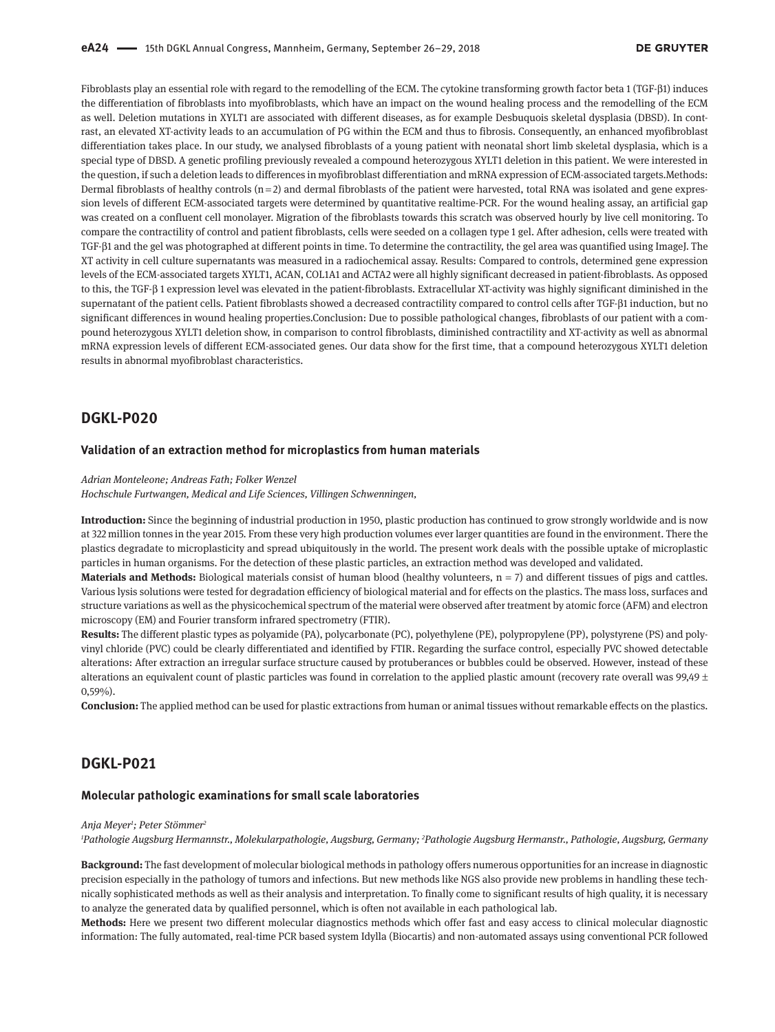Fibroblasts play an essential role with regard to the remodelling of the ECM. The cytokine transforming growth factor beta 1 (TGF-β1) induces the differentiation of fibroblasts into myofibroblasts, which have an impact on the wound healing process and the remodelling of the ECM as well. Deletion mutations in XYLT1 are associated with different diseases, as for example Desbuquois skeletal dysplasia (DBSD). In contrast, an elevated XT-activity leads to an accumulation of PG within the ECM and thus to fibrosis. Consequently, an enhanced myofibroblast differentiation takes place. In our study, we analysed fibroblasts of a young patient with neonatal short limb skeletal dysplasia, which is a special type of DBSD. A genetic profiling previously revealed a compound heterozygous XYLT1 deletion in this patient. We were interested in the question, if such a deletion leads to differences in myofibroblast differentiation and mRNA expression of ECM-associated targets.Methods: Dermal fibroblasts of healthy controls (n = 2) and dermal fibroblasts of the patient were harvested, total RNA was isolated and gene expression levels of different ECM-associated targets were determined by quantitative realtime-PCR. For the wound healing assay, an artificial gap was created on a confluent cell monolayer. Migration of the fibroblasts towards this scratch was observed hourly by live cell monitoring. To compare the contractility of control and patient fibroblasts, cells were seeded on a collagen type 1 gel. After adhesion, cells were treated with TGF-β1 and the gel was photographed at different points in time. To determine the contractility, the gel area was quantified using ImageJ. The XT activity in cell culture supernatants was measured in a radiochemical assay. Results: Compared to controls, determined gene expression levels of the ECM-associated targets XYLT1, ACAN, COL1A1 and ACTA2 were all highly significant decreased in patient-fibroblasts. As opposed to this, the TGF-β 1 expression level was elevated in the patient-fibroblasts. Extracellular XT-activity was highly significant diminished in the supernatant of the patient cells. Patient fibroblasts showed a decreased contractility compared to control cells after TGF-β1 induction, but no significant differences in wound healing properties.Conclusion: Due to possible pathological changes, fibroblasts of our patient with a compound heterozygous XYLT1 deletion show, in comparison to control fibroblasts, diminished contractility and XT-activity as well as abnormal mRNA expression levels of different ECM-associated genes. Our data show for the first time, that a compound heterozygous XYLT1 deletion results in abnormal myofibroblast characteristics.

## DGKL-P020

### Validation of an extraction method for microplastics from human materials

*Adrian Monteleone; Andreas Fath; Folker Wenzel*
*Hochschule Furtwangen, Medical and Life Sciences, Villingen Schwenningen,*

**Introduction:** Since the beginning of industrial production in 1950, plastic production has continued to grow strongly worldwide and is now at 322 million tonnes in the year 2015. From these very high production volumes ever larger quantities are found in the environment. There the plastics degradate to microplasticity and spread ubiquitously in the world. The present work deals with the possible uptake of microplastic particles in human organisms. For the detection of these plastic particles, an extraction method was developed and validated.

**Materials and Methods:** Biological materials consist of human blood (healthy volunteers, n = 7) and different tissues of pigs and cattles. Various lysis solutions were tested for degradation efficiency of biological material and for effects on the plastics. The mass loss, surfaces and structure variations as well as the physicochemical spectrum of the material were observed after treatment by atomic force (AFM) and electron microscopy (EM) and Fourier transform infrared spectrometry (FTIR).

**Results:** The different plastic types as polyamide (PA), polycarbonate (PC), polyethylene (PE), polypropylene (PP), polystyrene (PS) and polyvinyl chloride (PVC) could be clearly differentiated and identified by FTIR. Regarding the surface control, especially PVC showed detectable alterations: After extraction an irregular surface structure caused by protuberances or bubbles could be observed. However, instead of these alterations an equivalent count of plastic particles was found in correlation to the applied plastic amount (recovery rate overall was 99,49 ± 0,59%).

**Conclusion:** The applied method can be used for plastic extractions from human or animal tissues without remarkable effects on the plastics.

## DGKL-P021

### Molecular pathologic examinations for small scale laboratories

*Anja Meyer[1]; Peter Stömmer[2]*
*[1]Pathologie Augsburg Hermannstr., Molekularpathologie, Augsburg, Germany; [2]Pathologie Augsburg Hermanstr., Pathologie, Augsburg, Germany*

**Background:** The fast development of molecular biological methods in pathology offers numerous opportunities for an increase in diagnostic precision especially in the pathology of tumors and infections. But new methods like NGS also provide new problems in handling these technically sophisticated methods as well as their analysis and interpretation. To finally come to significant results of high quality, it is necessary to analyze the generated data by qualified personnel, which is often not available in each pathological lab.

**Methods:** Here we present two different molecular diagnostics methods which offer fast and easy access to clinical molecular diagnostic information: The fully automated, real-time PCR based system Idylla (Biocartis) and non-automated assays using conventional PCR followed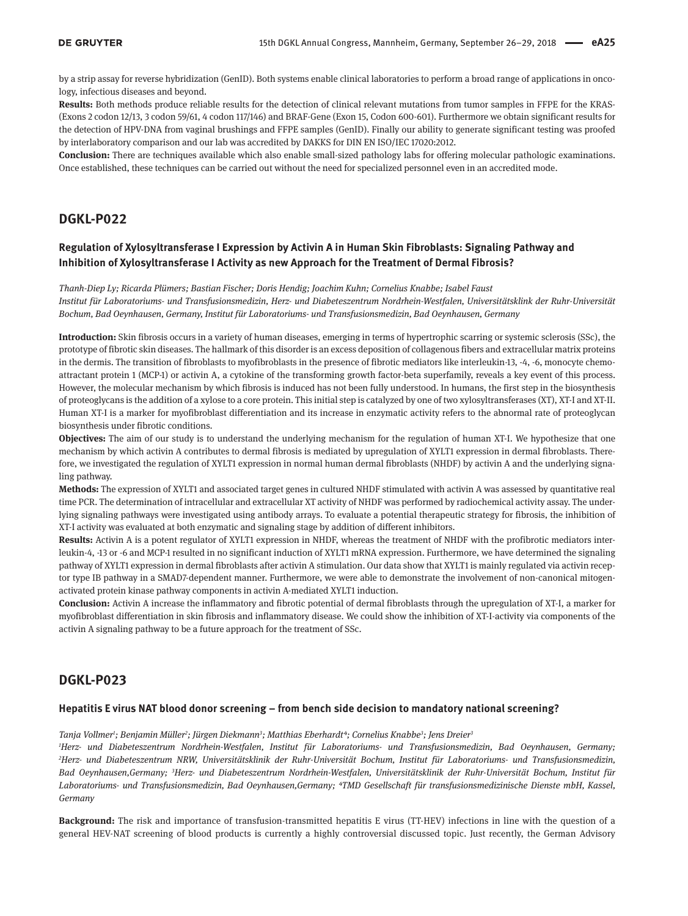by a strip assay for reverse hybridization (GenID). Both systems enable clinical laboratories to perform a broad range of applications in oncology, infectious diseases and beyond.

**Results:** Both methods produce reliable results for the detection of clinical relevant mutations from tumor samples in FFPE for the KRAS-(Exons 2 codon 12/13, 3 codon 59/61, 4 codon 117/146) and BRAF-Gene (Exon 15, Codon 600-601). Furthermore we obtain significant results for the detection of HPV-DNA from vaginal brushings and FFPE samples (GenID). Finally our ability to generate significant testing was proofed by interlaboratory comparison and our lab was accredited by DAKKS for DIN EN ISO/IEC 17020:2012.

**Conclusion:** There are techniques available which also enable small-sized pathology labs for offering molecular pathologic examinations. Once established, these techniques can be carried out without the need for specialized personnel even in an accredited mode.

## DGKL-P022

### Regulation of Xylosyltransferase I Expression by Activin A in Human Skin Fibroblasts: Signaling Pathway and Inhibition of Xylosyltransferase I Activity as new Approach for the Treatment of Dermal Fibrosis?

*Thanh-Diep Ly; Ricarda Plümers; Bastian Fischer; Doris Hendig; Joachim Kuhn; Cornelius Knabbe; Isabel Faust*
*Institut für Laboratoriums- und Transfusionsmedizin, Herz- und Diabeteszentrum Nordrhein-Westfalen, Universitätsklink der Ruhr-Universität Bochum, Bad Oeynhausen, Germany, Institut für Laboratoriums- und Transfusionsmedizin, Bad Oeynhausen, Germany*

**Introduction:** Skin fibrosis occurs in a variety of human diseases, emerging in terms of hypertrophic scarring or systemic sclerosis (SSc), the prototype of fibrotic skin diseases. The hallmark of this disorder is an excess deposition of collagenous fibers and extracellular matrix proteins in the dermis. The transition of fibroblasts to myofibroblasts in the presence of fibrotic mediators like interleukin-13, -4, -6, monocyte chemoattractant protein 1 (MCP-1) or activin A, a cytokine of the transforming growth factor-beta superfamily, reveals a key event of this process. However, the molecular mechanism by which fibrosis is induced has not been fully understood. In humans, the first step in the biosynthesis of proteoglycans is the addition of a xylose to a core protein. This initial step is catalyzed by one of two xylosyltransferases (XT), XT-I and XT-II. Human XT-I is a marker for myofibroblast differentiation and its increase in enzymatic activity refers to the abnormal rate of proteoglycan biosynthesis under fibrotic conditions.

**Objectives:** The aim of our study is to understand the underlying mechanism for the regulation of human XT-I. We hypothesize that one mechanism by which activin A contributes to dermal fibrosis is mediated by upregulation of XYLT1 expression in dermal fibroblasts. Therefore, we investigated the regulation of XYLT1 expression in normal human dermal fibroblasts (NHDF) by activin A and the underlying signaling pathway.

**Methods:** The expression of XYLT1 and associated target genes in cultured NHDF stimulated with activin A was assessed by quantitative real time PCR. The determination of intracellular and extracellular XT activity of NHDF was performed by radiochemical activity assay. The underlying signaling pathways were investigated using antibody arrays. To evaluate a potential therapeutic strategy for fibrosis, the inhibition of XT-I activity was evaluated at both enzymatic and signaling stage by addition of different inhibitors.

**Results:** Activin A is a potent regulator of XYLT1 expression in NHDF, whereas the treatment of NHDF with the profibrotic mediators interleukin-4, -13 or -6 and MCP-1 resulted in no significant induction of XYLT1 mRNA expression. Furthermore, we have determined the signaling pathway of XYLT1 expression in dermal fibroblasts after activin A stimulation. Our data show that XYLT1 is mainly regulated via activin receptor type IB pathway in a SMAD7-dependent manner. Furthermore, we were able to demonstrate the involvement of non-canonical mitogen-activated protein kinase pathway components in activin A-mediated XYLT1 induction.

**Conclusion:** Activin A increase the inflammatory and fibrotic potential of dermal fibroblasts through the upregulation of XT-I, a marker for myofibroblast differentiation in skin fibrosis and inflammatory disease. We could show the inhibition of XT-I-activity via components of the activin A signaling pathway to be a future approach for the treatment of SSc.

## DGKL-P023

### Hepatitis E virus NAT blood donor screening – from bench side decision to mandatory national screening?

*Tanja Vollmer[1]; Benjamin Müller[2]; Jürgen Diekmann[3]; Matthias Eberhardt[4]; Cornelius Knabbe[3]; Jens Dreier[3]*
*[1]Herz- und Diabeteszentrum Nordrhein-Westfalen, Institut für Laboratoriums- und Transfusionsmedizin, Bad Oeynhausen, Germany; [2]Herz- und Diabeteszentrum NRW, Universitätsklinik der Ruhr-Universität Bochum, Institut für Laboratoriums- und Transfusionsmedizin, Bad Oeynhausen,Germany; [3]Herz- und Diabeteszentrum Nordrhein-Westfalen, Universitätsklinik der Ruhr-Universität Bochum, Institut für Laboratoriums- und Transfusionsmedizin, Bad Oeynhausen,Germany; [4]TMD Gesellschaft für transfusionsmedizinische Dienste mbH, Kassel, Germany*

**Background:** The risk and importance of transfusion-transmitted hepatitis E virus (TT-HEV) infections in line with the question of a general HEV-NAT screening of blood products is currently a highly controversial discussed topic. Just recently, the German Advisory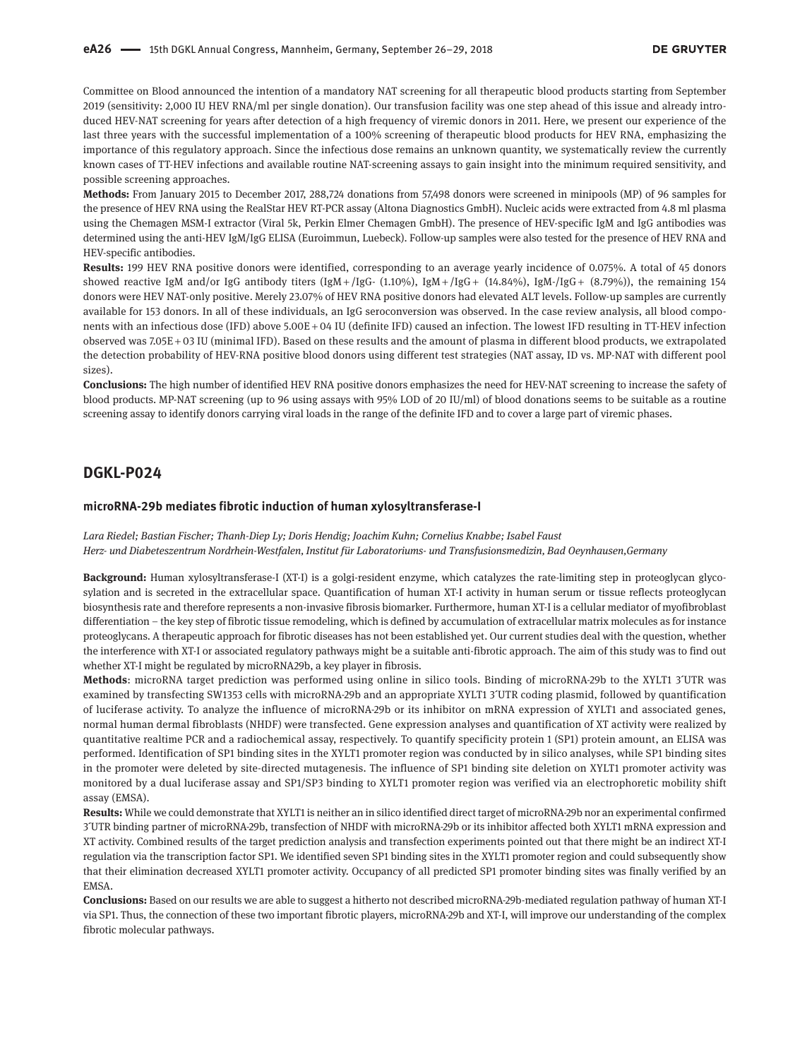Committee on Blood announced the intention of a mandatory NAT screening for all therapeutic blood products starting from September 2019 (sensitivity: 2,000 IU HEV RNA/ml per single donation). Our transfusion facility was one step ahead of this issue and already introduced HEV-NAT screening for years after detection of a high frequency of viremic donors in 2011. Here, we present our experience of the last three years with the successful implementation of a 100% screening of therapeutic blood products for HEV RNA, emphasizing the importance of this regulatory approach. Since the infectious dose remains an unknown quantity, we systematically review the currently known cases of TT-HEV infections and available routine NAT-screening assays to gain insight into the minimum required sensitivity, and possible screening approaches.

**Methods:** From January 2015 to December 2017, 288,724 donations from 57,498 donors were screened in minipools (MP) of 96 samples for the presence of HEV RNA using the RealStar HEV RT-PCR assay (Altona Diagnostics GmbH). Nucleic acids were extracted from 4.8 ml plasma using the Chemagen MSM-I extractor (Viral 5k, Perkin Elmer Chemagen GmbH). The presence of HEV-specific IgM and IgG antibodies was determined using the anti-HEV IgM/IgG ELISA (Euroimmun, Luebeck). Follow-up samples were also tested for the presence of HEV RNA and HEV-specific antibodies.

**Results:** 199 HEV RNA positive donors were identified, corresponding to an average yearly incidence of 0.075%. A total of 45 donors showed reactive IgM and/or IgG antibody titers (IgM+/IgG- (1.10%), IgM+/IgG+ (14.84%), IgM-/IgG+ (8.79%)), the remaining 154 donors were HEV NAT-only positive. Merely 23.07% of HEV RNA positive donors had elevated ALT levels. Follow-up samples are currently available for 153 donors. In all of these individuals, an IgG seroconversion was observed. In the case review analysis, all blood components with an infectious dose (IFD) above 5.00E+04 IU (definite IFD) caused an infection. The lowest IFD resulting in TT-HEV infection observed was 7.05E+03 IU (minimal IFD). Based on these results and the amount of plasma in different blood products, we extrapolated the detection probability of HEV-RNA positive blood donors using different test strategies (NAT assay, ID vs. MP-NAT with different pool sizes).

**Conclusions:** The high number of identified HEV RNA positive donors emphasizes the need for HEV-NAT screening to increase the safety of blood products. MP-NAT screening (up to 96 using assays with 95% LOD of 20 IU/ml) of blood donations seems to be suitable as a routine screening assay to identify donors carrying viral loads in the range of the definite IFD and to cover a large part of viremic phases.

## DGKL-P024

### microRNA-29b mediates fibrotic induction of human xylosyltransferase-I

*Lara Riedel; Bastian Fischer; Thanh-Diep Ly; Doris Hendig; Joachim Kuhn; Cornelius Knabbe; Isabel Faust*
*Herz- und Diabeteszentrum Nordrhein-Westfalen, Institut für Laboratoriums- und Transfusionsmedizin, Bad Oeynhausen,Germany*

**Background:** Human xylosyltransferase-I (XT-I) is a golgi-resident enzyme, which catalyzes the rate-limiting step in proteoglycan glycosylation and is secreted in the extracellular space. Quantification of human XT-I activity in human serum or tissue reflects proteoglycan biosynthesis rate and therefore represents a non-invasive fibrosis biomarker. Furthermore, human XT-I is a cellular mediator of myofibroblast differentiation – the key step of fibrotic tissue remodeling, which is defined by accumulation of extracellular matrix molecules as for instance proteoglycans. A therapeutic approach for fibrotic diseases has not been established yet. Our current studies deal with the question, whether the interference with XT-I or associated regulatory pathways might be a suitable anti-fibrotic approach. The aim of this study was to find out whether XT-I might be regulated by microRNA29b, a key player in fibrosis.

**Methods**: microRNA target prediction was performed using online in silico tools. Binding of microRNA-29b to the XYLT1 3´UTR was examined by transfecting SW1353 cells with microRNA-29b and an appropriate XYLT1 3´UTR coding plasmid, followed by quantification of luciferase activity. To analyze the influence of microRNA-29b or its inhibitor on mRNA expression of XYLT1 and associated genes, normal human dermal fibroblasts (NHDF) were transfected. Gene expression analyses and quantification of XT activity were realized by quantitative realtime PCR and a radiochemical assay, respectively. To quantify specificity protein 1 (SP1) protein amount, an ELISA was performed. Identification of SP1 binding sites in the XYLT1 promoter region was conducted by in silico analyses, while SP1 binding sites in the promoter were deleted by site-directed mutagenesis. The influence of SP1 binding site deletion on XYLT1 promoter activity was monitored by a dual luciferase assay and SP1/SP3 binding to XYLT1 promoter region was verified via an electrophoretic mobility shift assay (EMSA).

**Results:** While we could demonstrate that XYLT1 is neither an in silico identified direct target of microRNA-29b nor an experimental confirmed 3´UTR binding partner of microRNA-29b, transfection of NHDF with microRNA-29b or its inhibitor affected both XYLT1 mRNA expression and XT activity. Combined results of the target prediction analysis and transfection experiments pointed out that there might be an indirect XT-I regulation via the transcription factor SP1. We identified seven SP1 binding sites in the XYLT1 promoter region and could subsequently show that their elimination decreased XYLT1 promoter activity. Occupancy of all predicted SP1 promoter binding sites was finally verified by an EMSA.

**Conclusions:** Based on our results we are able to suggest a hitherto not described microRNA-29b-mediated regulation pathway of human XT-I via SP1. Thus, the connection of these two important fibrotic players, microRNA-29b and XT-I, will improve our understanding of the complex fibrotic molecular pathways.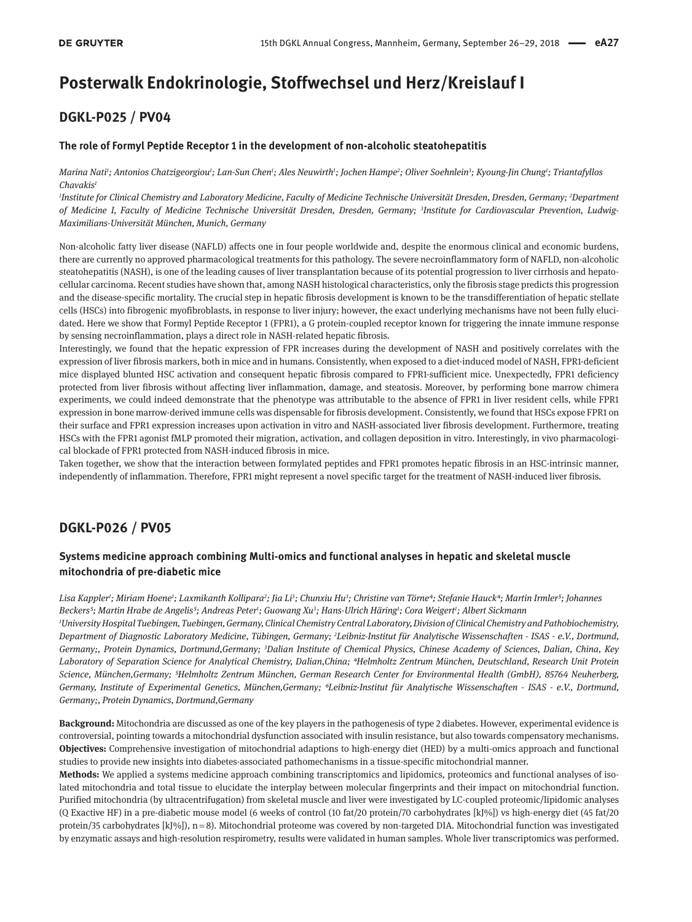# Posterwalk Endokrinologie, Stoffwechsel und Herz/Kreislauf I

## DGKL-P025 / PV04

### The role of Formyl Peptide Receptor 1 in the development of non-alcoholic steatohepatitis

*Marina Nati[1]; Antonios Chatzigeorgiou[1]; Lan-Sun Chen[1]; Ales Neuwirth[1]; Jochen Hampe[2]; Oliver Soehnlein[3]; Kyoung-Jin Chung[1]; Triantafyllos Chavakis[1]*

*[1]Institute for Clinical Chemistry and Laboratory Medicine, Faculty of Medicine Technische Universität Dresden, Dresden, Germany; [2]Department of Medicine I, Faculty of Medicine Technische Universität Dresden, Dresden, Germany; [3]Institute for Cardiovascular Prevention, Ludwig-Maximilians-Universität München, Munich, Germany*

Non-alcoholic fatty liver disease (NAFLD) affects one in four people worldwide and, despite the enormous clinical and economic burdens, there are currently no approved pharmacological treatments for this pathology. The severe necroinflammatory form of NAFLD, non-alcoholic steatohepatitis (NASH), is one of the leading causes of liver transplantation because of its potential progression to liver cirrhosis and hepatocellular carcinoma. Recent studies have shown that, among NASH histological characteristics, only the fibrosis stage predicts this progression and the disease-specific mortality. The crucial step in hepatic fibrosis development is known to be the transdifferentiation of hepatic stellate cells (HSCs) into fibrogenic myofibroblasts, in response to liver injury; however, the exact underlying mechanisms have not been fully elucidated. Here we show that Formyl Peptide Receptor 1 (FPR1), a G protein-coupled receptor known for triggering the innate immune response by sensing necroinflammation, plays a direct role in NASH-related hepatic fibrosis.

Interestingly, we found that the hepatic expression of FPR increases during the development of NASH and positively correlates with the expression of liver fibrosis markers, both in mice and in humans. Consistently, when exposed to a diet-induced model of NASH, FPR1-deficient mice displayed blunted HSC activation and consequent hepatic fibrosis compared to FPR1-sufficient mice. Unexpectedly, FPR1 deficiency protected from liver fibrosis without affecting liver inflammation, damage, and steatosis. Moreover, by performing bone marrow chimera experiments, we could indeed demonstrate that the phenotype was attributable to the absence of FPR1 in liver resident cells, while FPR1 expression in bone marrow-derived immune cells was dispensable for fibrosis development. Consistently, we found that HSCs expose FPR1 on their surface and FPR1 expression increases upon activation in vitro and NASH-associated liver fibrosis development. Furthermore, treating HSCs with the FPR1 agonist fMLP promoted their migration, activation, and collagen deposition in vitro. Interestingly, in vivo pharmacological blockade of FPR1 protected from NASH-induced fibrosis in mice.

Taken together, we show that the interaction between formylated peptides and FPR1 promotes hepatic fibrosis in an HSC-intrinsic manner, independently of inflammation. Therefore, FPR1 might represent a novel specific target for the treatment of NASH-induced liver fibrosis.

## DGKL-P026 / PV05

### Systems medicine approach combining Multi-omics and functional analyses in hepatic and skeletal muscle mitochondria of pre-diabetic mice

*Lisa Kappler[1]; Miriam Hoene[1]; Laxmikanth Kollipara[2]; Jia Li[3]; Chunxiu Hu[3]; Christine van Törne[4]; Stefanie Hauck[4]; Martin Irmler[5]; Johannes Beckers[5]; Martin Hrabe de Angelis[5]; Andreas Peter[1]; Guowang Xu[3]; Hans-Ulrich Häring[1]; Cora Weigert[1]; Albert Sickmann*

*[1]University Hospital Tuebingen, Tuebingen, Germany, Clinical Chemistry Central Laboratory, Division of Clinical Chemistry and Pathobiochemistry, Department of Diagnostic Laboratory Medicine, Tübingen, Germany; [2]Leibniz-Institut für Analytische Wissenschaften - ISAS - e.V., Dortmund, Germany;, Protein Dynamics, Dortmund,Germany; [3]Dalian Institute of Chemical Physics, Chinese Academy of Sciences, Dalian, China, Key Laboratory of Separation Science for Analytical Chemistry, Dalian,China; [4]Helmholtz Zentrum München, Deutschland, Research Unit Protein Science, München,Germany; [5]Helmholtz Zentrum München, German Research Center for Environmental Health (GmbH), 85764 Neuherberg, Germany, Institute of Experimental Genetics, München,Germany; [6]Leibniz-Institut für Analytische Wissenschaften - ISAS - e.V., Dortmund, Germany;, Protein Dynamics, Dortmund,Germany*

**Background:** Mitochondria are discussed as one of the key players in the pathogenesis of type 2 diabetes. However, experimental evidence is controversial, pointing towards a mitochondrial dysfunction associated with insulin resistance, but also towards compensatory mechanisms.

**Objectives:** Comprehensive investigation of mitochondrial adaptions to high-energy diet (HED) by a multi-omics approach and functional studies to provide new insights into diabetes-associated pathomechanisms in a tissue-specific mitochondrial manner.

**Methods:** We applied a systems medicine approach combining transcriptomics and lipidomics, proteomics and functional analyses of isolated mitochondria and total tissue to elucidate the interplay between molecular fingerprints and their impact on mitochondrial function. Purified mitochondria (by ultracentrifugation) from skeletal muscle and liver were investigated by LC-coupled proteomic/lipidomic analyses (Q Exactive HF) in a pre-diabetic mouse model (6 weeks of control (10 fat/20 protein/70 carbohydrates [kJ%]) vs high-energy diet (45 fat/20 protein/35 carbohydrates [kJ%]), n = 8). Mitochondrial proteome was covered by non-targeted DIA. Mitochondrial function was investigated by enzymatic assays and high-resolution respirometry, results were validated in human samples. Whole liver transcriptomics was performed.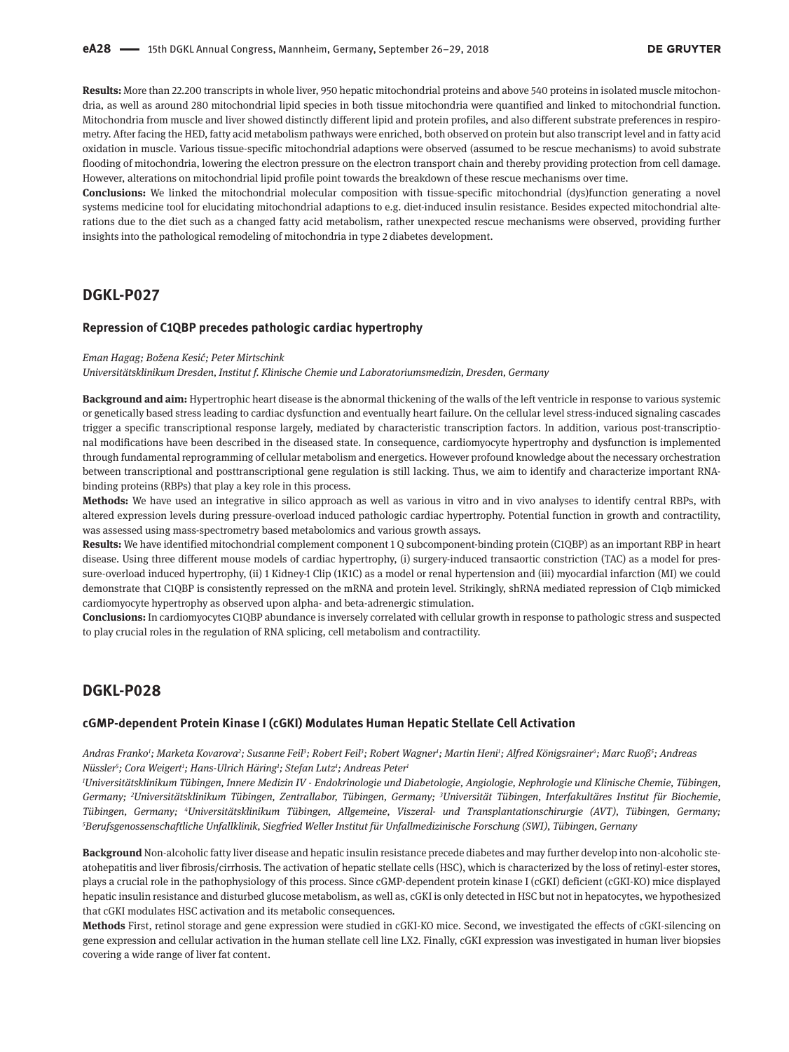**Results:** More than 22.200 transcripts in whole liver, 950 hepatic mitochondrial proteins and above 540 proteins in isolated muscle mitochondria, as well as around 280 mitochondrial lipid species in both tissue mitochondria were quantified and linked to mitochondrial function. Mitochondria from muscle and liver showed distinctly different lipid and protein profiles, and also different substrate preferences in respirometry. After facing the HED, fatty acid metabolism pathways were enriched, both observed on protein but also transcript level and in fatty acid oxidation in muscle. Various tissue-specific mitochondrial adaptions were observed (assumed to be rescue mechanisms) to avoid substrate flooding of mitochondria, lowering the electron pressure on the electron transport chain and thereby providing protection from cell damage. However, alterations on mitochondrial lipid profile point towards the breakdown of these rescue mechanisms over time.

**Conclusions:** We linked the mitochondrial molecular composition with tissue-specific mitochondrial (dys)function generating a novel systems medicine tool for elucidating mitochondrial adaptions to e.g. diet-induced insulin resistance. Besides expected mitochondrial alterations due to the diet such as a changed fatty acid metabolism, rather unexpected rescue mechanisms were observed, providing further insights into the pathological remodeling of mitochondria in type 2 diabetes development.

## DGKL-P027

### Repression of C1QBP precedes pathologic cardiac hypertrophy

*Eman Hagag; Božena Kesić; Peter Mirtschink*

*Universitätsklinikum Dresden, Institut f. Klinische Chemie und Laboratoriumsmedizin, Dresden, Germany*

**Background and aim:** Hypertrophic heart disease is the abnormal thickening of the walls of the left ventricle in response to various systemic or genetically based stress leading to cardiac dysfunction and eventually heart failure. On the cellular level stress-induced signaling cascades trigger a specific transcriptional response largely, mediated by characteristic transcription factors. In addition, various post-transcriptional modifications have been described in the diseased state. In consequence, cardiomyocyte hypertrophy and dysfunction is implemented through fundamental reprogramming of cellular metabolism and energetics. However profound knowledge about the necessary orchestration between transcriptional and posttranscriptional gene regulation is still lacking. Thus, we aim to identify and characterize important RNA-binding proteins (RBPs) that play a key role in this process.

**Methods:** We have used an integrative in silico approach as well as various in vitro and in vivo analyses to identify central RBPs, with altered expression levels during pressure-overload induced pathologic cardiac hypertrophy. Potential function in growth and contractility, was assessed using mass-spectrometry based metabolomics and various growth assays.

**Results:** We have identified mitochondrial complement component 1 Q subcomponent-binding protein (C1QBP) as an important RBP in heart disease. Using three different mouse models of cardiac hypertrophy, (i) surgery-induced transaortic constriction (TAC) as a model for pressure-overload induced hypertrophy, (ii) 1 Kidney-1 Clip (1K1C) as a model or renal hypertension and (iii) myocardial infarction (MI) we could demonstrate that C1QBP is consistently repressed on the mRNA and protein level. Strikingly, shRNA mediated repression of C1qb mimicked cardiomyocyte hypertrophy as observed upon alpha- and beta-adrenergic stimulation.

**Conclusions:** In cardiomyocytes C1QBP abundance is inversely correlated with cellular growth in response to pathologic stress and suspected to play crucial roles in the regulation of RNA splicing, cell metabolism and contractility.

## DGKL-P028

### cGMP-dependent Protein Kinase I (cGKI) Modulates Human Hepatic Stellate Cell Activation

*Andras Franko[1]; Marketa Kovarova[2]; Susanne Feil[3]; Robert Feil[3]; Robert Wagner[1]; Martin Heni[1]; Alfred Königsrainer[4]; Marc Ruoß[5]; Andreas Nüssler[5]; Cora Weigert[1]; Hans-Ulrich Häring[1]; Stefan Lutz[1]; Andreas Peter[1]*

*[1]Universitätsklinikum Tübingen, Innere Medizin IV - Endokrinologie und Diabetologie, Angiologie, Nephrologie und Klinische Chemie, Tübingen, Germany; [2]Universitätsklinikum Tübingen, Zentrallabor, Tübingen, Germany; [3]Universität Tübingen, Interfakultäres Institut für Biochemie, Tübingen, Germany; [4]Universitätsklinikum Tübingen, Allgemeine, Viszeral- und Transplantationschirurgie (AVT), Tübingen, Germany; [5]Berufsgenossenschaftliche Unfallklinik, Siegfried Weller Institut für Unfallmedizinische Forschung (SWI), Tübingen, Gernany*

**Background** Non-alcoholic fatty liver disease and hepatic insulin resistance precede diabetes and may further develop into non-alcoholic steatohepatitis and liver fibrosis/cirrhosis. The activation of hepatic stellate cells (HSC), which is characterized by the loss of retinyl-ester stores, plays a crucial role in the pathophysiology of this process. Since cGMP-dependent protein kinase I (cGKI) deficient (cGKI-KO) mice displayed hepatic insulin resistance and disturbed glucose metabolism, as well as, cGKI is only detected in HSC but not in hepatocytes, we hypothesized that cGKI modulates HSC activation and its metabolic consequences.

**Methods** First, retinol storage and gene expression were studied in cGKI-KO mice. Second, we investigated the effects of cGKI-silencing on gene expression and cellular activation in the human stellate cell line LX2. Finally, cGKI expression was investigated in human liver biopsies covering a wide range of liver fat content.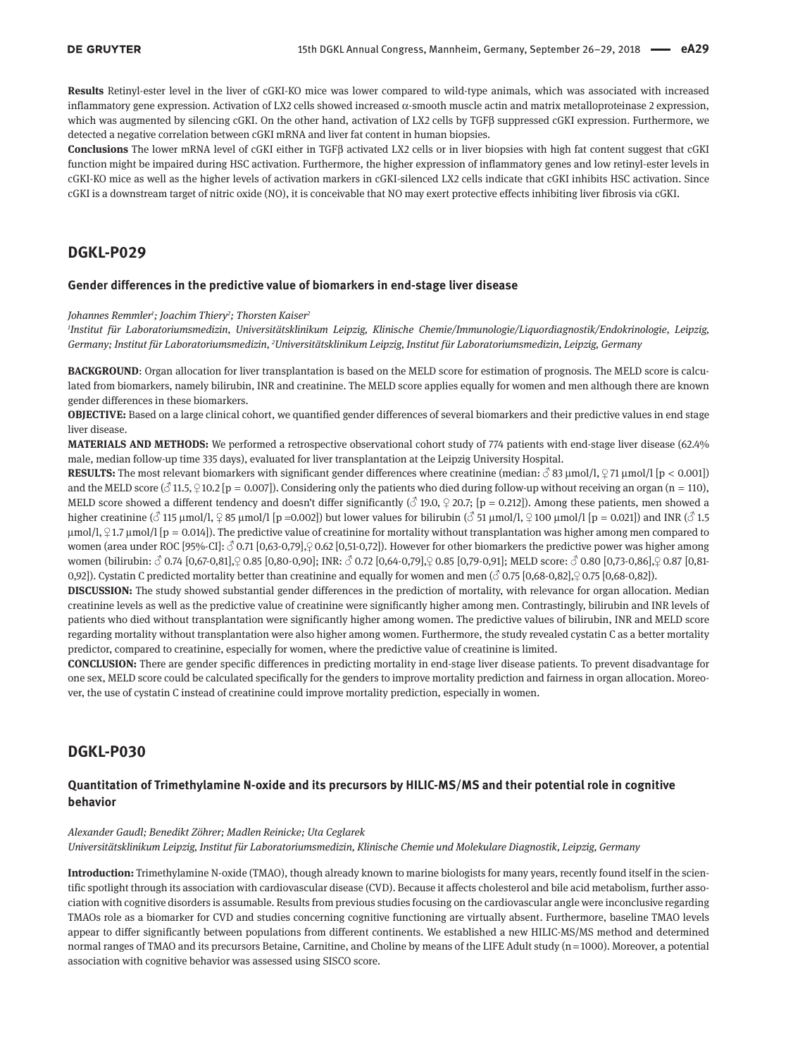**Results** Retinyl-ester level in the liver of cGKI-KO mice was lower compared to wild-type animals, which was associated with increased inflammatory gene expression. Activation of LX2 cells showed increased α-smooth muscle actin and matrix metalloproteinase 2 expression, which was augmented by silencing cGKI. On the other hand, activation of LX2 cells by TGFβ suppressed cGKI expression. Furthermore, we detected a negative correlation between cGKI mRNA and liver fat content in human biopsies.

**Conclusions** The lower mRNA level of cGKI either in TGFβ activated LX2 cells or in liver biopsies with high fat content suggest that cGKI function might be impaired during HSC activation. Furthermore, the higher expression of inflammatory genes and low retinyl-ester levels in cGKI-KO mice as well as the higher levels of activation markers in cGKI-silenced LX2 cells indicate that cGKI inhibits HSC activation. Since cGKI is a downstream target of nitric oxide (NO), it is conceivable that NO may exert protective effects inhibiting liver fibrosis via cGKI.

## DGKL-P029

### Gender differences in the predictive value of biomarkers in end-stage liver disease

*Johannes Remmler[1]; Joachim Thiery[2]; Thorsten Kaiser[2]*

*[1]Institut für Laboratoriumsmedizin, Universitätsklinikum Leipzig, Klinische Chemie/Immunologie/Liquordiagnostik/Endokrinologie, Leipzig, Germany; Institut für Laboratoriumsmedizin, [2]Universitätsklinikum Leipzig, Institut für Laboratoriumsmedizin, Leipzig, Germany*

**BACKGROUND**: Organ allocation for liver transplantation is based on the MELD score for estimation of prognosis. The MELD score is calculated from biomarkers, namely bilirubin, INR and creatinine. The MELD score applies equally for women and men although there are known gender differences in these biomarkers.

**OBJECTIVE:** Based on a large clinical cohort, we quantified gender differences of several biomarkers and their predictive values in end stage liver disease.

**MATERIALS AND METHODS:** We performed a retrospective observational cohort study of 774 patients with end-stage liver disease (62.4% male, median follow-up time 335 days), evaluated for liver transplantation at the Leipzig University Hospital.

**RESULTS:** The most relevant biomarkers with significant gender differences where creatinine (median: ♂ 83 µmol/l, ♀ 71 µmol/l [$p < 0.001$]) and the MELD score (♂ 11.5, ♀ 10.2 [$p = 0.007$]). Considering only the patients who died during follow-up without receiving an organ (n = 110), MELD score showed a different tendency and doesn't differ significantly (♂ 19.0, ♀ 20.7; [$p = 0.212$]). Among these patients, men showed a higher creatinine (♂ 115 µmol/l, ♀ 85 µmol/l [$p = 0.002$]) but lower values for bilirubin (♂ 51 µmol/l, ♀ 100 µmol/l [$p = 0.021$]) and INR (♂ 1.5 µmol/l, ♀ 1.7 µmol/l [$p = 0.014$]). The predictive value of creatinine for mortality without transplantation was higher among men compared to women (area under ROC [95%-CI]: ♂ 0.71 [0,63-0,79], ♀ 0.62 [0,51-0,72]). However for other biomarkers the predictive power was higher among women (bilirubin: ♂ 0.74 [0,67-0,81], ♀ 0.85 [0,80-0,90]; INR: ♂ 0.72 [0,64-0,79], ♀ 0.85 [0,79-0,91]; MELD score: ♂ 0.80 [0,73-0,86], ♀ 0.87 [0,81-0,92]). Cystatin C predicted mortality better than creatinine and equally for women and men (♂ 0.75 [0,68-0,82], ♀ 0.75 [0,68-0,82]).

**DISCUSSION:** The study showed substantial gender differences in the prediction of mortality, with relevance for organ allocation. Median creatinine levels as well as the predictive value of creatinine were significantly higher among men. Contrastingly, bilirubin and INR levels of patients who died without transplantation were significantly higher among women. The predictive values of bilirubin, INR and MELD score regarding mortality without transplantation were also higher among women. Furthermore, the study revealed cystatin C as a better mortality predictor, compared to creatinine, especially for women, where the predictive value of creatinine is limited.

**CONCLUSION:** There are gender specific differences in predicting mortality in end-stage liver disease patients. To prevent disadvantage for one sex, MELD score could be calculated specifically for the genders to improve mortality prediction and fairness in organ allocation. Moreover, the use of cystatin C instead of creatinine could improve mortality prediction, especially in women.

## DGKL-P030

### Quantitation of Trimethylamine N-oxide and its precursors by HILIC-MS/MS and their potential role in cognitive behavior

*Alexander Gaudl; Benedikt Zöhrer; Madlen Reinicke; Uta Ceglarek*

*Universitätsklinikum Leipzig, Institut für Laboratoriumsmedizin, Klinische Chemie und Molekulare Diagnostik, Leipzig, Germany*

**Introduction:** Trimethylamine N-oxide (TMAO), though already known to marine biologists for many years, recently found itself in the scientific spotlight through its association with cardiovascular disease (CVD). Because it affects cholesterol and bile acid metabolism, further association with cognitive disorders is assumable. Results from previous studies focusing on the cardiovascular angle were inconclusive regarding TMAOs role as a biomarker for CVD and studies concerning cognitive functioning are virtually absent. Furthermore, baseline TMAO levels appear to differ significantly between populations from different continents. We established a new HILIC-MS/MS method and determined normal ranges of TMAO and its precursors Betaine, Carnitine, and Choline by means of the LIFE Adult study (n = 1000). Moreover, a potential association with cognitive behavior was assessed using SISCO score.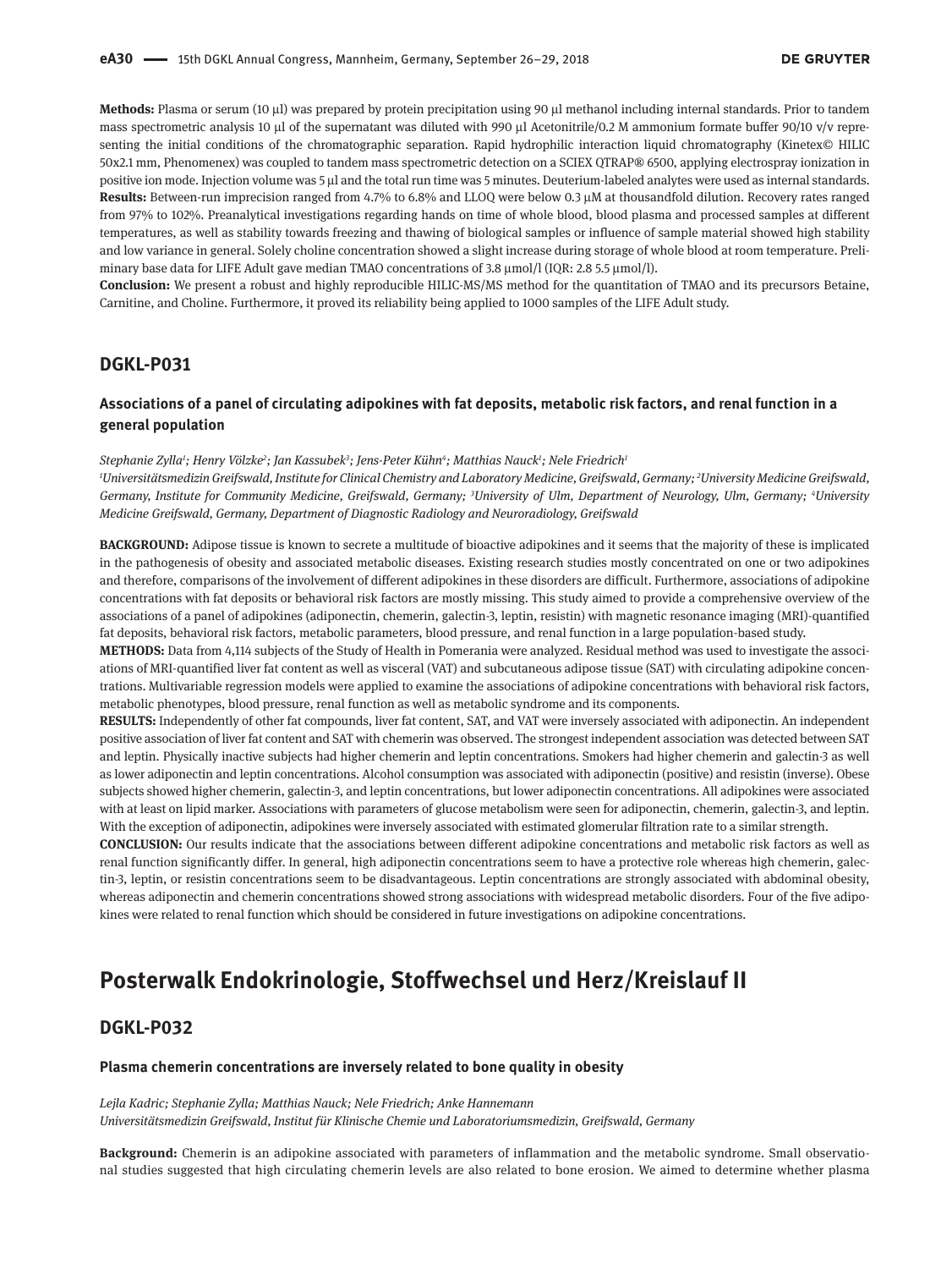**Methods:** Plasma or serum (10 µl) was prepared by protein precipitation using 90 µl methanol including internal standards. Prior to tandem mass spectrometric analysis 10 µl of the supernatant was diluted with 990 µl Acetonitrile/0.2 M ammonium formate buffer 90/10 v/v representing the initial conditions of the chromatographic separation. Rapid hydrophilic interaction liquid chromatography (Kinetex© HILIC 50x2.1 mm, Phenomenex) was coupled to tandem mass spectrometric detection on a SCIEX QTRAP® 6500, applying electrospray ionization in positive ion mode. Injection volume was 5 µl and the total run time was 5 minutes. Deuterium-labeled analytes were used as internal standards.
**Results:** Between-run imprecision ranged from 4.7% to 6.8% and LLOQ were below 0.3 µM at thousandfold dilution. Recovery rates ranged from 97% to 102%. Preanalytical investigations regarding hands on time of whole blood, blood plasma and processed samples at different temperatures, as well as stability towards freezing and thawing of biological samples or influence of sample material showed high stability and low variance in general. Solely choline concentration showed a slight increase during storage of whole blood at room temperature. Preliminary base data for LIFE Adult gave median TMAO concentrations of 3.8 µmol/l (IQR: 2.8 5.5 µmol/l).
**Conclusion:** We present a robust and highly reproducible HILIC-MS/MS method for the quantitation of TMAO and its precursors Betaine, Carnitine, and Choline. Furthermore, it proved its reliability being applied to 1000 samples of the LIFE Adult study.

## DGKL-P031

### Associations of a panel of circulating adipokines with fat deposits, metabolic risk factors, and renal function in a general population

*Stephanie Zylla[1]; Henry Völzke[2]; Jan Kassubek[3]; Jens-Peter Kühn[4]; Matthias Nauck[1]; Nele Friedrich[1]*
*[1]Universitätsmedizin Greifswald, Institute for Clinical Chemistry and Laboratory Medicine, Greifswald, Germany; [2]University Medicine Greifswald, Germany, Institute for Community Medicine, Greifswald, Germany; [3]University of Ulm, Department of Neurology, Ulm, Germany; [4]University Medicine Greifswald, Germany, Department of Diagnostic Radiology and Neuroradiology, Greifswald*

**BACKGROUND:** Adipose tissue is known to secrete a multitude of bioactive adipokines and it seems that the majority of these is implicated in the pathogenesis of obesity and associated metabolic diseases. Existing research studies mostly concentrated on one or two adipokines and therefore, comparisons of the involvement of different adipokines in these disorders are difficult. Furthermore, associations of adipokine concentrations with fat deposits or behavioral risk factors are mostly missing. This study aimed to provide a comprehensive overview of the associations of a panel of adipokines (adiponectin, chemerin, galectin-3, leptin, resistin) with magnetic resonance imaging (MRI)-quantified fat deposits, behavioral risk factors, metabolic parameters, blood pressure, and renal function in a large population-based study.
**METHODS:** Data from 4,114 subjects of the Study of Health in Pomerania were analyzed. Residual method was used to investigate the associations of MRI-quantified liver fat content as well as visceral (VAT) and subcutaneous adipose tissue (SAT) with circulating adipokine concentrations. Multivariable regression models were applied to examine the associations of adipokine concentrations with behavioral risk factors, metabolic phenotypes, blood pressure, renal function as well as metabolic syndrome and its components.
**RESULTS:** Independently of other fat compounds, liver fat content, SAT, and VAT were inversely associated with adiponectin. An independent positive association of liver fat content and SAT with chemerin was observed. The strongest independent association was detected between SAT and leptin. Physically inactive subjects had higher chemerin and leptin concentrations. Smokers had higher chemerin and galectin-3 as well as lower adiponectin and leptin concentrations. Alcohol consumption was associated with adiponectin (positive) and resistin (inverse). Obese subjects showed higher chemerin, galectin-3, and leptin concentrations, but lower adiponectin concentrations. All adipokines were associated with at least on lipid marker. Associations with parameters of glucose metabolism were seen for adiponectin, chemerin, galectin-3, and leptin. With the exception of adiponectin, adipokines were inversely associated with estimated glomerular filtration rate to a similar strength.
**CONCLUSION:** Our results indicate that the associations between different adipokine concentrations and metabolic risk factors as well as renal function significantly differ. In general, high adiponectin concentrations seem to have a protective role whereas high chemerin, galectin-3, leptin, or resistin concentrations seem to be disadvantageous. Leptin concentrations are strongly associated with abdominal obesity, whereas adiponectin and chemerin concentrations showed strong associations with widespread metabolic disorders. Four of the five adipokines were related to renal function which should be considered in future investigations on adipokine concentrations.

# Posterwalk Endokrinologie, Stoffwechsel und Herz/Kreislauf II

## DGKL-P032

### Plasma chemerin concentrations are inversely related to bone quality in obesity

*Lejla Kadric; Stephanie Zylla; Matthias Nauck; Nele Friedrich; Anke Hannemann*
*Universitätsmedizin Greifswald, Institut für Klinische Chemie und Laboratoriumsmedizin, Greifswald, Germany*

**Background:** Chemerin is an adipokine associated with parameters of inflammation and the metabolic syndrome. Small observational studies suggested that high circulating chemerin levels are also related to bone erosion. We aimed to determine whether plasma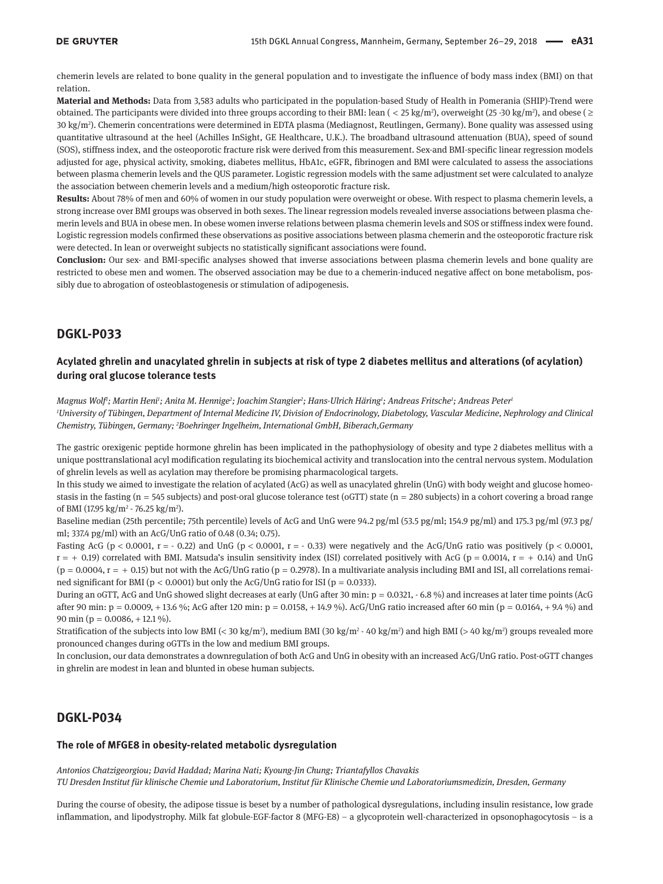chemerin levels are related to bone quality in the general population and to investigate the influence of body mass index (BMI) on that relation.

**Material and Methods:** Data from 3,583 adults who participated in the population-based Study of Health in Pomerania (SHIP)-Trend were obtained. The participants were divided into three groups according to their BMI: lean ( < 25 kg/m$^2$), overweight (25 -30 kg/m$^2$), and obese ( ≥ 30 kg/m$^2$). Chemerin concentrations were determined in EDTA plasma (Mediagnost, Reutlingen, Germany). Bone quality was assessed using quantitative ultrasound at the heel (Achilles InSight, GE Healthcare, U.K.). The broadband ultrasound attenuation (BUA), speed of sound (SOS), stiffness index, and the osteoporotic fracture risk were derived from this measurement. Sex-and BMI-specific linear regression models adjusted for age, physical activity, smoking, diabetes mellitus, HbA1c, eGFR, fibrinogen and BMI were calculated to assess the associations between plasma chemerin levels and the QUS parameter. Logistic regression models with the same adjustment set were calculated to analyze the association between chemerin levels and a medium/high osteoporotic fracture risk.

**Results:** About 78% of men and 60% of women in our study population were overweight or obese. With respect to plasma chemerin levels, a strong increase over BMI groups was observed in both sexes. The linear regression models revealed inverse associations between plasma chemerin levels and BUA in obese men. In obese women inverse relations between plasma chemerin levels and SOS or stiffness index were found. Logistic regression models confirmed these observations as positive associations between plasma chemerin and the osteoporotic fracture risk were detected. In lean or overweight subjects no statistically significant associations were found.

**Conclusion:** Our sex- and BMI-specific analyses showed that inverse associations between plasma chemerin levels and bone quality are restricted to obese men and women. The observed association may be due to a chemerin-induced negative affect on bone metabolism, possibly due to abrogation of osteoblastogenesis or stimulation of adipogenesis.

## DGKL-P033

### Acylated ghrelin and unacylated ghrelin in subjects at risk of type 2 diabetes mellitus and alterations (of acylation) during oral glucose tolerance tests

*Magnus Wolf[1]; Martin Heni[1]; Anita M. Hennige[2]; Joachim Stangier[2]; Hans-Ulrich Häring[1]; Andreas Fritsche[1]; Andreas Peter[1]*
*[1]University of Tübingen, Department of Internal Medicine IV, Division of Endocrinology, Diabetology, Vascular Medicine, Nephrology and Clinical Chemistry, Tübingen, Germany; [2]Boehringer Ingelheim, International GmbH, Biberach,Germany*

The gastric orexigenic peptide hormone ghrelin has been implicated in the pathophysiology of obesity and type 2 diabetes mellitus with a unique posttranslational acyl modification regulating its biochemical activity and translocation into the central nervous system. Modulation of ghrelin levels as well as acylation may therefore be promising pharmacological targets.

In this study we aimed to investigate the relation of acylated (AcG) as well as unacylated ghrelin (UnG) with body weight and glucose homeostasis in the fasting (n = 545 subjects) and post-oral glucose tolerance test (oGTT) state (n = 280 subjects) in a cohort covering a broad range of BMI (17.95 kg/m$^2$ - 76.25 kg/m$^2$).

Baseline median (25th percentile; 75th percentile) levels of AcG and UnG were 94.2 pg/ml (53.5 pg/ml; 154.9 pg/ml) and 175.3 pg/ml (97.3 pg/ml; 337.4 pg/ml) with an AcG/UnG ratio of 0.48 (0.34; 0.75).

Fasting AcG ($p < 0.0001$, $r = -0.22$) and UnG ($p < 0.0001$, $r = -0.33$) were negatively and the AcG/UnG ratio was positively ($p < 0.0001$, $r = +0.19$) correlated with BMI. Matsuda's insulin sensitivity index (ISI) correlated positively with AcG ($p = 0.0014$, $r = +0.14$) and UnG ($p = 0.0004$, $r = +0.15$) but not with the AcG/UnG ratio ($p = 0.2978$). In a multivariate analysis including BMI and ISI, all correlations remained significant for BMI ($p < 0.0001$) but only the AcG/UnG ratio for ISI ($p = 0.0333$).

During an oGTT, AcG and UnG showed slight decreases at early (UnG after 30 min: $p = 0.0321$, - 6.8 %) and increases at later time points (AcG after 90 min: $p = 0.0009$, + 13.6 %; AcG after 120 min: $p = 0.0158$, + 14.9 %). AcG/UnG ratio increased after 60 min ($p = 0.0164$, + 9.4 %) and 90 min ($p = 0.0086$, + 12.1 %).

Stratification of the subjects into low BMI (< 30 kg/m$^2$), medium BMI (30 kg/m$^2$ - 40 kg/m$^2$) and high BMI (> 40 kg/m$^2$) groups revealed more pronounced changes during oGTTs in the low and medium BMI groups.

In conclusion, our data demonstrates a downregulation of both AcG and UnG in obesity with an increased AcG/UnG ratio. Post-oGTT changes in ghrelin are modest in lean and blunted in obese human subjects.

## DGKL-P034

### The role of MFGE8 in obesity-related metabolic dysregulation

*Antonios Chatzigeorgiou; David Haddad; Marina Nati; Kyoung-Jin Chung; Triantafyllos Chavakis*
*TU Dresden Institut für klinische Chemie und Laboratorium, Institut für Klinische Chemie und Laboratoriumsmedizin, Dresden, Germany*

During the course of obesity, the adipose tissue is beset by a number of pathological dysregulations, including insulin resistance, low grade inflammation, and lipodystrophy. Milk fat globule-EGF-factor 8 (MFG-E8) – a glycoprotein well-characterized in opsonophagocytosis – is a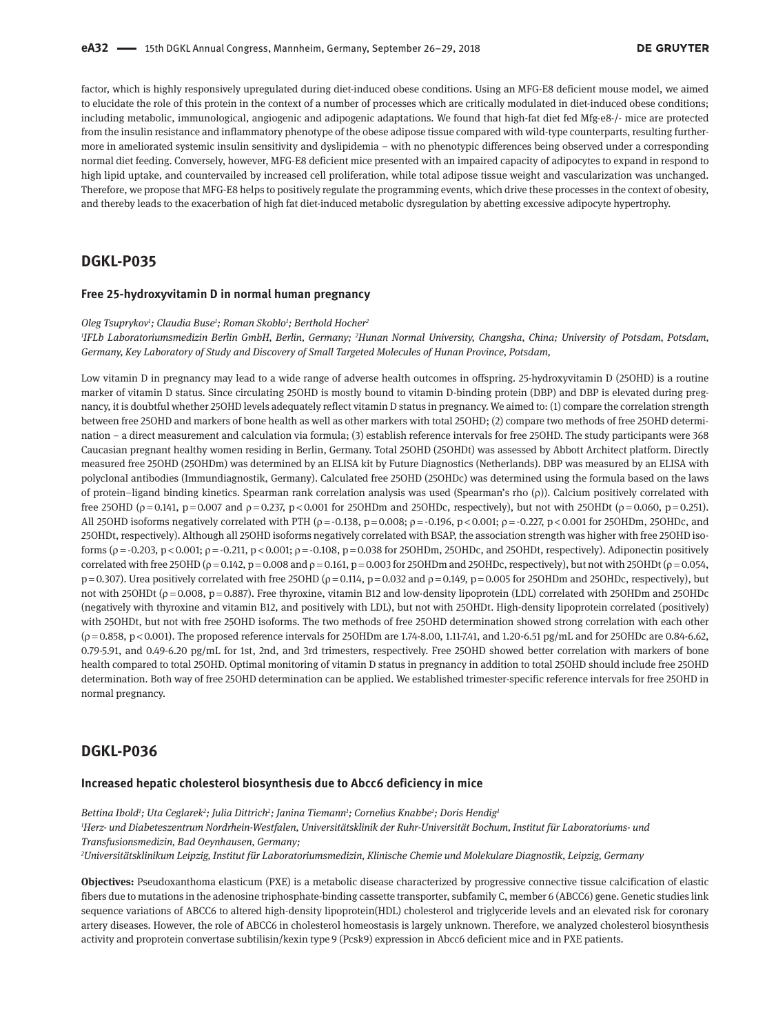factor, which is highly responsively upregulated during diet-induced obese conditions. Using an MFG-E8 deficient mouse model, we aimed to elucidate the role of this protein in the context of a number of processes which are critically modulated in diet-induced obese conditions; including metabolic, immunological, angiogenic and adipogenic adaptations. We found that high-fat diet fed Mfg-e8-/- mice are protected from the insulin resistance and inflammatory phenotype of the obese adipose tissue compared with wild-type counterparts, resulting furthermore in ameliorated systemic insulin sensitivity and dyslipidemia – with no phenotypic differences being observed under a corresponding normal diet feeding. Conversely, however, MFG-E8 deficient mice presented with an impaired capacity of adipocytes to expand in respond to high lipid uptake, and countervailed by increased cell proliferation, while total adipose tissue weight and vascularization was unchanged. Therefore, we propose that MFG-E8 helps to positively regulate the programming events, which drive these processes in the context of obesity, and thereby leads to the exacerbation of high fat diet-induced metabolic dysregulation by abetting excessive adipocyte hypertrophy.

## DGKL-P035

### Free 25-hydroxyvitamin D in normal human pregnancy

*Oleg Tsuprykov[1]; Claudia Buse[1]; Roman Skoblo[1]; Berthold Hocher[2]*

*[1]IFLb Laboratoriumsmedizin Berlin GmbH, Berlin, Germany; [2]Hunan Normal University, Changsha, China; University of Potsdam, Potsdam, Germany, Key Laboratory of Study and Discovery of Small Targeted Molecules of Hunan Province, Potsdam,*

Low vitamin D in pregnancy may lead to a wide range of adverse health outcomes in offspring. 25-hydroxyvitamin D (25OHD) is a routine marker of vitamin D status. Since circulating 25OHD is mostly bound to vitamin D-binding protein (DBP) and DBP is elevated during pregnancy, it is doubtful whether 25OHD levels adequately reflect vitamin D status in pregnancy. We aimed to: (1) compare the correlation strength between free 25OHD and markers of bone health as well as other markers with total 25OHD; (2) compare two methods of free 25OHD determination – a direct measurement and calculation via formula; (3) establish reference intervals for free 25OHD. The study participants were 368 Caucasian pregnant healthy women residing in Berlin, Germany. Total 25OHD (25OHDt) was assessed by Abbott Architect platform. Directly measured free 25OHD (25OHDm) was determined by an ELISA kit by Future Diagnostics (Netherlands). DBP was measured by an ELISA with polyclonal antibodies (Immundiagnostik, Germany). Calculated free 25OHD (25OHDc) was determined using the formula based on the laws of protein–ligand binding kinetics. Spearman rank correlation analysis was used (Spearman's rho (ρ)). Calcium positively correlated with free 25OHD ($\rho = 0.141$, $p = 0.007$ and $\rho = 0.237$, $p < 0.001$ for 25OHDm and 25OHDc, respectively), but not with 25OHDt ($\rho = 0.060$, $p = 0.251$). All 25OHD isoforms negatively correlated with PTH ($\rho = -0.138$, $p = 0.008$; $\rho = -0.196$, $p < 0.001$; $\rho = -0.227$, $p < 0.001$ for 25OHDm, 25OHDc, and 25OHDt, respectively). Although all 25OHD isoforms negatively correlated with BSAP, the association strength was higher with free 25OHD isoforms ($\rho = -0.203$, $p < 0.001$; $\rho = -0.211$, $p < 0.001$; $\rho = -0.108$, $p = 0.038$ for 25OHDm, 25OHDc, and 25OHDt, respectively). Adiponectin positively correlated with free 25OHD ($\rho = 0.142$, $p = 0.008$ and $\rho = 0.161$, $p = 0.003$ for 25OHDm and 25OHDc, respectively), but not with 25OHDt ($\rho = 0.054$, $p = 0.307$). Urea positively correlated with free 25OHD ($\rho = 0.114$, $p = 0.032$ and $\rho = 0.149$, $p = 0.005$ for 25OHDm and 25OHDc, respectively), but not with 25OHDt ($\rho = 0.008$, $p = 0.887$). Free thyroxine, vitamin B12 and low-density lipoprotein (LDL) correlated with 25OHDm and 25OHDc (negatively with thyroxine and vitamin B12, and positively with LDL), but not with 25OHDt. High-density lipoprotein correlated (positively) with 25OHDt, but not with free 25OHD isoforms. The two methods of free 25OHD determination showed strong correlation with each other ($\rho = 0.858$, $p < 0.001$). The proposed reference intervals for 25OHDm are 1.74-8.00, 1.11-7.41, and 1.20-6.51 pg/mL and for 25OHDc are 0.84-6.62, 0.79-5.91, and 0.49-6.20 pg/mL for 1st, 2nd, and 3rd trimesters, respectively. Free 25OHD showed better correlation with markers of bone health compared to total 25OHD. Optimal monitoring of vitamin D status in pregnancy in addition to total 25OHD should include free 25OHD determination. Both way of free 25OHD determination can be applied. We established trimester-specific reference intervals for free 25OHD in normal pregnancy.

## DGKL-P036

### Increased hepatic cholesterol biosynthesis due to Abcc6 deficiency in mice

*Bettina Ibold[1]; Uta Ceglarek[2]; Julia Dittrich[2]; Janina Tiemann[1]; Cornelius Knabbe[1]; Doris Hendig[1]*

*[1]Herz- und Diabeteszentrum Nordrhein-Westfalen, Universitätsklinik der Ruhr-Universität Bochum, Institut für Laboratoriums- und Transfusionsmedizin, Bad Oeynhausen, Germany;*

*[2]Universitätsklinikum Leipzig, Institut für Laboratoriumsmedizin, Klinische Chemie und Molekulare Diagnostik, Leipzig, Germany*

**Objectives:** Pseudoxanthoma elasticum (PXE) is a metabolic disease characterized by progressive connective tissue calcification of elastic fibers due to mutations in the adenosine triphosphate-binding cassette transporter, subfamily C, member 6 (ABCC6) gene. Genetic studies link sequence variations of ABCC6 to altered high-density lipoprotein(HDL) cholesterol and triglyceride levels and an elevated risk for coronary artery diseases. However, the role of ABCC6 in cholesterol homeostasis is largely unknown. Therefore, we analyzed cholesterol biosynthesis activity and proprotein convertase subtilisin/kexin type 9 (Pcsk9) expression in Abcc6 deficient mice and in PXE patients.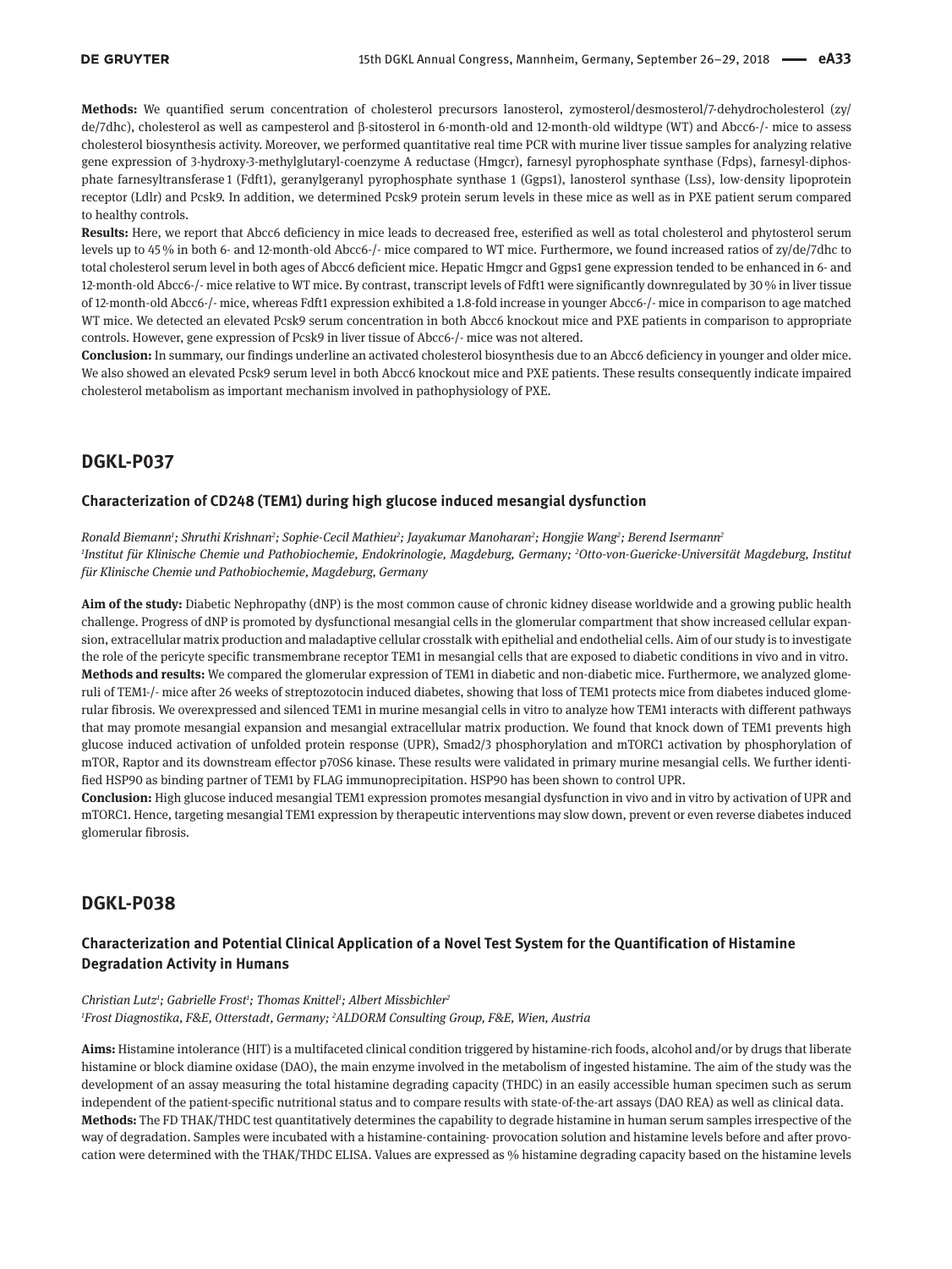**Methods:** We quantified serum concentration of cholesterol precursors lanosterol, zymosterol/desmosterol/7-dehydrocholesterol (zy/de/7dhc), cholesterol as well as campesterol and β-sitosterol in 6-month-old and 12-month-old wildtype (WT) and Abcc6-/- mice to assess cholesterol biosynthesis activity. Moreover, we performed quantitative real time PCR with murine liver tissue samples for analyzing relative gene expression of 3-hydroxy-3-methylglutaryl-coenzyme A reductase (Hmgcr), farnesyl pyrophosphate synthase (Fdps), farnesyl-diphosphate farnesyltransferase 1 (Fdft1), geranylgeranyl pyrophosphate synthase 1 (Ggps1), lanosterol synthase (Lss), low-density lipoprotein receptor (Ldlr) and Pcsk9. In addition, we determined Pcsk9 protein serum levels in these mice as well as in PXE patient serum compared to healthy controls.

**Results:** Here, we report that Abcc6 deficiency in mice leads to decreased free, esterified as well as total cholesterol and phytosterol serum levels up to 45 % in both 6- and 12-month-old Abcc6-/- mice compared to WT mice. Furthermore, we found increased ratios of zy/de/7dhc to total cholesterol serum level in both ages of Abcc6 deficient mice. Hepatic Hmgcr and Ggps1 gene expression tended to be enhanced in 6- and 12-month-old Abcc6-/- mice relative to WT mice. By contrast, transcript levels of Fdft1 were significantly downregulated by 30 % in liver tissue of 12-month-old Abcc6-/- mice, whereas Fdft1 expression exhibited a 1.8-fold increase in younger Abcc6-/- mice in comparison to age matched WT mice. We detected an elevated Pcsk9 serum concentration in both Abcc6 knockout mice and PXE patients in comparison to appropriate controls. However, gene expression of Pcsk9 in liver tissue of Abcc6-/- mice was not altered.

**Conclusion:** In summary, our findings underline an activated cholesterol biosynthesis due to an Abcc6 deficiency in younger and older mice. We also showed an elevated Pcsk9 serum level in both Abcc6 knockout mice and PXE patients. These results consequently indicate impaired cholesterol metabolism as important mechanism involved in pathophysiology of PXE.

## DGKL-P037

### Characterization of CD248 (TEM1) during high glucose induced mesangial dysfunction

*Ronald Biemann[1]; Shruthi Krishnan[2]; Sophie-Cecil Mathieu[2]; Jayakumar Manoharan[2]; Hongjie Wang[2]; Berend Isermann[2]*
*[1]Institut für Klinische Chemie und Pathobiochemie, Endokrinologie, Magdeburg, Germany; [2]Otto-von-Guericke-Universität Magdeburg, Institut für Klinische Chemie und Pathobiochemie, Magdeburg, Germany*

**Aim of the study:** Diabetic Nephropathy (dNP) is the most common cause of chronic kidney disease worldwide and a growing public health challenge. Progress of dNP is promoted by dysfunctional mesangial cells in the glomerular compartment that show increased cellular expansion, extracellular matrix production and maladaptive cellular crosstalk with epithelial and endothelial cells. Aim of our study is to investigate the role of the pericyte specific transmembrane receptor TEM1 in mesangial cells that are exposed to diabetic conditions in vivo and in vitro.

**Methods and results:** We compared the glomerular expression of TEM1 in diabetic and non-diabetic mice. Furthermore, we analyzed glomeruli of TEM1-/- mice after 26 weeks of streptozotocin induced diabetes, showing that loss of TEM1 protects mice from diabetes induced glomerular fibrosis. We overexpressed and silenced TEM1 in murine mesangial cells in vitro to analyze how TEM1 interacts with different pathways that may promote mesangial expansion and mesangial extracellular matrix production. We found that knock down of TEM1 prevents high glucose induced activation of unfolded protein response (UPR), Smad2/3 phosphorylation and mTORC1 activation by phosphorylation of mTOR, Raptor and its downstream effector p70S6 kinase. These results were validated in primary murine mesangial cells. We further identified HSP90 as binding partner of TEM1 by FLAG immunoprecipitation. HSP90 has been shown to control UPR.

**Conclusion:** High glucose induced mesangial TEM1 expression promotes mesangial dysfunction in vivo and in vitro by activation of UPR and mTORC1. Hence, targeting mesangial TEM1 expression by therapeutic interventions may slow down, prevent or even reverse diabetes induced glomerular fibrosis.

## DGKL-P038

### Characterization and Potential Clinical Application of a Novel Test System for the Quantification of Histamine Degradation Activity in Humans

*Christian Lutz[1]; Gabrielle Frost[1]; Thomas Knittel[1]; Albert Missbichler[2]*
*[1]Frost Diagnostika, F&E, Otterstadt, Germany; [2]ALDORM Consulting Group, F&E, Wien, Austria*

**Aims:** Histamine intolerance (HIT) is a multifaceted clinical condition triggered by histamine-rich foods, alcohol and/or by drugs that liberate histamine or block diamine oxidase (DAO), the main enzyme involved in the metabolism of ingested histamine. The aim of the study was the development of an assay measuring the total histamine degrading capacity (THDC) in an easily accessible human specimen such as serum independent of the patient-specific nutritional status and to compare results with state-of-the-art assays (DAO REA) as well as clinical data.

**Methods:** The FD THAK/THDC test quantitatively determines the capability to degrade histamine in human serum samples irrespective of the way of degradation. Samples were incubated with a histamine-containing- provocation solution and histamine levels before and after provocation were determined with the THAK/THDC ELISA. Values are expressed as % histamine degrading capacity based on the histamine levels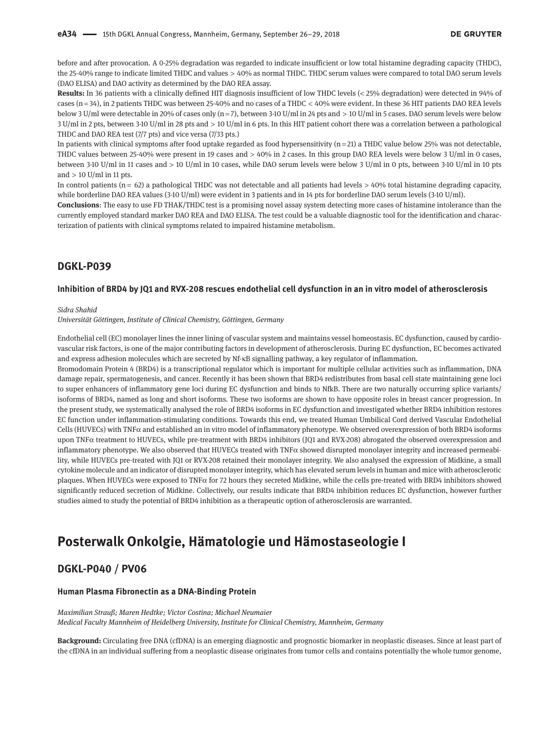before and after provocation. A 0-25% degradation was regarded to indicate insufficient or low total histamine degrading capacity (THDC), the 25-40% range to indicate limited THDC and values > 40% as normal THDC. THDC serum values were compared to total DAO serum levels (DAO ELISA) and DAO activity as determined by the DAO REA assay.

**Results:** In 36 patients with a clinically defined HIT diagnosis insufficient of low THDC levels (< 25% degradation) were detected in 94% of cases (n = 34), in 2 patients THDC was between 25-40% and no cases of a THDC < 40% were evident. In these 36 HIT patients DAO REA levels below 3 U/ml were detectable in 20% of cases only (n = 7), between 3-10 U/ml in 24 pts and > 10 U/ml in 5 cases. DAO serum levels were below 3 U/ml in 2 pts, between 3-10 U/ml in 28 pts and > 10 U/ml in 6 pts. In this HIT patient cohort there was a correlation between a pathological THDC and DAO REA test (7/7 pts) and vice versa (7/33 pts.)

In patients with clinical symptoms after food uptake regarded as food hypersensitivity (n = 21) a THDC value below 25% was not detectable, THDC values between 25-40% were present in 19 cases and > 40% in 2 cases. In this group DAO REA levels were below 3 U/ml in 0 cases, between 3-10 U/ml in 11 cases and > 10 U/ml in 10 cases, while DAO serum levels were below 3 U/ml in 0 pts, between 3-10 U/ml in 10 pts and > 10 U/ml in 11 pts.

In control patients (n = 62) a pathological THDC was not detectable and all patients had levels > 40% total histamine degrading capacity, while borderline DAO REA values (3-10 U/ml) were evident in 3 patients and in 14 pts for borderline DAO serum levels (3-10 U/ml).

**Conclusions**: The easy to use FD THAK/THDC test is a promising novel assay system detecting more cases of histamine intolerance than the currently employed standard marker DAO REA and DAO ELISA. The test could be a valuable diagnostic tool for the identification and characterization of patients with clinical symptoms related to impaired histamine metabolism.

## DGKL-P039

### Inhibition of BRD4 by JQ1 and RVX-208 rescues endothelial cell dysfunction in an in vitro model of atherosclerosis

*Sidra Shahid*

*Universität Göttingen, Institute of Clinical Chemistry, Göttingen, Germany*

Endothelial cell (EC) monolayer lines the inner lining of vascular system and maintains vessel homeostasis. EC dysfunction, caused by cardiovascular risk factors, is one of the major contributing factors in development of atherosclerosis. During EC dysfunction, EC becomes activated and express adhesion molecules which are secreted by Nf-κB signalling pathway, a key regulator of inflammation.

Bromodomain Protein 4 (BRD4) is a transcriptional regulator which is important for multiple cellular activities such as inflammation, DNA damage repair, spermatogenesis, and cancer. Recently it has been shown that BRD4 redistributes from basal cell state maintaining gene loci to super enhancers of inflammatory gene loci during EC dysfunction and binds to NfkB. There are two naturally occurring splice variants/ isoforms of BRD4, named as long and short isoforms. These two isoforms are shown to have opposite roles in breast cancer progression. In the present study, we systematically analysed the role of BRD4 isoforms in EC dysfunction and investigated whether BRD4 inhibition restores EC function under inflammation-stimulating conditions. Towards this end, we treated Human Umbilical Cord derived Vascular Endothelial Cells (HUVECs) with TNFα and established an in vitro model of inflammatory phenotype. We observed overexpression of both BRD4 isoforms upon TNFα treatment to HUVECs, while pre-treatment with BRD4 inhibitors (JQ1 and RVX-208) abrogated the observed overexpression and inflammatory phenotype. We also observed that HUVECs treated with TNFα showed disrupted monolayer integrity and increased permeability, while HUVECs pre-treated with JQ1 or RVX-208 retained their monolayer integrity. We also analysed the expression of Midkine, a small cytokine molecule and an indicator of disrupted monolayer integrity, which has elevated serum levels in human and mice with atherosclerotic plaques. When HUVECs were exposed to TNFα for 72 hours they secreted Midkine, while the cells pre-treated with BRD4 inhibitors showed significantly reduced secretion of Midkine. Collectively, our results indicate that BRD4 inhibition reduces EC dysfunction, however further studies aimed to study the potential of BRD4 inhibition as a therapeutic option of atherosclerosis are warranted.

# Posterwalk Onkolgie, Hämatologie und Hämostaseologie I

## DGKL-P040 / PV06

### Human Plasma Fibronectin as a DNA-Binding Protein

*Maximilian Strauß; Maren Hedtke; Victor Costina; Michael Neumaier*

*Medical Faculty Mannheim of Heidelberg University, Institute for Clinical Chemistry, Mannheim, Germany*

**Background:** Circulating free DNA (cfDNA) is an emerging diagnostic and prognostic biomarker in neoplastic diseases. Since at least part of the cfDNA in an individual suffering from a neoplastic disease originates from tumor cells and contains potentially the whole tumor genome,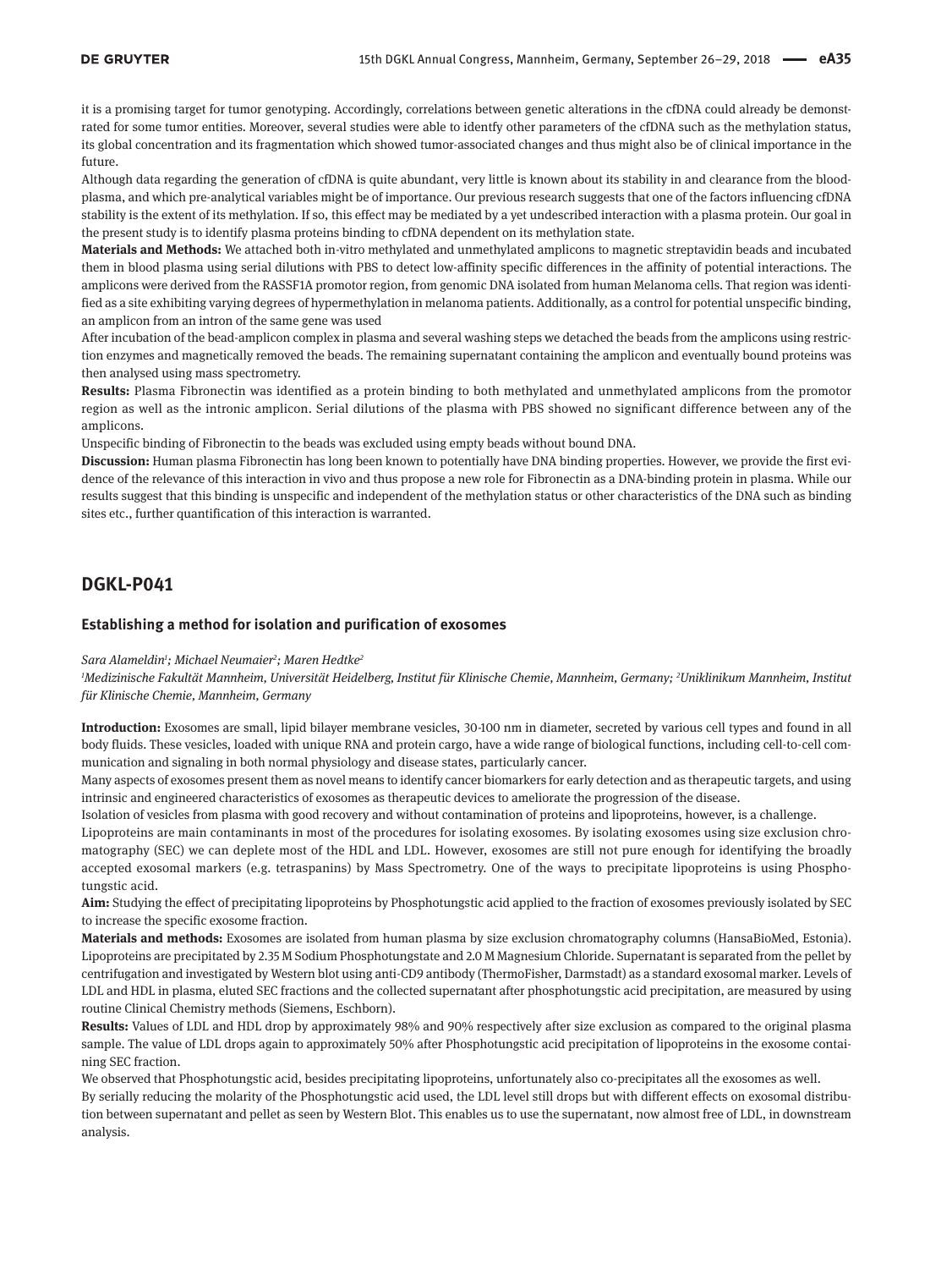it is a promising target for tumor genotyping. Accordingly, correlations between genetic alterations in the cfDNA could already be demonstrated for some tumor entities. Moreover, several studies were able to identfy other parameters of the cfDNA such as the methylation status, its global concentration and its fragmentation which showed tumor-associated changes and thus might also be of clinical importance in the future.

Although data regarding the generation of cfDNA is quite abundant, very little is known about its stability in and clearance from the bloodplasma, and which pre-analytical variables might be of importance. Our previous research suggests that one of the factors influencing cfDNA stability is the extent of its methylation. If so, this effect may be mediated by a yet undescribed interaction with a plasma protein. Our goal in the present study is to identify plasma proteins binding to cfDNA dependent on its methylation state.

**Materials and Methods:** We attached both in-vitro methylated and unmethylated amplicons to magnetic streptavidin beads and incubated them in blood plasma using serial dilutions with PBS to detect low-affinity specific differences in the affinity of potential interactions. The amplicons were derived from the RASSF1A promotor region, from genomic DNA isolated from human Melanoma cells. That region was identified as a site exhibiting varying degrees of hypermethylation in melanoma patients. Additionally, as a control for potential unspecific binding, an amplicon from an intron of the same gene was used

After incubation of the bead-amplicon complex in plasma and several washing steps we detached the beads from the amplicons using restriction enzymes and magnetically removed the beads. The remaining supernatant containing the amplicon and eventually bound proteins was then analysed using mass spectrometry.

**Results:** Plasma Fibronectin was identified as a protein binding to both methylated and unmethylated amplicons from the promotor region as well as the intronic amplicon. Serial dilutions of the plasma with PBS showed no significant difference between any of the amplicons.

Unspecific binding of Fibronectin to the beads was excluded using empty beads without bound DNA.

**Discussion:** Human plasma Fibronectin has long been known to potentially have DNA binding properties. However, we provide the first evidence of the relevance of this interaction in vivo and thus propose a new role for Fibronectin as a DNA-binding protein in plasma. While our results suggest that this binding is unspecific and independent of the methylation status or other characteristics of the DNA such as binding sites etc., further quantification of this interaction is warranted.

## DGKL-P041

### Establishing a method for isolation and purification of exosomes

*Sara Alameldin[1]; Michael Neumaier[2]; Maren Hedtke[2]*

*[1]Medizinische Fakultät Mannheim, Universität Heidelberg, Institut für Klinische Chemie, Mannheim, Germany; [2]Uniklinikum Mannheim, Institut für Klinische Chemie, Mannheim, Germany*

**Introduction:** Exosomes are small, lipid bilayer membrane vesicles, 30-100 nm in diameter, secreted by various cell types and found in all body fluids. These vesicles, loaded with unique RNA and protein cargo, have a wide range of biological functions, including cell-to-cell communication and signaling in both normal physiology and disease states, particularly cancer.

Many aspects of exosomes present them as novel means to identify cancer biomarkers for early detection and as therapeutic targets, and using intrinsic and engineered characteristics of exosomes as therapeutic devices to ameliorate the progression of the disease.

Isolation of vesicles from plasma with good recovery and without contamination of proteins and lipoproteins, however, is a challenge.

Lipoproteins are main contaminants in most of the procedures for isolating exosomes. By isolating exosomes using size exclusion chromatography (SEC) we can deplete most of the HDL and LDL. However, exosomes are still not pure enough for identifying the broadly accepted exosomal markers (e.g. tetraspanins) by Mass Spectrometry. One of the ways to precipitate lipoproteins is using Phosphotungstic acid.

**Aim:** Studying the effect of precipitating lipoproteins by Phosphotungstic acid applied to the fraction of exosomes previously isolated by SEC to increase the specific exosome fraction.

**Materials and methods:** Exosomes are isolated from human plasma by size exclusion chromatography columns (HansaBioMed, Estonia). Lipoproteins are precipitated by 2.35 M Sodium Phosphotungstate and 2.0 M Magnesium Chloride. Supernatant is separated from the pellet by centrifugation and investigated by Western blot using anti-CD9 antibody (ThermoFisher, Darmstadt) as a standard exosomal marker. Levels of LDL and HDL in plasma, eluted SEC fractions and the collected supernatant after phosphotungstic acid precipitation, are measured by using routine Clinical Chemistry methods (Siemens, Eschborn).

**Results:** Values of LDL and HDL drop by approximately 98% and 90% respectively after size exclusion as compared to the original plasma sample. The value of LDL drops again to approximately 50% after Phosphotungstic acid precipitation of lipoproteins in the exosome containing SEC fraction.

We observed that Phosphotungstic acid, besides precipitating lipoproteins, unfortunately also co-precipitates all the exosomes as well.

By serially reducing the molarity of the Phosphotungstic acid used, the LDL level still drops but with different effects on exosomal distribution between supernatant and pellet as seen by Western Blot. This enables us to use the supernatant, now almost free of LDL, in downstream analysis.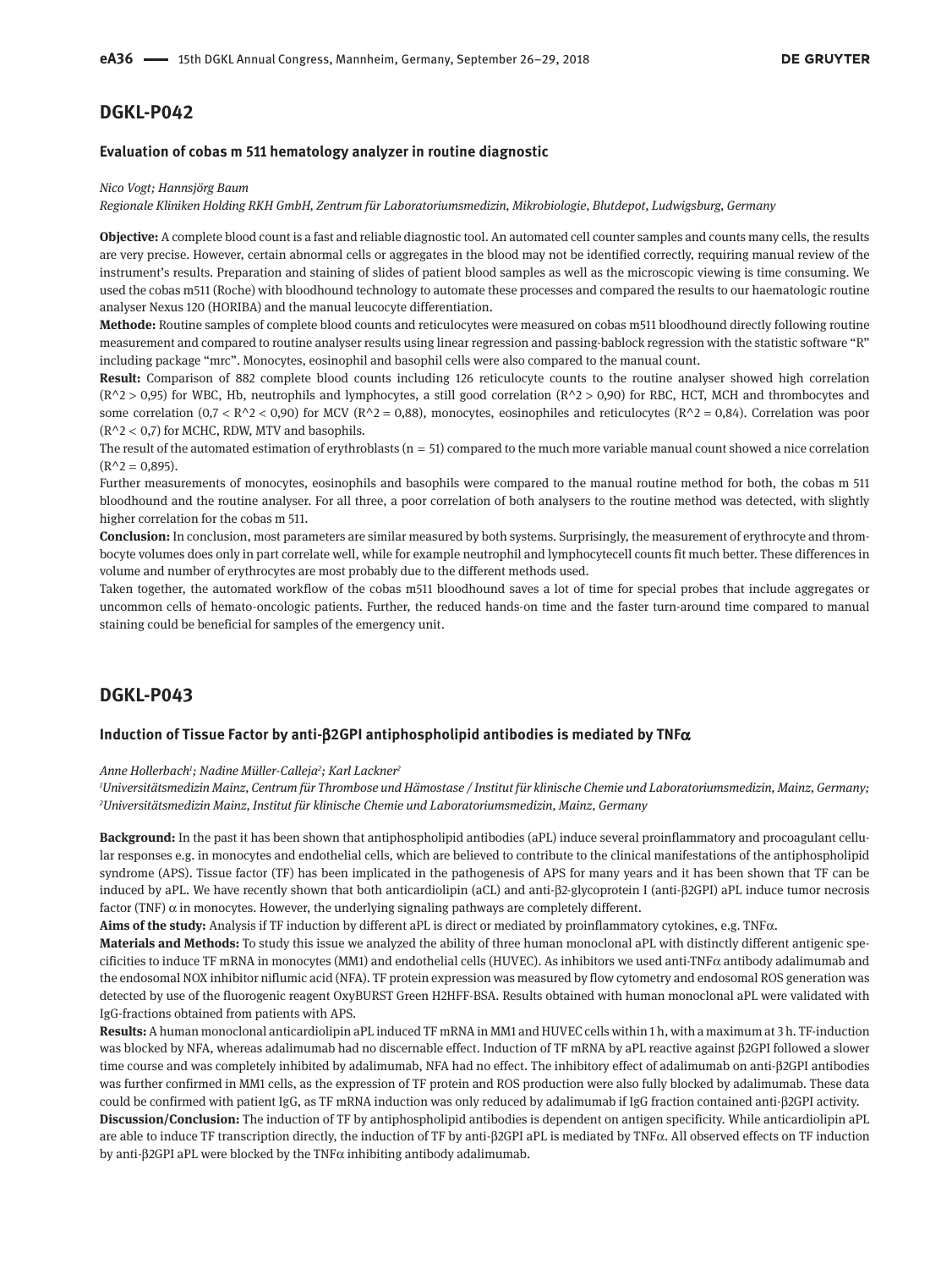## DGKL-P042

### Evaluation of cobas m 511 hematology analyzer in routine diagnostic

*Nico Vogt; Hannsjörg Baum*

*Regionale Kliniken Holding RKH GmbH, Zentrum für Laboratoriumsmedizin, Mikrobiologie, Blutdepot, Ludwigsburg, Germany*

**Objective:** A complete blood count is a fast and reliable diagnostic tool. An automated cell counter samples and counts many cells, the results are very precise. However, certain abnormal cells or aggregates in the blood may not be identified correctly, requiring manual review of the instrument's results. Preparation and staining of slides of patient blood samples as well as the microscopic viewing is time consuming. We used the cobas m511 (Roche) with bloodhound technology to automate these processes and compared the results to our haematologic routine analyser Nexus 120 (HORIBA) and the manual leucocyte differentiation.

**Methode:** Routine samples of complete blood counts and reticulocytes were measured on cobas m511 bloodhound directly following routine measurement and compared to routine analyser results using linear regression and passing-bablock regression with the statistic software "R" including package "mrc". Monocytes, eosinophil and basophil cells were also compared to the manual count.

**Result:** Comparison of 882 complete blood counts including 126 reticulocyte counts to the routine analyser showed high correlation (R^2 > 0,95) for WBC, Hb, neutrophils and lymphocytes, a still good correlation (R^2 > 0,90) for RBC, HCT, MCH and thrombocytes and some correlation (0,7 < R^2 < 0,90) for MCV (R^2 = 0,88), monocytes, eosinophiles and reticulocytes (R^2 = 0,84). Correlation was poor (R^2 < 0,7) for MCHC, RDW, MTV and basophils.

The result of the automated estimation of erythroblasts (n = 51) compared to the much more variable manual count showed a nice correlation (R^2 = 0,895).

Further measurements of monocytes, eosinophils and basophils were compared to the manual routine method for both, the cobas m 511 bloodhound and the routine analyser. For all three, a poor correlation of both analysers to the routine method was detected, with slightly higher correlation for the cobas m 511.

**Conclusion:** In conclusion, most parameters are similar measured by both systems. Surprisingly, the measurement of erythrocyte and thrombocyte volumes does only in part correlate well, while for example neutrophil and lymphocytecell counts fit much better. These differences in volume and number of erythrocytes are most probably due to the different methods used.

Taken together, the automated workflow of the cobas m511 bloodhound saves a lot of time for special probes that include aggregates or uncommon cells of hemato-oncologic patients. Further, the reduced hands-on time and the faster turn-around time compared to manual staining could be beneficial for samples of the emergency unit.

## DGKL-P043

### Induction of Tissue Factor by anti-β2GPI antiphospholipid antibodies is mediated by TNFα

*Anne Hollerbach[1]; Nadine Müller-Calleja[2]; Karl Lackner[2]*

*[1]Universitätsmedizin Mainz, Centrum für Thrombose und Hämostase / Institut für klinische Chemie und Laboratoriumsmedizin, Mainz, Germany; [2]Universitätsmedizin Mainz, Institut für klinische Chemie und Laboratoriumsmedizin, Mainz, Germany*

**Background:** In the past it has been shown that antiphospholipid antibodies (aPL) induce several proinflammatory and procoagulant cellular responses e.g. in monocytes and endothelial cells, which are believed to contribute to the clinical manifestations of the antiphospholipid syndrome (APS). Tissue factor (TF) has been implicated in the pathogenesis of APS for many years and it has been shown that TF can be induced by aPL. We have recently shown that both anticardiolipin (aCL) and anti-β2-glycoprotein I (anti-β2GPI) aPL induce tumor necrosis factor (TNF) α in monocytes. However, the underlying signaling pathways are completely different.

**Aims of the study:** Analysis if TF induction by different aPL is direct or mediated by proinflammatory cytokines, e.g. TNFα.

**Materials and Methods:** To study this issue we analyzed the ability of three human monoclonal aPL with distinctly different antigenic specificities to induce TF mRNA in monocytes (MM1) and endothelial cells (HUVEC). As inhibitors we used anti-TNFα antibody adalimumab and the endosomal NOX inhibitor niflumic acid (NFA). TF protein expression was measured by flow cytometry and endosomal ROS generation was detected by use of the fluorogenic reagent OxyBURST Green H2HFF-BSA. Results obtained with human monoclonal aPL were validated with IgG-fractions obtained from patients with APS.

**Results:** A human monoclonal anticardiolipin aPL induced TF mRNA in MM1 and HUVEC cells within 1 h, with a maximum at 3 h. TF-induction was blocked by NFA, whereas adalimumab had no discernable effect. Induction of TF mRNA by aPL reactive against β2GPI followed a slower time course and was completely inhibited by adalimumab, NFA had no effect. The inhibitory effect of adalimumab on anti-β2GPI antibodies was further confirmed in MM1 cells, as the expression of TF protein and ROS production were also fully blocked by adalimumab. These data could be confirmed with patient IgG, as TF mRNA induction was only reduced by adalimumab if IgG fraction contained anti-β2GPI activity.

**Discussion/Conclusion:** The induction of TF by antiphospholipid antibodies is dependent on antigen specificity. While anticardiolipin aPL are able to induce TF transcription directly, the induction of TF by anti-β2GPI aPL is mediated by TNFα. All observed effects on TF induction by anti-β2GPI aPL were blocked by the TNFα inhibiting antibody adalimumab.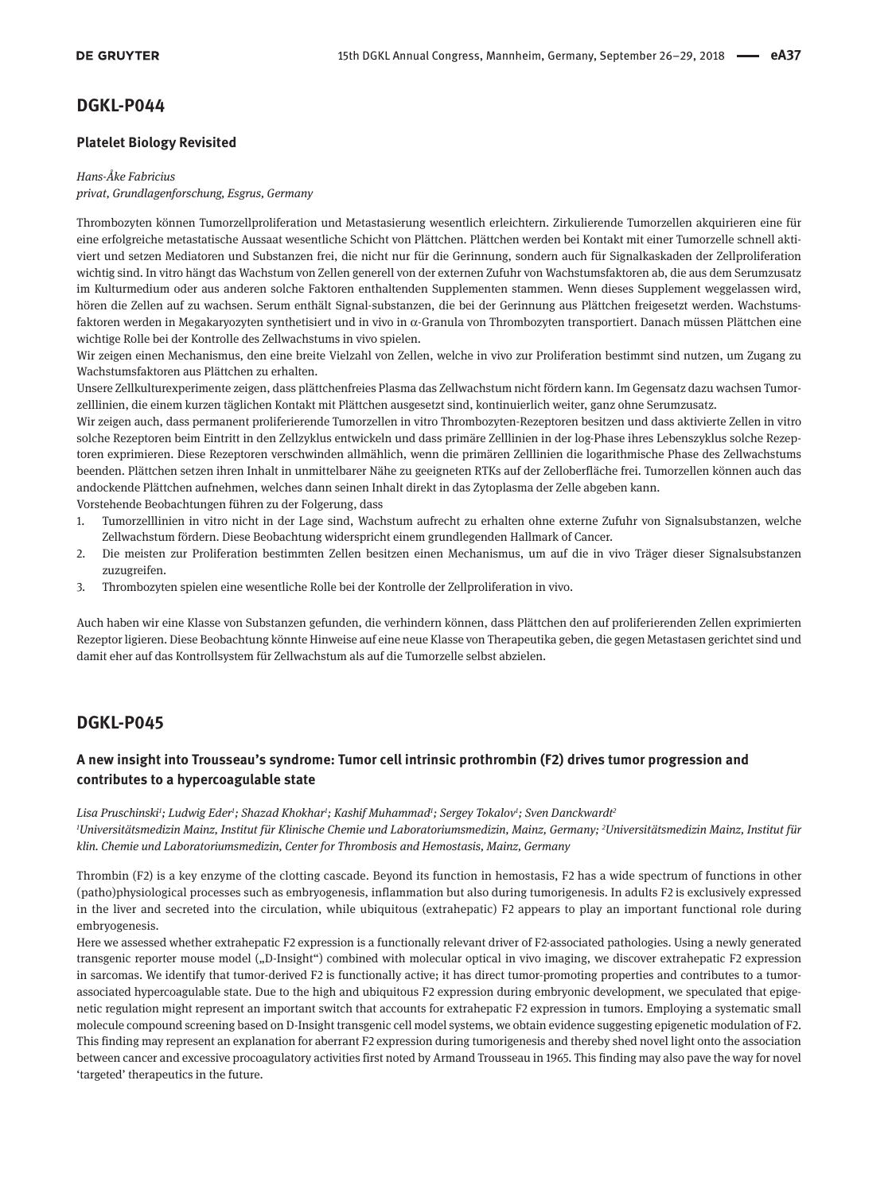## DGKL-P044

### Platelet Biology Revisited

*Hans-Åke Fabricius*
*privat, Grundlagenforschung, Esgrus, Germany*

Thrombozyten können Tumorzellproliferation und Metastasierung wesentlich erleichtern. Zirkulierende Tumorzellen akquirieren eine für eine erfolgreiche metastatische Aussaat wesentliche Schicht von Plättchen. Plättchen werden bei Kontakt mit einer Tumorzelle schnell aktiviert und setzen Mediatoren und Substanzen frei, die nicht nur für die Gerinnung, sondern auch für Signalkaskaden der Zellproliferation wichtig sind. In vitro hängt das Wachstum von Zellen generell von der externen Zufuhr von Wachstumsfaktoren ab, die aus dem Serumzusatz im Kulturmedium oder aus anderen solche Faktoren enthaltenden Supplementen stammen. Wenn dieses Supplement weggelassen wird, hören die Zellen auf zu wachsen. Serum enthält Signal-substanzen, die bei der Gerinnung aus Plättchen freigesetzt werden. Wachstumsfaktoren werden in Megakaryozyten synthetisiert und in vivo in α-Granula von Thrombozyten transportiert. Danach müssen Plättchen eine wichtige Rolle bei der Kontrolle des Zellwachstums in vivo spielen.
Wir zeigen einen Mechanismus, den eine breite Vielzahl von Zellen, welche in vivo zur Proliferation bestimmt sind nutzen, um Zugang zu Wachstumsfaktoren aus Plättchen zu erhalten.
Unsere Zellkulturexperimente zeigen, dass plättchenfreies Plasma das Zellwachstum nicht fördern kann. Im Gegensatz dazu wachsen Tumorzelllinien, die einem kurzen täglichen Kontakt mit Plättchen ausgesetzt sind, kontinuierlich weiter, ganz ohne Serumzusatz.
Wir zeigen auch, dass permanent proliferierende Tumorzellen in vitro Thrombozyten-Rezeptoren besitzen und dass aktivierte Zellen in vitro solche Rezeptoren beim Eintritt in den Zellzyklus entwickeln und dass primäre Zelllinien in der log-Phase ihres Lebenszyklus solche Rezeptoren exprimieren. Diese Rezeptoren verschwinden allmählich, wenn die primären Zelllinien die logarithmische Phase des Zellwachstums beenden. Plättchen setzen ihren Inhalt in unmittelbarer Nähe zu geeigneten RTKs auf der Zelloberfläche frei. Tumorzellen können auch das andockende Plättchen aufnehmen, welches dann seinen Inhalt direkt in das Zytoplasma der Zelle abgeben kann.
Vorstehende Beobachtungen führen zu der Folgerung, dass

1. Tumorzelllinien in vitro nicht in der Lage sind, Wachstum aufrecht zu erhalten ohne externe Zufuhr von Signalsubstanzen, welche Zellwachstum fördern. Diese Beobachtung widerspricht einem grundlegenden Hallmark of Cancer.
2. Die meisten zur Proliferation bestimmten Zellen besitzen einen Mechanismus, um auf die in vivo Träger dieser Signalsubstanzen zuzugreifen.
3. Thrombozyten spielen eine wesentliche Rolle bei der Kontrolle der Zellproliferation in vivo.

Auch haben wir eine Klasse von Substanzen gefunden, die verhindern können, dass Plättchen den auf proliferierenden Zellen exprimierten Rezeptor ligieren. Diese Beobachtung könnte Hinweise auf eine neue Klasse von Therapeutika geben, die gegen Metastasen gerichtet sind und damit eher auf das Kontrollsystem für Zellwachstum als auf die Tumorzelle selbst abzielen.

## DGKL-P045

### A new insight into Trousseau's syndrome: Tumor cell intrinsic prothrombin (F2) drives tumor progression and contributes to a hypercoagulable state

*Lisa Pruschinski[1]; Ludwig Eder[1]; Shazad Khokhar[1]; Kashif Muhammad[1]; Sergey Tokalov[1]; Sven Danckwardt[2]*
*[1]Universitätsmedizin Mainz, Institut für Klinische Chemie und Laboratoriumsmedizin, Mainz, Germany; [2]Universitätsmedizin Mainz, Institut für klin. Chemie und Laboratoriumsmedizin, Center for Thrombosis and Hemostasis, Mainz, Germany*

Thrombin (F2) is a key enzyme of the clotting cascade. Beyond its function in hemostasis, F2 has a wide spectrum of functions in other (patho)physiological processes such as embryogenesis, inflammation but also during tumorigenesis. In adults F2 is exclusively expressed in the liver and secreted into the circulation, while ubiquitous (extrahepatic) F2 appears to play an important functional role during embryogenesis.
Here we assessed whether extrahepatic F2 expression is a functionally relevant driver of F2-associated pathologies. Using a newly generated transgenic reporter mouse model („D-Insight") combined with molecular optical in vivo imaging, we discover extrahepatic F2 expression in sarcomas. We identify that tumor-derived F2 is functionally active; it has direct tumor-promoting properties and contributes to a tumor-associated hypercoagulable state. Due to the high and ubiquitous F2 expression during embryonic development, we speculated that epigenetic regulation might represent an important switch that accounts for extrahepatic F2 expression in tumors. Employing a systematic small molecule compound screening based on D-Insight transgenic cell model systems, we obtain evidence suggesting epigenetic modulation of F2. This finding may represent an explanation for aberrant F2 expression during tumorigenesis and thereby shed novel light onto the association between cancer and excessive procoagulatory activities first noted by Armand Trousseau in 1965. This finding may also pave the way for novel 'targeted' therapeutics in the future.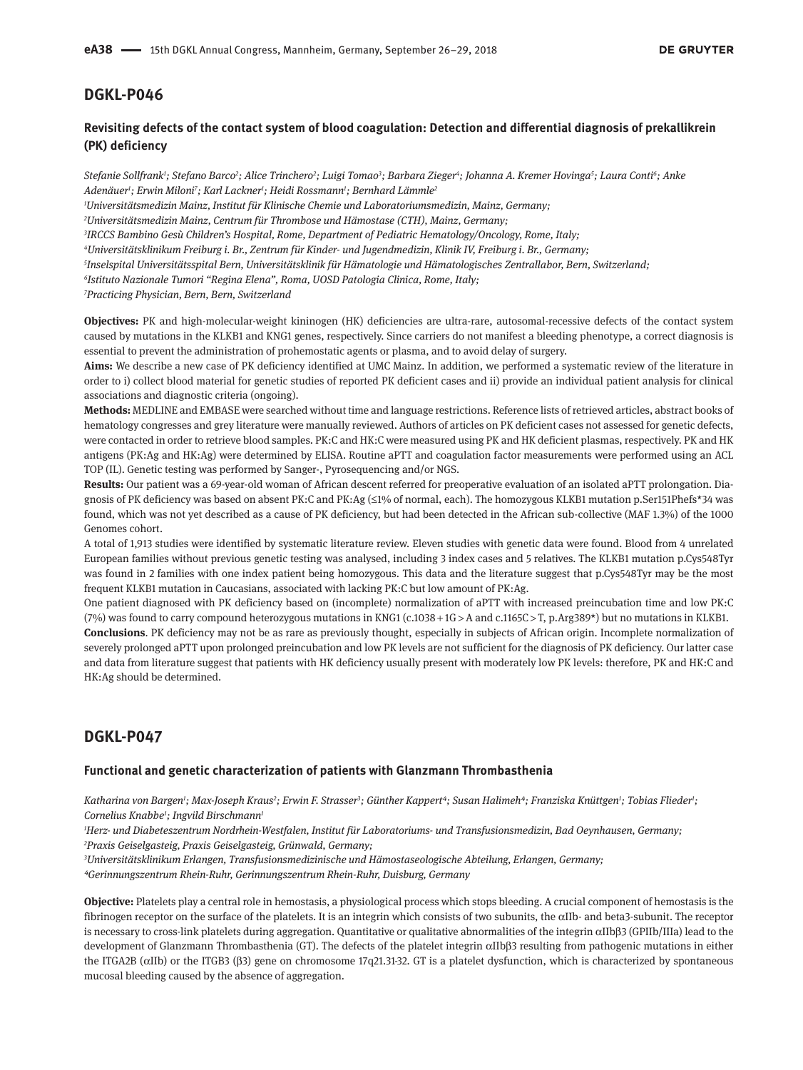## DGKL-P046

### Revisiting defects of the contact system of blood coagulation: Detection and differential diagnosis of prekallikrein (PK) deficiency

*Stefanie Sollfrank[1]; Stefano Barco[2]; Alice Trinchero[2]; Luigi Tomao[3]; Barbara Zieger[4]; Johanna A. Kremer Hovinga[5]; Laura Conti[6]; Anke Adenäuer[1]; Erwin Miloni[7]; Karl Lackner[1]; Heidi Rossmann[1]; Bernhard Lämmle[2]*

*[1]Universitätsmedizin Mainz, Institut für Klinische Chemie und Laboratoriumsmedizin, Mainz, Germany;*
*[2]Universitätsmedizin Mainz, Centrum für Thrombose und Hämostase (CTH), Mainz, Germany;*
*[3]IRCCS Bambino Gesù Children's Hospital, Rome, Department of Pediatric Hematology/Oncology, Rome, Italy;*
*[4]Universitätsklinikum Freiburg i. Br., Zentrum für Kinder- und Jugendmedizin, Klinik IV, Freiburg i. Br., Germany;*
*[5]Inselspital Universitätsspital Bern, Universitätsklinik für Hämatologie und Hämatologisches Zentrallabor, Bern, Switzerland;*
*[6]Istituto Nazionale Tumori "Regina Elena", Roma, UOSD Patologia Clinica, Rome, Italy;*
*[7]Practicing Physician, Bern, Bern, Switzerland*

**Objectives:** PK and high-molecular-weight kininogen (HK) deficiencies are ultra-rare, autosomal-recessive defects of the contact system caused by mutations in the KLKB1 and KNG1 genes, respectively. Since carriers do not manifest a bleeding phenotype, a correct diagnosis is essential to prevent the administration of prohemostatic agents or plasma, and to avoid delay of surgery.

**Aims:** We describe a new case of PK deficiency identified at UMC Mainz. In addition, we performed a systematic review of the literature in order to i) collect blood material for genetic studies of reported PK deficient cases and ii) provide an individual patient analysis for clinical associations and diagnostic criteria (ongoing).

**Methods:** MEDLINE and EMBASE were searched without time and language restrictions. Reference lists of retrieved articles, abstract books of hematology congresses and grey literature were manually reviewed. Authors of articles on PK deficient cases not assessed for genetic defects, were contacted in order to retrieve blood samples. PK:C and HK:C were measured using PK and HK deficient plasmas, respectively. PK and HK antigens (PK:Ag and HK:Ag) were determined by ELISA. Routine aPTT and coagulation factor measurements were performed using an ACL TOP (IL). Genetic testing was performed by Sanger-, Pyrosequencing and/or NGS.

**Results:** Our patient was a 69-year-old woman of African descent referred for preoperative evaluation of an isolated aPTT prolongation. Diagnosis of PK deficiency was based on absent PK:C and PK:Ag (≤1% of normal, each). The homozygous KLKB1 mutation p.Ser151Phefs*34 was found, which was not yet described as a cause of PK deficiency, but had been detected in the African sub-collective (MAF 1.3%) of the 1000 Genomes cohort.

A total of 1,913 studies were identified by systematic literature review. Eleven studies with genetic data were found. Blood from 4 unrelated European families without previous genetic testing was analysed, including 3 index cases and 5 relatives. The KLKB1 mutation p.Cys548Tyr was found in 2 families with one index patient being homozygous. This data and the literature suggest that p.Cys548Tyr may be the most frequent KLKB1 mutation in Caucasians, associated with lacking PK:C but low amount of PK:Ag.

One patient diagnosed with PK deficiency based on (incomplete) normalization of aPTT with increased preincubation time and low PK:C (7%) was found to carry compound heterozygous mutations in KNG1 (c.1038+1G>A and c.1165C>T, p.Arg389*) but no mutations in KLKB1.

**Conclusions**. PK deficiency may not be as rare as previously thought, especially in subjects of African origin. Incomplete normalization of severely prolonged aPTT upon prolonged preincubation and low PK levels are not sufficient for the diagnosis of PK deficiency. Our latter case and data from literature suggest that patients with HK deficiency usually present with moderately low PK levels: therefore, PK and HK:C and HK:Ag should be determined.

## DGKL-P047

### Functional and genetic characterization of patients with Glanzmann Thrombasthenia

*Katharina von Bargen[1]; Max-Joseph Kraus[2]; Erwin F. Strasser[3]; Günther Kappert[4]; Susan Halimeh[4]; Franziska Knüttgen[1]; Tobias Flieder[1]; Cornelius Knabbe[1]; Ingvild Birschmann[1]*

*[1]Herz- und Diabeteszentrum Nordrhein-Westfalen, Institut für Laboratoriums- und Transfusionsmedizin, Bad Oeynhausen, Germany;*
*[2]Praxis Geiselgasteig, Praxis Geiselgasteig, Grünwald, Germany;*
*[3]Universitätsklinikum Erlangen, Transfusionsmedizinische und Hämostaseologische Abteilung, Erlangen, Germany;*
*[4]Gerinnungszentrum Rhein-Ruhr, Gerinnungszentrum Rhein-Ruhr, Duisburg, Germany*

**Objective:** Platelets play a central role in hemostasis, a physiological process which stops bleeding. A crucial component of hemostasis is the fibrinogen receptor on the surface of the platelets. It is an integrin which consists of two subunits, the αIIb- and beta3-subunit. The receptor is necessary to cross-link platelets during aggregation. Quantitative or qualitative abnormalities of the integrin αIIbβ3 (GPIIb/IIIa) lead to the development of Glanzmann Thrombasthenia (GT). The defects of the platelet integrin αIIbβ3 resulting from pathogenic mutations in either the ITGA2B (αIIb) or the ITGB3 (β3) gene on chromosome 17q21.31-32. GT is a platelet dysfunction, which is characterized by spontaneous mucosal bleeding caused by the absence of aggregation.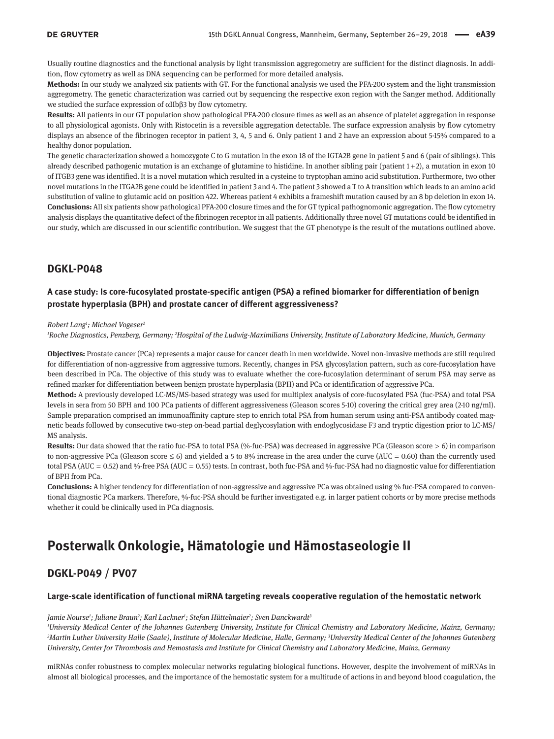Usually routine diagnostics and the functional analysis by light transmission aggregometry are sufficient for the distinct diagnosis. In addition, flow cytometry as well as DNA sequencing can be performed for more detailed analysis.

**Methods:** In our study we analyzed six patients with GT. For the functional analysis we used the PFA-200 system and the light transmission aggregometry. The genetic characterization was carried out by sequencing the respective exon region with the Sanger method. Additionally we studied the surface expression of αIIbβ3 by flow cytometry.

**Results:** All patients in our GT population show pathological PFA-200 closure times as well as an absence of platelet aggregation in response to all physiological agonists. Only with Ristocetin is a reversible aggregation detectable. The surface expression analysis by flow cytometry displays an absence of the fibrinogen receptor in patient 3, 4, 5 and 6. Only patient 1 and 2 have an expression about 5-15% compared to a healthy donor population.

The genetic characterization showed a homozygote C to G mutation in the exon 18 of the IGTA2B gene in patient 5 and 6 (pair of siblings). This already described pathogenic mutation is an exchange of glutamine to histidine. In another sibling pair (patient 1+2), a mutation in exon 10 of ITGB3 gene was identified. It is a novel mutation which resulted in a cysteine to tryptophan amino acid substitution. Furthermore, two other novel mutations in the ITGA2B gene could be identified in patient 3 and 4. The patient 3 showed a T to A transition which leads to an amino acid substitution of valine to glutamic acid on position 422. Whereas patient 4 exhibits a frameshift mutation caused by an 8 bp deletion in exon 14.

**Conclusions:** All six patients show pathological PFA-200 closure times and the for GT typical pathognomonic aggregation. The flow cytometry analysis displays the quantitative defect of the fibrinogen receptor in all patients. Additionally three novel GT mutations could be identified in our study, which are discussed in our scientific contribution. We suggest that the GT phenotype is the result of the mutations outlined above.

## DGKL-P048

### A case study: Is core-fucosylated prostate-specific antigen (PSA) a refined biomarker for differentiation of benign prostate hyperplasia (BPH) and prostate cancer of different aggressiveness?

*Robert Lang[1]; Michael Vogeser[2]*

*[1]Roche Diagnostics, Penzberg, Germany; [2]Hospital of the Ludwig-Maximilians University, Institute of Laboratory Medicine, Munich, Germany*

**Objectives:** Prostate cancer (PCa) represents a major cause for cancer death in men worldwide. Novel non-invasive methods are still required for differentiation of non-aggressive from aggressive tumors. Recently, changes in PSA glycosylation pattern, such as core-fucosylation have been described in PCa. The objective of this study was to evaluate whether the core-fucosylation determinant of serum PSA may serve as refined marker for differentiation between benign prostate hyperplasia (BPH) and PCa or identification of aggressive PCa.

**Method:** A previously developed LC-MS/MS-based strategy was used for multiplex analysis of core-fucosylated PSA (fuc-PSA) and total PSA levels in sera from 50 BPH and 100 PCa patients of different aggressiveness (Gleason scores 5-10) covering the critical grey area (2-10 ng/ml). Sample preparation comprised an immunoaffinity capture step to enrich total PSA from human serum using anti-PSA antibody coated magnetic beads followed by consecutive two-step on-bead partial deglycosylation with endoglycosidase F3 and tryptic digestion prior to LC-MS/MS analysis.

**Results:** Our data showed that the ratio fuc-PSA to total PSA (%-fuc-PSA) was decreased in aggressive PCa (Gleason score > 6) in comparison to non-aggressive PCa (Gleason score ≤ 6) and yielded a 5 to 8% increase in the area under the curve (AUC = 0.60) than the currently used total PSA (AUC = 0.52) and %-free PSA (AUC = 0.55) tests. In contrast, both fuc-PSA and %-fuc-PSA had no diagnostic value for differentiation of BPH from PCa.

**Conclusions:** A higher tendency for differentiation of non-aggressive and aggressive PCa was obtained using % fuc-PSA compared to conventional diagnostic PCa markers. Therefore, %-fuc-PSA should be further investigated e.g. in larger patient cohorts or by more precise methods whether it could be clinically used in PCa diagnosis.

# Posterwalk Onkologie, Hämatologie und Hämostaseologie II

## DGKL-P049 / PV07

### Large-scale identification of functional miRNA targeting reveals cooperative regulation of the hemostatic network

*Jamie Nourse[1]; Juliane Braun[2]; Karl Lackner[1]; Stefan Hüttelmaier[2]; Sven Danckwardt[3]*

*[1]University Medical Center of the Johannes Gutenberg University, Institute for Clinical Chemistry and Laboratory Medicine, Mainz, Germany; [2]Martin Luther University Halle (Saale), Institute of Molecular Medicine, Halle, Germany; [3]University Medical Center of the Johannes Gutenberg University, Center for Thrombosis and Hemostasis and Institute for Clinical Chemistry and Laboratory Medicine, Mainz, Germany*

miRNAs confer robustness to complex molecular networks regulating biological functions. However, despite the involvement of miRNAs in almost all biological processes, and the importance of the hemostatic system for a multitude of actions in and beyond blood coagulation, the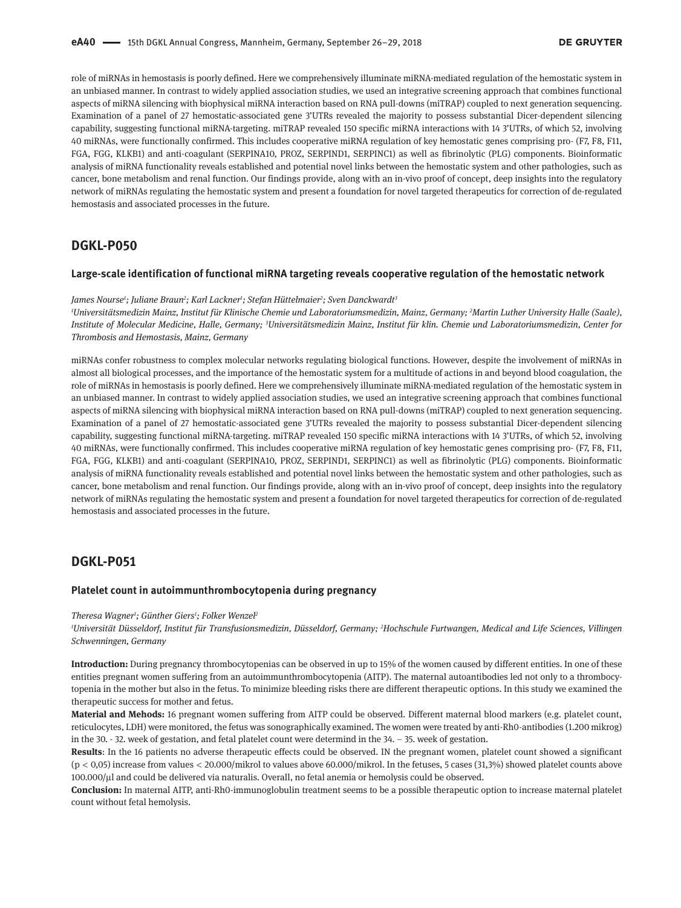role of miRNAs in hemostasis is poorly defined. Here we comprehensively illuminate miRNA-mediated regulation of the hemostatic system in an unbiased manner. In contrast to widely applied association studies, we used an integrative screening approach that combines functional aspects of miRNA silencing with biophysical miRNA interaction based on RNA pull-downs (miTRAP) coupled to next generation sequencing. Examination of a panel of 27 hemostatic-associated gene 3'UTRs revealed the majority to possess substantial Dicer-dependent silencing capability, suggesting functional miRNA-targeting. miTRAP revealed 150 specific miRNA interactions with 14 3'UTRs, of which 52, involving 40 miRNAs, were functionally confirmed. This includes cooperative miRNA regulation of key hemostatic genes comprising pro- (F7, F8, F11, FGA, FGG, KLKB1) and anti-coagulant (SERPINA10, PROZ, SERPIND1, SERPINC1) as well as fibrinolytic (PLG) components. Bioinformatic analysis of miRNA functionality reveals established and potential novel links between the hemostatic system and other pathologies, such as cancer, bone metabolism and renal function. Our findings provide, along with an in-vivo proof of concept, deep insights into the regulatory network of miRNAs regulating the hemostatic system and present a foundation for novel targeted therapeutics for correction of de-regulated hemostasis and associated processes in the future.

## DGKL-P050

### Large-scale identification of functional miRNA targeting reveals cooperative regulation of the hemostatic network

*James Nourse[1]; Juliane Braun[2]; Karl Lackner[1]; Stefan Hüttelmaier[2]; Sven Danckwardt[3]*

*[1]Universitätsmedizin Mainz, Institut für Klinische Chemie und Laboratoriumsmedizin, Mainz, Germany; [2]Martin Luther University Halle (Saale), Institute of Molecular Medicine, Halle, Germany; [3]Universitätsmedizin Mainz, Institut für klin. Chemie und Laboratoriumsmedizin, Center for Thrombosis and Hemostasis, Mainz, Germany*

miRNAs confer robustness to complex molecular networks regulating biological functions. However, despite the involvement of miRNAs in almost all biological processes, and the importance of the hemostatic system for a multitude of actions in and beyond blood coagulation, the role of miRNAs in hemostasis is poorly defined. Here we comprehensively illuminate miRNA-mediated regulation of the hemostatic system in an unbiased manner. In contrast to widely applied association studies, we used an integrative screening approach that combines functional aspects of miRNA silencing with biophysical miRNA interaction based on RNA pull-downs (miTRAP) coupled to next generation sequencing. Examination of a panel of 27 hemostatic-associated gene 3'UTRs revealed the majority to possess substantial Dicer-dependent silencing capability, suggesting functional miRNA-targeting. miTRAP revealed 150 specific miRNA interactions with 14 3'UTRs, of which 52, involving 40 miRNAs, were functionally confirmed. This includes cooperative miRNA regulation of key hemostatic genes comprising pro- (F7, F8, F11, FGA, FGG, KLKB1) and anti-coagulant (SERPINA10, PROZ, SERPIND1, SERPINC1) as well as fibrinolytic (PLG) components. Bioinformatic analysis of miRNA functionality reveals established and potential novel links between the hemostatic system and other pathologies, such as cancer, bone metabolism and renal function. Our findings provide, along with an in-vivo proof of concept, deep insights into the regulatory network of miRNAs regulating the hemostatic system and present a foundation for novel targeted therapeutics for correction of de-regulated hemostasis and associated processes in the future.

## DGKL-P051

### Platelet count in autoimmunthrombocytopenia during pregnancy

*Theresa Wagner[1]; Günther Giers[1]; Folker Wenzel[2]*

*[1]Universität Düsseldorf, Institut für Transfusionsmedizin, Düsseldorf, Germany; [2]Hochschule Furtwangen, Medical and Life Sciences, Villingen Schwenningen, Germany*

**Introduction:** During pregnancy thrombocytopenias can be observed in up to 15% of the women caused by different entities. In one of these entities pregnant women suffering from an autoimmunthrombocytopenia (AITP). The maternal autoantibodies led not only to a thrombocytopenia in the mother but also in the fetus. To minimize bleeding risks there are different therapeutic options. In this study we examined the therapeutic success for mother and fetus.

**Material and Mehods:** 16 pregnant women suffering from AITP could be observed. Different maternal blood markers (e.g. platelet count, reticulocytes, LDH) were monitored, the fetus was sonographically examined. The women were treated by anti-Rh0-antibodies (1.200 mikrog) in the 30. - 32. week of gestation, and fetal platelet count were determind in the 34. – 35. week of gestation.

**Results**: In the 16 patients no adverse therapeutic effects could be observed. IN the pregnant women, platelet count showed a significant ($p < 0,05$) increase from values < 20.000/mikrol to values above 60.000/mikrol. In the fetuses, 5 cases (31,3%) showed platelet counts above 100.000/µl and could be delivered via naturalis. Overall, no fetal anemia or hemolysis could be observed.

**Conclusion:** In maternal AITP, anti-Rh0-immunoglobulin treatment seems to be a possible therapeutic option to increase maternal platelet count without fetal hemolysis.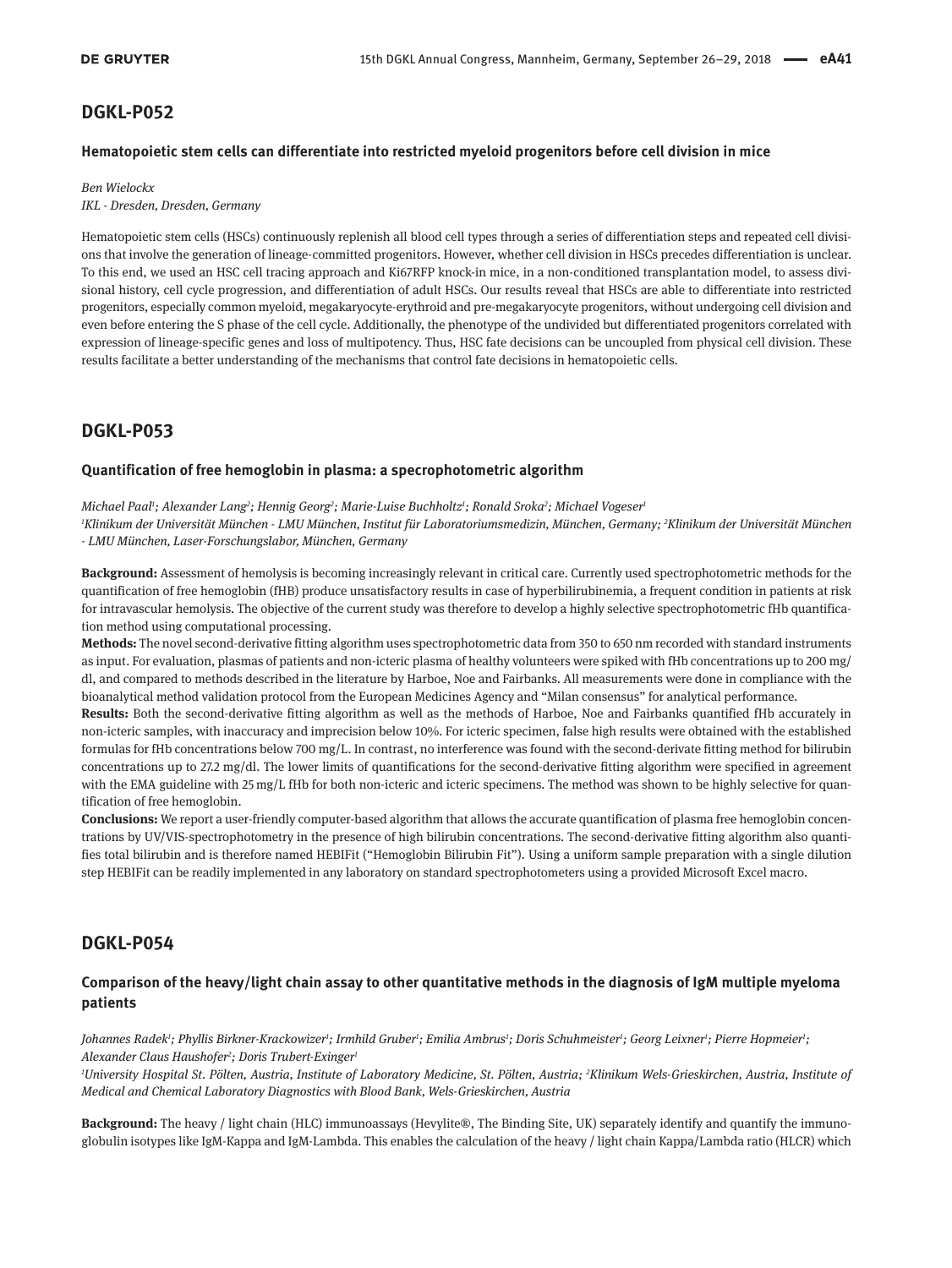## DGKL-P052

### Hematopoietic stem cells can differentiate into restricted myeloid progenitors before cell division in mice

*Ben Wielockx*
*IKL - Dresden, Dresden, Germany*

Hematopoietic stem cells (HSCs) continuously replenish all blood cell types through a series of differentiation steps and repeated cell divisions that involve the generation of lineage-committed progenitors. However, whether cell division in HSCs precedes differentiation is unclear. To this end, we used an HSC cell tracing approach and Ki67RFP knock-in mice, in a non-conditioned transplantation model, to assess divisional history, cell cycle progression, and differentiation of adult HSCs. Our results reveal that HSCs are able to differentiate into restricted progenitors, especially common myeloid, megakaryocyte-erythroid and pre-megakaryocyte progenitors, without undergoing cell division and even before entering the S phase of the cell cycle. Additionally, the phenotype of the undivided but differentiated progenitors correlated with expression of lineage-specific genes and loss of multipotency. Thus, HSC fate decisions can be uncoupled from physical cell division. These results facilitate a better understanding of the mechanisms that control fate decisions in hematopoietic cells.

## DGKL-P053

### Quantification of free hemoglobin in plasma: a specrophotometric algorithm

*Michael Paal[1]; Alexander Lang[2]; Hennig Georg[2]; Marie-Luise Buchholtz[1]; Ronald Sroka[2]; Michael Vogeser[1]*
*[1]Klinikum der Universität München - LMU München, Institut für Laboratoriumsmedizin, München, Germany; [2]Klinikum der Universität München - LMU München, Laser-Forschungslabor, München, Germany*

**Background:** Assessment of hemolysis is becoming increasingly relevant in critical care. Currently used spectrophotometric methods for the quantification of free hemoglobin (fHB) produce unsatisfactory results in case of hyperbilirubinemia, a frequent condition in patients at risk for intravascular hemolysis. The objective of the current study was therefore to develop a highly selective spectrophotometric fHb quantification method using computational processing.

**Methods:** The novel second-derivative fitting algorithm uses spectrophotometric data from 350 to 650 nm recorded with standard instruments as input. For evaluation, plasmas of patients and non-icteric plasma of healthy volunteers were spiked with fHb concentrations up to 200 mg/dl, and compared to methods described in the literature by Harboe, Noe and Fairbanks. All measurements were done in compliance with the bioanalytical method validation protocol from the European Medicines Agency and "Milan consensus" for analytical performance.

**Results:** Both the second-derivative fitting algorithm as well as the methods of Harboe, Noe and Fairbanks quantified fHb accurately in non-icteric samples, with inaccuracy and imprecision below 10%. For icteric specimen, false high results were obtained with the established formulas for fHb concentrations below 700 mg/L. In contrast, no interference was found with the second-derivate fitting method for bilirubin concentrations up to 27.2 mg/dl. The lower limits of quantifications for the second-derivative fitting algorithm were specified in agreement with the EMA guideline with 25 mg/L fHb for both non-icteric and icteric specimens. The method was shown to be highly selective for quantification of free hemoglobin.

**Conclusions:** We report a user-friendly computer-based algorithm that allows the accurate quantification of plasma free hemoglobin concentrations by UV/VIS-spectrophotometry in the presence of high bilirubin concentrations. The second-derivative fitting algorithm also quantifies total bilirubin and is therefore named HEBIFit ("Hemoglobin Bilirubin Fit"). Using a uniform sample preparation with a single dilution step HEBIFit can be readily implemented in any laboratory on standard spectrophotometers using a provided Microsoft Excel macro.

## DGKL-P054

### Comparison of the heavy/light chain assay to other quantitative methods in the diagnosis of IgM multiple myeloma patients

*Johannes Radek[1]; Phyllis Birkner-Krackowizer[1]; Irmhild Gruber[1]; Emilia Ambrus[1]; Doris Schuhmeister[1]; Georg Leixner[1]; Pierre Hopmeier[1]; Alexander Claus Haushofer[2]; Doris Trubert-Exinger[1]*
*[1]University Hospital St. Pölten, Austria, Institute of Laboratory Medicine, St. Pölten, Austria; [2]Klinikum Wels-Grieskirchen, Austria, Institute of Medical and Chemical Laboratory Diagnostics with Blood Bank, Wels-Grieskirchen, Austria*

**Background:** The heavy / light chain (HLC) immunoassays (Hevylite®, The Binding Site, UK) separately identify and quantify the immunoglobulin isotypes like IgM-Kappa and IgM-Lambda. This enables the calculation of the heavy / light chain Kappa/Lambda ratio (HLCR) which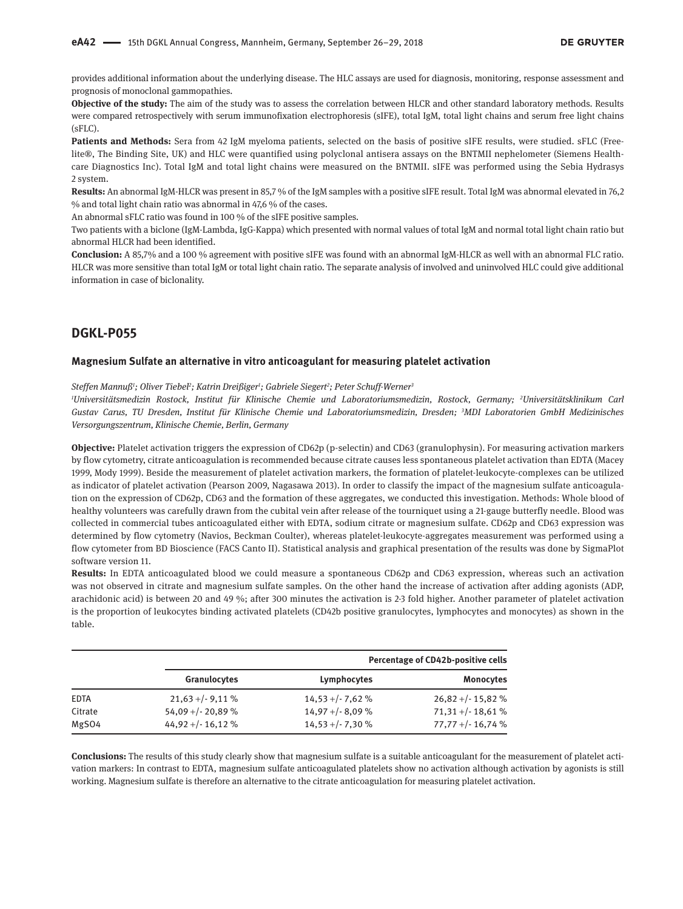provides additional information about the underlying disease. The HLC assays are used for diagnosis, monitoring, response assessment and prognosis of monoclonal gammopathies.

**Objective of the study:** The aim of the study was to assess the correlation between HLCR and other standard laboratory methods. Results were compared retrospectively with serum immunofixation electrophoresis (sIFE), total IgM, total light chains and serum free light chains (sFLC).

**Patients and Methods:** Sera from 42 IgM myeloma patients, selected on the basis of positive sIFE results, were studied. sFLC (Freelite®, The Binding Site, UK) and HLC were quantified using polyclonal antisera assays on the BNTMII nephelometer (Siemens Healthcare Diagnostics Inc). Total IgM and total light chains were measured on the BNTMII. sIFE was performed using the Sebia Hydrasys 2 system.

**Results:** An abnormal IgM-HLCR was present in 85,7 % of the IgM samples with a positive sIFE result. Total IgM was abnormal elevated in 76,2 % and total light chain ratio was abnormal in 47,6 % of the cases.

An abnormal sFLC ratio was found in 100 % of the sIFE positive samples.

Two patients with a biclone (IgM-Lambda, IgG-Kappa) which presented with normal values of total IgM and normal total light chain ratio but abnormal HLCR had been identified.

**Conclusion:** A 85,7% and a 100 % agreement with positive sIFE was found with an abnormal IgM-HLCR as well with an abnormal FLC ratio. HLCR was more sensitive than total IgM or total light chain ratio. The separate analysis of involved and uninvolved HLC could give additional information in case of biclonality.

## DGKL-P055

### Magnesium Sulfate an alternative in vitro anticoagulant for measuring platelet activation

*Steffen Mannuß[1]; Oliver Tiebel[2]; Katrin Dreißiger[1]; Gabriele Siegert[2]; Peter Schuff-Werner[3]*

*[1]Universitätsmedizin Rostock, Institut für Klinische Chemie und Laboratoriumsmedizin, Rostock, Germany; [2]Universitätsklinikum Carl Gustav Carus, TU Dresden, Institut für Klinische Chemie und Laboratoriumsmedizin, Dresden; [3]MDI Laboratorien GmbH Medizinisches Versorgungszentrum, Klinische Chemie, Berlin, Germany*

**Objective:** Platelet activation triggers the expression of CD62p (p-selectin) and CD63 (granulophysin). For measuring activation markers by flow cytometry, citrate anticoagulation is recommended because citrate causes less spontaneous platelet activation than EDTA (Macey 1999, Mody 1999). Beside the measurement of platelet activation markers, the formation of platelet-leukocyte-complexes can be utilized as indicator of platelet activation (Pearson 2009, Nagasawa 2013). In order to classify the impact of the magnesium sulfate anticoagulation on the expression of CD62p, CD63 and the formation of these aggregates, we conducted this investigation. Methods: Whole blood of healthy volunteers was carefully drawn from the cubital vein after release of the tourniquet using a 21-gauge butterfly needle. Blood was collected in commercial tubes anticoagulated either with EDTA, sodium citrate or magnesium sulfate. CD62p and CD63 expression was determined by flow cytometry (Navios, Beckman Coulter), whereas platelet-leukocyte-aggregates measurement was performed using a flow cytometer from BD Bioscience (FACS Canto II). Statistical analysis and graphical presentation of the results was done by SigmaPlot software version 11.

**Results:** In EDTA anticoagulated blood we could measure a spontaneous CD62p and CD63 expression, whereas such an activation was not observed in citrate and magnesium sulfate samples. On the other hand the increase of activation after adding agonists (ADP, arachidonic acid) is between 20 and 49 %; after 300 minutes the activation is 2-3 fold higher. Another parameter of platelet activation is the proportion of leukocytes binding activated platelets (CD42b positive granulocytes, lymphocytes and monocytes) as shown in the table.

| | Percentage of CD42b-positive cells | | |
|---|---|---|---|
| | Granulocytes | Lymphocytes | Monocytes |
| EDTA | 21,63 +/- 9,11 % | 14,53 +/- 7,62 % | 26,82 +/- 15,82 % |
| Citrate | 54,09 +/- 20,89 % | 14,97 +/- 8,09 % | 71,31 +/- 18,61 % |
| MgSO4 | 44,92 +/- 16,12 % | 14,53 +/- 7,30 % | 77,77 +/- 16,74 % |

**Conclusions:** The results of this study clearly show that magnesium sulfate is a suitable anticoagulant for the measurement of platelet activation markers: In contrast to EDTA, magnesium sulfate anticoagulated platelets show no activation although activation by agonists is still working. Magnesium sulfate is therefore an alternative to the citrate anticoagulation for measuring platelet activation.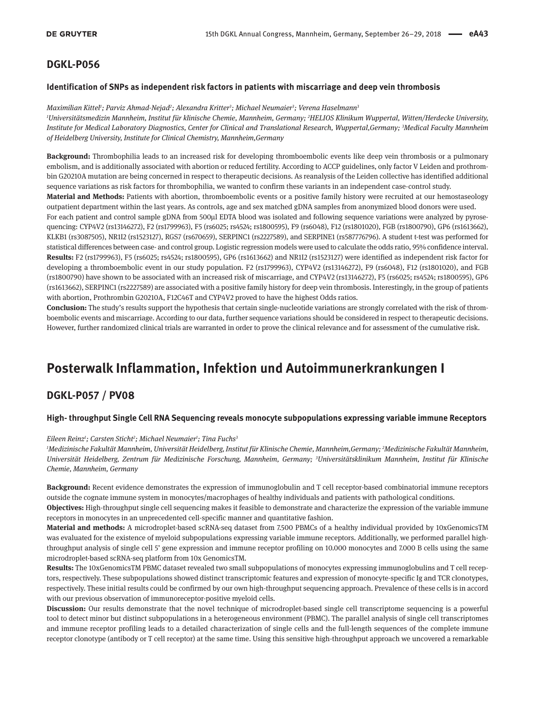## DGKL-P056

### Identification of SNPs as independent risk factors in patients with miscarriage and deep vein thrombosis

*Maximilian Kittel[1]; Parviz Ahmad-Nejad[2]; Alexandra Kritter[3]; Michael Neumaier[3]; Verena Haselmann[3]*

*[1]Universitätsmedizin Mannheim, Institut für klinische Chemie, Mannheim, Germany; [2]HELIOS Klinikum Wuppertal, Witten/Herdecke University, Institute for Medical Laboratory Diagnostics, Center for Clinical and Translational Research, Wuppertal,Germany; [3]Medical Faculty Mannheim of Heidelberg University, Institute for Clinical Chemistry, Mannheim,Germany*

**Background:** Thrombophilia leads to an increased risk for developing thromboembolic events like deep vein thrombosis or a pulmonary embolism, and is additionally associated with abortion or reduced fertility. According to ACCP guidelines, only factor V Leiden and prothrombin G20210A mutation are being concerned in respect to therapeutic decisions. As reanalysis of the Leiden collective has identified additional sequence variations as risk factors for thrombophilia, we wanted to confirm these variants in an independent case-control study.

**Material and Methods:** Patients with abortion, thromboembolic events or a positive family history were recruited at our hemostaseology outpatient department within the last years. As controls, age and sex matched gDNA samples from anonymized blood donors were used.

For each patient and control sample gDNA from 500µl EDTA blood was isolated and following sequence variations were analyzed by pyrosequencing: CYP4V2 (rs13146272), F2 (rs1799963), F5 (rs6025; rs4524; rs1800595), F9 (rs6048), F12 (rs1801020), FGB (rs1800790), GP6 (rs1613662), KLKB1 (rs3087505), NR1I2 (rs1523127), RGS7 (rs670659), SERPINC1 (rs2227589), and SERPINE1 (rs587776796). A student t-test was performed for statistical differences between case- and control group. Logistic regression models were used to calculate the odds ratio, 95% confidence interval.

**Results:** F2 (rs1799963), F5 (rs6025; rs4524; rs1800595), GP6 (rs1613662) and NR1I2 (rs1523127) were identified as independent risk factor for developing a thromboembolic event in our study population. F2 (rs1799963), CYP4V2 (rs13146272), F9 (rs6048), F12 (rs1801020), and FGB (rs1800790) have shown to be associated with an increased risk of miscarriage, and CYP4V2 (rs13146272), F5 (rs6025; rs4524; rs1800595), GP6 (rs1613662), SERPINC1 (rs2227589) are associated with a positive family history for deep vein thrombosis. Interestingly, in the group of patients with abortion, Prothrombin G20210A, F12C46T and CYP4V2 proved to have the highest Odds ratios.

**Conclusion:** The study's results support the hypothesis that certain single-nucleotide variations are strongly correlated with the risk of thromboembolic events and miscarriage. According to our data, further sequence variations should be considered in respect to therapeutic decisions. However, further randomized clinical trials are warranted in order to prove the clinical relevance and for assessment of the cumulative risk.

# Posterwalk Inflammation, Infektion und Autoimmunerkrankungen I

## DGKL-P057 / PV08

### High- throughput Single Cell RNA Sequencing reveals monocyte subpopulations expressing variable immune Receptors

*Eileen Reinz[1]; Carsten Sticht[2]; Michael Neumaier[1]; Tina Fuchs[3]*

*[1]Medizinische Fakultät Mannheim, Universität Heidelberg, Institut für Klinische Chemie, Mannheim,Germany; [2]Medizinische Fakultät Mannheim, Universität Heidelberg, Zentrum für Medizinische Forschung, Mannheim, Germany; [3]Universitätsklinikum Mannheim, Institut für Klinische Chemie, Mannheim, Germany*

**Background:** Recent evidence demonstrates the expression of immunoglobulin and T cell receptor-based combinatorial immune receptors outside the cognate immune system in monocytes/macrophages of healthy individuals and patients with pathological conditions.

**Objectives:** High-throughput single cell sequencing makes it feasible to demonstrate and characterize the expression of the variable immune receptors in monocytes in an unprecedented cell-specific manner and quantitative fashion.

**Material and methods:** A microdroplet-based scRNA-seq dataset from 7.500 PBMCs of a healthy individual provided by 10xGenomicsTM was evaluated for the existence of myeloid subpopulations expressing variable immune receptors. Additionally, we performed parallel high-throughput analysis of single cell 5' gene expression and immune receptor profiling on 10.000 monocytes and 7.000 B cells using the same microdroplet-based scRNA-seq platform from 10x GenomicsTM.

**Results:** The 10xGenomicsTM PBMC dataset revealed two small subpopulations of monocytes expressing immunoglobulins and T cell receptors, respectively. These subpopulations showed distinct transcriptomic features and expression of monocyte-specific Ig and TCR clonotypes, respectively. These initial results could be confirmed by our own high-throughput sequencing approach. Prevalence of these cells is in accord with our previous observation of immunoreceptor-positive myeloid cells.

**Discussion:** Our results demonstrate that the novel technique of microdroplet-based single cell transcriptome sequencing is a powerful tool to detect minor but distinct subpopulations in a heterogeneous environment (PBMC). The parallel analysis of single cell transcriptomes and immune receptor profiling leads to a detailed characterization of single cells and the full-length sequences of the complete immune receptor clonotype (antibody or T cell receptor) at the same time. Using this sensitive high-throughput approach we uncovered a remarkable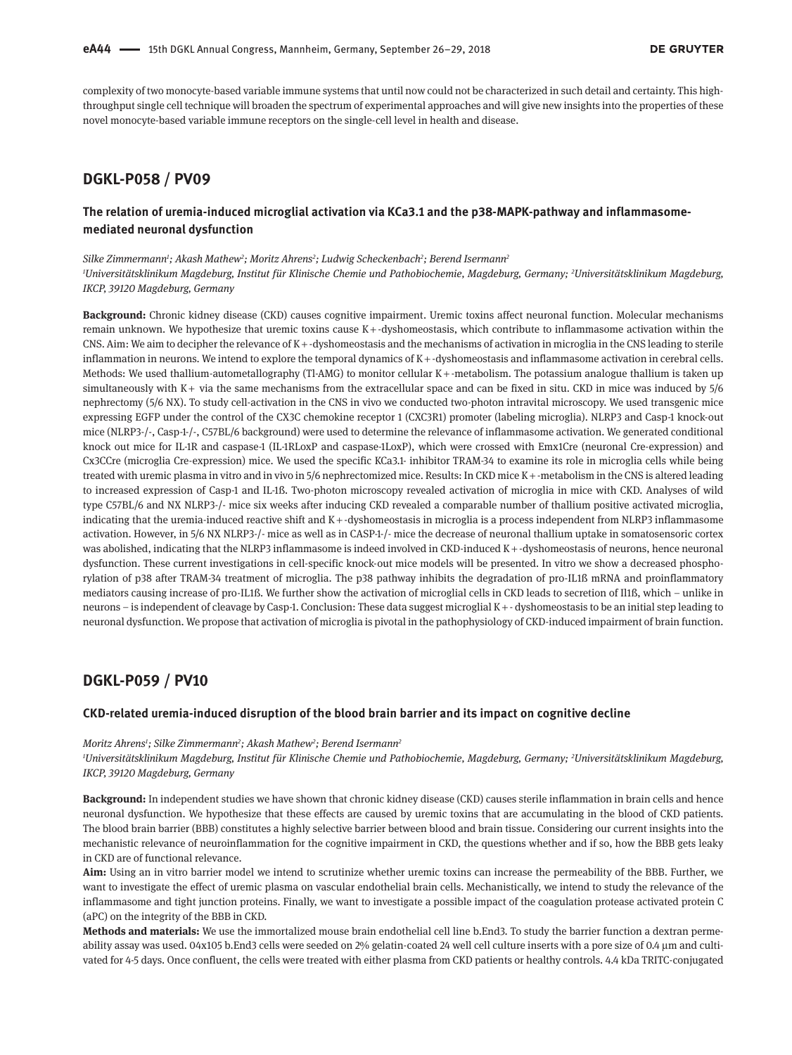complexity of two monocyte-based variable immune systems that until now could not be characterized in such detail and certainty. This high-throughput single cell technique will broaden the spectrum of experimental approaches and will give new insights into the properties of these novel monocyte-based variable immune receptors on the single-cell level in health and disease.

## DGKL-P058 / PV09

### The relation of uremia-induced microglial activation via KCa3.1 and the p38-MAPK-pathway and inflammasome-mediated neuronal dysfunction

*Silke Zimmermann[1]; Akash Mathew[2]; Moritz Ahrens[2]; Ludwig Scheckenbach[2]; Berend Isermann[2]*

*[1]Universitätsklinikum Magdeburg, Institut für Klinische Chemie und Pathobiochemie, Magdeburg, Germany; [2]Universitätsklinikum Magdeburg, IKCP, 39120 Magdeburg, Germany*

**Background:** Chronic kidney disease (CKD) causes cognitive impairment. Uremic toxins affect neuronal function. Molecular mechanisms remain unknown. We hypothesize that uremic toxins cause K+-dyshomeostasis, which contribute to inflammasome activation within the CNS. Aim: We aim to decipher the relevance of K+-dyshomeostasis and the mechanisms of activation in microglia in the CNS leading to sterile inflammation in neurons. We intend to explore the temporal dynamics of K+-dyshomeostasis and inflammasome activation in cerebral cells. Methods: We used thallium-autometallography (Tl-AMG) to monitor cellular K+-metabolism. The potassium analogue thallium is taken up simultaneously with K+ via the same mechanisms from the extracellular space and can be fixed in situ. CKD in mice was induced by 5/6 nephrectomy (5/6 NX). To study cell-activation in the CNS in vivo we conducted two-photon intravital microscopy. We used transgenic mice expressing EGFP under the control of the CX3C chemokine receptor 1 (CXC3R1) promoter (labeling microglia). NLRP3 and Casp-1 knock-out mice (NLRP3-/-, Casp-1-/-, C57BL/6 background) were used to determine the relevance of inflammasome activation. We generated conditional knock out mice for IL-1R and caspase-1 (IL-1RLoxP and caspase-1LoxP), which were crossed with Emx1Cre (neuronal Cre-expression) and Cx3CCre (microglia Cre-expression) mice. We used the specific KCa3.1- inhibitor TRAM-34 to examine its role in microglia cells while being treated with uremic plasma in vitro and in vivo in 5/6 nephrectomized mice. Results: In CKD mice K+-metabolism in the CNS is altered leading to increased expression of Casp-1 and IL-1ß. Two-photon microscopy revealed activation of microglia in mice with CKD. Analyses of wild type C57BL/6 and NX NLRP3-/- mice six weeks after inducing CKD revealed a comparable number of thallium positive activated microglia, indicating that the uremia-induced reactive shift and K+-dyshomeostasis in microglia is a process independent from NLRP3 inflammasome activation. However, in 5/6 NX NLRP3-/- mice as well as in CASP-1-/- mice the decrease of neuronal thallium uptake in somatosensoric cortex was abolished, indicating that the NLRP3 inflammasome is indeed involved in CKD-induced K+-dyshomeostasis of neurons, hence neuronal dysfunction. These current investigations in cell-specific knock-out mice models will be presented. In vitro we show a decreased phosphorylation of p38 after TRAM-34 treatment of microglia. The p38 pathway inhibits the degradation of pro-IL1ß mRNA and proinflammatory mediators causing increase of pro-IL1ß. We further show the activation of microglial cells in CKD leads to secretion of Il1ß, which – unlike in neurons – is independent of cleavage by Casp-1. Conclusion: These data suggest microglial K+- dyshomeostasis to be an initial step leading to neuronal dysfunction. We propose that activation of microglia is pivotal in the pathophysiology of CKD-induced impairment of brain function.

## DGKL-P059 / PV10

### CKD-related uremia-induced disruption of the blood brain barrier and its impact on cognitive decline

*Moritz Ahrens[1]; Silke Zimmermann[2]; Akash Mathew[2]; Berend Isermann[2]*

*[1]Universitätsklinikum Magdeburg, Institut für Klinische Chemie und Pathobiochemie, Magdeburg, Germany; [2]Universitätsklinikum Magdeburg, IKCP, 39120 Magdeburg, Germany*

**Background:** In independent studies we have shown that chronic kidney disease (CKD) causes sterile inflammation in brain cells and hence neuronal dysfunction. We hypothesize that these effects are caused by uremic toxins that are accumulating in the blood of CKD patients. The blood brain barrier (BBB) constitutes a highly selective barrier between blood and brain tissue. Considering our current insights into the mechanistic relevance of neuroinflammation for the cognitive impairment in CKD, the questions whether and if so, how the BBB gets leaky in CKD are of functional relevance.

**Aim:** Using an in vitro barrier model we intend to scrutinize whether uremic toxins can increase the permeability of the BBB. Further, we want to investigate the effect of uremic plasma on vascular endothelial brain cells. Mechanistically, we intend to study the relevance of the inflammasome and tight junction proteins. Finally, we want to investigate a possible impact of the coagulation protease activated protein C (aPC) on the integrity of the BBB in CKD.

**Methods and materials:** We use the immortalized mouse brain endothelial cell line b.End3. To study the barrier function a dextran permeability assay was used. 04x105 b.End3 cells were seeded on 2% gelatin-coated 24 well cell culture inserts with a pore size of 0.4 µm and cultivated for 4-5 days. Once confluent, the cells were treated with either plasma from CKD patients or healthy controls. 4.4 kDa TRITC-conjugated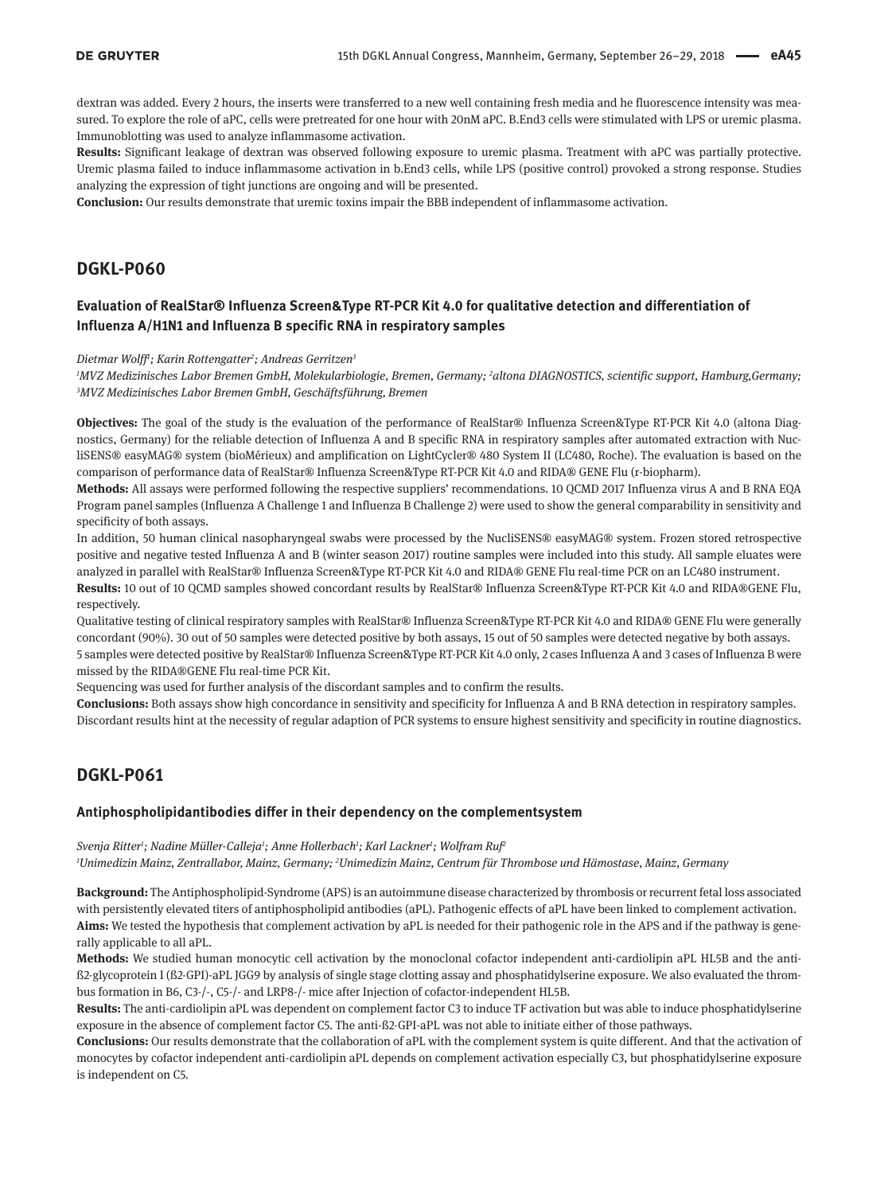dextran was added. Every 2 hours, the inserts were transferred to a new well containing fresh media and he fluorescence intensity was measured. To explore the role of aPC, cells were pretreated for one hour with 20nM aPC. B.End3 cells were stimulated with LPS or uremic plasma. Immunoblotting was used to analyze inflammasome activation.

**Results:** Significant leakage of dextran was observed following exposure to uremic plasma. Treatment with aPC was partially protective. Uremic plasma failed to induce inflammasome activation in b.End3 cells, while LPS (positive control) provoked a strong response. Studies analyzing the expression of tight junctions are ongoing and will be presented.

**Conclusion:** Our results demonstrate that uremic toxins impair the BBB independent of inflammasome activation.

## DGKL-P060

### Evaluation of RealStar® Influenza Screen&Type RT-PCR Kit 4.0 for qualitative detection and differentiation of Influenza A/H1N1 and Influenza B specific RNA in respiratory samples

*Dietmar Wolff[1]; Karin Rottengatter[2]; Andreas Gerritzen[3]*

*[1]MVZ Medizinisches Labor Bremen GmbH, Molekularbiologie, Bremen, Germany; [2]altona DIAGNOSTICS, scientific support, Hamburg,Germany; [3]MVZ Medizinisches Labor Bremen GmbH, Geschäftsführung, Bremen*

**Objectives:** The goal of the study is the evaluation of the performance of RealStar® Influenza Screen&Type RT-PCR Kit 4.0 (altona Diagnostics, Germany) for the reliable detection of Influenza A and B specific RNA in respiratory samples after automated extraction with NucliSENS® easyMAG® system (bioMérieux) and amplification on LightCycler® 480 System II (LC480, Roche). The evaluation is based on the comparison of performance data of RealStar® Influenza Screen&Type RT-PCR Kit 4.0 and RIDA® GENE Flu (r-biopharm).

**Methods:** All assays were performed following the respective suppliers' recommendations. 10 QCMD 2017 Influenza virus A and B RNA EQA Program panel samples (Influenza A Challenge 1 and Influenza B Challenge 2) were used to show the general comparability in sensitivity and specificity of both assays.

In addition, 50 human clinical nasopharyngeal swabs were processed by the NucliSENS® easyMAG® system. Frozen stored retrospective positive and negative tested Influenza A and B (winter season 2017) routine samples were included into this study. All sample eluates were analyzed in parallel with RealStar® Influenza Screen&Type RT-PCR Kit 4.0 and RIDA® GENE Flu real-time PCR on an LC480 instrument.

**Results:** 10 out of 10 QCMD samples showed concordant results by RealStar® Influenza Screen&Type RT-PCR Kit 4.0 and RIDA®GENE Flu, respectively.

Qualitative testing of clinical respiratory samples with RealStar® Influenza Screen&Type RT-PCR Kit 4.0 and RIDA® GENE Flu were generally concordant (90%). 30 out of 50 samples were detected positive by both assays, 15 out of 50 samples were detected negative by both assays. 5 samples were detected positive by RealStar® Influenza Screen&Type RT-PCR Kit 4.0 only, 2 cases Influenza A and 3 cases of Influenza B were missed by the RIDA®GENE Flu real-time PCR Kit.

Sequencing was used for further analysis of the discordant samples and to confirm the results.

**Conclusions:** Both assays show high concordance in sensitivity and specificity for Influenza A and B RNA detection in respiratory samples. Discordant results hint at the necessity of regular adaption of PCR systems to ensure highest sensitivity and specificity in routine diagnostics.

## DGKL-P061

### Antiphospholipidantibodies differ in their dependency on the complementsystem

*Svenja Ritter[1]; Nadine Müller-Calleja[1]; Anne Hollerbach[1]; Karl Lackner[1]; Wolfram Ruf[2]*

*[1]Unimedizin Mainz, Zentrallabor, Mainz, Germany; [2]Unimedizin Mainz, Centrum für Thrombose und Hämostase, Mainz, Germany*

**Background:** The Antiphospholipid-Syndrome (APS) is an autoimmune disease characterized by thrombosis or recurrent fetal loss associated with persistently elevated titers of antiphospholipid antibodies (aPL). Pathogenic effects of aPL have been linked to complement activation.

**Aims:** We tested the hypothesis that complement activation by aPL is needed for their pathogenic role in the APS and if the pathway is generally applicable to all aPL.

**Methods:** We studied human monocytic cell activation by the monoclonal cofactor independent anti-cardiolipin aPL HL5B and the anti-ß2-glycoprotein I (ß2-GPI)-aPL JGG9 by analysis of single stage clotting assay and phosphatidylserine exposure. We also evaluated the thrombus formation in B6, C3-/-, C5-/- and LRP8-/- mice after Injection of cofactor-independent HL5B.

**Results:** The anti-cardiolipin aPL was dependent on complement factor C3 to induce TF activation but was able to induce phosphatidylserine exposure in the absence of complement factor C5. The anti-ß2-GPI-aPL was not able to initiate either of those pathways.

**Conclusions:** Our results demonstrate that the collaboration of aPL with the complement system is quite different. And that the activation of monocytes by cofactor independent anti-cardiolipin aPL depends on complement activation especially C3, but phosphatidylserine exposure is independent on C5.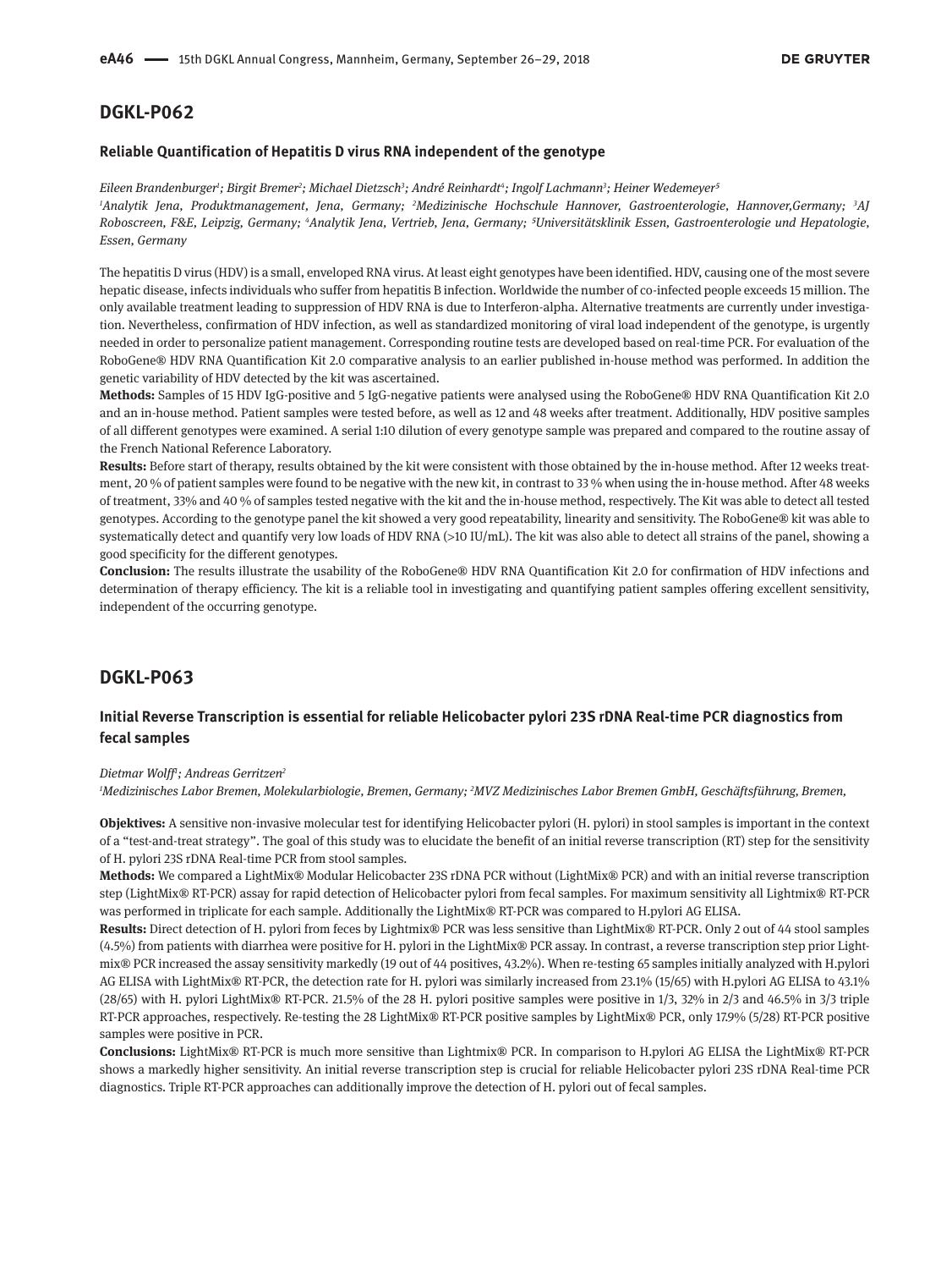## DGKL-P062

### Reliable Quantification of Hepatitis D virus RNA independent of the genotype

*Eileen Brandenburger[1]; Birgit Bremer[2]; Michael Dietzsch[3]; André Reinhardt[4]; Ingolf Lachmann[3]; Heiner Wedemeyer[5]*

*[1]Analytik Jena, Produktmanagement, Jena, Germany; [2]Medizinische Hochschule Hannover, Gastroenterologie, Hannover,Germany; [3]AJ Roboscreen, F&E, Leipzig, Germany; [4]Analytik Jena, Vertrieb, Jena, Germany; [5]Universitätsklinik Essen, Gastroenterologie und Hepatologie, Essen, Germany*

The hepatitis D virus (HDV) is a small, enveloped RNA virus. At least eight genotypes have been identified. HDV, causing one of the most severe hepatic disease, infects individuals who suffer from hepatitis B infection. Worldwide the number of co-infected people exceeds 15 million. The only available treatment leading to suppression of HDV RNA is due to Interferon-alpha. Alternative treatments are currently under investigation. Nevertheless, confirmation of HDV infection, as well as standardized monitoring of viral load independent of the genotype, is urgently needed in order to personalize patient management. Corresponding routine tests are developed based on real-time PCR. For evaluation of the RoboGene® HDV RNA Quantification Kit 2.0 comparative analysis to an earlier published in-house method was performed. In addition the genetic variability of HDV detected by the kit was ascertained.

**Methods:** Samples of 15 HDV IgG-positive and 5 IgG-negative patients were analysed using the RoboGene® HDV RNA Quantification Kit 2.0 and an in-house method. Patient samples were tested before, as well as 12 and 48 weeks after treatment. Additionally, HDV positive samples of all different genotypes were examined. A serial 1:10 dilution of every genotype sample was prepared and compared to the routine assay of the French National Reference Laboratory.

**Results:** Before start of therapy, results obtained by the kit were consistent with those obtained by the in-house method. After 12 weeks treatment, 20 % of patient samples were found to be negative with the new kit, in contrast to 33 % when using the in-house method. After 48 weeks of treatment, 33% and 40 % of samples tested negative with the kit and the in-house method, respectively. The Kit was able to detect all tested genotypes. According to the genotype panel the kit showed a very good repeatability, linearity and sensitivity. The RoboGene® kit was able to systematically detect and quantify very low loads of HDV RNA (>10 IU/mL). The kit was also able to detect all strains of the panel, showing a good specificity for the different genotypes.

**Conclusion:** The results illustrate the usability of the RoboGene® HDV RNA Quantification Kit 2.0 for confirmation of HDV infections and determination of therapy efficiency. The kit is a reliable tool in investigating and quantifying patient samples offering excellent sensitivity, independent of the occurring genotype.

## DGKL-P063

### Initial Reverse Transcription is essential for reliable Helicobacter pylori 23S rDNA Real-time PCR diagnostics from fecal samples

*Dietmar Wolff[1]; Andreas Gerritzen[2]*

*[1]Medizinisches Labor Bremen, Molekularbiologie, Bremen, Germany; [2]MVZ Medizinisches Labor Bremen GmbH, Geschäftsführung, Bremen,*

**Objektives:** A sensitive non-invasive molecular test for identifying Helicobacter pylori (H. pylori) in stool samples is important in the context of a "test-and-treat strategy". The goal of this study was to elucidate the benefit of an initial reverse transcription (RT) step for the sensitivity of H. pylori 23S rDNA Real-time PCR from stool samples.

**Methods:** We compared a LightMix® Modular Helicobacter 23S rDNA PCR without (LightMix® PCR) and with an initial reverse transcription step (LightMix® RT-PCR) assay for rapid detection of Helicobacter pylori from fecal samples. For maximum sensitivity all Lightmix® RT-PCR was performed in triplicate for each sample. Additionally the LightMix® RT-PCR was compared to H.pylori AG ELISA.

**Results:** Direct detection of H. pylori from feces by Lightmix® PCR was less sensitive than LightMix® RT-PCR. Only 2 out of 44 stool samples (4.5%) from patients with diarrhea were positive for H. pylori in the LightMix® PCR assay. In contrast, a reverse transcription step prior Lightmix® PCR increased the assay sensitivity markedly (19 out of 44 positives, 43.2%). When re-testing 65 samples initially analyzed with H.pylori AG ELISA with LightMix® RT-PCR, the detection rate for H. pylori was similarly increased from 23.1% (15/65) with H.pylori AG ELISA to 43.1% (28/65) with H. pylori LightMix® RT-PCR. 21.5% of the 28 H. pylori positive samples were positive in 1/3, 32% in 2/3 and 46.5% in 3/3 triple RT-PCR approaches, respectively. Re-testing the 28 LightMix® RT-PCR positive samples by LightMix® PCR, only 17.9% (5/28) RT-PCR positive samples were positive in PCR.

**Conclusions:** LightMix® RT-PCR is much more sensitive than Lightmix® PCR. In comparison to H.pylori AG ELISA the LightMix® RT-PCR shows a markedly higher sensitivity. An initial reverse transcription step is crucial for reliable Helicobacter pylori 23S rDNA Real-time PCR diagnostics. Triple RT-PCR approaches can additionally improve the detection of H. pylori out of fecal samples.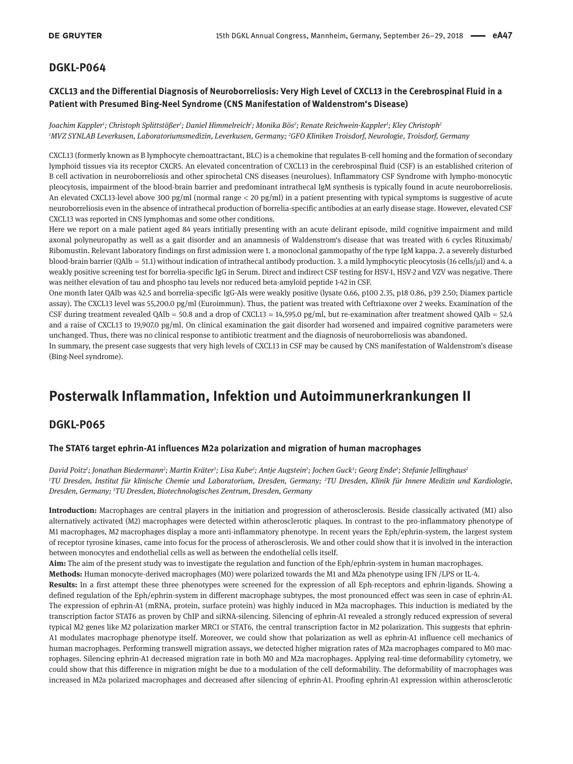## DGKL-P064

### CXCL13 and the Differential Diagnosis of Neuroborreliosis: Very High Level of CXCL13 in the Cerebrospinal Fluid in a Patient with Presumed Bing-Neel Syndrome (CNS Manifestation of Waldenstrom's Disease)

*Joachim Kappler[1]; Christoph Splittstößer[2]; Daniel Himmelreich[1]; Monika Bös[2]; Renate Reichwein-Kappler[1]; Kley Christoph[2]*
*[1]MVZ SYNLAB Leverkusen, Laboratoriumsmedizin, Leverkusen, Germany; [2]GFO Kliniken Troisdorf, Neurologie, Troisdorf, Germany*

CXCL13 (formerly known as B lymphocyte chemoattractant, BLC) is a chemokine that regulates B-cell homing and the formation of secondary lymphoid tissues via its receptor CXCR5. An elevated concentration of CXCL13 in the cerebrospinal fluid (CSF) is an established criterion of B cell activation in neuroborreliosis and other spirochetal CNS diseases (neurolues). Inflammatory CSF Syndrome with lympho-monocytic pleocytosis, impairment of the blood-brain barrier and predominant intrathecal IgM synthesis is typically found in acute neuroborreliosis. An elevated CXCL13-level above 300 pg/ml (normal range < 20 pg/ml) in a patient presenting with typical symptoms is suggestive of acute neuroborreliosis even in the absence of intrathecal production of borrelia-specific antibodies at an early disease stage. However, elevated CSF CXCL13 was reported in CNS lymphomas and some other conditions.

Here we report on a male patient aged 84 years intitially presenting with an acute delirant episode, mild cognitive impairment and mild axonal polyneuropathy as well as a gait disorder and an anamnesis of Waldenstrom's disease that was treated with 6 cycles Rituximab/Ribomustin. Relevant laboratory findings on first admission were 1. a monoclonal gammopathy of the type IgM kappa. 2. a severely disturbed blood-brain barrier (QAlb = 51.1) without indication of intrathecal antibody production. 3. a mild lymphocytic pleocytosis (16 cells/μl) and 4. a weakly positive screening test for borrelia-specific IgG in Serum. Direct and indirect CSF testing for HSV-1, HSV-2 and VZV was negative. There was neither elevation of tau and phospho tau levels nor reduced beta-amyloid peptide 1-42 in CSF.

One month later QAlb was 42.5 and borrelia-specific IgG-AIs were weakly positive (lysate 0.66, p100 2.35, p18 0.86, p39 2.50; Diamex particle assay). The CXCL13 level was 55,200.0 pg/ml (Euroimmun). Thus, the patient was treated with Ceftriaxone over 2 weeks. Examination of the CSF during treatment revealed QAlb = 50.8 and a drop of CXCL13 = 14,595.0 pg/ml, but re-examination after treatment showed QAlb = 52.4 and a raise of CXCL13 to 19,907.0 pg/ml. On clinical examination the gait disorder had worsened and impaired cognitive parameters were unchanged. Thus, there was no clinical response to antibiotic treatment and the diagnosis of neuroborreliosis was abandoned.

In summary, the present case suggests that very high levels of CXCL13 in CSF may be caused by CNS manifestation of Waldenstrom's disease (Bing-Neel syndrome).

# Posterwalk Inflammation, Infektion und Autoimmunerkrankungen II

## DGKL-P065

### The STAT6 target ephrin-A1 influences M2a polarization and migration of human macrophages

*David Poitz[1]; Jonathan Biedermann[2]; Martin Kräter[3]; Lisa Kube[2]; Antje Augstein[2]; Jochen Guck[3]; Georg Ende[2]; Stefanie Jellinghaus[2]*
*[1]TU Dresden, Institut für klinische Chemie und Laboratorium, Dresden, Germany; [2]TU Dresden, Klinik für Innere Medizin und Kardiologie, Dresden, Germany; [3]TU Dresden, Biotechnologisches Zentrum, Dresden, Germany*

**Introduction:** Macrophages are central players in the initiation and progression of atherosclerosis. Beside classically activated (M1) also alternatively activated (M2) macrophages were detected within atherosclerotic plaques. In contrast to the pro-inflammatory phenotype of M1 macrophages, M2 macrophages display a more anti-inflammatory phenotype. In recent years the Eph/ephrin-system, the largest system of receptor tyrosine kinases, came into focus for the process of atherosclerosis. We and other could show that it is involved in the interaction between monocytes and endothelial cells as well as between the endothelial cells itself.

**Aim:** The aim of the present study was to investigate the regulation and function of the Eph/ephrin-system in human macrophages.

**Methods:** Human monocyte-derived macrophages (M0) were polarized towards the M1 and M2a phenotype using IFN /LPS or IL-4.

**Results:** In a first attempt these three phenotypes were screened for the expression of all Eph-receptors and ephrin-ligands. Showing a defined regulation of the Eph/ephrin-system in different macrophage subtypes, the most pronounced effect was seen in case of ephrin-A1. The expression of ephrin-A1 (mRNA, protein, surface protein) was highly induced in M2a macrophages. This induction is mediated by the transcription factor STAT6 as proven by ChIP and siRNA-silencing. Silencing of ephrin-A1 revealed a strongly reduced expression of several typical M2 genes like M2 polarization marker MRC1 or STAT6, the central transcription factor in M2 polarization. This suggests that ephrin-A1 modulates macrophage phenotype itself. Moreover, we could show that polarization as well as ephrin-A1 influence cell mechanics of human macrophages. Performing transwell migration assays, we detected higher migration rates of M2a macrophages compared to M0 macrophages. Silencing ephrin-A1 decreased migration rate in both M0 and M2a macrophages. Applying real-time deformability cytometry, we could show that this difference in migration might be due to a modulation of the cell deformability. The deformability of macrophages was increased in M2a polarized macrophages and decreased after silencing of ephrin-A1. Proofing ephrin-A1 expression within atherosclerotic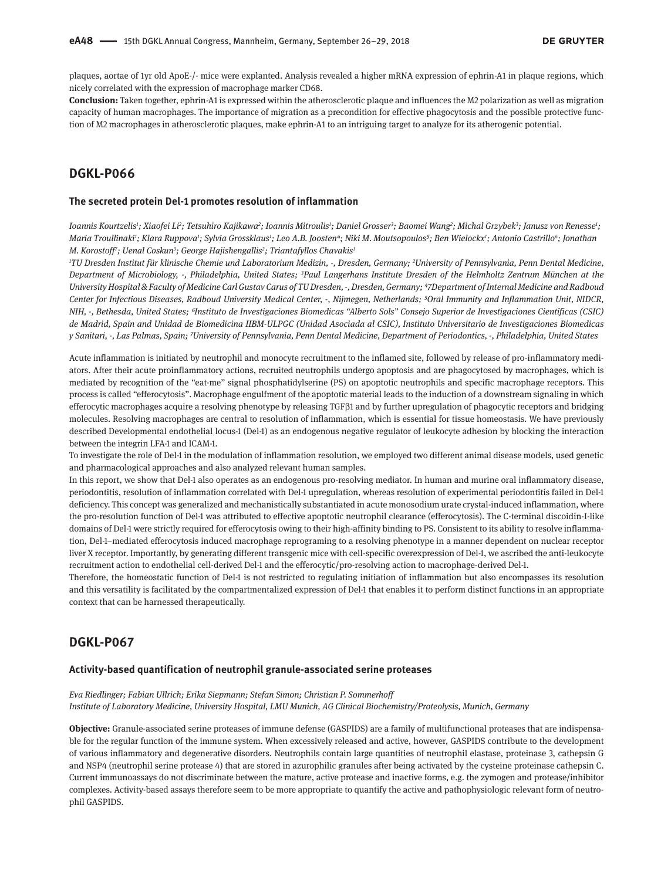plaques, aortae of 1yr old ApoE-/- mice were explanted. Analysis revealed a higher mRNA expression of ephrin-A1 in plaque regions, which nicely correlated with the expression of macrophage marker CD68.

**Conclusion:** Taken together, ephrin-A1 is expressed within the atherosclerotic plaque and influences the M2 polarization as well as migration capacity of human macrophages. The importance of migration as a precondition for effective phagocytosis and the possible protective function of M2 macrophages in atherosclerotic plaques, make ephrin-A1 to an intriguing target to analyze for its atherogenic potential.

## DGKL-P066

### The secreted protein Del-1 promotes resolution of inflammation

*Ioannis Kourtzelis[1]; Xiaofei Li[2]; Tetsuhiro Kajikawa[2]; Ioannis Mitroulis[1]; Daniel Grosser[3]; Baomei Wang[2]; Michal Grzybek[3]; Janusz von Renesse[1]; Maria Troullinaki[1]; Klara Ruppova[1]; Sylvia Grossklaus[1]; Leo A.B. Joosten[4]; Niki M. Moutsopoulos[5]; Ben Wielockx[1]; Antonio Castrillo[6]; Jonathan M. Korostoff[7]; Uenal Coskun[3]; George Hajishengallis[2]; Triantafyllos Chavakis[1]*

*[1]TU Dresden Institut für klinische Chemie und Laboratorium Medizin, -, Dresden, Germany; [2]University of Pennsylvania, Penn Dental Medicine, Department of Microbiology, -, Philadelphia, United States; [3]Paul Langerhans Institute Dresden of the Helmholtz Zentrum München at the University Hospital & Faculty of Medicine Carl Gustav Carus of TU Dresden, -, Dresden, Germany; [4]7Department of Internal Medicine and Radboud Center for Infectious Diseases, Radboud University Medical Center, -, Nijmegen, Netherlands; [5]Oral Immunity and Inflammation Unit, NIDCR, NIH, -, Bethesda, United States; [6]Instituto de Investigaciones Biomedicas "Alberto Sols" Consejo Superior de Investigaciones Científicas (CSIC) de Madrid, Spain and Unidad de Biomedicina IIBM-ULPGC (Unidad Asociada al CSIC), Instituto Universitario de Investigaciones Biomedicas y Sanitari, -, Las Palmas, Spain; [7]University of Pennsylvania, Penn Dental Medicine, Department of Periodontics, -, Philadelphia, United States*

Acute inflammation is initiated by neutrophil and monocyte recruitment to the inflamed site, followed by release of pro-inflammatory mediators. After their acute proinflammatory actions, recruited neutrophils undergo apoptosis and are phagocytosed by macrophages, which is mediated by recognition of the "eat-me" signal phosphatidylserine (PS) on apoptotic neutrophils and specific macrophage receptors. This process is called "efferocytosis". Macrophage engulfment of the apoptotic material leads to the induction of a downstream signaling in which efferocytic macrophages acquire a resolving phenotype by releasing TGFβ1 and by further upregulation of phagocytic receptors and bridging molecules. Resolving macrophages are central to resolution of inflammation, which is essential for tissue homeostasis. We have previously described Developmental endothelial locus-1 (Del-1) as an endogenous negative regulator of leukocyte adhesion by blocking the interaction between the integrin LFA-1 and ICAM-1.

To investigate the role of Del-1 in the modulation of inflammation resolution, we employed two different animal disease models, used genetic and pharmacological approaches and also analyzed relevant human samples.

In this report, we show that Del-1 also operates as an endogenous pro-resolving mediator. In human and murine oral inflammatory disease, periodontitis, resolution of inflammation correlated with Del-1 upregulation, whereas resolution of experimental periodontitis failed in Del-1 deficiency. This concept was generalized and mechanistically substantiated in acute monosodium urate crystal-induced inflammation, where the pro-resolution function of Del-1 was attributed to effective apoptotic neutrophil clearance (efferocytosis). The C-terminal discoidin-I-like domains of Del-1 were strictly required for efferocytosis owing to their high-affinity binding to PS. Consistent to its ability to resolve inflammation, Del-1–mediated efferocytosis induced macrophage reprograming to a resolving phenotype in a manner dependent on nuclear receptor liver X receptor. Importantly, by generating different transgenic mice with cell-specific overexpression of Del-1, we ascribed the anti-leukocyte recruitment action to endothelial cell-derived Del-1 and the efferocytic/pro-resolving action to macrophage-derived Del-1.

Therefore, the homeostatic function of Del-1 is not restricted to regulating initiation of inflammation but also encompasses its resolution and this versatility is facilitated by the compartmentalized expression of Del-1 that enables it to perform distinct functions in an appropriate context that can be harnessed therapeutically.

## DGKL-P067

### Activity-based quantification of neutrophil granule-associated serine proteases

*Eva Riedlinger; Fabian Ullrich; Erika Siepmann; Stefan Simon; Christian P. Sommerhoff*
*Institute of Laboratory Medicine, University Hospital, LMU Munich, AG Clinical Biochemistry/Proteolysis, Munich, Germany*

**Objective:** Granule-associated serine proteases of immune defense (GASPIDS) are a family of multifunctional proteases that are indispensable for the regular function of the immune system. When excessively released and active, however, GASPIDS contribute to the development of various inflammatory and degenerative disorders. Neutrophils contain large quantities of neutrophil elastase, proteinase 3, cathepsin G and NSP4 (neutrophil serine protease 4) that are stored in azurophilic granules after being activated by the cysteine proteinase cathepsin C. Current immunoassays do not discriminate between the mature, active protease and inactive forms, e.g. the zymogen and protease/inhibitor complexes. Activity-based assays therefore seem to be more appropriate to quantify the active and pathophysiologic relevant form of neutrophil GASPIDS.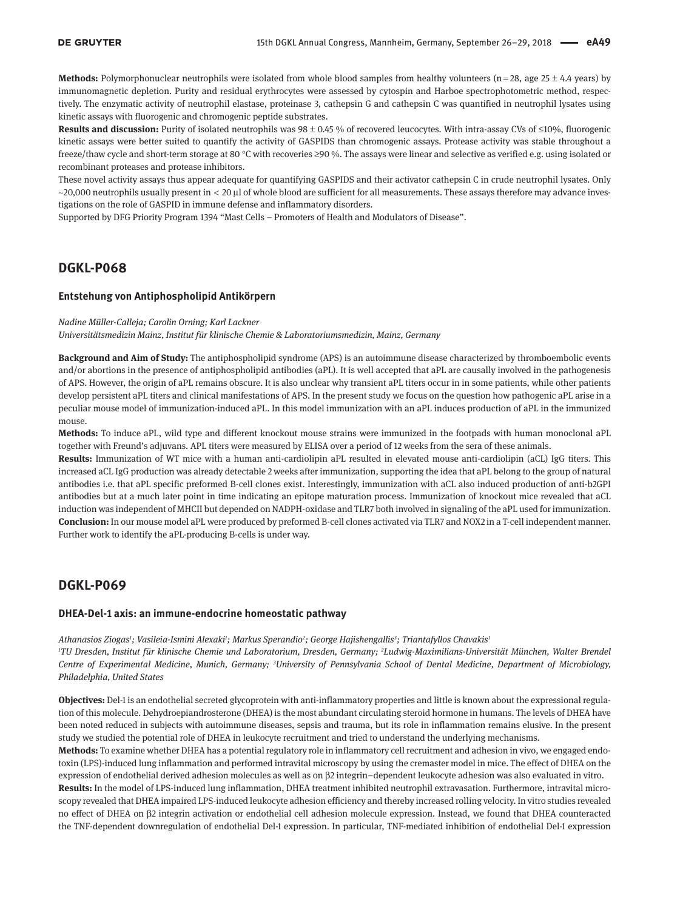**Methods:** Polymorphonuclear neutrophils were isolated from whole blood samples from healthy volunteers (n = 28, age 25 ± 4.4 years) by immunomagnetic depletion. Purity and residual erythrocytes were assessed by cytospin and Harboe spectrophotometric method, respectively. The enzymatic activity of neutrophil elastase, proteinase 3, cathepsin G and cathepsin C was quantified in neutrophil lysates using kinetic assays with fluorogenic and chromogenic peptide substrates.

**Results and discussion:** Purity of isolated neutrophils was 98 ± 0.45 % of recovered leucocytes. With intra-assay CVs of ≤10%, fluorogenic kinetic assays were better suited to quantify the activity of GASPIDS than chromogenic assays. Protease activity was stable throughout a freeze/thaw cycle and short-term storage at 80 °C with recoveries ≥90 %. The assays were linear and selective as verified e.g. using isolated or recombinant proteases and protease inhibitors.

These novel activity assays thus appear adequate for quantifying GASPIDS and their activator cathepsin C in crude neutrophil lysates. Only ~20,000 neutrophils usually present in < 20 µl of whole blood are sufficient for all measurements. These assays therefore may advance investigations on the role of GASPID in immune defense and inflammatory disorders.

Supported by DFG Priority Program 1394 "Mast Cells – Promoters of Health and Modulators of Disease".

## DGKL-P068

### Entstehung von Antiphospholipid Antikörpern

*Nadine Müller-Calleja; Carolin Orning; Karl Lackner*
*Universitätsmedizin Mainz, Institut für klinische Chemie & Laboratoriumsmedizin, Mainz, Germany*

**Background and Aim of Study:** The antiphospholipid syndrome (APS) is an autoimmune disease characterized by thromboembolic events and/or abortions in the presence of antiphospholipid antibodies (aPL). It is well accepted that aPL are causally involved in the pathogenesis of APS. However, the origin of aPL remains obscure. It is also unclear why transient aPL titers occur in in some patients, while other patients develop persistent aPL titers and clinical manifestations of APS. In the present study we focus on the question how pathogenic aPL arise in a peculiar mouse model of immunization-induced aPL. In this model immunization with an aPL induces production of aPL in the immunized mouse.

**Methods:** To induce aPL, wild type and different knockout mouse strains were immunized in the footpads with human monoclonal aPL together with Freund's adjuvans. APL titers were measured by ELISA over a period of 12 weeks from the sera of these animals.

**Results:** Immunization of WT mice with a human anti-cardiolipin aPL resulted in elevated mouse anti-cardiolipin (aCL) IgG titers. This increased aCL IgG production was already detectable 2 weeks after immunization, supporting the idea that aPL belong to the group of natural antibodies i.e. that aPL specific preformed B-cell clones exist. Interestingly, immunization with aCL also induced production of anti-b2GPI antibodies but at a much later point in time indicating an epitope maturation process. Immunization of knockout mice revealed that aCL induction was independent of MHCII but depended on NADPH-oxidase and TLR7 both involved in signaling of the aPL used for immunization.

**Conclusion:** In our mouse model aPL were produced by preformed B-cell clones activated via TLR7 and NOX2 in a T-cell independent manner. Further work to identify the aPL-producing B-cells is under way.

## DGKL-P069

### DHEA-Del-1 axis: an immune-endocrine homeostatic pathway

*Athanasios Ziogas[1]; Vasileia-Ismini Alexaki[1]; Markus Sperandio[2]; George Hajishengallis[3]; Triantafyllos Chavakis[1]*
*[1]TU Dresden, Institut für klinische Chemie und Laboratorium, Dresden, Germany; [2]Ludwig-Maximilians-Universität München, Walter Brendel Centre of Experimental Medicine, Munich, Germany; [3]University of Pennsylvania School of Dental Medicine, Department of Microbiology, Philadelphia, United States*

**Objectives:** Del-1 is an endothelial secreted glycoprotein with anti-inflammatory properties and little is known about the expressional regulation of this molecule. Dehydroepiandrosterone (DHEA) is the most abundant circulating steroid hormone in humans. The levels of DHEA have been noted reduced in subjects with autoimmune diseases, sepsis and trauma, but its role in inflammation remains elusive. In the present study we studied the potential role of DHEA in leukocyte recruitment and tried to understand the underlying mechanisms.

**Methods:** To examine whether DHEA has a potential regulatory role in inflammatory cell recruitment and adhesion in vivo, we engaged endotoxin (LPS)-induced lung inflammation and performed intravital microscopy by using the cremaster model in mice. The effect of DHEA on the expression of endothelial derived adhesion molecules as well as on β2 integrin–dependent leukocyte adhesion was also evaluated in vitro.

**Results:** In the model of LPS-induced lung inflammation, DHEA treatment inhibited neutrophil extravasation. Furthermore, intravital microscopy revealed that DHEA impaired LPS-induced leukocyte adhesion efficiency and thereby increased rolling velocity. In vitro studies revealed no effect of DHEA on β2 integrin activation or endothelial cell adhesion molecule expression. Instead, we found that DHEA counteracted the TNF-dependent downregulation of endothelial Del-1 expression. In particular, TNF-mediated inhibition of endothelial Del-1 expression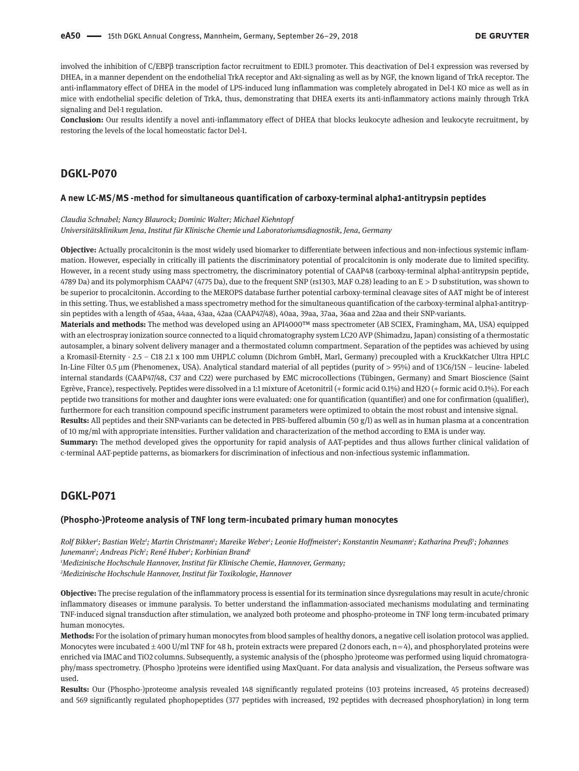involved the inhibition of C/EBPβ transcription factor recruitment to EDIL3 promoter. This deactivation of Del-1 expression was reversed by DHEA, in a manner dependent on the endothelial TrkA receptor and Akt-signaling as well as by NGF, the known ligand of TrkA receptor. The anti-inflammatory effect of DHEA in the model of LPS-induced lung inflammation was completely abrogated in Del-1 KO mice as well as in mice with endothelial specific deletion of TrkA, thus, demonstrating that DHEA exerts its anti-inflammatory actions mainly through TrkA signaling and Del-1 regulation.

**Conclusion:** Our results identify a novel anti-inflammatory effect of DHEA that blocks leukocyte adhesion and leukocyte recruitment, by restoring the levels of the local homeostatic factor Del-1.

## DGKL-P070

### A new LC-MS/MS -method for simultaneous quantification of carboxy-terminal alpha1-antitrypsin peptides

*Claudia Schnabel; Nancy Blaurock; Dominic Walter; Michael Kiehntopf*
*Universitätsklinikum Jena, Institut für Klinische Chemie und Laboratoriumsdiagnostik, Jena, Germany*

**Objective:** Actually procalcitonin is the most widely used biomarker to differentiate between infectious and non-infectious systemic inflammation. However, especially in critically ill patients the discriminatory potential of procalcitonin is only moderate due to limited specifity. However, in a recent study using mass spectrometry, the discriminatory potential of CAAP48 (carboxy-terminal alpha1-antitrypsin peptide, 4789 Da) and its polymorphism CAAP47 (4775 Da), due to the frequent SNP (rs1303, MAF 0.28) leading to an E > D substitution, was shown to be superior to procalcitonin. According to the MEROPS database further potential carboxy-terminal cleavage sites of AAT might be of interest in this setting. Thus, we established a mass spectrometry method for the simultaneous quantification of the carboxy-terminal alpha1-antitrypsin peptides with a length of 45aa, 44aa, 43aa, 42aa (CAAP47/48), 40aa, 39aa, 37aa, 36aa and 22aa and their SNP-variants.

**Materials and methods:** The method was developed using an API4000™ mass spectrometer (AB SCIEX, Framingham, MA, USA) equipped with an electrospray ionization source connected to a liquid chromatography system LC20 AVP (Shimadzu, Japan) consisting of a thermostatic autosampler, a binary solvent delivery manager and a thermostated column compartment. Separation of the peptides was achieved by using a Kromasil-Eternity - 2.5 – C18 2.1 x 100 mm UHPLC column (Dichrom GmbH, Marl, Germany) precoupled with a KruckKatcher Ultra HPLC In-Line Filter 0.5 µm (Phenomenex, USA). Analytical standard material of all peptides (purity of > 95%) and of 13C6/15N – leucine- labeled internal standards (CAAP47/48, C37 and C22) were purchased by EMC microcollections (Tübingen, Germany) and Smart Bioscience (Saint Egrève, France), respectively. Peptides were dissolved in a 1:1 mixture of Acetonitril (+ formic acid 0.1%) and H2O (+ formic acid 0.1%). For each peptide two transitions for mother and daughter ions were evaluated: one for quantification (quantifier) and one for confirmation (qualifier), furthermore for each transition compound specific instrument parameters were optimized to obtain the most robust and intensive signal.

**Results:** All peptides and their SNP-variants can be detected in PBS-buffered albumin (50 g/l) as well as in human plasma at a concentration of 10 mg/ml with appropriate intensities. Further validation and characterization of the method according to EMA is under way.

**Summary:** The method developed gives the opportunity for rapid analysis of AAT-peptides and thus allows further clinical validation of c-terminal AAT-peptide patterns, as biomarkers for discrimination of infectious and non-infectious systemic inflammation.

## DGKL-P071

### (Phospho-)Proteome analysis of TNF long term-incubated primary human monocytes

*Rolf Bikker[1]; Bastian Welz[1]; Martin Christmann[1]; Mareike Weber[1]; Leonie Hoffmeister[1]; Konstantin Neumann[1]; Katharina Preuß[1]; Johannes Junemann[2]; Andreas Pich[2]; René Huber[1]; Korbinian Brand[1]*
*[1]Medizinische Hochschule Hannover, Institut für Klinische Chemie, Hannover, Germany;*
*[2]Medizinische Hochschule Hannover, Institut für Toxikologie, Hannover*

**Objective:** The precise regulation of the inflammatory process is essential for its termination since dysregulations may result in acute/chronic inflammatory diseases or immune paralysis. To better understand the inflammation-associated mechanisms modulating and terminating TNF-induced signal transduction after stimulation, we analyzed both proteome and phospho-proteome in TNF long term-incubated primary human monocytes.

**Methods:** For the isolation of primary human monocytes from blood samples of healthy donors, a negative cell isolation protocol was applied. Monocytes were incubated ± 400 U/ml TNF for 48 h, protein extracts were prepared (2 donors each, n = 4), and phosphorylated proteins were enriched via IMAC and TiO2 columns. Subsequently, a systemic analysis of the (phospho )proteome was performed using liquid chromatography/mass spectrometry. (Phospho )proteins were identified using MaxQuant. For data analysis and visualization, the Perseus software was used.

**Results:** Our (Phospho-)proteome analysis revealed 148 significantly regulated proteins (103 proteins increased, 45 proteins decreased) and 569 significantly regulated phophopeptides (377 peptides with increased, 192 peptides with decreased phosphorylation) in long term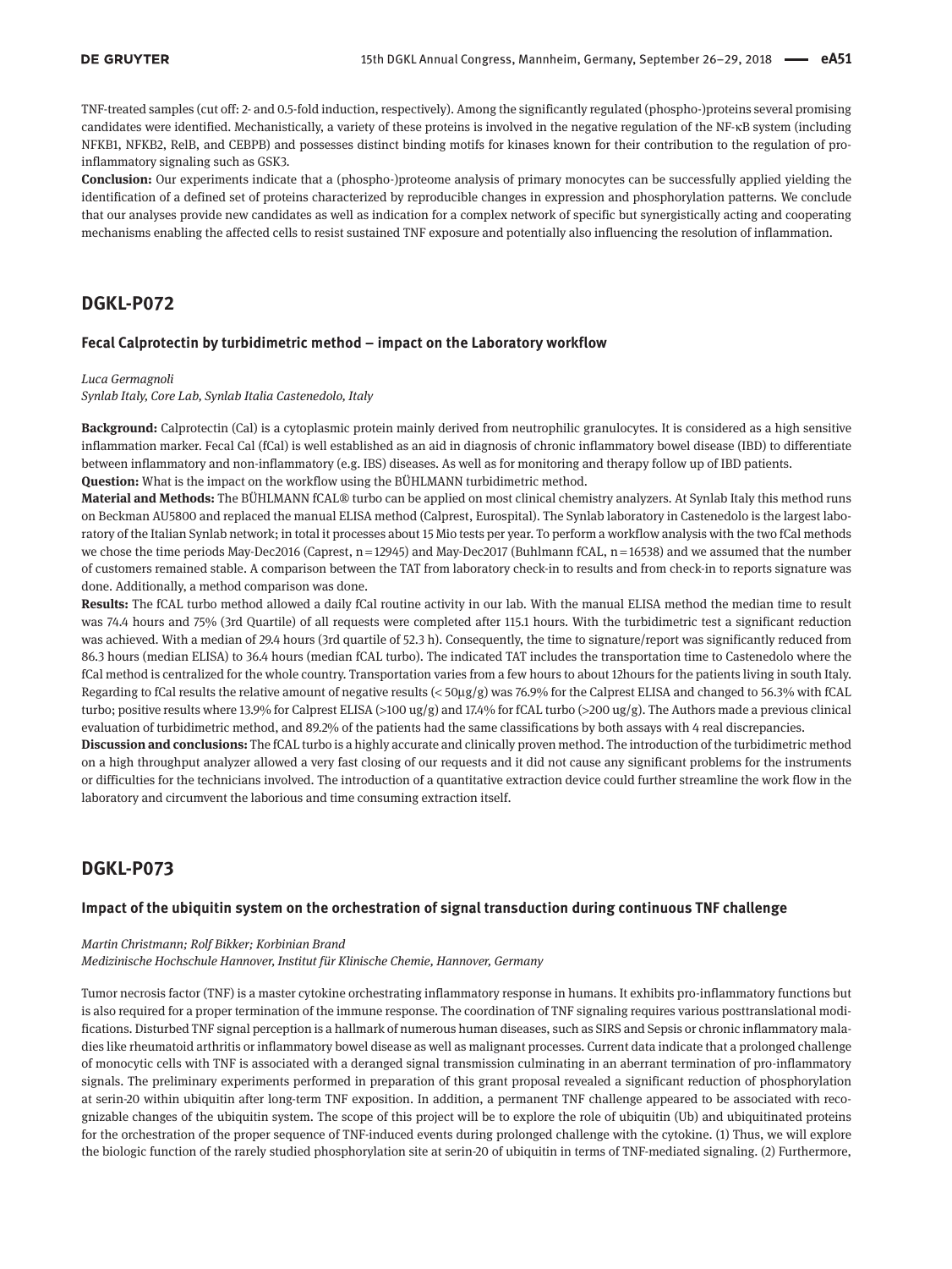TNF-treated samples (cut off: 2- and 0.5-fold induction, respectively). Among the significantly regulated (phospho-)proteins several promising candidates were identified. Mechanistically, a variety of these proteins is involved in the negative regulation of the NF-κB system (including NFKB1, NFKB2, RelB, and CEBPB) and possesses distinct binding motifs for kinases known for their contribution to the regulation of pro-inflammatory signaling such as GSK3.

**Conclusion:** Our experiments indicate that a (phospho-)proteome analysis of primary monocytes can be successfully applied yielding the identification of a defined set of proteins characterized by reproducible changes in expression and phosphorylation patterns. We conclude that our analyses provide new candidates as well as indication for a complex network of specific but synergistically acting and cooperating mechanisms enabling the affected cells to resist sustained TNF exposure and potentially also influencing the resolution of inflammation.

## DGKL-P072

### Fecal Calprotectin by turbidimetric method – impact on the Laboratory workflow

*Luca Germagnoli*
*Synlab Italy, Core Lab, Synlab Italia Castenedolo, Italy*

**Background:** Calprotectin (Cal) is a cytoplasmic protein mainly derived from neutrophilic granulocytes. It is considered as a high sensitive inflammation marker. Fecal Cal (fCal) is well established as an aid in diagnosis of chronic inflammatory bowel disease (IBD) to differentiate between inflammatory and non-inflammatory (e.g. IBS) diseases. As well as for monitoring and therapy follow up of IBD patients.

**Question:** What is the impact on the workflow using the BÜHLMANN turbidimetric method.

**Material and Methods:** The BÜHLMANN fCAL® turbo can be applied on most clinical chemistry analyzers. At Synlab Italy this method runs on Beckman AU5800 and replaced the manual ELISA method (Calprest, Eurospital). The Synlab laboratory in Castenedolo is the largest laboratory of the Italian Synlab network; in total it processes about 15 Mio tests per year. To perform a workflow analysis with the two fCal methods we chose the time periods May-Dec2016 (Caprest, n = 12945) and May-Dec2017 (Buhlmann fCAL, n = 16538) and we assumed that the number of customers remained stable. A comparison between the TAT from laboratory check-in to results and from check-in to reports signature was done. Additionally, a method comparison was done.

**Results:** The fCAL turbo method allowed a daily fCal routine activity in our lab. With the manual ELISA method the median time to result was 74.4 hours and 75% (3rd Quartile) of all requests were completed after 115.1 hours. With the turbidimetric test a significant reduction was achieved. With a median of 29.4 hours (3rd quartile of 52.3 h). Consequently, the time to signature/report was significantly reduced from 86.3 hours (median ELISA) to 36.4 hours (median fCAL turbo). The indicated TAT includes the transportation time to Castenedolo where the fCal method is centralized for the whole country. Transportation varies from a few hours to about 12hours for the patients living in south Italy. Regarding to fCal results the relative amount of negative results (< 50µg/g) was 76.9% for the Calprest ELISA and changed to 56.3% with fCAL turbo; positive results where 13.9% for Calprest ELISA (>100 ug/g) and 17.4% for fCAL turbo (>200 ug/g). The Authors made a previous clinical evaluation of turbidimetric method, and 89.2% of the patients had the same classifications by both assays with 4 real discrepancies.

**Discussion and conclusions:** The fCAL turbo is a highly accurate and clinically proven method. The introduction of the turbidimetric method on a high throughput analyzer allowed a very fast closing of our requests and it did not cause any significant problems for the instruments or difficulties for the technicians involved. The introduction of a quantitative extraction device could further streamline the work flow in the laboratory and circumvent the laborious and time consuming extraction itself.

## DGKL-P073

### Impact of the ubiquitin system on the orchestration of signal transduction during continuous TNF challenge

*Martin Christmann; Rolf Bikker; Korbinian Brand*
*Medizinische Hochschule Hannover, Institut für Klinische Chemie, Hannover, Germany*

Tumor necrosis factor (TNF) is a master cytokine orchestrating inflammatory response in humans. It exhibits pro-inflammatory functions but is also required for a proper termination of the immune response. The coordination of TNF signaling requires various posttranslational modifications. Disturbed TNF signal perception is a hallmark of numerous human diseases, such as SIRS and Sepsis or chronic inflammatory maladies like rheumatoid arthritis or inflammatory bowel disease as well as malignant processes. Current data indicate that a prolonged challenge of monocytic cells with TNF is associated with a deranged signal transmission culminating in an aberrant termination of pro-inflammatory signals. The preliminary experiments performed in preparation of this grant proposal revealed a significant reduction of phosphorylation at serin-20 within ubiquitin after long-term TNF exposition. In addition, a permanent TNF challenge appeared to be associated with recognizable changes of the ubiquitin system. The scope of this project will be to explore the role of ubiquitin (Ub) and ubiquitinated proteins for the orchestration of the proper sequence of TNF-induced events during prolonged challenge with the cytokine. (1) Thus, we will explore the biologic function of the rarely studied phosphorylation site at serin-20 of ubiquitin in terms of TNF-mediated signaling. (2) Furthermore,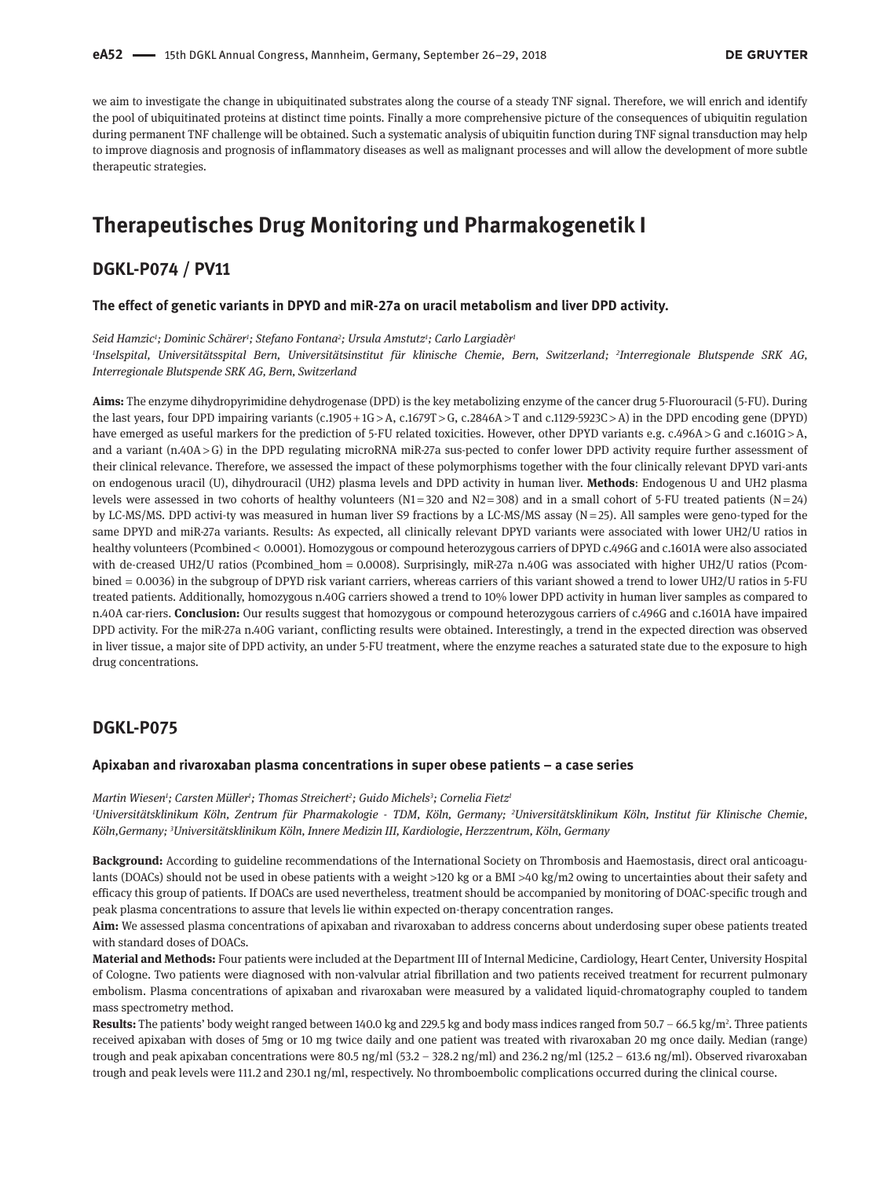we aim to investigate the change in ubiquitinated substrates along the course of a steady TNF signal. Therefore, we will enrich and identify the pool of ubiquitinated proteins at distinct time points. Finally a more comprehensive picture of the consequences of ubiquitin regulation during permanent TNF challenge will be obtained. Such a systematic analysis of ubiquitin function during TNF signal transduction may help to improve diagnosis and prognosis of inflammatory diseases as well as malignant processes and will allow the development of more subtle therapeutic strategies.

# Therapeutisches Drug Monitoring und Pharmakogenetik I

## DGKL-P074 / PV11

### The effect of genetic variants in DPYD and miR-27a on uracil metabolism and liver DPD activity.

*Seid Hamzic[1]; Dominic Schärer[1]; Stefano Fontana[2]; Ursula Amstutz[1]; Carlo Largiadèr[1]*

*[1]Inselspital, Universitätsspital Bern, Universitätsinstitut für klinische Chemie, Bern, Switzerland; [2]Interregionale Blutspende SRK AG, Interregionale Blutspende SRK AG, Bern, Switzerland*

**Aims:** The enzyme dihydropyrimidine dehydrogenase (DPD) is the key metabolizing enzyme of the cancer drug 5-Fluorouracil (5-FU). During the last years, four DPD impairing variants (c.1905+1G>A, c.1679T>G, c.2846A>T and c.1129-5923C>A) in the DPD encoding gene (DPYD) have emerged as useful markers for the prediction of 5-FU related toxicities. However, other DPYD variants e.g. c.496A>G and c.1601G>A, and a variant (n.40A>G) in the DPD regulating microRNA miR-27a sus-pected to confer lower DPD activity require further assessment of their clinical relevance. Therefore, we assessed the impact of these polymorphisms together with the four clinically relevant DPYD vari-ants on endogenous uracil (U), dihydrouracil (UH2) plasma levels and DPD activity in human liver. **Methods**: Endogenous U and UH2 plasma levels were assessed in two cohorts of healthy volunteers (N1=320 and N2=308) and in a small cohort of 5-FU treated patients (N=24) by LC-MS/MS. DPD activi-ty was measured in human liver S9 fractions by a LC-MS/MS assay (N=25). All samples were geno-typed for the same DPYD and miR-27a variants. Results: As expected, all clinically relevant DPYD variants were associated with lower UH2/U ratios in healthy volunteers (Pcombined< 0.0001). Homozygous or compound heterozygous carriers of DPYD c.496G and c.1601A were also associated with de-creased UH2/U ratios (Pcombined_hom = 0.0008). Surprisingly, miR-27a n.40G was associated with higher UH2/U ratios (Pcom-bined = 0.0036) in the subgroup of DPYD risk variant carriers, whereas carriers of this variant showed a trend to lower UH2/U ratios in 5-FU treated patients. Additionally, homozygous n.40G carriers showed a trend to 10% lower DPD activity in human liver samples as compared to n.40A car-riers. **Conclusion:** Our results suggest that homozygous or compound heterozygous carriers of c.496G and c.1601A have impaired DPD activity. For the miR-27a n.40G variant, conflicting results were obtained. Interestingly, a trend in the expected direction was observed in liver tissue, a major site of DPD activity, an under 5-FU treatment, where the enzyme reaches a saturated state due to the exposure to high drug concentrations.

## DGKL-P075

### Apixaban and rivaroxaban plasma concentrations in super obese patients – a case series

*Martin Wiesen[1]; Carsten Müller[1]; Thomas Streichert[2]; Guido Michels[3]; Cornelia Fietz[1]*

*[1]Universitätsklinikum Köln, Zentrum für Pharmakologie - TDM, Köln, Germany; [2]Universitätsklinikum Köln, Institut für Klinische Chemie, Köln,Germany; [3]Universitätsklinikum Köln, Innere Medizin III, Kardiologie, Herzzentrum, Köln, Germany*

**Background:** According to guideline recommendations of the International Society on Thrombosis and Haemostasis, direct oral anticoagulants (DOACs) should not be used in obese patients with a weight >120 kg or a BMI >40 kg/m2 owing to uncertainties about their safety and efficacy this group of patients. If DOACs are used nevertheless, treatment should be accompanied by monitoring of DOAC-specific trough and peak plasma concentrations to assure that levels lie within expected on-therapy concentration ranges.

**Aim:** We assessed plasma concentrations of apixaban and rivaroxaban to address concerns about underdosing super obese patients treated with standard doses of DOACs.

**Material and Methods:** Four patients were included at the Department III of Internal Medicine, Cardiology, Heart Center, University Hospital of Cologne. Two patients were diagnosed with non-valvular atrial fibrillation and two patients received treatment for recurrent pulmonary embolism. Plasma concentrations of apixaban and rivaroxaban were measured by a validated liquid-chromatography coupled to tandem mass spectrometry method.

**Results:** The patients' body weight ranged between 140.0 kg and 229.5 kg and body mass indices ranged from 50.7 – 66.5 kg/m$^2$. Three patients received apixaban with doses of 5mg or 10 mg twice daily and one patient was treated with rivaroxaban 20 mg once daily. Median (range) trough and peak apixaban concentrations were 80.5 ng/ml (53.2 – 328.2 ng/ml) and 236.2 ng/ml (125.2 – 613.6 ng/ml). Observed rivaroxaban trough and peak levels were 111.2 and 230.1 ng/ml, respectively. No thromboembolic complications occurred during the clinical course.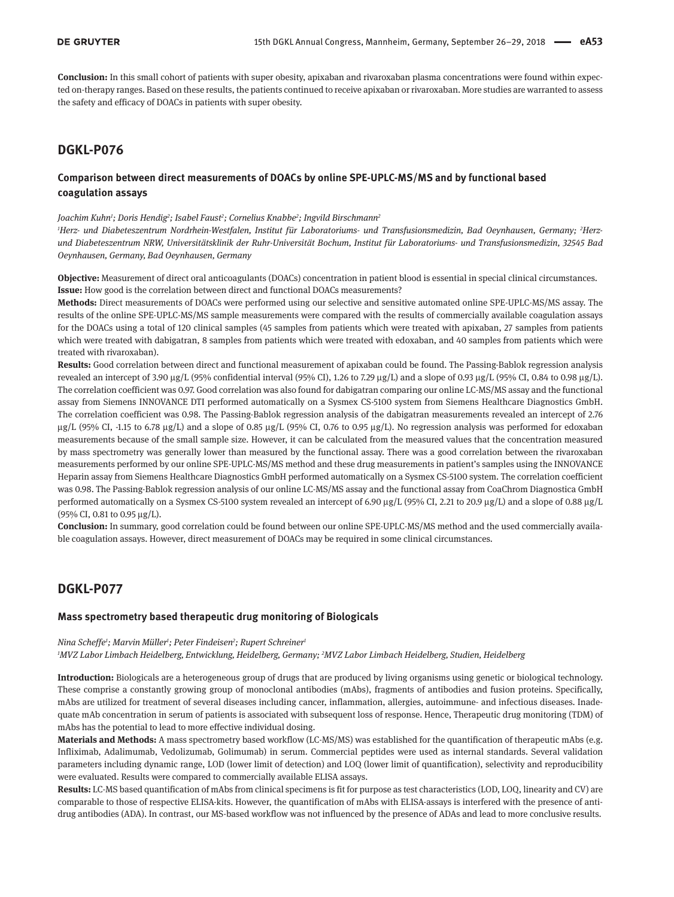**Conclusion:** In this small cohort of patients with super obesity, apixaban and rivaroxaban plasma concentrations were found within expected on-therapy ranges. Based on these results, the patients continued to receive apixaban or rivaroxaban. More studies are warranted to assess the safety and efficacy of DOACs in patients with super obesity.

## DGKL-P076

### Comparison between direct measurements of DOACs by online SPE-UPLC-MS/MS and by functional based coagulation assays

*Joachim Kuhn[1]; Doris Hendig[2]; Isabel Faust[2]; Cornelius Knabbe[2]; Ingvild Birschmann[2]*

*[1]Herz- und Diabeteszentrum Nordrhein-Westfalen, Institut für Laboratoriums- und Transfusionsmedizin, Bad Oeynhausen, Germany; [2]Herz- und Diabeteszentrum NRW, Universitätsklinik der Ruhr-Universität Bochum, Institut für Laboratoriums- und Transfusionsmedizin, 32545 Bad Oeynhausen, Germany, Bad Oeynhausen, Germany*

**Objective:** Measurement of direct oral anticoagulants (DOACs) concentration in patient blood is essential in special clinical circumstances.
**Issue:** How good is the correlation between direct and functional DOACs measurements?

**Methods:** Direct measurements of DOACs were performed using our selective and sensitive automated online SPE-UPLC-MS/MS assay. The results of the online SPE-UPLC-MS/MS sample measurements were compared with the results of commercially available coagulation assays for the DOACs using a total of 120 clinical samples (45 samples from patients which were treated with apixaban, 27 samples from patients which were treated with dabigatran, 8 samples from patients which were treated with edoxaban, and 40 samples from patients which were treated with rivaroxaban).

**Results:** Good correlation between direct and functional measurement of apixaban could be found. The Passing-Bablok regression analysis revealed an intercept of 3.90 µg/L (95% confidential interval (95% CI), 1.26 to 7.29 µg/L) and a slope of 0.93 µg/L (95% CI, 0.84 to 0.98 µg/L). The correlation coefficient was 0.97. Good correlation was also found for dabigatran comparing our online LC-MS/MS assay and the functional assay from Siemens INNOVANCE DTI performed automatically on a Sysmex CS-5100 system from Siemens Healthcare Diagnostics GmbH. The correlation coefficient was 0.98. The Passing-Bablok regression analysis of the dabigatran measurements revealed an intercept of 2.76 µg/L (95% CI, -1.15 to 6.78 µg/L) and a slope of 0.85 µg/L (95% CI, 0.76 to 0.95 µg/L). No regression analysis was performed for edoxaban measurements because of the small sample size. However, it can be calculated from the measured values that the concentration measured by mass spectrometry was generally lower than measured by the functional assay. There was a good correlation between the rivaroxaban measurements performed by our online SPE-UPLC-MS/MS method and these drug measurements in patient's samples using the INNOVANCE Heparin assay from Siemens Healthcare Diagnostics GmbH performed automatically on a Sysmex CS-5100 system. The correlation coefficient was 0.98. The Passing-Bablok regression analysis of our online LC-MS/MS assay and the functional assay from CoaChrom Diagnostica GmbH performed automatically on a Sysmex CS-5100 system revealed an intercept of 6.90 µg/L (95% CI, 2.21 to 20.9 µg/L) and a slope of 0.88 µg/L (95% CI, 0.81 to 0.95 µg/L).

**Conclusion:** In summary, good correlation could be found between our online SPE-UPLC-MS/MS method and the used commercially available coagulation assays. However, direct measurement of DOACs may be required in some clinical circumstances.

## DGKL-P077

### Mass spectrometry based therapeutic drug monitoring of Biologicals

*Nina Scheffe[1]; Marvin Müller[1]; Peter Findeisen[2]; Rupert Schreiner[1]*

*[1]MVZ Labor Limbach Heidelberg, Entwicklung, Heidelberg, Germany; [2]MVZ Labor Limbach Heidelberg, Studien, Heidelberg*

**Introduction:** Biologicals are a heterogeneous group of drugs that are produced by living organisms using genetic or biological technology. These comprise a constantly growing group of monoclonal antibodies (mAbs), fragments of antibodies and fusion proteins. Specifically, mAbs are utilized for treatment of several diseases including cancer, inflammation, allergies, autoimmune- and infectious diseases. Inadequate mAb concentration in serum of patients is associated with subsequent loss of response. Hence, Therapeutic drug monitoring (TDM) of mAbs has the potential to lead to more effective individual dosing.

**Materials and Methods:** A mass spectrometry based workflow (LC-MS/MS) was established for the quantification of therapeutic mAbs (e.g. Infliximab, Adalimumab, Vedolizumab, Golimumab) in serum. Commercial peptides were used as internal standards. Several validation parameters including dynamic range, LOD (lower limit of detection) and LOQ (lower limit of quantification), selectivity and reproducibility were evaluated. Results were compared to commercially available ELISA assays.

**Results:** LC-MS based quantification of mAbs from clinical specimens is fit for purpose as test characteristics (LOD, LOQ, linearity and CV) are comparable to those of respective ELISA-kits. However, the quantification of mAbs with ELISA-assays is interfered with the presence of anti-drug antibodies (ADA). In contrast, our MS-based workflow was not influenced by the presence of ADAs and lead to more conclusive results.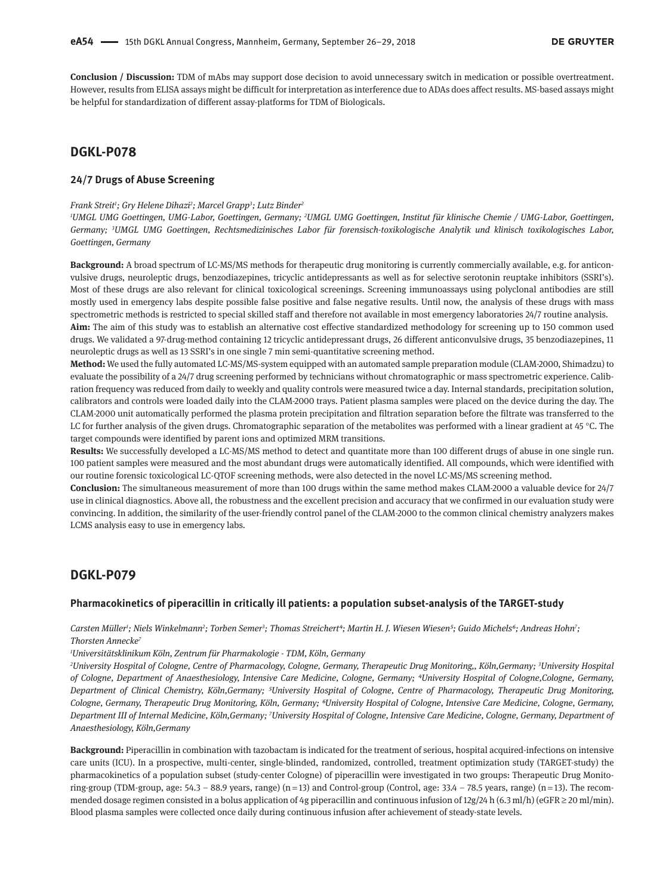**Conclusion / Discussion:** TDM of mAbs may support dose decision to avoid unnecessary switch in medication or possible overtreatment. However, results from ELISA assays might be difficult for interpretation as interference due to ADAs does affect results. MS-based assays might be helpful for standardization of different assay-platforms for TDM of Biologicals.

## DGKL-P078

### 24/7 Drugs of Abuse Screening

*Frank Streit[1]; Gry Helene Dihazi[2]; Marcel Grapp[3]; Lutz Binder[2]*

*[1]UMGL UMG Goettingen, UMG-Labor, Goettingen, Germany; [2]UMGL UMG Goettingen, Institut für klinische Chemie / UMG-Labor, Goettingen, Germany; [3]UMGL UMG Goettingen, Rechtsmedizinisches Labor für forensisch-toxikologische Analytik und klinisch toxikologisches Labor, Goettingen, Germany*

**Background:** A broad spectrum of LC-MS/MS methods for therapeutic drug monitoring is currently commercially available, e.g. for anticonvulsive drugs, neuroleptic drugs, benzodiazepines, tricyclic antidepressants as well as for selective serotonin reuptake inhibitors (SSRI's). Most of these drugs are also relevant for clinical toxicological screenings. Screening immunoassays using polyclonal antibodies are still mostly used in emergency labs despite possible false positive and false negative results. Until now, the analysis of these drugs with mass spectrometric methods is restricted to special skilled staff and therefore not available in most emergency laboratories 24/7 routine analysis.

**Aim:** The aim of this study was to establish an alternative cost effective standardized methodology for screening up to 150 common used drugs. We validated a 97-drug-method containing 12 tricyclic antidepressant drugs, 26 different anticonvulsive drugs, 35 benzodiazepines, 11 neuroleptic drugs as well as 13 SSRI's in one single 7 min semi-quantitative screening method.

**Method:** We used the fully automated LC-MS/MS-system equipped with an automated sample preparation module (CLAM-2000, Shimadzu) to evaluate the possibility of a 24/7 drug screening performed by technicians without chromatographic or mass spectrometric experience. Calibration frequency was reduced from daily to weekly and quality controls were measured twice a day. Internal standards, precipitation solution, calibrators and controls were loaded daily into the CLAM-2000 trays. Patient plasma samples were placed on the device during the day. The CLAM-2000 unit automatically performed the plasma protein precipitation and filtration separation before the filtrate was transferred to the LC for further analysis of the given drugs. Chromatographic separation of the metabolites was performed with a linear gradient at 45 °C. The target compounds were identified by parent ions and optimized MRM transitions.

**Results:** We successfully developed a LC-MS/MS method to detect and quantitate more than 100 different drugs of abuse in one single run. 100 patient samples were measured and the most abundant drugs were automatically identified. All compounds, which were identified with our routine forensic toxicological LC-QTOF screening methods, were also detected in the novel LC-MS/MS screening method.

**Conclusion:** The simultaneous measurement of more than 100 drugs within the same method makes CLAM-2000 a valuable device for 24/7 use in clinical diagnostics. Above all, the robustness and the excellent precision and accuracy that we confirmed in our evaluation study were convincing. In addition, the similarity of the user-friendly control panel of the CLAM-2000 to the common clinical chemistry analyzers makes LCMS analysis easy to use in emergency labs.

## DGKL-P079

### Pharmacokinetics of piperacillin in critically ill patients: a population subset-analysis of the TARGET-study

*Carsten Müller[1]; Niels Winkelmann[2]; Torben Semer[3]; Thomas Streichert[4]; Martin H. J. Wiesen Wiesen[5]; Guido Michels[6]; Andreas Hohn[7]; Thorsten Annecke[7]*

*[1]Universitätsklinikum Köln, Zentrum für Pharmakologie - TDM, Köln, Germany*

*[2]University Hospital of Cologne, Centre of Pharmacology, Cologne, Germany, Therapeutic Drug Monitoring,, Köln,Germany; [3]University Hospital of Cologne, Department of Anaesthesiology, Intensive Care Medicine, Cologne, Germany; [4]University Hospital of Cologne,Cologne, Germany, Department of Clinical Chemistry, Köln,Germany; [5]University Hospital of Cologne, Centre of Pharmacology, Therapeutic Drug Monitoring, Cologne, Germany, Therapeutic Drug Monitoring, Köln, Germany; [6]University Hospital of Cologne, Intensive Care Medicine, Cologne, Germany, Department III of Internal Medicine, Köln,Germany; [7]University Hospital of Cologne, Intensive Care Medicine, Cologne, Germany, Department of Anaesthesiology, Köln,Germany*

**Background:** Piperacillin in combination with tazobactam is indicated for the treatment of serious, hospital acquired-infections on intensive care units (ICU). In a prospective, multi-center, single-blinded, randomized, controlled, treatment optimization study (TARGET-study) the pharmacokinetics of a population subset (study-center Cologne) of piperacillin were investigated in two groups: Therapeutic Drug Monitoring-group (TDM-group, age: 54.3 – 88.9 years, range) (n = 13) and Control-group (Control, age: 33.4 – 78.5 years, range) (n = 13). The recommended dosage regimen consisted in a bolus application of 4g piperacillin and continuous infusion of 12g/24 h (6.3 ml/h) (eGFR ≥ 20 ml/min). Blood plasma samples were collected once daily during continuous infusion after achievement of steady-state levels.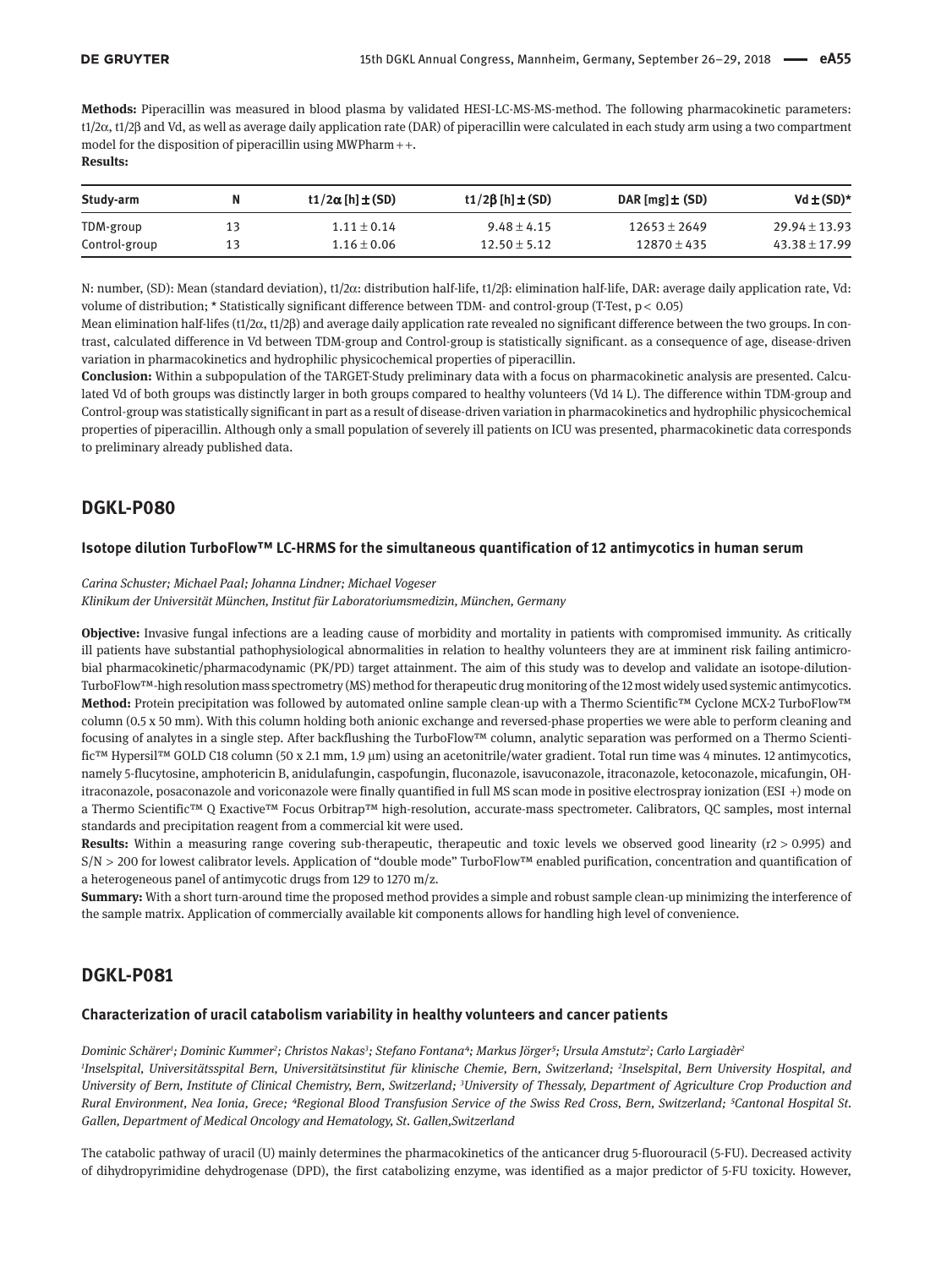**Methods:** Piperacillin was measured in blood plasma by validated HESI-LC-MS-MS-method. The following pharmacokinetic parameters: t1/2α, t1/2β and Vd, as well as average daily application rate (DAR) of piperacillin were calculated in each study arm using a two compartment model for the disposition of piperacillin using MWPharm++.

**Results:**

| Study-arm | N | t1/2α [h] ± (SD) | t1/2β [h] ± (SD) | DAR [mg] ± (SD) | Vd ± (SD)* |
|---|---|---|---|---|---|
| TDM-group | 13 | 1.11 ± 0.14 | 9.48 ± 4.15 | 12653 ± 2649 | 29.94 ± 13.93 |
| Control-group | 13 | 1.16 ± 0.06 | 12.50 ± 5.12 | 12870 ± 435 | 43.38 ± 17.99 |

N: number, (SD): Mean (standard deviation), t1/2α: distribution half-life, t1/2β: elimination half-life, DAR: average daily application rate, Vd: volume of distribution; * Statistically significant difference between TDM- and control-group (T-Test, $p < 0.05$)

Mean elimination half-lifes (t1/2α, t1/2β) and average daily application rate revealed no significant difference between the two groups. In contrast, calculated difference in Vd between TDM-group and Control-group is statistically significant. as a consequence of age, disease-driven variation in pharmacokinetics and hydrophilic physicochemical properties of piperacillin.

**Conclusion:** Within a subpopulation of the TARGET-Study preliminary data with a focus on pharmacokinetic analysis are presented. Calculated Vd of both groups was distinctly larger in both groups compared to healthy volunteers (Vd 14 L). The difference within TDM-group and Control-group was statistically significant in part as a result of disease-driven variation in pharmacokinetics and hydrophilic physicochemical properties of piperacillin. Although only a small population of severely ill patients on ICU was presented, pharmacokinetic data corresponds to preliminary already published data.

## DGKL-P080

### Isotope dilution TurboFlow™ LC-HRMS for the simultaneous quantification of 12 antimycotics in human serum

*Carina Schuster; Michael Paal; Johanna Lindner; Michael Vogeser*

*Klinikum der Universität München, Institut für Laboratoriumsmedizin, München, Germany*

**Objective:** Invasive fungal infections are a leading cause of morbidity and mortality in patients with compromised immunity. As critically ill patients have substantial pathophysiological abnormalities in relation to healthy volunteers they are at imminent risk failing antimicrobial pharmacokinetic/pharmacodynamic (PK/PD) target attainment. The aim of this study was to develop and validate an isotope-dilution-TurboFlow™-high resolution mass spectrometry (MS) method for therapeutic drug monitoring of the 12 most widely used systemic antimycotics.

**Method:** Protein precipitation was followed by automated online sample clean-up with a Thermo Scientific™ Cyclone MCX-2 TurboFlow™ column (0.5 x 50 mm). With this column holding both anionic exchange and reversed-phase properties we were able to perform cleaning and focusing of analytes in a single step. After backflushing the TurboFlow™ column, analytic separation was performed on a Thermo Scientific™ Hypersil™ GOLD C18 column (50 x 2.1 mm, 1.9 µm) using an acetonitrile/water gradient. Total run time was 4 minutes. 12 antimycotics, namely 5-flucytosine, amphotericin B, anidulafungin, caspofungin, fluconazole, isavuconazole, itraconazole, ketoconazole, micafungin, OH-itraconazole, posaconazole and voriconazole were finally quantified in full MS scan mode in positive electrospray ionization (ESI +) mode on a Thermo Scientific™ Q Exactive™ Focus Orbitrap™ high-resolution, accurate-mass spectrometer. Calibrators, QC samples, most internal standards and precipitation reagent from a commercial kit were used.

**Results:** Within a measuring range covering sub-therapeutic, therapeutic and toxic levels we observed good linearity ($r2 > 0.995$) and $S/N > 200$ for lowest calibrator levels. Application of "double mode" TurboFlow™ enabled purification, concentration and quantification of a heterogeneous panel of antimycotic drugs from 129 to 1270 m/z.

**Summary:** With a short turn-around time the proposed method provides a simple and robust sample clean-up minimizing the interference of the sample matrix. Application of commercially available kit components allows for handling high level of convenience.

## DGKL-P081

### Characterization of uracil catabolism variability in healthy volunteers and cancer patients

*Dominic Schärer[1]; Dominic Kummer[2]; Christos Nakas[3]; Stefano Fontana[4]; Markus Jörger[5]; Ursula Amstutz[2]; Carlo Largiadèr[2]*

*[1]Inselspital, Universitätsspital Bern, Universitätsinstitut für klinische Chemie, Bern, Switzerland; [2]Inselspital, Bern University Hospital, and University of Bern, Institute of Clinical Chemistry, Bern, Switzerland; [3]University of Thessaly, Department of Agriculture Crop Production and Rural Environment, Nea Ionia, Grece; [4]Regional Blood Transfusion Service of the Swiss Red Cross, Bern, Switzerland; [5]Cantonal Hospital St. Gallen, Department of Medical Oncology and Hematology, St. Gallen,Switzerland*

The catabolic pathway of uracil (U) mainly determines the pharmacokinetics of the anticancer drug 5-fluorouracil (5-FU). Decreased activity of dihydropyrimidine dehydrogenase (DPD), the first catabolizing enzyme, was identified as a major predictor of 5-FU toxicity. However,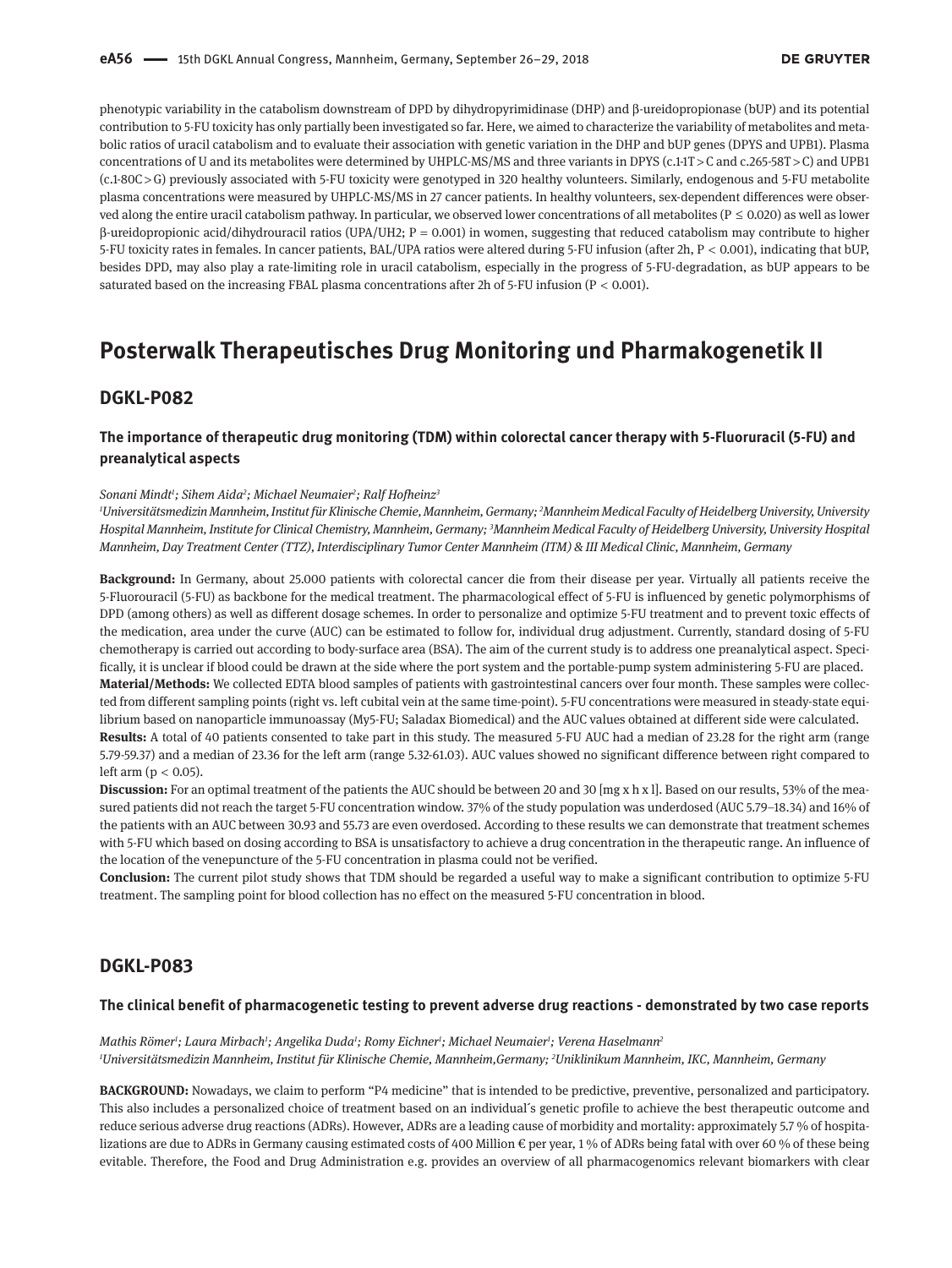phenotypic variability in the catabolism downstream of DPD by dihydropyrimidinase (DHP) and β-ureidopropionase (bUP) and its potential contribution to 5-FU toxicity has only partially been investigated so far. Here, we aimed to characterize the variability of metabolites and metabolic ratios of uracil catabolism and to evaluate their association with genetic variation in the DHP and bUP genes (DPYS and UPB1). Plasma concentrations of U and its metabolites were determined by UHPLC-MS/MS and three variants in DPYS (c.1-1T > C and c.265-58T > C) and UPB1 (c.1-80C > G) previously associated with 5-FU toxicity were genotyped in 320 healthy volunteers. Similarly, endogenous and 5-FU metabolite plasma concentrations were measured by UHPLC-MS/MS in 27 cancer patients. In healthy volunteers, sex-dependent differences were observed along the entire uracil catabolism pathway. In particular, we observed lower concentrations of all metabolites ($P \leq 0.020$) as well as lower β-ureidopropionic acid/dihydrouracil ratios (UPA/UH2; $P = 0.001$) in women, suggesting that reduced catabolism may contribute to higher 5-FU toxicity rates in females. In cancer patients, BAL/UPA ratios were altered during 5-FU infusion (after 2h, $P < 0.001$), indicating that bUP, besides DPD, may also play a rate-limiting role in uracil catabolism, especially in the progress of 5-FU-degradation, as bUP appears to be saturated based on the increasing FBAL plasma concentrations after 2h of 5-FU infusion ($P < 0.001$).

# Posterwalk Therapeutisches Drug Monitoring und Pharmakogenetik II

## DGKL-P082

### The importance of therapeutic drug monitoring (TDM) within colorectal cancer therapy with 5-Fluoruracil (5-FU) and preanalytical aspects

*Sonani Mindt[1]; Sihem Aida[2]; Michael Neumaier[2]; Ralf Hofheinz[3]*

*[1]Universitätsmedizin Mannheim, Institut für Klinische Chemie, Mannheim, Germany; [2]Mannheim Medical Faculty of Heidelberg University, University Hospital Mannheim, Institute for Clinical Chemistry, Mannheim, Germany; [3]Mannheim Medical Faculty of Heidelberg University, University Hospital Mannheim, Day Treatment Center (TTZ), Interdisciplinary Tumor Center Mannheim (ITM) & III Medical Clinic, Mannheim, Germany*

**Background:** In Germany, about 25.000 patients with colorectal cancer die from their disease per year. Virtually all patients receive the 5-Fluorouracil (5-FU) as backbone for the medical treatment. The pharmacological effect of 5-FU is influenced by genetic polymorphisms of DPD (among others) as well as different dosage schemes. In order to personalize and optimize 5-FU treatment and to prevent toxic effects of the medication, area under the curve (AUC) can be estimated to follow for, individual drug adjustment. Currently, standard dosing of 5-FU chemotherapy is carried out according to body-surface area (BSA). The aim of the current study is to address one preanalytical aspect. Specifically, it is unclear if blood could be drawn at the side where the port system and the portable-pump system administering 5-FU are placed.
**Material/Methods:** We collected EDTA blood samples of patients with gastrointestinal cancers over four month. These samples were collected from different sampling points (right vs. left cubital vein at the same time-point). 5-FU concentrations were measured in steady-state equilibrium based on nanoparticle immunoassay (My5-FU; Saladax Biomedical) and the AUC values obtained at different side were calculated.
**Results:** A total of 40 patients consented to take part in this study. The measured 5-FU AUC had a median of 23.28 for the right arm (range 5.79-59.37) and a median of 23.36 for the left arm (range 5.32-61.03). AUC values showed no significant difference between right compared to left arm ($p < 0.05$).
**Discussion:** For an optimal treatment of the patients the AUC should be between 20 and 30 [mg x h x l]. Based on our results, 53% of the measured patients did not reach the target 5-FU concentration window. 37% of the study population was underdosed (AUC 5.79–18.34) and 16% of the patients with an AUC between 30.93 and 55.73 are even overdosed. According to these results we can demonstrate that treatment schemes with 5-FU which based on dosing according to BSA is unsatisfactory to achieve a drug concentration in the therapeutic range. An influence of the location of the venepuncture of the 5-FU concentration in plasma could not be verified.
**Conclusion:** The current pilot study shows that TDM should be regarded a useful way to make a significant contribution to optimize 5-FU treatment. The sampling point for blood collection has no effect on the measured 5-FU concentration in blood.

## DGKL-P083

### The clinical benefit of pharmacogenetic testing to prevent adverse drug reactions - demonstrated by two case reports

*Mathis Römer[1]; Laura Mirbach[1]; Angelika Duda[1]; Romy Eichner[1]; Michael Neumaier[1]; Verena Haselmann[2]*

*[1]Universitätsmedizin Mannheim, Institut für Klinische Chemie, Mannheim,Germany; [2]Uniklinikum Mannheim, IKC, Mannheim, Germany*

**BACKGROUND:** Nowadays, we claim to perform "P4 medicine" that is intended to be predictive, preventive, personalized and participatory. This also includes a personalized choice of treatment based on an individual´s genetic profile to achieve the best therapeutic outcome and reduce serious adverse drug reactions (ADRs). However, ADRs are a leading cause of morbidity and mortality: approximately 5.7 % of hospitalizations are due to ADRs in Germany causing estimated costs of 400 Million € per year, 1 % of ADRs being fatal with over 60 % of these being evitable. Therefore, the Food and Drug Administration e.g. provides an overview of all pharmacogenomics relevant biomarkers with clear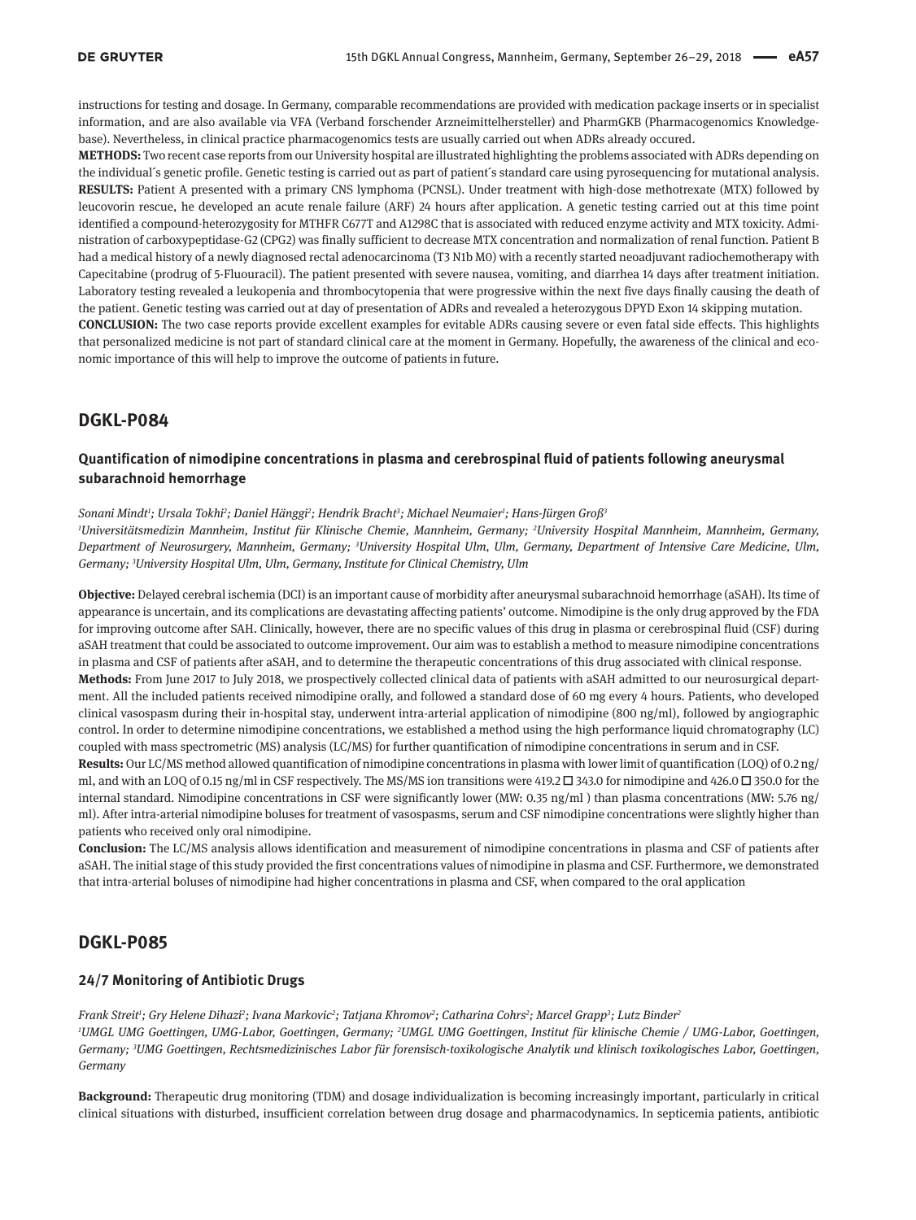instructions for testing and dosage. In Germany, comparable recommendations are provided with medication package inserts or in specialist information, and are also available via VFA (Verband forschender Arzneimittelhersteller) and PharmGKB (Pharmacogenomics Knowledgebase). Nevertheless, in clinical practice pharmacogenomics tests are usually carried out when ADRs already occured.

**METHODS:** Two recent case reports from our University hospital are illustrated highlighting the problems associated with ADRs depending on the individual´s genetic profile. Genetic testing is carried out as part of patient´s standard care using pyrosequencing for mutational analysis.

**RESULTS:** Patient A presented with a primary CNS lymphoma (PCNSL). Under treatment with high-dose methotrexate (MTX) followed by leucovorin rescue, he developed an acute renale failure (ARF) 24 hours after application. A genetic testing carried out at this time point identified a compound-heterozygosity for MTHFR C677T and A1298C that is associated with reduced enzyme activity and MTX toxicity. Administration of carboxypeptidase-G2 (CPG2) was finally sufficient to decrease MTX concentration and normalization of renal function. Patient B had a medical history of a newly diagnosed rectal adenocarcinoma (T3 N1b M0) with a recently started neoadjuvant radiochemotherapy with Capecitabine (prodrug of 5-Fluouracil). The patient presented with severe nausea, vomiting, and diarrhea 14 days after treatment initiation. Laboratory testing revealed a leukopenia and thrombocytopenia that were progressive within the next five days finally causing the death of the patient. Genetic testing was carried out at day of presentation of ADRs and revealed a heterozygous DPYD Exon 14 skipping mutation.

**CONCLUSION:** The two case reports provide excellent examples for evitable ADRs causing severe or even fatal side effects. This highlights that personalized medicine is not part of standard clinical care at the moment in Germany. Hopefully, the awareness of the clinical and economic importance of this will help to improve the outcome of patients in future.

## DGKL-P084

### Quantification of nimodipine concentrations in plasma and cerebrospinal fluid of patients following aneurysmal subarachnoid hemorrhage

*Sonani Mindt[1]; Ursala Tokhi[2]; Daniel Hänggi[2]; Hendrik Bracht[3]; Michael Neumaier[1]; Hans-Jürgen Groß[3]*

*[1]Universitätsmedizin Mannheim, Institut für Klinische Chemie, Mannheim, Germany; [2]University Hospital Mannheim, Mannheim, Germany, Department of Neurosurgery, Mannheim, Germany; [3]University Hospital Ulm, Ulm, Germany, Department of Intensive Care Medicine, Ulm, Germany; [3]University Hospital Ulm, Ulm, Germany, Institute for Clinical Chemistry, Ulm*

**Objective:** Delayed cerebral ischemia (DCI) is an important cause of morbidity after aneurysmal subarachnoid hemorrhage (aSAH). Its time of appearance is uncertain, and its complications are devastating affecting patients' outcome. Nimodipine is the only drug approved by the FDA for improving outcome after SAH. Clinically, however, there are no specific values of this drug in plasma or cerebrospinal fluid (CSF) during aSAH treatment that could be associated to outcome improvement. Our aim was to establish a method to measure nimodipine concentrations in plasma and CSF of patients after aSAH, and to determine the therapeutic concentrations of this drug associated with clinical response.

**Methods:** From June 2017 to July 2018, we prospectively collected clinical data of patients with aSAH admitted to our neurosurgical department. All the included patients received nimodipine orally, and followed a standard dose of 60 mg every 4 hours. Patients, who developed clinical vasospasm during their in-hospital stay, underwent intra-arterial application of nimodipine (800 ng/ml), followed by angiographic control. In order to determine nimodipine concentrations, we established a method using the high performance liquid chromatography (LC) coupled with mass spectrometric (MS) analysis (LC/MS) for further quantification of nimodipine concentrations in serum and in CSF.

**Results:** Our LC/MS method allowed quantification of nimodipine concentrations in plasma with lower limit of quantification (LOQ) of 0.2 ng/ml, and with an LOQ of 0.15 ng/ml in CSF respectively. The MS/MS ion transitions were 419.2 □ 343.0 for nimodipine and 426.0 □ 350.0 for the internal standard. Nimodipine concentrations in CSF were significantly lower (MW: 0.35 ng/ml ) than plasma concentrations (MW: 5.76 ng/ml). After intra-arterial nimodipine boluses for treatment of vasospasms, serum and CSF nimodipine concentrations were slightly higher than patients who received only oral nimodipine.

**Conclusion:** The LC/MS analysis allows identification and measurement of nimodipine concentrations in plasma and CSF of patients after aSAH. The initial stage of this study provided the first concentrations values of nimodipine in plasma and CSF. Furthermore, we demonstrated that intra-arterial boluses of nimodipine had higher concentrations in plasma and CSF, when compared to the oral application

## DGKL-P085

### 24/7 Monitoring of Antibiotic Drugs

*Frank Streit[1]; Gry Helene Dihazi[2]; Ivana Markovic[2]; Tatjana Khromov[2]; Catharina Cohrs[2]; Marcel Grapp[3]; Lutz Binder[2]*

*[1]UMGL UMG Goettingen, UMG-Labor, Goettingen, Germany; [2]UMGL UMG Goettingen, Institut für klinische Chemie / UMG-Labor, Goettingen, Germany; [3]UMG Goettingen, Rechtsmedizinisches Labor für forensisch-toxikologische Analytik und klinisch toxikologisches Labor, Goettingen, Germany*

**Background:** Therapeutic drug monitoring (TDM) and dosage individualization is becoming increasingly important, particularly in critical clinical situations with disturbed, insufficient correlation between drug dosage and pharmacodynamics. In septicemia patients, antibiotic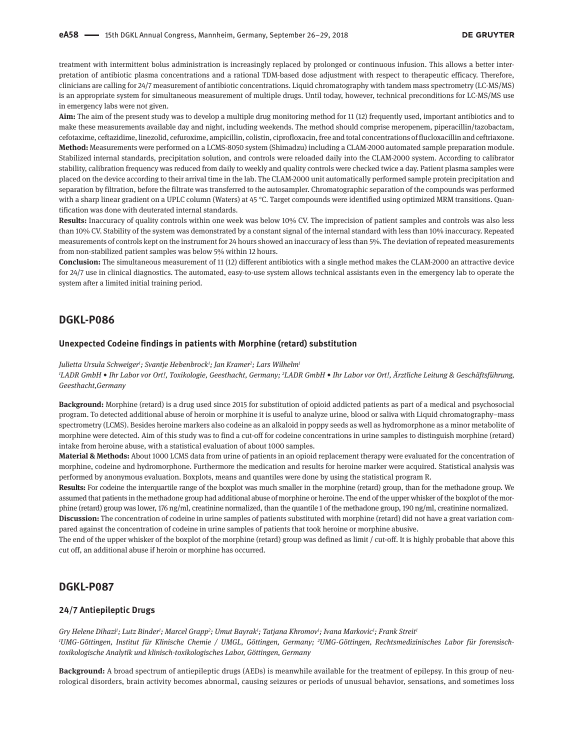treatment with intermittent bolus administration is increasingly replaced by prolonged or continuous infusion. This allows a better interpretation of antibiotic plasma concentrations and a rational TDM-based dose adjustment with respect to therapeutic efficacy. Therefore, clinicians are calling for 24/7 measurement of antibiotic concentrations. Liquid chromatography with tandem mass spectrometry (LC-MS/MS) is an appropriate system for simultaneous measurement of multiple drugs. Until today, however, technical preconditions for LC-MS/MS use in emergency labs were not given.

**Aim:** The aim of the present study was to develop a multiple drug monitoring method for 11 (12) frequently used, important antibiotics and to make these measurements available day and night, including weekends. The method should comprise meropenem, piperacillin/tazobactam, cefotaxime, ceftazidime, linezolid, cefuroxime, ampicillin, colistin, ciprofloxacin, free and total concentrations of flucloxacillin and ceftriaxone.

**Method:** Measurements were performed on a LCMS-8050 system (Shimadzu) including a CLAM-2000 automated sample preparation module. Stabilized internal standards, precipitation solution, and controls were reloaded daily into the CLAM-2000 system. According to calibrator stability, calibration frequency was reduced from daily to weekly and quality controls were checked twice a day. Patient plasma samples were placed on the device according to their arrival time in the lab. The CLAM-2000 unit automatically performed sample protein precipitation and separation by filtration, before the filtrate was transferred to the autosampler. Chromatographic separation of the compounds was performed with a sharp linear gradient on a UPLC column (Waters) at 45 °C. Target compounds were identified using optimized MRM transitions. Quantification was done with deuterated internal standards.

**Results:** Inaccuracy of quality controls within one week was below 10% CV. The imprecision of patient samples and controls was also less than 10% CV. Stability of the system was demonstrated by a constant signal of the internal standard with less than 10% inaccuracy. Repeated measurements of controls kept on the instrument for 24 hours showed an inaccuracy of less than 5%. The deviation of repeated measurements from non-stabilized patient samples was below 5% within 12 hours.

**Conclusion:** The simultaneous measurement of 11 (12) different antibiotics with a single method makes the CLAM-2000 an attractive device for 24/7 use in clinical diagnostics. The automated, easy-to-use system allows technical assistants even in the emergency lab to operate the system after a limited initial training period.

## DGKL-P086

### Unexpected Codeine findings in patients with Morphine (retard) substitution

*Julietta Ursula Schweiger[1]; Svantje Hebenbrock[1]; Jan Kramer[2]; Lars Wilhelm[1]*

*[1]LADR GmbH • Ihr Labor vor Ort!, Toxikologie, Geesthacht, Germany; [2]LADR GmbH • Ihr Labor vor Ort!, Ärztliche Leitung & Geschäftsführung, Geesthacht,Germany*

**Background:** Morphine (retard) is a drug used since 2015 for substitution of opioid addicted patients as part of a medical and psychosocial program. To detected additional abuse of heroin or morphine it is useful to analyze urine, blood or saliva with Liquid chromatography–mass spectrometry (LCMS). Besides heroine markers also codeine as an alkaloid in poppy seeds as well as hydromorphone as a minor metabolite of morphine were detected. Aim of this study was to find a cut-off for codeine concentrations in urine samples to distinguish morphine (retard) intake from heroine abuse, with a statistical evaluation of about 1000 samples.

**Material & Methods:** About 1000 LCMS data from urine of patients in an opioid replacement therapy were evaluated for the concentration of morphine, codeine and hydromorphone. Furthermore the medication and results for heroine marker were acquired. Statistical analysis was performed by anonymous evaluation. Boxplots, means and quantiles were done by using the statistical program R.

**Results:** For codeine the interquartile range of the boxplot was much smaller in the morphine (retard) group, than for the methadone group. We assumed that patients in the methadone group had additional abuse of morphine or heroine. The end of the upper whisker of the boxplot of the morphine (retard) group was lower, 176 ng/ml, creatinine normalized, than the quantile 1 of the methadone group, 190 ng/ml, creatinine normalized.

**Discussion:** The concentration of codeine in urine samples of patients substituted with morphine (retard) did not have a great variation compared against the concentration of codeine in urine samples of patients that took heroine or morphine abusive.

The end of the upper whisker of the boxplot of the morphine (retard) group was defined as limit / cut-off. It is highly probable that above this cut off, an additional abuse if heroin or morphine has occurred.

## DGKL-P087

### 24/7 Antiepileptic Drugs

*Gry Helene Dihazi[1]; Lutz Binder[1]; Marcel Grapp[2]; Umut Bayrak[1]; Tatjana Khromov[1]; Ivana Markovic[1]; Frank Streit[1]*

*[1]UMG-Göttingen, Institut für Klinische Chemie / UMGL, Göttingen, Germany; [2]UMG-Göttingen, Rechtsmedizinisches Labor für forensisch-toxikologische Analytik und klinisch-toxikologisches Labor, Göttingen, Germany*

**Background:** A broad spectrum of antiepileptic drugs (AEDs) is meanwhile available for the treatment of epilepsy. In this group of neurological disorders, brain activity becomes abnormal, causing seizures or periods of unusual behavior, sensations, and sometimes loss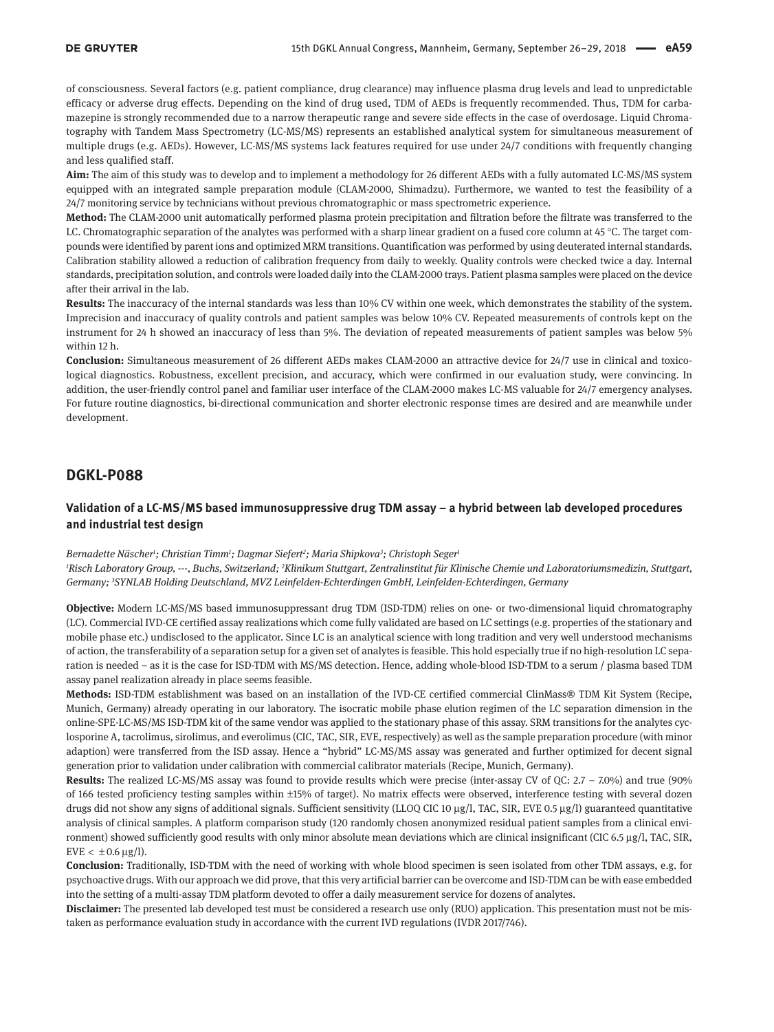of consciousness. Several factors (e.g. patient compliance, drug clearance) may influence plasma drug levels and lead to unpredictable efficacy or adverse drug effects. Depending on the kind of drug used, TDM of AEDs is frequently recommended. Thus, TDM for carbamazepine is strongly recommended due to a narrow therapeutic range and severe side effects in the case of overdosage. Liquid Chromatography with Tandem Mass Spectrometry (LC-MS/MS) represents an established analytical system for simultaneous measurement of multiple drugs (e.g. AEDs). However, LC-MS/MS systems lack features required for use under 24/7 conditions with frequently changing and less qualified staff.

**Aim:** The aim of this study was to develop and to implement a methodology for 26 different AEDs with a fully automated LC-MS/MS system equipped with an integrated sample preparation module (CLAM-2000, Shimadzu). Furthermore, we wanted to test the feasibility of a 24/7 monitoring service by technicians without previous chromatographic or mass spectrometric experience.

**Method:** The CLAM-2000 unit automatically performed plasma protein precipitation and filtration before the filtrate was transferred to the LC. Chromatographic separation of the analytes was performed with a sharp linear gradient on a fused core column at 45 °C. The target compounds were identified by parent ions and optimized MRM transitions. Quantification was performed by using deuterated internal standards. Calibration stability allowed a reduction of calibration frequency from daily to weekly. Quality controls were checked twice a day. Internal standards, precipitation solution, and controls were loaded daily into the CLAM-2000 trays. Patient plasma samples were placed on the device after their arrival in the lab.

**Results:** The inaccuracy of the internal standards was less than 10% CV within one week, which demonstrates the stability of the system. Imprecision and inaccuracy of quality controls and patient samples was below 10% CV. Repeated measurements of controls kept on the instrument for 24 h showed an inaccuracy of less than 5%. The deviation of repeated measurements of patient samples was below 5% within 12 h.

**Conclusion:** Simultaneous measurement of 26 different AEDs makes CLAM-2000 an attractive device for 24/7 use in clinical and toxicological diagnostics. Robustness, excellent precision, and accuracy, which were confirmed in our evaluation study, were convincing. In addition, the user-friendly control panel and familiar user interface of the CLAM-2000 makes LC-MS valuable for 24/7 emergency analyses. For future routine diagnostics, bi-directional communication and shorter electronic response times are desired and are meanwhile under development.

## DGKL-P088

### Validation of a LC-MS/MS based immunosuppressive drug TDM assay – a hybrid between lab developed procedures and industrial test design

*Bernadette Näscher[1]; Christian Timm[1]; Dagmar Siefert[2]; Maria Shipkova[3]; Christoph Seger[1]*

*[1]Risch Laboratory Group, ---, Buchs, Switzerland; [2]Klinikum Stuttgart, Zentralinstitut für Klinische Chemie und Laboratoriumsmedizin, Stuttgart, Germany; [3]SYNLAB Holding Deutschland, MVZ Leinfelden-Echterdingen GmbH, Leinfelden-Echterdingen, Germany*

**Objective:** Modern LC-MS/MS based immunosuppressant drug TDM (ISD-TDM) relies on one- or two-dimensional liquid chromatography (LC). Commercial IVD-CE certified assay realizations which come fully validated are based on LC settings (e.g. properties of the stationary and mobile phase etc.) undisclosed to the applicator. Since LC is an analytical science with long tradition and very well understood mechanisms of action, the transferability of a separation setup for a given set of analytes is feasible. This hold especially true if no high-resolution LC separation is needed – as it is the case for ISD-TDM with MS/MS detection. Hence, adding whole-blood ISD-TDM to a serum / plasma based TDM assay panel realization already in place seems feasible.

**Methods:** ISD-TDM establishment was based on an installation of the IVD-CE certified commercial ClinMass® TDM Kit System (Recipe, Munich, Germany) already operating in our laboratory. The isocratic mobile phase elution regimen of the LC separation dimension in the online-SPE-LC-MS/MS ISD-TDM kit of the same vendor was applied to the stationary phase of this assay. SRM transitions for the analytes cyclosporine A, tacrolimus, sirolimus, and everolimus (CIC, TAC, SIR, EVE, respectively) as well as the sample preparation procedure (with minor adaption) were transferred from the ISD assay. Hence a "hybrid" LC-MS/MS assay was generated and further optimized for decent signal generation prior to validation under calibration with commercial calibrator materials (Recipe, Munich, Germany).

**Results:** The realized LC-MS/MS assay was found to provide results which were precise (inter-assay CV of QC: 2.7 – 7.0%) and true (90% of 166 tested proficiency testing samples within ±15% of target). No matrix effects were observed, interference testing with several dozen drugs did not show any signs of additional signals. Sufficient sensitivity (LLOQ CIC 10 µg/l, TAC, SIR, EVE 0.5 µg/l) guaranteed quantitative analysis of clinical samples. A platform comparison study (120 randomly chosen anonymized residual patient samples from a clinical environment) showed sufficiently good results with only minor absolute mean deviations which are clinical insignificant (CIC 6.5 µg/l, TAC, SIR, EVE < ±0.6 µg/l).

**Conclusion:** Traditionally, ISD-TDM with the need of working with whole blood specimen is seen isolated from other TDM assays, e.g. for psychoactive drugs. With our approach we did prove, that this very artificial barrier can be overcome and ISD-TDM can be with ease embedded into the setting of a multi-assay TDM platform devoted to offer a daily measurement service for dozens of analytes.

**Disclaimer:** The presented lab developed test must be considered a research use only (RUO) application. This presentation must not be mistaken as performance evaluation study in accordance with the current IVD regulations (IVDR 2017/746).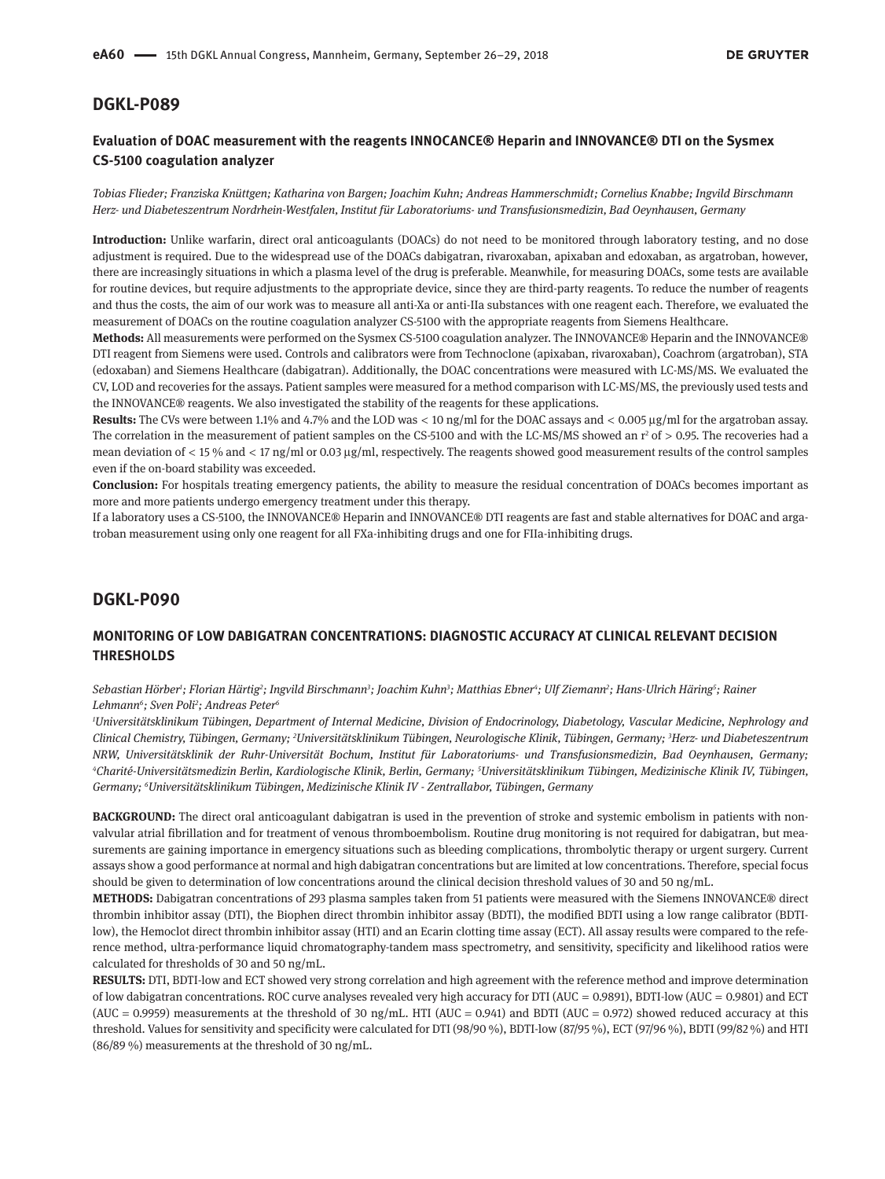## DGKL-P089

### Evaluation of DOAC measurement with the reagents INNOCANCE® Heparin and INNOVANCE® DTI on the Sysmex CS-5100 coagulation analyzer

*Tobias Flieder; Franziska Knüttgen; Katharina von Bargen; Joachim Kuhn; Andreas Hammerschmidt; Cornelius Knabbe; Ingvild Birschmann*
*Herz- und Diabeteszentrum Nordrhein-Westfalen, Institut für Laboratoriums- und Transfusionsmedizin, Bad Oeynhausen, Germany*

**Introduction:** Unlike warfarin, direct oral anticoagulants (DOACs) do not need to be monitored through laboratory testing, and no dose adjustment is required. Due to the widespread use of the DOACs dabigatran, rivaroxaban, apixaban and edoxaban, as argatroban, however, there are increasingly situations in which a plasma level of the drug is preferable. Meanwhile, for measuring DOACs, some tests are available for routine devices, but require adjustments to the appropriate device, since they are third-party reagents. To reduce the number of reagents and thus the costs, the aim of our work was to measure all anti-Xa or anti-IIa substances with one reagent each. Therefore, we evaluated the measurement of DOACs on the routine coagulation analyzer CS-5100 with the appropriate reagents from Siemens Healthcare.

**Methods:** All measurements were performed on the Sysmex CS-5100 coagulation analyzer. The INNOVANCE® Heparin and the INNOVANCE® DTI reagent from Siemens were used. Controls and calibrators were from Technoclone (apixaban, rivaroxaban), Coachrom (argatroban), STA (edoxaban) and Siemens Healthcare (dabigatran). Additionally, the DOAC concentrations were measured with LC-MS/MS. We evaluated the CV, LOD and recoveries for the assays. Patient samples were measured for a method comparison with LC-MS/MS, the previously used tests and the INNOVANCE® reagents. We also investigated the stability of the reagents for these applications.

**Results:** The CVs were between 1.1% and 4.7% and the LOD was < 10 ng/ml for the DOAC assays and < 0.005 µg/ml for the argatroban assay. The correlation in the measurement of patient samples on the CS-5100 and with the LC-MS/MS showed an $r^2$ of > 0.95. The recoveries had a mean deviation of < 15 % and < 17 ng/ml or 0.03 µg/ml, respectively. The reagents showed good measurement results of the control samples even if the on-board stability was exceeded.

**Conclusion:** For hospitals treating emergency patients, the ability to measure the residual concentration of DOACs becomes important as more and more patients undergo emergency treatment under this therapy.

If a laboratory uses a CS-5100, the INNOVANCE® Heparin and INNOVANCE® DTI reagents are fast and stable alternatives for DOAC and argatroban measurement using only one reagent for all FXa-inhibiting drugs and one for FIIa-inhibiting drugs.

## DGKL-P090

### MONITORING OF LOW DABIGATRAN CONCENTRATIONS: DIAGNOSTIC ACCURACY AT CLINICAL RELEVANT DECISION THRESHOLDS

*Sebastian Hörber[1]; Florian Härtig[2]; Ingvild Birschmann[3]; Joachim Kuhn[3]; Matthias Ebner[4]; Ulf Ziemann[2]; Hans-Ulrich Häring[5]; Rainer Lehmann[6]; Sven Poli[2]; Andreas Peter[6]*

*[1]Universitätsklinikum Tübingen, Department of Internal Medicine, Division of Endocrinology, Diabetology, Vascular Medicine, Nephrology and Clinical Chemistry, Tübingen, Germany; [2]Universitätsklinikum Tübingen, Neurologische Klinik, Tübingen, Germany; [3]Herz- und Diabeteszentrum NRW, Universitätsklinik der Ruhr-Universität Bochum, Institut für Laboratoriums- und Transfusionsmedizin, Bad Oeynhausen, Germany; [4]Charité-Universitätsmedizin Berlin, Kardiologische Klinik, Berlin, Germany; [5]Universitätsklinikum Tübingen, Medizinische Klinik IV, Tübingen, Germany; [6]Universitätsklinikum Tübingen, Medizinische Klinik IV - Zentrallabor, Tübingen, Germany*

**BACKGROUND:** The direct oral anticoagulant dabigatran is used in the prevention of stroke and systemic embolism in patients with non-valvular atrial fibrillation and for treatment of venous thromboembolism. Routine drug monitoring is not required for dabigatran, but measurements are gaining importance in emergency situations such as bleeding complications, thrombolytic therapy or urgent surgery. Current assays show a good performance at normal and high dabigatran concentrations but are limited at low concentrations. Therefore, special focus should be given to determination of low concentrations around the clinical decision threshold values of 30 and 50 ng/mL.

**METHODS:** Dabigatran concentrations of 293 plasma samples taken from 51 patients were measured with the Siemens INNOVANCE® direct thrombin inhibitor assay (DTI), the Biophen direct thrombin inhibitor assay (BDTI), the modified BDTI using a low range calibrator (BDTI-low), the Hemoclot direct thrombin inhibitor assay (HTI) and an Ecarin clotting time assay (ECT). All assay results were compared to the reference method, ultra-performance liquid chromatography-tandem mass spectrometry, and sensitivity, specificity and likelihood ratios were calculated for thresholds of 30 and 50 ng/mL.

**RESULTS:** DTI, BDTI-low and ECT showed very strong correlation and high agreement with the reference method and improve determination of low dabigatran concentrations. ROC curve analyses revealed very high accuracy for DTI (AUC = 0.9891), BDTI-low (AUC = 0.9801) and ECT (AUC = 0.9959) measurements at the threshold of 30 ng/mL. HTI (AUC = 0.941) and BDTI (AUC = 0.972) showed reduced accuracy at this threshold. Values for sensitivity and specificity were calculated for DTI (98/90 %), BDTI-low (87/95 %), ECT (97/96 %), BDTI (99/82 %) and HTI (86/89 %) measurements at the threshold of 30 ng/mL.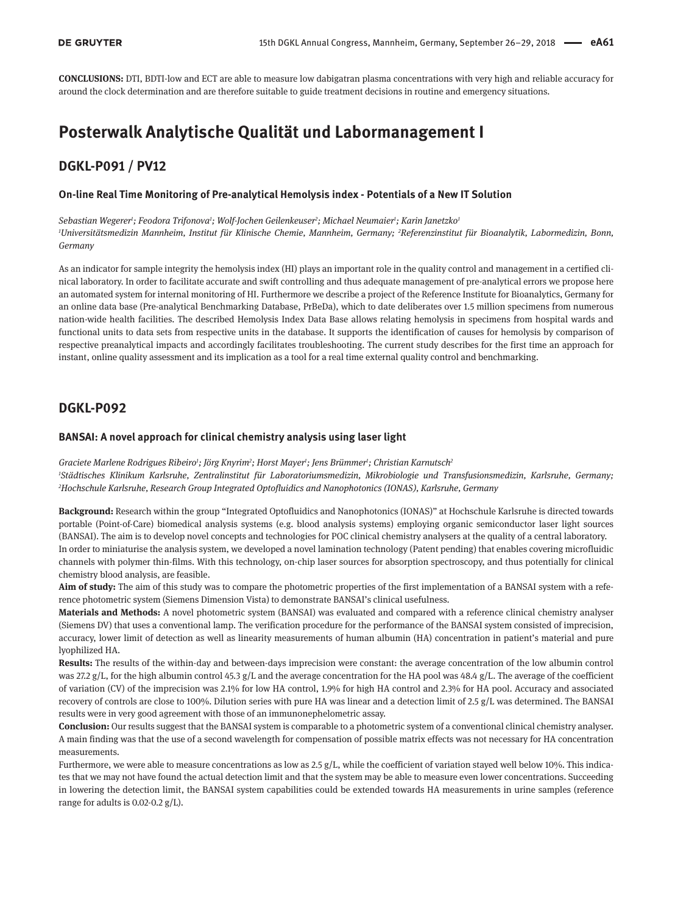**CONCLUSIONS:** DTI, BDTI-low and ECT are able to measure low dabigatran plasma concentrations with very high and reliable accuracy for around the clock determination and are therefore suitable to guide treatment decisions in routine and emergency situations.

# Posterwalk Analytische Qualität und Labormanagement I

## DGKL-P091 / PV12

### On-line Real Time Monitoring of Pre-analytical Hemolysis index - Potentials of a New IT Solution

*Sebastian Wegerer[1]; Feodora Trifonova[1]; Wolf-Jochen Geilenkeuser[2]; Michael Neumaier[1]; Karin Janetzko[1]*
*[1]Universitätsmedizin Mannheim, Institut für Klinische Chemie, Mannheim, Germany; [2]Referenzinstitut für Bioanalytik, Labormedizin, Bonn, Germany*

As an indicator for sample integrity the hemolysis index (HI) plays an important role in the quality control and management in a certified clinical laboratory. In order to facilitate accurate and swift controlling and thus adequate management of pre-analytical errors we propose here an automated system for internal monitoring of HI. Furthermore we describe a project of the Reference Institute for Bioanalytics, Germany for an online data base (Pre-analytical Benchmarking Database, PrBeDa), which to date deliberates over 1.5 million specimens from numerous nation-wide health facilities. The described Hemolysis Index Data Base allows relating hemolysis in specimens from hospital wards and functional units to data sets from respective units in the database. It supports the identification of causes for hemolysis by comparison of respective preanalytical impacts and accordingly facilitates troubleshooting. The current study describes for the first time an approach for instant, online quality assessment and its implication as a tool for a real time external quality control and benchmarking.

## DGKL-P092

### BANSAI: A novel approach for clinical chemistry analysis using laser light

*Graciete Marlene Rodrigues Ribeiro[1]; Jörg Knyrim[2]; Horst Mayer[1]; Jens Brümmer[1]; Christian Karnutsch[2]*
*[1]Städtisches Klinikum Karlsruhe, Zentralinstitut für Laboratoriumsmedizin, Mikrobiologie und Transfusionsmedizin, Karlsruhe, Germany; [2]Hochschule Karlsruhe, Research Group Integrated Optofluidics and Nanophotonics (IONAS), Karlsruhe, Germany*

**Background:** Research within the group "Integrated Optofluidics and Nanophotonics (IONAS)" at Hochschule Karlsruhe is directed towards portable (Point-of-Care) biomedical analysis systems (e.g. blood analysis systems) employing organic semiconductor laser light sources (BANSAI). The aim is to develop novel concepts and technologies for POC clinical chemistry analysers at the quality of a central laboratory.
In order to miniaturise the analysis system, we developed a novel lamination technology (Patent pending) that enables covering microfluidic channels with polymer thin-films. With this technology, on-chip laser sources for absorption spectroscopy, and thus potentially for clinical chemistry blood analysis, are feasible.

**Aim of study:** The aim of this study was to compare the photometric properties of the first implementation of a BANSAI system with a reference photometric system (Siemens Dimension Vista) to demonstrate BANSAI's clinical usefulness.

**Materials and Methods:** A novel photometric system (BANSAI) was evaluated and compared with a reference clinical chemistry analyser (Siemens DV) that uses a conventional lamp. The verification procedure for the performance of the BANSAI system consisted of imprecision, accuracy, lower limit of detection as well as linearity measurements of human albumin (HA) concentration in patient's material and pure lyophilized HA.

**Results:** The results of the within-day and between-days imprecision were constant: the average concentration of the low albumin control was 27.2 g/L, for the high albumin control 45.3 g/L and the average concentration for the HA pool was 48.4 g/L. The average of the coefficient of variation (CV) of the imprecision was 2.1% for low HA control, 1.9% for high HA control and 2.3% for HA pool. Accuracy and associated recovery of controls are close to 100%. Dilution series with pure HA was linear and a detection limit of 2.5 g/L was determined. The BANSAI results were in very good agreement with those of an immunonephelometric assay.

**Conclusion:** Our results suggest that the BANSAI system is comparable to a photometric system of a conventional clinical chemistry analyser. A main finding was that the use of a second wavelength for compensation of possible matrix effects was not necessary for HA concentration measurements.
Furthermore, we were able to measure concentrations as low as 2.5 g/L, while the coefficient of variation stayed well below 10%. This indicates that we may not have found the actual detection limit and that the system may be able to measure even lower concentrations. Succeeding in lowering the detection limit, the BANSAI system capabilities could be extended towards HA measurements in urine samples (reference range for adults is 0.02-0.2 g/L).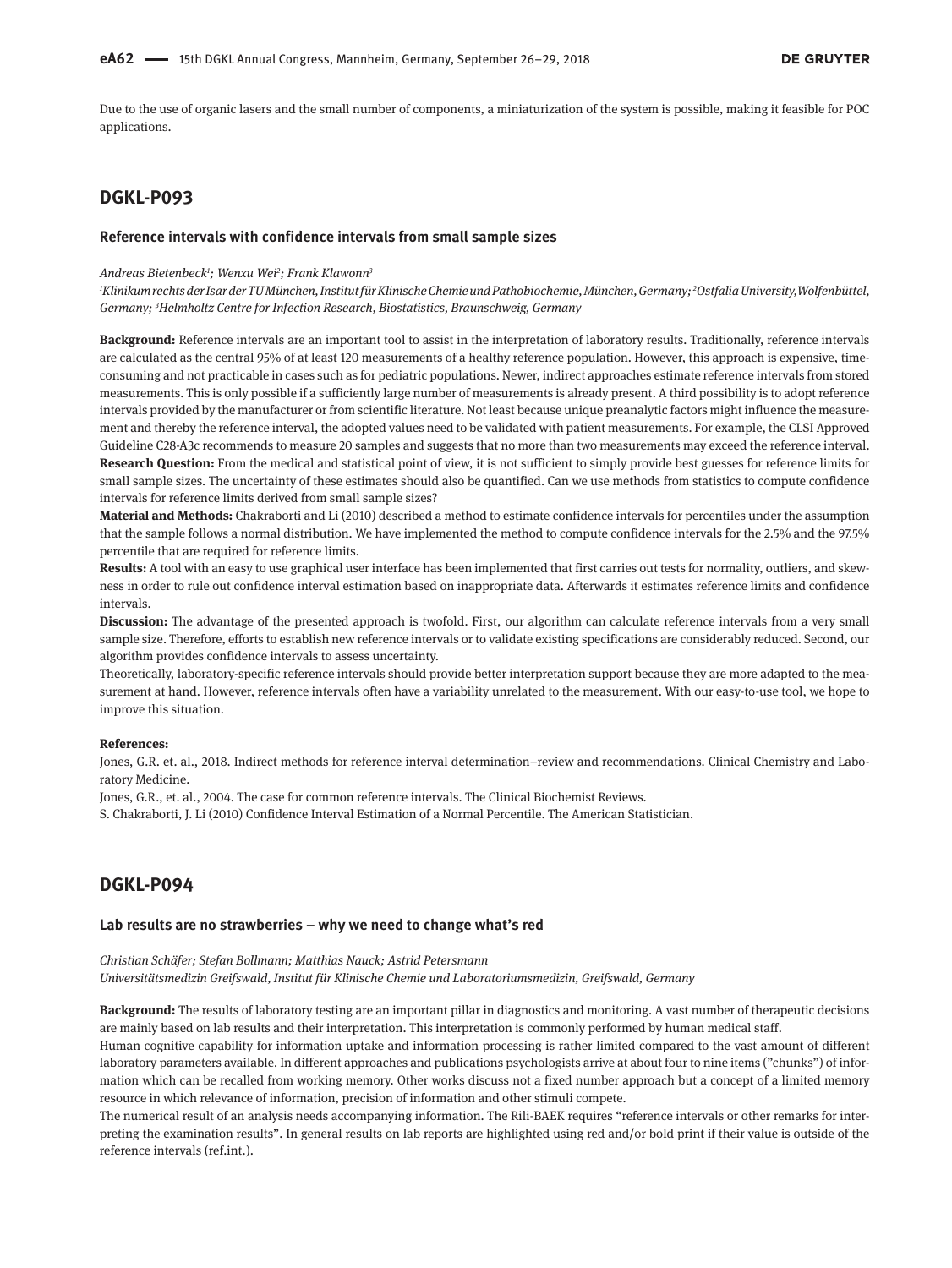Due to the use of organic lasers and the small number of components, a miniaturization of the system is possible, making it feasible for POC applications.

## DGKL-P093

### Reference intervals with confidence intervals from small sample sizes

*Andreas Bietenbeck[1]; Wenxu Wei[2]; Frank Klawonn[3]*

*[1]Klinikum rechts der Isar der TU München, Institut für Klinische Chemie und Pathobiochemie, München, Germany; [2]Ostfalia University, Wolfenbüttel, Germany; [3]Helmholtz Centre for Infection Research, Biostatistics, Braunschweig, Germany*

**Background:** Reference intervals are an important tool to assist in the interpretation of laboratory results. Traditionally, reference intervals are calculated as the central 95% of at least 120 measurements of a healthy reference population. However, this approach is expensive, time-consuming and not practicable in cases such as for pediatric populations. Newer, indirect approaches estimate reference intervals from stored measurements. This is only possible if a sufficiently large number of measurements is already present. A third possibility is to adopt reference intervals provided by the manufacturer or from scientific literature. Not least because unique preanalytic factors might influence the measurement and thereby the reference interval, the adopted values need to be validated with patient measurements. For example, the CLSI Approved Guideline C28-A3c recommends to measure 20 samples and suggests that no more than two measurements may exceed the reference interval.

**Research Question:** From the medical and statistical point of view, it is not sufficient to simply provide best guesses for reference limits for small sample sizes. The uncertainty of these estimates should also be quantified. Can we use methods from statistics to compute confidence intervals for reference limits derived from small sample sizes?

**Material and Methods:** Chakraborti and Li (2010) described a method to estimate confidence intervals for percentiles under the assumption that the sample follows a normal distribution. We have implemented the method to compute confidence intervals for the 2.5% and the 97.5% percentile that are required for reference limits.

**Results:** A tool with an easy to use graphical user interface has been implemented that first carries out tests for normality, outliers, and skewness in order to rule out confidence interval estimation based on inappropriate data. Afterwards it estimates reference limits and confidence intervals.

**Discussion:** The advantage of the presented approach is twofold. First, our algorithm can calculate reference intervals from a very small sample size. Therefore, efforts to establish new reference intervals or to validate existing specifications are considerably reduced. Second, our algorithm provides confidence intervals to assess uncertainty.

Theoretically, laboratory-specific reference intervals should provide better interpretation support because they are more adapted to the measurement at hand. However, reference intervals often have a variability unrelated to the measurement. With our easy-to-use tool, we hope to improve this situation.

**References:**

Jones, G.R. et. al., 2018. Indirect methods for reference interval determination–review and recommendations. Clinical Chemistry and Laboratory Medicine.

Jones, G.R., et. al., 2004. The case for common reference intervals. The Clinical Biochemist Reviews.

S. Chakraborti, J. Li (2010) Confidence Interval Estimation of a Normal Percentile. The American Statistician.

## DGKL-P094

### Lab results are no strawberries – why we need to change what's red

*Christian Schäfer; Stefan Bollmann; Matthias Nauck; Astrid Petersmann*

*Universitätsmedizin Greifswald, Institut für Klinische Chemie und Laboratoriumsmedizin, Greifswald, Germany*

**Background:** The results of laboratory testing are an important pillar in diagnostics and monitoring. A vast number of therapeutic decisions are mainly based on lab results and their interpretation. This interpretation is commonly performed by human medical staff.

Human cognitive capability for information uptake and information processing is rather limited compared to the vast amount of different laboratory parameters available. In different approaches and publications psychologists arrive at about four to nine items ("chunks") of information which can be recalled from working memory. Other works discuss not a fixed number approach but a concept of a limited memory resource in which relevance of information, precision of information and other stimuli compete.

The numerical result of an analysis needs accompanying information. The Rili-BAEK requires "reference intervals or other remarks for interpreting the examination results". In general results on lab reports are highlighted using red and/or bold print if their value is outside of the reference intervals (ref.int.).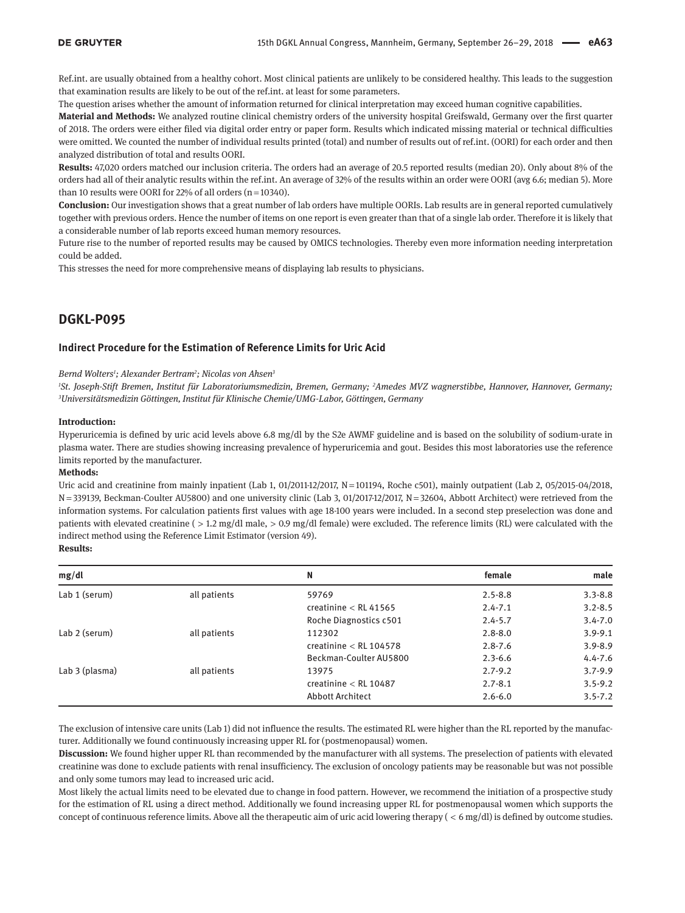Ref.int. are usually obtained from a healthy cohort. Most clinical patients are unlikely to be considered healthy. This leads to the suggestion that examination results are likely to be out of the ref.int. at least for some parameters.

The question arises whether the amount of information returned for clinical interpretation may exceed human cognitive capabilities.

**Material and Methods:** We analyzed routine clinical chemistry orders of the university hospital Greifswald, Germany over the first quarter of 2018. The orders were either filed via digital order entry or paper form. Results which indicated missing material or technical difficulties were omitted. We counted the number of individual results printed (total) and number of results out of ref.int. (OORI) for each order and then analyzed distribution of total and results OORI.

**Results:** 47,020 orders matched our inclusion criteria. The orders had an average of 20.5 reported results (median 20). Only about 8% of the orders had all of their analytic results within the ref.int. An average of 32% of the results within an order were OORI (avg 6.6; median 5). More than 10 results were OORI for 22% of all orders (n = 10340).

**Conclusion:** Our investigation shows that a great number of lab orders have multiple OORIs. Lab results are in general reported cumulatively together with previous orders. Hence the number of items on one report is even greater than that of a single lab order. Therefore it is likely that a considerable number of lab reports exceed human memory resources.

Future rise to the number of reported results may be caused by OMICS technologies. Thereby even more information needing interpretation could be added.

This stresses the need for more comprehensive means of displaying lab results to physicians.

## DGKL-P095

### Indirect Procedure for the Estimation of Reference Limits for Uric Acid

*Bernd Wolters[1]; Alexander Bertram[2]; Nicolas von Ahsen[3]*

*[1]St. Joseph-Stift Bremen, Institut für Laboratoriumsmedizin, Bremen, Germany; [2]Amedes MVZ wagnerstibbe, Hannover, Hannover, Germany; [3]Universitätsmedizin Göttingen, Institut für Klinische Chemie/UMG-Labor, Göttingen, Germany*

**Introduction:**

Hyperuricemia is defined by uric acid levels above 6.8 mg/dl by the S2e AWMF guideline and is based on the solubility of sodium-urate in plasma water. There are studies showing increasing prevalence of hyperuricemia and gout. Besides this most laboratories use the reference limits reported by the manufacturer.

**Methods:**

Uric acid and creatinine from mainly inpatient (Lab 1, 01/2011-12/2017, N = 101194, Roche c501), mainly outpatient (Lab 2, 05/2015-04/2018, N = 339139, Beckman-Coulter AU5800) and one university clinic (Lab 3, 01/2017-12/2017, N = 32604, Abbott Architect) were retrieved from the information systems. For calculation patients first values with age 18-100 years were included. In a second step preselection was done and patients with elevated creatinine ( > 1.2 mg/dl male, > 0.9 mg/dl female) were excluded. The reference limits (RL) were calculated with the indirect method using the Reference Limit Estimator (version 49).

**Results:**

| mg/dl | | N | female | male |
|---|---|---|---|---|
| Lab 1 (serum) | all patients | 59769 | 2.5-8.8 | 3.3-8.8 |
| | | creatinine < RL 41565 | 2.4-7.1 | 3.2-8.5 |
| | | Roche Diagnostics c501 | 2.4-5.7 | 3.4-7.0 |
| Lab 2 (serum) | all patients | 112302 | 2.8-8.0 | 3.9-9.1 |
| | | creatinine < RL 104578 | 2.8-7.6 | 3.9-8.9 |
| | | Beckman-Coulter AU5800 | 2.3-6.6 | 4.4-7.6 |
| Lab 3 (plasma) | all patients | 13975 | 2.7-9.2 | 3.7-9.9 |
| | | creatinine < RL 10487 | 2.7-8.1 | 3.5-9.2 |
| | | Abbott Architect | 2.6-6.0 | 3.5-7.2 |

The exclusion of intensive care units (Lab 1) did not influence the results. The estimated RL were higher than the RL reported by the manufacturer. Additionally we found continuously increasing upper RL for (postmenopausal) women.

**Discussion:** We found higher upper RL than recommended by the manufacturer with all systems. The preselection of patients with elevated creatinine was done to exclude patients with renal insufficiency. The exclusion of oncology patients may be reasonable but was not possible and only some tumors may lead to increased uric acid.

Most likely the actual limits need to be elevated due to change in food pattern. However, we recommend the initiation of a prospective study for the estimation of RL using a direct method. Additionally we found increasing upper RL for postmenopausal women which supports the concept of continuous reference limits. Above all the therapeutic aim of uric acid lowering therapy ( < 6 mg/dl) is defined by outcome studies.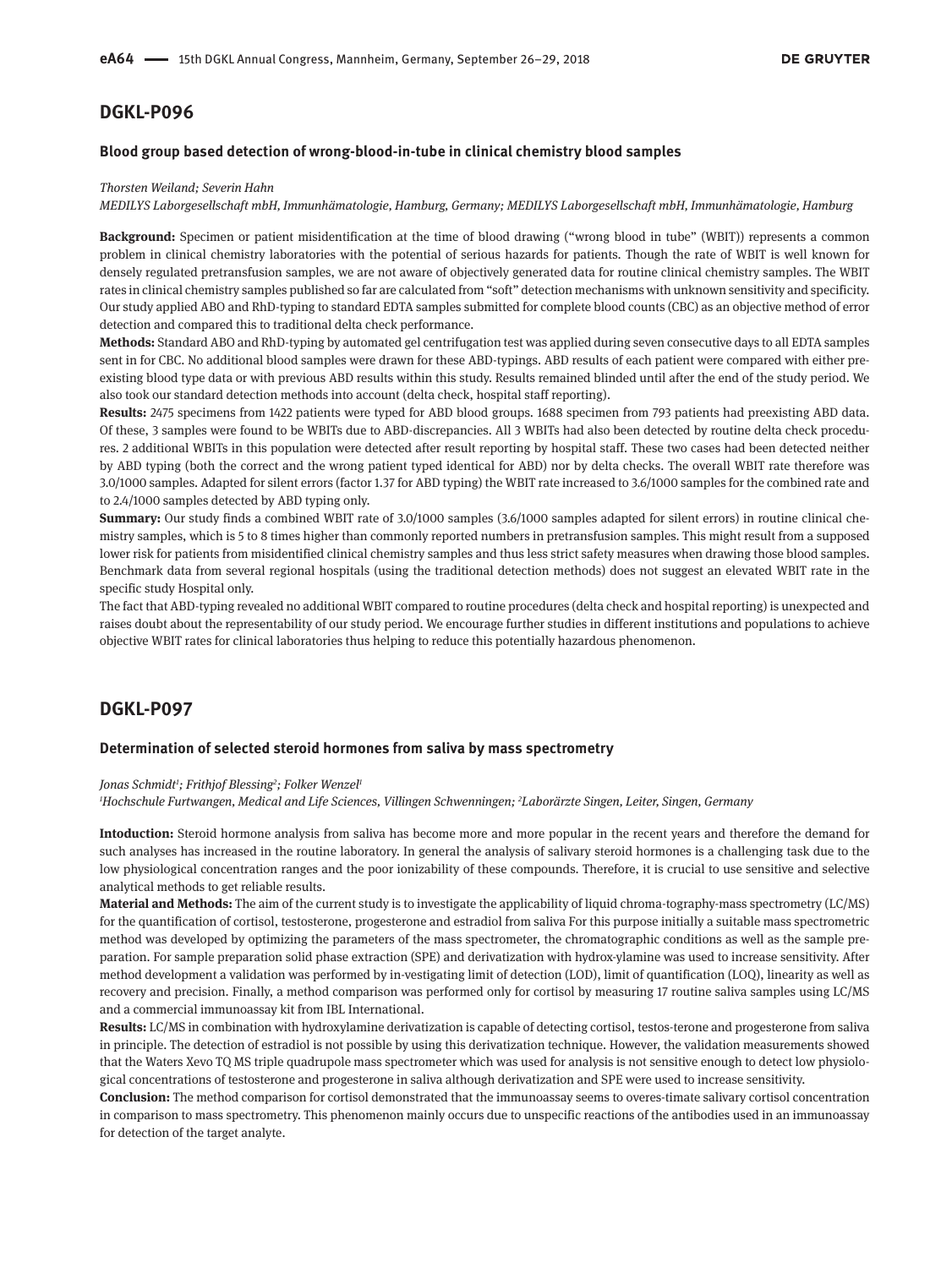## DGKL-P096

### Blood group based detection of wrong-blood-in-tube in clinical chemistry blood samples

*Thorsten Weiland; Severin Hahn*

*MEDILYS Laborgesellschaft mbH, Immunhämatologie, Hamburg, Germany; MEDILYS Laborgesellschaft mbH, Immunhämatologie, Hamburg*

**Background:** Specimen or patient misidentification at the time of blood drawing ("wrong blood in tube" (WBIT)) represents a common problem in clinical chemistry laboratories with the potential of serious hazards for patients. Though the rate of WBIT is well known for densely regulated pretransfusion samples, we are not aware of objectively generated data for routine clinical chemistry samples. The WBIT rates in clinical chemistry samples published so far are calculated from "soft" detection mechanisms with unknown sensitivity and specificity. Our study applied ABO and RhD-typing to standard EDTA samples submitted for complete blood counts (CBC) as an objective method of error detection and compared this to traditional delta check performance.

**Methods:** Standard ABO and RhD-typing by automated gel centrifugation test was applied during seven consecutive days to all EDTA samples sent in for CBC. No additional blood samples were drawn for these ABD-typings. ABD results of each patient were compared with either preexisting blood type data or with previous ABD results within this study. Results remained blinded until after the end of the study period. We also took our standard detection methods into account (delta check, hospital staff reporting).

**Results:** 2475 specimens from 1422 patients were typed for ABD blood groups. 1688 specimen from 793 patients had preexisting ABD data. Of these, 3 samples were found to be WBITs due to ABD-discrepancies. All 3 WBITs had also been detected by routine delta check procedures. 2 additional WBITs in this population were detected after result reporting by hospital staff. These two cases had been detected neither by ABD typing (both the correct and the wrong patient typed identical for ABD) nor by delta checks. The overall WBIT rate therefore was 3.0/1000 samples. Adapted for silent errors (factor 1.37 for ABD typing) the WBIT rate increased to 3.6/1000 samples for the combined rate and to 2.4/1000 samples detected by ABD typing only.

**Summary:** Our study finds a combined WBIT rate of 3.0/1000 samples (3.6/1000 samples adapted for silent errors) in routine clinical chemistry samples, which is 5 to 8 times higher than commonly reported numbers in pretransfusion samples. This might result from a supposed lower risk for patients from misidentified clinical chemistry samples and thus less strict safety measures when drawing those blood samples. Benchmark data from several regional hospitals (using the traditional detection methods) does not suggest an elevated WBIT rate in the specific study Hospital only.

The fact that ABD-typing revealed no additional WBIT compared to routine procedures (delta check and hospital reporting) is unexpected and raises doubt about the representability of our study period. We encourage further studies in different institutions and populations to achieve objective WBIT rates for clinical laboratories thus helping to reduce this potentially hazardous phenomenon.

## DGKL-P097

### Determination of selected steroid hormones from saliva by mass spectrometry

*Jonas Schmidt[1]; Frithjof Blessing[2]; Folker Wenzel[1]*

*[1]Hochschule Furtwangen, Medical and Life Sciences, Villingen Schwenningen; [2]Laborärzte Singen, Leiter, Singen, Germany*

**Intoduction:** Steroid hormone analysis from saliva has become more and more popular in the recent years and therefore the demand for such analyses has increased in the routine laboratory. In general the analysis of salivary steroid hormones is a challenging task due to the low physiological concentration ranges and the poor ionizability of these compounds. Therefore, it is crucial to use sensitive and selective analytical methods to get reliable results.

**Material and Methods:** The aim of the current study is to investigate the applicability of liquid chroma-tography-mass spectrometry (LC/MS) for the quantification of cortisol, testosterone, progesterone and estradiol from saliva For this purpose initially a suitable mass spectrometric method was developed by optimizing the parameters of the mass spectrometer, the chromatographic conditions as well as the sample preparation. For sample preparation solid phase extraction (SPE) and derivatization with hydrox-ylamine was used to increase sensitivity. After method development a validation was performed by in-vestigating limit of detection (LOD), limit of quantification (LOQ), linearity as well as recovery and precision. Finally, a method comparison was performed only for cortisol by measuring 17 routine saliva samples using LC/MS and a commercial immunoassay kit from IBL International.

**Results:** LC/MS in combination with hydroxylamine derivatization is capable of detecting cortisol, testos-terone and progesterone from saliva in principle. The detection of estradiol is not possible by using this derivatization technique. However, the validation measurements showed that the Waters Xevo TQ MS triple quadrupole mass spectrometer which was used for analysis is not sensitive enough to detect low physiological concentrations of testosterone and progesterone in saliva although derivatization and SPE were used to increase sensitivity.

**Conclusion:** The method comparison for cortisol demonstrated that the immunoassay seems to overes-timate salivary cortisol concentration in comparison to mass spectrometry. This phenomenon mainly occurs due to unspecific reactions of the antibodies used in an immunoassay for detection of the target analyte.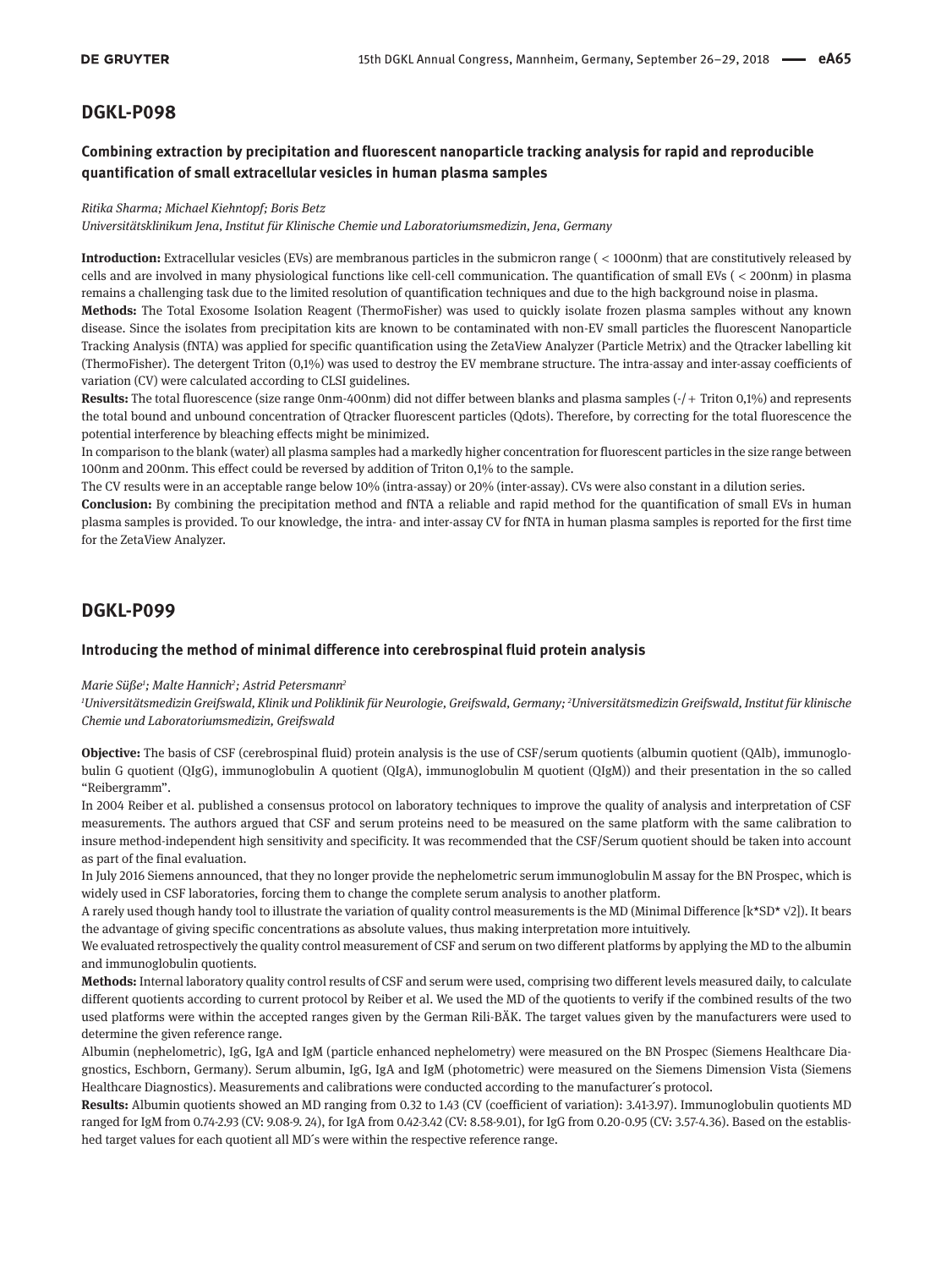## DGKL-P098

### Combining extraction by precipitation and fluorescent nanoparticle tracking analysis for rapid and reproducible quantification of small extracellular vesicles in human plasma samples

*Ritika Sharma; Michael Kiehntopf; Boris Betz*

*Universitätsklinikum Jena, Institut für Klinische Chemie und Laboratoriumsmedizin, Jena, Germany*

**Introduction:** Extracellular vesicles (EVs) are membranous particles in the submicron range ( < 1000nm) that are constitutively released by cells and are involved in many physiological functions like cell-cell communication. The quantification of small EVs ( < 200nm) in plasma remains a challenging task due to the limited resolution of quantification techniques and due to the high background noise in plasma.

**Methods:** The Total Exosome Isolation Reagent (ThermoFisher) was used to quickly isolate frozen plasma samples without any known disease. Since the isolates from precipitation kits are known to be contaminated with non-EV small particles the fluorescent Nanoparticle Tracking Analysis (fNTA) was applied for specific quantification using the ZetaView Analyzer (Particle Metrix) and the Qtracker labelling kit (ThermoFisher). The detergent Triton (0,1%) was used to destroy the EV membrane structure. The intra-assay and inter-assay coefficients of variation (CV) were calculated according to CLSI guidelines.

**Results:** The total fluorescence (size range 0nm-400nm) did not differ between blanks and plasma samples (-/+ Triton 0,1%) and represents the total bound and unbound concentration of Qtracker fluorescent particles (Qdots). Therefore, by correcting for the total fluorescence the potential interference by bleaching effects might be minimized.

In comparison to the blank (water) all plasma samples had a markedly higher concentration for fluorescent particles in the size range between 100nm and 200nm. This effect could be reversed by addition of Triton 0,1% to the sample.

The CV results were in an acceptable range below 10% (intra-assay) or 20% (inter-assay). CVs were also constant in a dilution series.

**Conclusion:** By combining the precipitation method and fNTA a reliable and rapid method for the quantification of small EVs in human plasma samples is provided. To our knowledge, the intra- and inter-assay CV for fNTA in human plasma samples is reported for the first time for the ZetaView Analyzer.

## DGKL-P099

### Introducing the method of minimal difference into cerebrospinal fluid protein analysis

*Marie Süße[1]; Malte Hannich[2]; Astrid Petersmann[2]*

*[1]Universitätsmedizin Greifswald, Klinik und Poliklinik für Neurologie, Greifswald, Germany; [2]Universitätsmedizin Greifswald, Institut für klinische Chemie und Laboratoriumsmedizin, Greifswald*

**Objective:** The basis of CSF (cerebrospinal fluid) protein analysis is the use of CSF/serum quotients (albumin quotient (QAlb), immunoglobulin G quotient (QIgG), immunoglobulin A quotient (QIgA), immunoglobulin M quotient (QIgM)) and their presentation in the so called "Reibergramm".

In 2004 Reiber et al. published a consensus protocol on laboratory techniques to improve the quality of analysis and interpretation of CSF measurements. The authors argued that CSF and serum proteins need to be measured on the same platform with the same calibration to insure method-independent high sensitivity and specificity. It was recommended that the CSF/Serum quotient should be taken into account as part of the final evaluation.

In July 2016 Siemens announced, that they no longer provide the nephelometric serum immunoglobulin M assay for the BN Prospec, which is widely used in CSF laboratories, forcing them to change the complete serum analysis to another platform.

A rarely used though handy tool to illustrate the variation of quality control measurements is the MD (Minimal Difference [k*SD* √2]). It bears the advantage of giving specific concentrations as absolute values, thus making interpretation more intuitively.

We evaluated retrospectively the quality control measurement of CSF and serum on two different platforms by applying the MD to the albumin and immunoglobulin quotients.

**Methods:** Internal laboratory quality control results of CSF and serum were used, comprising two different levels measured daily, to calculate different quotients according to current protocol by Reiber et al. We used the MD of the quotients to verify if the combined results of the two used platforms were within the accepted ranges given by the German Rili-BÄK. The target values given by the manufacturers were used to determine the given reference range.

Albumin (nephelometric), IgG, IgA and IgM (particle enhanced nephelometry) were measured on the BN Prospec (Siemens Healthcare Diagnostics, Eschborn, Germany). Serum albumin, IgG, IgA and IgM (photometric) were measured on the Siemens Dimension Vista (Siemens Healthcare Diagnostics). Measurements and calibrations were conducted according to the manufacturer´s protocol.

**Results:** Albumin quotients showed an MD ranging from 0.32 to 1.43 (CV (coefficient of variation): 3.41-3.97). Immunoglobulin quotients MD ranged for IgM from 0.74-2.93 (CV: 9.08-9. 24), for IgA from 0.42-3.42 (CV: 8.58-9.01), for IgG from 0.20-0.95 (CV: 3.57-4.36). Based on the established target values for each quotient all MD´s were within the respective reference range.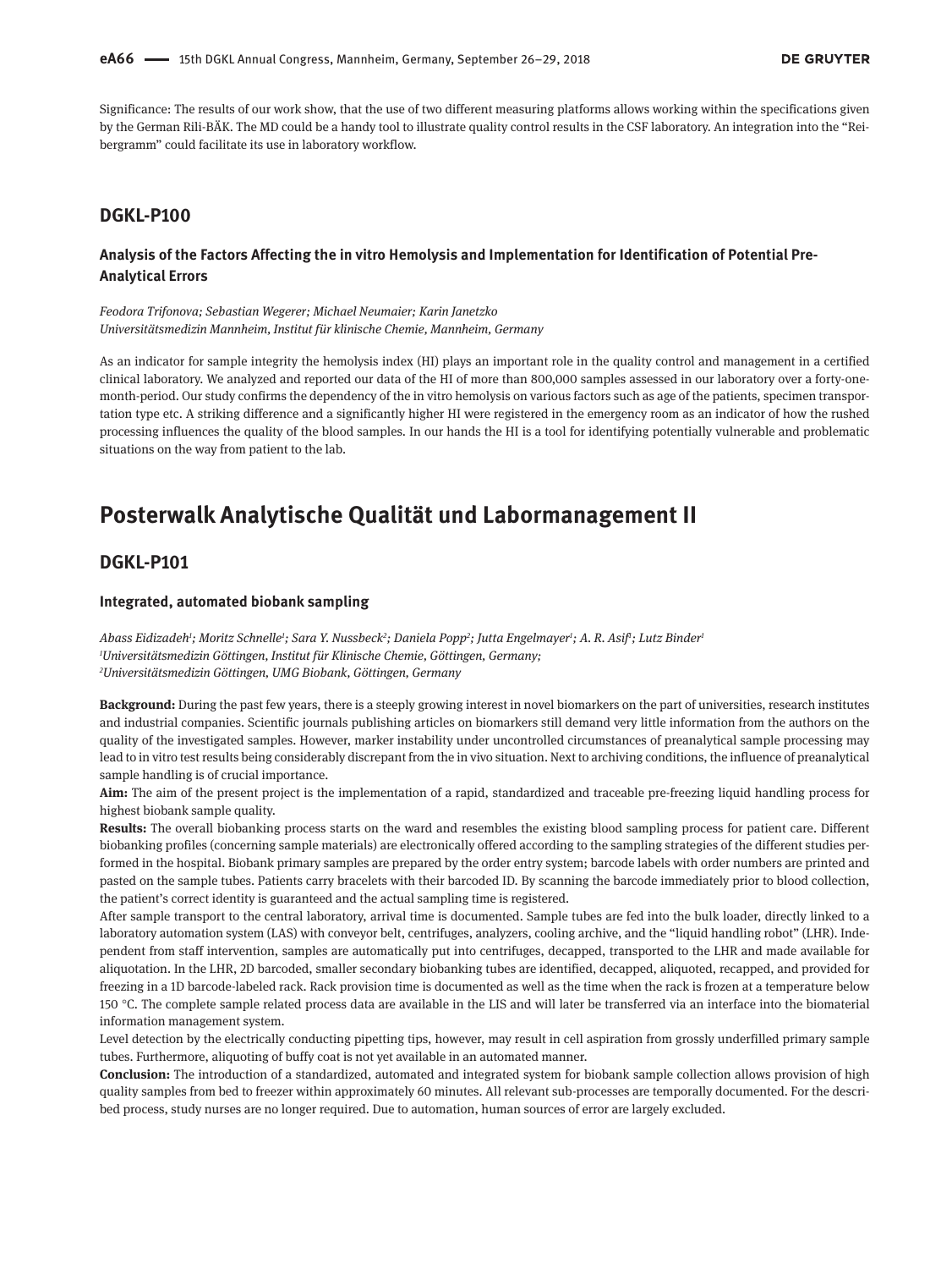Significance: The results of our work show, that the use of two different measuring platforms allows working within the specifications given by the German Rili-BÄK. The MD could be a handy tool to illustrate quality control results in the CSF laboratory. An integration into the "Reibergramm" could facilitate its use in laboratory workflow.

## DGKL-P100

### Analysis of the Factors Affecting the in vitro Hemolysis and Implementation for Identification of Potential Pre-Analytical Errors

*Feodora Trifonova; Sebastian Wegerer; Michael Neumaier; Karin Janetzko*
*Universitätsmedizin Mannheim, Institut für klinische Chemie, Mannheim, Germany*

As an indicator for sample integrity the hemolysis index (HI) plays an important role in the quality control and management in a certified clinical laboratory. We analyzed and reported our data of the HI of more than 800,000 samples assessed in our laboratory over a forty-one-month-period. Our study confirms the dependency of the in vitro hemolysis on various factors such as age of the patients, specimen transportation type etc. A striking difference and a significantly higher HI were registered in the emergency room as an indicator of how the rushed processing influences the quality of the blood samples. In our hands the HI is a tool for identifying potentially vulnerable and problematic situations on the way from patient to the lab.

# Posterwalk Analytische Qualität und Labormanagement II

## DGKL-P101

### Integrated, automated biobank sampling

*Abass Eidizadeh[1]; Moritz Schnelle[1]; Sara Y. Nussbeck[2]; Daniela Popp[2]; Jutta Engelmayer[1]; A. R. Asif[1]; Lutz Binder[1]*
*[1]Universitätsmedizin Göttingen, Institut für Klinische Chemie, Göttingen, Germany;*
*[2]Universitätsmedizin Göttingen, UMG Biobank, Göttingen, Germany*

**Background:** During the past few years, there is a steeply growing interest in novel biomarkers on the part of universities, research institutes and industrial companies. Scientific journals publishing articles on biomarkers still demand very little information from the authors on the quality of the investigated samples. However, marker instability under uncontrolled circumstances of preanalytical sample processing may lead to in vitro test results being considerably discrepant from the in vivo situation. Next to archiving conditions, the influence of preanalytical sample handling is of crucial importance.

**Aim:** The aim of the present project is the implementation of a rapid, standardized and traceable pre-freezing liquid handling process for highest biobank sample quality.

**Results:** The overall biobanking process starts on the ward and resembles the existing blood sampling process for patient care. Different biobanking profiles (concerning sample materials) are electronically offered according to the sampling strategies of the different studies performed in the hospital. Biobank primary samples are prepared by the order entry system; barcode labels with order numbers are printed and pasted on the sample tubes. Patients carry bracelets with their barcoded ID. By scanning the barcode immediately prior to blood collection, the patient's correct identity is guaranteed and the actual sampling time is registered.

After sample transport to the central laboratory, arrival time is documented. Sample tubes are fed into the bulk loader, directly linked to a laboratory automation system (LAS) with conveyor belt, centrifuges, analyzers, cooling archive, and the "liquid handling robot" (LHR). Independent from staff intervention, samples are automatically put into centrifuges, decapped, transported to the LHR and made available for aliquotation. In the LHR, 2D barcoded, smaller secondary biobanking tubes are identified, decapped, aliquoted, recapped, and provided for freezing in a 1D barcode-labeled rack. Rack provision time is documented as well as the time when the rack is frozen at a temperature below 150 °C. The complete sample related process data are available in the LIS and will later be transferred via an interface into the biomaterial information management system.

Level detection by the electrically conducting pipetting tips, however, may result in cell aspiration from grossly underfilled primary sample tubes. Furthermore, aliquoting of buffy coat is not yet available in an automated manner.

**Conclusion:** The introduction of a standardized, automated and integrated system for biobank sample collection allows provision of high quality samples from bed to freezer within approximately 60 minutes. All relevant sub-processes are temporally documented. For the described process, study nurses are no longer required. Due to automation, human sources of error are largely excluded.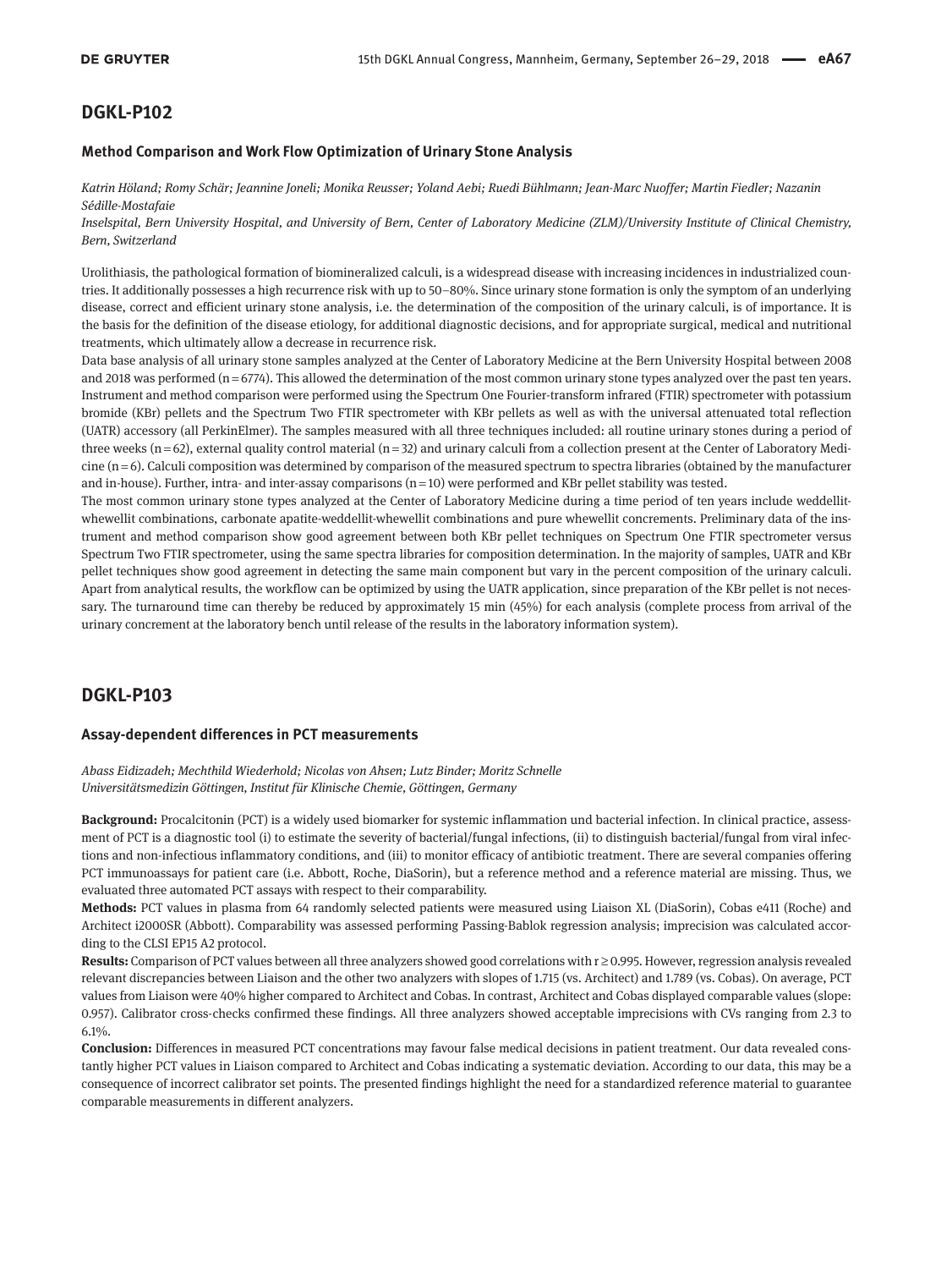## DGKL-P102

### Method Comparison and Work Flow Optimization of Urinary Stone Analysis

*Katrin Höland; Romy Schär; Jeannine Joneli; Monika Reusser; Yoland Aebi; Ruedi Bühlmann; Jean-Marc Nuoffer; Martin Fiedler; Nazanin Sédille-Mostafaie*

*Inselspital, Bern University Hospital, and University of Bern, Center of Laboratory Medicine (ZLM)/University Institute of Clinical Chemistry, Bern, Switzerland*

Urolithiasis, the pathological formation of biomineralized calculi, is a widespread disease with increasing incidences in industrialized countries. It additionally possesses a high recurrence risk with up to 50–80%. Since urinary stone formation is only the symptom of an underlying disease, correct and efficient urinary stone analysis, i.e. the determination of the composition of the urinary calculi, is of importance. It is the basis for the definition of the disease etiology, for additional diagnostic decisions, and for appropriate surgical, medical and nutritional treatments, which ultimately allow a decrease in recurrence risk.

Data base analysis of all urinary stone samples analyzed at the Center of Laboratory Medicine at the Bern University Hospital between 2008 and 2018 was performed (n = 6774). This allowed the determination of the most common urinary stone types analyzed over the past ten years. Instrument and method comparison were performed using the Spectrum One Fourier-transform infrared (FTIR) spectrometer with potassium bromide (KBr) pellets and the Spectrum Two FTIR spectrometer with KBr pellets as well as with the universal attenuated total reflection (UATR) accessory (all PerkinElmer). The samples measured with all three techniques included: all routine urinary stones during a period of three weeks (n = 62), external quality control material (n = 32) and urinary calculi from a collection present at the Center of Laboratory Medicine (n = 6). Calculi composition was determined by comparison of the measured spectrum to spectra libraries (obtained by the manufacturer and in-house). Further, intra- and inter-assay comparisons (n = 10) were performed and KBr pellet stability was tested.

The most common urinary stone types analyzed at the Center of Laboratory Medicine during a time period of ten years include weddellit-whewellit combinations, carbonate apatite-weddellit-whewellit combinations and pure whewellit concrements. Preliminary data of the instrument and method comparison show good agreement between both KBr pellet techniques on Spectrum One FTIR spectrometer versus Spectrum Two FTIR spectrometer, using the same spectra libraries for composition determination. In the majority of samples, UATR and KBr pellet techniques show good agreement in detecting the same main component but vary in the percent composition of the urinary calculi. Apart from analytical results, the workflow can be optimized by using the UATR application, since preparation of the KBr pellet is not necessary. The turnaround time can thereby be reduced by approximately 15 min (45%) for each analysis (complete process from arrival of the urinary concrement at the laboratory bench until release of the results in the laboratory information system).

## DGKL-P103

### Assay-dependent differences in PCT measurements

*Abass Eidizadeh; Mechthild Wiederhold; Nicolas von Ahsen; Lutz Binder; Moritz Schnelle*

*Universitätsmedizin Göttingen, Institut für Klinische Chemie, Göttingen, Germany*

**Background:** Procalcitonin (PCT) is a widely used biomarker for systemic inflammation und bacterial infection. In clinical practice, assessment of PCT is a diagnostic tool (i) to estimate the severity of bacterial/fungal infections, (ii) to distinguish bacterial/fungal from viral infections and non-infectious inflammatory conditions, and (iii) to monitor efficacy of antibiotic treatment. There are several companies offering PCT immunoassays for patient care (i.e. Abbott, Roche, DiaSorin), but a reference method and a reference material are missing. Thus, we evaluated three automated PCT assays with respect to their comparability.

**Methods:** PCT values in plasma from 64 randomly selected patients were measured using Liaison XL (DiaSorin), Cobas e411 (Roche) and Architect i2000SR (Abbott). Comparability was assessed performing Passing-Bablok regression analysis; imprecision was calculated according to the CLSI EP15 A2 protocol.

**Results:** Comparison of PCT values between all three analyzers showed good correlations with $r \geq 0.995$. However, regression analysis revealed relevant discrepancies between Liaison and the other two analyzers with slopes of 1.715 (vs. Architect) and 1.789 (vs. Cobas). On average, PCT values from Liaison were 40% higher compared to Architect and Cobas. In contrast, Architect and Cobas displayed comparable values (slope: 0.957). Calibrator cross-checks confirmed these findings. All three analyzers showed acceptable imprecisions with CVs ranging from 2.3 to 6.1%.

**Conclusion:** Differences in measured PCT concentrations may favour false medical decisions in patient treatment. Our data revealed constantly higher PCT values in Liaison compared to Architect and Cobas indicating a systematic deviation. According to our data, this may be a consequence of incorrect calibrator set points. The presented findings highlight the need for a standardized reference material to guarantee comparable measurements in different analyzers.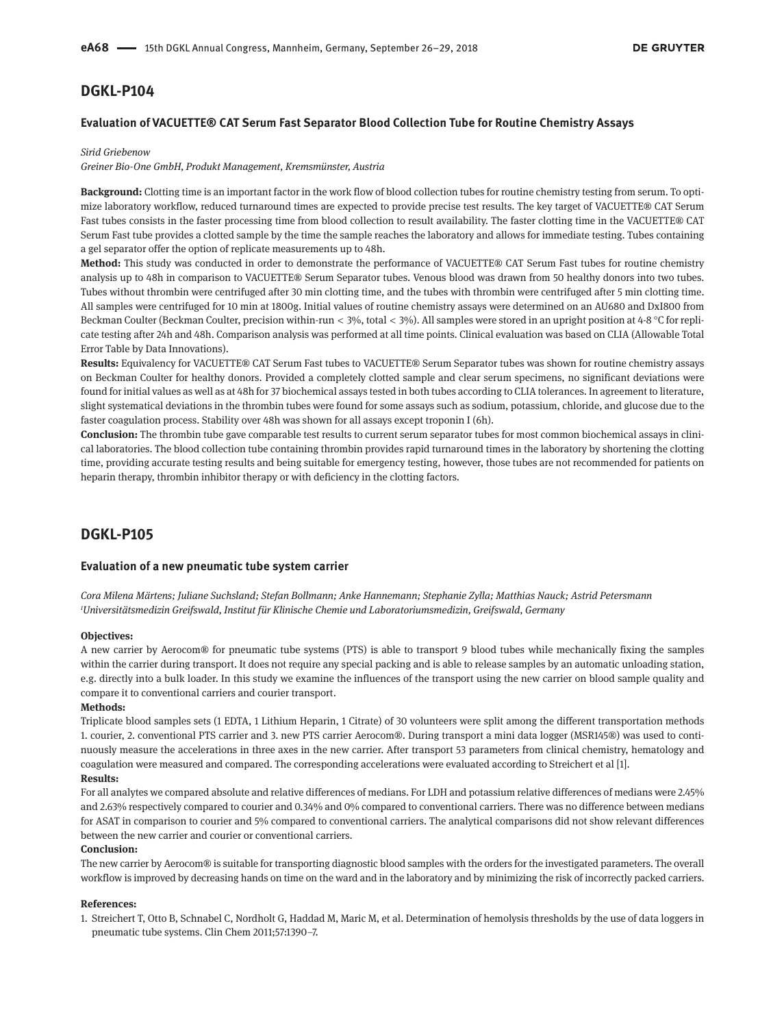## DGKL-P104

### Evaluation of VACUETTE® CAT Serum Fast Separator Blood Collection Tube for Routine Chemistry Assays

*Sirid Griebenow*

*Greiner Bio-One GmbH, Produkt Management, Kremsmünster, Austria*

**Background:** Clotting time is an important factor in the work flow of blood collection tubes for routine chemistry testing from serum. To optimize laboratory workflow, reduced turnaround times are expected to provide precise test results. The key target of VACUETTE® CAT Serum Fast tubes consists in the faster processing time from blood collection to result availability. The faster clotting time in the VACUETTE® CAT Serum Fast tube provides a clotted sample by the time the sample reaches the laboratory and allows for immediate testing. Tubes containing a gel separator offer the option of replicate measurements up to 48h.

**Method:** This study was conducted in order to demonstrate the performance of VACUETTE® CAT Serum Fast tubes for routine chemistry analysis up to 48h in comparison to VACUETTE® Serum Separator tubes. Venous blood was drawn from 50 healthy donors into two tubes. Tubes without thrombin were centrifuged after 30 min clotting time, and the tubes with thrombin were centrifuged after 5 min clotting time. All samples were centrifuged for 10 min at 1800g. Initial values of routine chemistry assays were determined on an AU680 and DxI800 from Beckman Coulter (Beckman Coulter, precision within-run < 3%, total < 3%). All samples were stored in an upright position at 4-8 °C for replicate testing after 24h and 48h. Comparison analysis was performed at all time points. Clinical evaluation was based on CLIA (Allowable Total Error Table by Data Innovations).

**Results:** Equivalency for VACUETTE® CAT Serum Fast tubes to VACUETTE® Serum Separator tubes was shown for routine chemistry assays on Beckman Coulter for healthy donors. Provided a completely clotted sample and clear serum specimens, no significant deviations were found for initial values as well as at 48h for 37 biochemical assays tested in both tubes according to CLIA tolerances. In agreement to literature, slight systematical deviations in the thrombin tubes were found for some assays such as sodium, potassium, chloride, and glucose due to the faster coagulation process. Stability over 48h was shown for all assays except troponin I (6h).

**Conclusion:** The thrombin tube gave comparable test results to current serum separator tubes for most common biochemical assays in clinical laboratories. The blood collection tube containing thrombin provides rapid turnaround times in the laboratory by shortening the clotting time, providing accurate testing results and being suitable for emergency testing, however, those tubes are not recommended for patients on heparin therapy, thrombin inhibitor therapy or with deficiency in the clotting factors.

## DGKL-P105

### Evaluation of a new pneumatic tube system carrier

*Cora Milena Märtens; Juliane Suchsland; Stefan Bollmann; Anke Hannemann; Stephanie Zylla; Matthias Nauck; Astrid Petersmann*

*[1]Universitätsmedizin Greifswald, Institut für Klinische Chemie und Laboratoriumsmedizin, Greifswald, Germany*

**Objectives:**

A new carrier by Aerocom® for pneumatic tube systems (PTS) is able to transport 9 blood tubes while mechanically fixing the samples within the carrier during transport. It does not require any special packing and is able to release samples by an automatic unloading station, e.g. directly into a bulk loader. In this study we examine the influences of the transport using the new carrier on blood sample quality and compare it to conventional carriers and courier transport.

**Methods:**

Triplicate blood samples sets (1 EDTA, 1 Lithium Heparin, 1 Citrate) of 30 volunteers were split among the different transportation methods 1. courier, 2. conventional PTS carrier and 3. new PTS carrier Aerocom®. During transport a mini data logger (MSR145®) was used to continuously measure the accelerations in three axes in the new carrier. After transport 53 parameters from clinical chemistry, hematology and coagulation were measured and compared. The corresponding accelerations were evaluated according to Streichert et al [1].

**Results:**

For all analytes we compared absolute and relative differences of medians. For LDH and potassium relative differences of medians were 2.45% and 2.63% respectively compared to courier and 0.34% and 0% compared to conventional carriers. There was no difference between medians for ASAT in comparison to courier and 5% compared to conventional carriers. The analytical comparisons did not show relevant differences between the new carrier and courier or conventional carriers.

**Conclusion:**

The new carrier by Aerocom® is suitable for transporting diagnostic blood samples with the orders for the investigated parameters. The overall workflow is improved by decreasing hands on time on the ward and in the laboratory and by minimizing the risk of incorrectly packed carriers.

**References:**

1. Streichert T, Otto B, Schnabel C, Nordholt G, Haddad M, Maric M, et al. Determination of hemolysis thresholds by the use of data loggers in pneumatic tube systems. Clin Chem 2011;57:1390–7.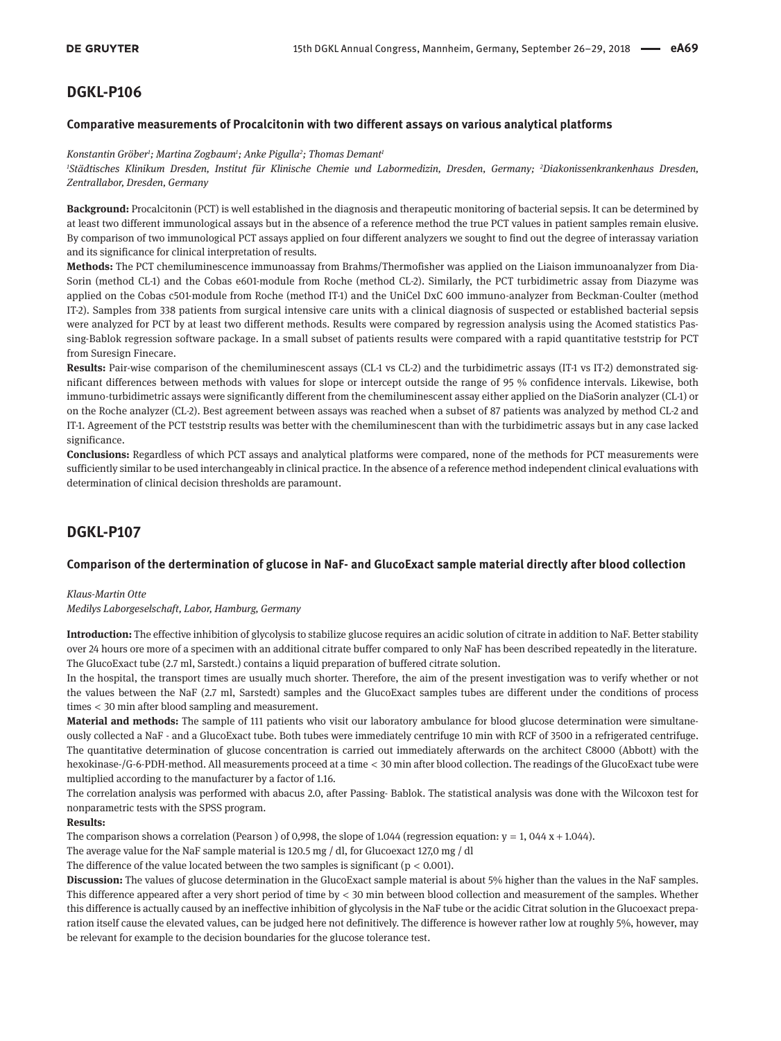## DGKL-P106

### Comparative measurements of Procalcitonin with two different assays on various analytical platforms

*Konstantin Gröber[1]; Martina Zogbaum[1]; Anke Pigulla[2]; Thomas Demant[1]*

*[1]Städtisches Klinikum Dresden, Institut für Klinische Chemie und Labormedizin, Dresden, Germany; [2]Diakonissenkrankenhaus Dresden, Zentrallabor, Dresden, Germany*

**Background:** Procalcitonin (PCT) is well established in the diagnosis and therapeutic monitoring of bacterial sepsis. It can be determined by at least two different immunological assays but in the absence of a reference method the true PCT values in patient samples remain elusive. By comparison of two immunological PCT assays applied on four different analyzers we sought to find out the degree of interassay variation and its significance for clinical interpretation of results.

**Methods:** The PCT chemiluminescence immunoassay from Brahms/Thermofisher was applied on the Liaison immunoanalyzer from Dia-Sorin (method CL-1) and the Cobas e601-module from Roche (method CL-2). Similarly, the PCT turbidimetric assay from Diazyme was applied on the Cobas c501-module from Roche (method IT-1) and the UniCel DxC 600 immuno-analyzer from Beckman-Coulter (method IT-2). Samples from 338 patients from surgical intensive care units with a clinical diagnosis of suspected or established bacterial sepsis were analyzed for PCT by at least two different methods. Results were compared by regression analysis using the Acomed statistics Passing-Bablok regression software package. In a small subset of patients results were compared with a rapid quantitative teststrip for PCT from Suresign Finecare.

**Results:** Pair-wise comparison of the chemiluminescent assays (CL-1 vs CL-2) and the turbidimetric assays (IT-1 vs IT-2) demonstrated significant differences between methods with values for slope or intercept outside the range of 95 % confidence intervals. Likewise, both immuno-turbidimetric assays were significantly different from the chemiluminescent assay either applied on the DiaSorin analyzer (CL-1) or on the Roche analyzer (CL-2). Best agreement between assays was reached when a subset of 87 patients was analyzed by method CL-2 and IT-1. Agreement of the PCT teststrip results was better with the chemiluminescent than with the turbidimetric assays but in any case lacked significance.

**Conclusions:** Regardless of which PCT assays and analytical platforms were compared, none of the methods for PCT measurements were sufficiently similar to be used interchangeably in clinical practice. In the absence of a reference method independent clinical evaluations with determination of clinical decision thresholds are paramount.

## DGKL-P107

### Comparison of the dertermination of glucose in NaF- and GlucoExact sample material directly after blood collection

*Klaus-Martin Otte*

*Medilys Laborgesellschaft, Labor, Hamburg, Germany*

**Introduction:** The effective inhibition of glycolysis to stabilize glucose requires an acidic solution of citrate in addition to NaF. Better stability over 24 hours ore more of a specimen with an additional citrate buffer compared to only NaF has been described repeatedly in the literature. The GlucoExact tube (2.7 ml, Sarstedt.) contains a liquid preparation of buffered citrate solution.

In the hospital, the transport times are usually much shorter. Therefore, the aim of the present investigation was to verify whether or not the values between the NaF (2.7 ml, Sarstedt) samples and the GlucoExact samples tubes are different under the conditions of process times < 30 min after blood sampling and measurement.

**Material and methods:** The sample of 111 patients who visit our laboratory ambulance for blood glucose determination were simultaneously collected a NaF - and a GlucoExact tube. Both tubes were immediately centrifuge 10 min with RCF of 3500 in a refrigerated centrifuge. The quantitative determination of glucose concentration is carried out immediately afterwards on the architect C8000 (Abbott) with the hexokinase-/G-6-PDH-method. All measurements proceed at a time < 30 min after blood collection. The readings of the GlucoExact tube were multiplied according to the manufacturer by a factor of 1.16.

The correlation analysis was performed with abacus 2.0, after Passing- Bablok. The statistical analysis was done with the Wilcoxon test for nonparametric tests with the SPSS program.

**Results:**

The comparison shows a correlation (Pearson ) of 0,998, the slope of 1.044 (regression equation: $y = 1, 044\,x + 1.044$).

The average value for the NaF sample material is 120.5 mg / dl, for Glucoexact 127,0 mg / dl

The difference of the value located between the two samples is significant ($p < 0.001$).

**Discussion:** The values of glucose determination in the GlucoExact sample material is about 5% higher than the values in the NaF samples. This difference appeared after a very short period of time by < 30 min between blood collection and measurement of the samples. Whether this difference is actually caused by an ineffective inhibition of glycolysis in the NaF tube or the acidic Citrat solution in the Glucoexact preparation itself cause the elevated values, can be judged here not definitively. The difference is however rather low at roughly 5%, however, may be relevant for example to the decision boundaries for the glucose tolerance test.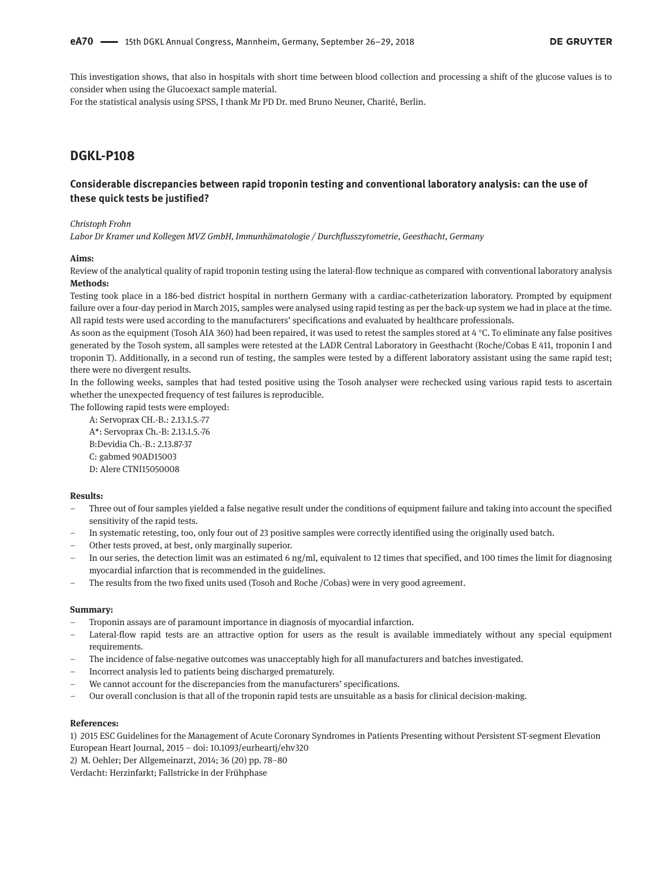This investigation shows, that also in hospitals with short time between blood collection and processing a shift of the glucose values is to consider when using the Glucoexact sample material.

For the statistical analysis using SPSS, I thank Mr PD Dr. med Bruno Neuner, Charité, Berlin.

## DGKL-P108

### Considerable discrepancies between rapid troponin testing and conventional laboratory analysis: can the use of these quick tests be justified?

*Christoph Frohn*

*Labor Dr Kramer und Kollegen MVZ GmbH, Immunhämatologie / Durchflusszytometrie, Geesthacht, Germany*

**Aims:**

Review of the analytical quality of rapid troponin testing using the lateral-flow technique as compared with conventional laboratory analysis

**Methods:**

Testing took place in a 186-bed district hospital in northern Germany with a cardiac-catheterization laboratory. Prompted by equipment failure over a four-day period in March 2015, samples were analysed using rapid testing as per the back-up system we had in place at the time. All rapid tests were used according to the manufacturers' specifications and evaluated by healthcare professionals.

As soon as the equipment (Tosoh AIA 360) had been repaired, it was used to retest the samples stored at 4 °C. To eliminate any false positives generated by the Tosoh system, all samples were retested at the LADR Central Laboratory in Geesthacht (Roche/Cobas E 411, troponin I and troponin T). Additionally, in a second run of testing, the samples were tested by a different laboratory assistant using the same rapid test; there were no divergent results.

In the following weeks, samples that had tested positive using the Tosoh analyser were rechecked using various rapid tests to ascertain whether the unexpected frequency of test failures is reproducible.

The following rapid tests were employed:

A: Servoprax CH.-B.: 2.13.1.5.-77
A*: Servoprax Ch.-B: 2.13.1.5.-76
B:Devidia Ch.-B.: 2.13.87-37
C: gabmed 90AD15003
D: Alere CTNI15050008

**Results:**

- Three out of four samples yielded a false negative result under the conditions of equipment failure and taking into account the specified sensitivity of the rapid tests.
- In systematic retesting, too, only four out of 23 positive samples were correctly identified using the originally used batch.
- Other tests proved, at best, only marginally superior.
- In our series, the detection limit was an estimated 6 ng/ml, equivalent to 12 times that specified, and 100 times the limit for diagnosing myocardial infarction that is recommended in the guidelines.
- The results from the two fixed units used (Tosoh and Roche /Cobas) were in very good agreement.

**Summary:**

- Troponin assays are of paramount importance in diagnosis of myocardial infarction.
- Lateral-flow rapid tests are an attractive option for users as the result is available immediately without any special equipment requirements.
- The incidence of false-negative outcomes was unacceptably high for all manufacturers and batches investigated.
- Incorrect analysis led to patients being discharged prematurely.
- We cannot account for the discrepancies from the manufacturers' specifications.
- Our overall conclusion is that all of the troponin rapid tests are unsuitable as a basis for clinical decision-making.

**References:**

1) 2015 ESC Guidelines for the Management of Acute Coronary Syndromes in Patients Presenting without Persistent ST-segment Elevation European Heart Journal, 2015 – doi: 10.1093/eurheartj/ehv320

2) M. Oehler; Der Allgemeinarzt, 2014; 36 (20) pp. 78–80

Verdacht: Herzinfarkt; Fallstricke in der Frühphase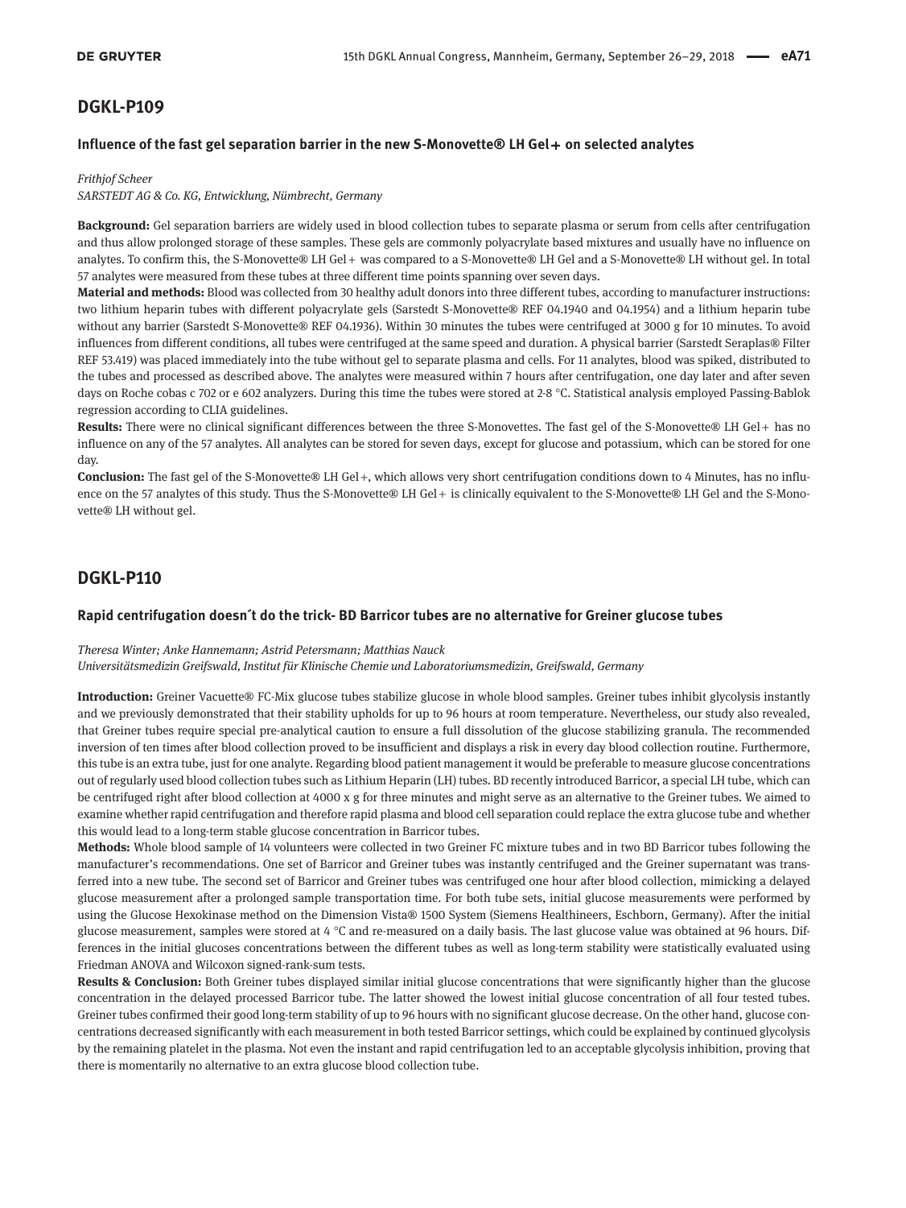## DGKL-P109

### Influence of the fast gel separation barrier in the new S-Monovette® LH Gel+ on selected analytes

*Frithjof Scheer*
*SARSTEDT AG & Co. KG, Entwicklung, Nümbrecht, Germany*

**Background:** Gel separation barriers are widely used in blood collection tubes to separate plasma or serum from cells after centrifugation and thus allow prolonged storage of these samples. These gels are commonly polyacrylate based mixtures and usually have no influence on analytes. To confirm this, the S-Monovette® LH Gel+ was compared to a S-Monovette® LH Gel and a S-Monovette® LH without gel. In total 57 analytes were measured from these tubes at three different time points spanning over seven days.

**Material and methods:** Blood was collected from 30 healthy adult donors into three different tubes, according to manufacturer instructions: two lithium heparin tubes with different polyacrylate gels (Sarstedt S-Monovette® REF 04.1940 and 04.1954) and a lithium heparin tube without any barrier (Sarstedt S-Monovette® REF 04.1936). Within 30 minutes the tubes were centrifuged at 3000 g for 10 minutes. To avoid influences from different conditions, all tubes were centrifuged at the same speed and duration. A physical barrier (Sarstedt Seraplas® Filter REF 53.419) was placed immediately into the tube without gel to separate plasma and cells. For 11 analytes, blood was spiked, distributed to the tubes and processed as described above. The analytes were measured within 7 hours after centrifugation, one day later and after seven days on Roche cobas c 702 or e 602 analyzers. During this time the tubes were stored at 2-8 °C. Statistical analysis employed Passing-Bablok regression according to CLIA guidelines.

**Results:** There were no clinical significant differences between the three S-Monovettes. The fast gel of the S-Monovette® LH Gel+ has no influence on any of the 57 analytes. All analytes can be stored for seven days, except for glucose and potassium, which can be stored for one day.

**Conclusion:** The fast gel of the S-Monovette® LH Gel+, which allows very short centrifugation conditions down to 4 Minutes, has no influence on the 57 analytes of this study. Thus the S-Monovette® LH Gel+ is clinically equivalent to the S-Monovette® LH Gel and the S-Monovette® LH without gel.

## DGKL-P110

### Rapid centrifugation doesn´t do the trick- BD Barricor tubes are no alternative for Greiner glucose tubes

*Theresa Winter; Anke Hannemann; Astrid Petersmann; Matthias Nauck*
*Universitätsmedizin Greifswald, Institut für Klinische Chemie und Laboratoriumsmedizin, Greifswald, Germany*

**Introduction:** Greiner Vacuette® FC-Mix glucose tubes stabilize glucose in whole blood samples. Greiner tubes inhibit glycolysis instantly and we previously demonstrated that their stability upholds for up to 96 hours at room temperature. Nevertheless, our study also revealed, that Greiner tubes require special pre-analytical caution to ensure a full dissolution of the glucose stabilizing granula. The recommended inversion of ten times after blood collection proved to be insufficient and displays a risk in every day blood collection routine. Furthermore, this tube is an extra tube, just for one analyte. Regarding blood patient management it would be preferable to measure glucose concentrations out of regularly used blood collection tubes such as Lithium Heparin (LH) tubes. BD recently introduced Barricor, a special LH tube, which can be centrifuged right after blood collection at 4000 x g for three minutes and might serve as an alternative to the Greiner tubes. We aimed to examine whether rapid centrifugation and therefore rapid plasma and blood cell separation could replace the extra glucose tube and whether this would lead to a long-term stable glucose concentration in Barricor tubes.

**Methods:** Whole blood sample of 14 volunteers were collected in two Greiner FC mixture tubes and in two BD Barricor tubes following the manufacturer's recommendations. One set of Barricor and Greiner tubes was instantly centrifuged and the Greiner supernatant was transferred into a new tube. The second set of Barricor and Greiner tubes was centrifuged one hour after blood collection, mimicking a delayed glucose measurement after a prolonged sample transportation time. For both tube sets, initial glucose measurements were performed by using the Glucose Hexokinase method on the Dimension Vista® 1500 System (Siemens Healthineers, Eschborn, Germany). After the initial glucose measurement, samples were stored at 4 °C and re-measured on a daily basis. The last glucose value was obtained at 96 hours. Differences in the initial glucoses concentrations between the different tubes as well as long-term stability were statistically evaluated using Friedman ANOVA and Wilcoxon signed-rank-sum tests.

**Results & Conclusion:** Both Greiner tubes displayed similar initial glucose concentrations that were significantly higher than the glucose concentration in the delayed processed Barricor tube. The latter showed the lowest initial glucose concentration of all four tested tubes. Greiner tubes confirmed their good long-term stability of up to 96 hours with no significant glucose decrease. On the other hand, glucose concentrations decreased significantly with each measurement in both tested Barricor settings, which could be explained by continued glycolysis by the remaining platelet in the plasma. Not even the instant and rapid centrifugation led to an acceptable glycolysis inhibition, proving that there is momentarily no alternative to an extra glucose blood collection tube.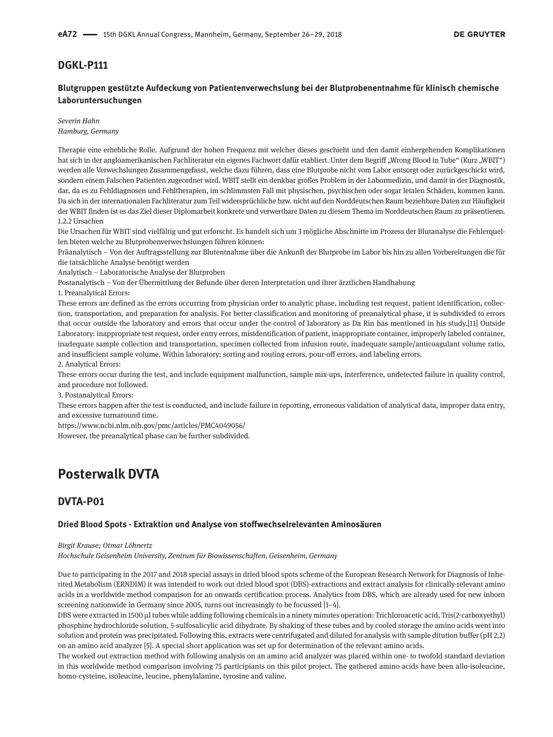## DGKL-P111

### Blutgruppen gestützte Aufdeckung von Patientenverwechslung bei der Blutprobenentnahme für klinisch chemische Laboruntersuchungen

*Severin Hahn*
*Hamburg, Germany*

Therapie eine erhebliche Rolle. Aufgrund der hohen Frequenz mit welcher dieses geschieht und den damit einhergehenden Komplikationen hat sich in der angloamerikanischen Fachliteratur ein eigenes Fachwort dafür etabliert. Unter dem Begriff „Wrong Blood in Tube" (Kurz „WBIT") werden alle Verwechslungen Zusammengefasst, welche dazu führen, dass eine Blutprobe nicht vom Labor entsorgt oder zurückgeschickt wird, sondern einem Falschen Patienten zugeordnet wird. WBIT stellt ein denkbar großes Problem in der Labormedizin, und damit in der Diagnostik, dar, da es zu Fehldiagnosen und Fehltherapien, im schlimmsten Fall mit physischen, psychischen oder sogar letalen Schäden, kommen kann. Da sich in der internationalen Fachliteratur zum Teil widersprüchliche bzw. nicht auf den Norddeutschen Raum beziehbare Daten zur Häufigkeit der WBIT finden ist es das Ziel dieser Diplomarbeit konkrete und verwertbare Daten zu diesem Thema im Norddeutschen Raum zu präsentieren.
1.2.2 Ursachen
Die Ursachen für WBIT sind vielfältig und gut erforscht. Es handelt sich um 3 mögliche Abschnitte im Prozess der Blutanalyse die Fehlerquellen bieten welche zu Blutprobenverwechslungen führen können:
Präanalytisch – Von der Auftragsstellung zur Blutentnahme über die Ankunft der Blutprobe im Labor bis hin zu allen Vorbereitungen die für die tatsächliche Analyse benötigt werden
Analytisch – Laboratorische Analyse der Blutproben
Postanalytisch – Von der Übermittlung der Befunde über deren Interpretation und ihrer ärztlichen Handhabung
1. Preanalytical Errors:
These errors are defined as the errors occurring from physician order to analytic phase, including test request, patient identification, collection, transportation, and preparation for analysis. For better classification and monitoring of preanalytical phase, it is subdivided to errors that occur outside the laboratory and errors that occur under the control of laboratory as Da Rin has mentioned in his study.[11] Outside Laboratory: inappropriate test request, order entry errors, misidentification of patient, inappropriate container, improperly labeled container, inadequate sample collection and transportation, specimen collected from infusion route, inadequate sample/anticoagulant volume ratio, and insufficient sample volume. Within laboratory: sorting and routing errors, pour-off errors, and labeling errors.
2. Analytical Errors:
These errors occur during the test, and include equipment malfunction, sample mix-ups, interference, undetected failure in quality control, and procedure not followed.
3. Postanalytical Errors:
These errors happen after the test is conducted, and include failure in reporting, erroneous validation of analytical data, improper data entry, and excessive turnaround time.
https://www.ncbi.nlm.nih.gov/pmc/articles/PMC4049056/
However, the preanalytical phase can be further subdivided.

# Posterwalk DVTA

## DVTA-P01

### Dried Blood Spots - Extraktion und Analyse von stoffwechselrelevanten Aminosäuren

*Birgit Krause; Otmar Löhnertz*
*Hochschule Geisenheim University, Zentrum für Biowissenschaften, Geisenheim, Germany*

Due to participating in the 2017 and 2018 special assays in dried blood spots scheme of the European Research Network for Diagnosis of Inherited Metabolism (ERNDIM) it was intended to work out dried blood spot (DBS)-extractions and extract analysis for clinically-relevant amino acids in a worldwide method comparison for an onwards certification process. Analytics from DBS, which are already used for new inborn screening nationwide in Germany since 2005, turns out increasingly to be focussed [1–4].
DBS were extracted in 1500 µl tubes while adding following chemicals in a ninety minutes operation: Trichloroacetic acid, Tris(2-carboxyethyl) phosphine hydrochloride solution, 5-sulfosalicylic acid dihydrate. By shaking of these tubes and by cooled storage the amino acids went into solution and protein was precipitated. Following this, extracts were centrifugated and diluted for analysis with sample ditution buffer (pH 2,2) on an amino acid analyzer [5]. A special short application was set up for determination of the relevant amino acids.
The worked out extraction method with following analysis on an amino acid analyzer was placed within one- to twofold standard deviation in this worldwide method comparison involving 75 participiants on this pilot project. The gathered amino acids have been allo-isoleucine, homo-cysteine, isoleucine, leucine, phenylalanine, tyrosine and valine.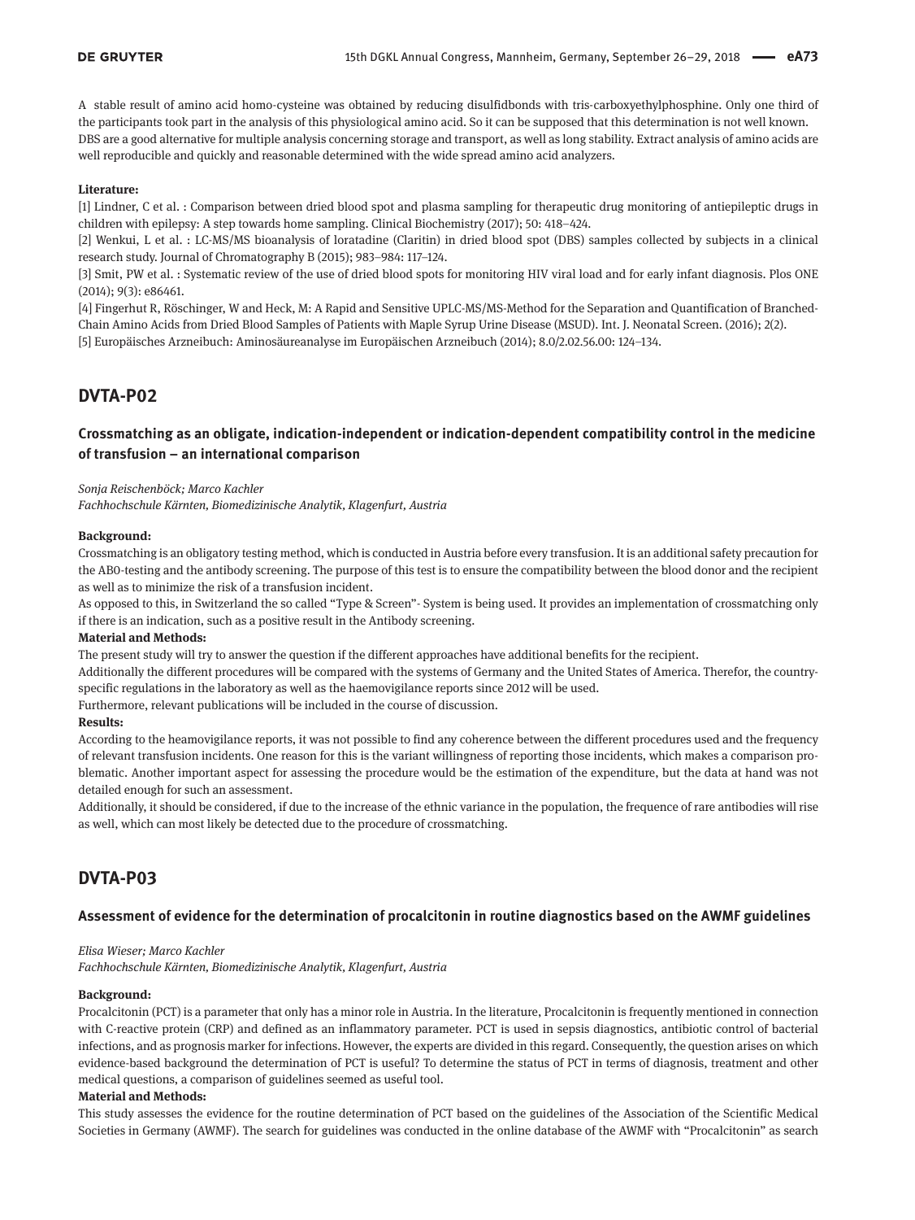A stable result of amino acid homo-cysteine was obtained by reducing disulfidbonds with tris-carboxyethylphosphine. Only one third of the participants took part in the analysis of this physiological amino acid. So it can be supposed that this determination is not well known. DBS are a good alternative for multiple analysis concerning storage and transport, as well as long stability. Extract analysis of amino acids are well reproducible and quickly and reasonable determined with the wide spread amino acid analyzers.

**Literature:**

[1] Lindner, C et al. : Comparison between dried blood spot and plasma sampling for therapeutic drug monitoring of antiepileptic drugs in children with epilepsy: A step towards home sampling. Clinical Biochemistry (2017); 50: 418–424.

[2] Wenkui, L et al. : LC-MS/MS bioanalysis of loratadine (Claritin) in dried blood spot (DBS) samples collected by subjects in a clinical research study. Journal of Chromatography B (2015); 983–984: 117–124.

[3] Smit, PW et al. : Systematic review of the use of dried blood spots for monitoring HIV viral load and for early infant diagnosis. Plos ONE (2014); 9(3): e86461.

[4] Fingerhut R, Röschinger, W and Heck, M: A Rapid and Sensitive UPLC-MS/MS-Method for the Separation and Quantification of Branched-Chain Amino Acids from Dried Blood Samples of Patients with Maple Syrup Urine Disease (MSUD). Int. J. Neonatal Screen. (2016); 2(2).

[5] Europäisches Arzneibuch: Aminosäureanalyse im Europäischen Arzneibuch (2014); 8.0/2.02.56.00: 124–134.

## DVTA-P02

### Crossmatching as an obligate, indication-independent or indication-dependent compatibility control in the medicine of transfusion – an international comparison

*Sonja Reischenböck; Marco Kachler*

*Fachhochschule Kärnten, Biomedizinische Analytik, Klagenfurt, Austria*

**Background:**

Crossmatching is an obligatory testing method, which is conducted in Austria before every transfusion. It is an additional safety precaution for the AB0-testing and the antibody screening. The purpose of this test is to ensure the compatibility between the blood donor and the recipient as well as to minimize the risk of a transfusion incident.

As opposed to this, in Switzerland the so called "Type & Screen"- System is being used. It provides an implementation of crossmatching only if there is an indication, such as a positive result in the Antibody screening.

**Material and Methods:**

The present study will try to answer the question if the different approaches have additional benefits for the recipient.

Additionally the different procedures will be compared with the systems of Germany and the United States of America. Therefor, the country-specific regulations in the laboratory as well as the haemovigilance reports since 2012 will be used.

Furthermore, relevant publications will be included in the course of discussion.

**Results:**

According to the heamovigilance reports, it was not possible to find any coherence between the different procedures used and the frequency of relevant transfusion incidents. One reason for this is the variant willingness of reporting those incidents, which makes a comparison problematic. Another important aspect for assessing the procedure would be the estimation of the expenditure, but the data at hand was not detailed enough for such an assessment.

Additionally, it should be considered, if due to the increase of the ethnic variance in the population, the frequence of rare antibodies will rise as well, which can most likely be detected due to the procedure of crossmatching.

## DVTA-P03

### Assessment of evidence for the determination of procalcitonin in routine diagnostics based on the AWMF guidelines

*Elisa Wieser; Marco Kachler*

*Fachhochschule Kärnten, Biomedizinische Analytik, Klagenfurt, Austria*

**Background:**

Procalcitonin (PCT) is a parameter that only has a minor role in Austria. In the literature, Procalcitonin is frequently mentioned in connection with C-reactive protein (CRP) and defined as an inflammatory parameter. PCT is used in sepsis diagnostics, antibiotic control of bacterial infections, and as prognosis marker for infections. However, the experts are divided in this regard. Consequently, the question arises on which evidence-based background the determination of PCT is useful? To determine the status of PCT in terms of diagnosis, treatment and other medical questions, a comparison of guidelines seemed as useful tool.

**Material and Methods:**

This study assesses the evidence for the routine determination of PCT based on the guidelines of the Association of the Scientific Medical Societies in Germany (AWMF). The search for guidelines was conducted in the online database of the AWMF with "Procalcitonin" as search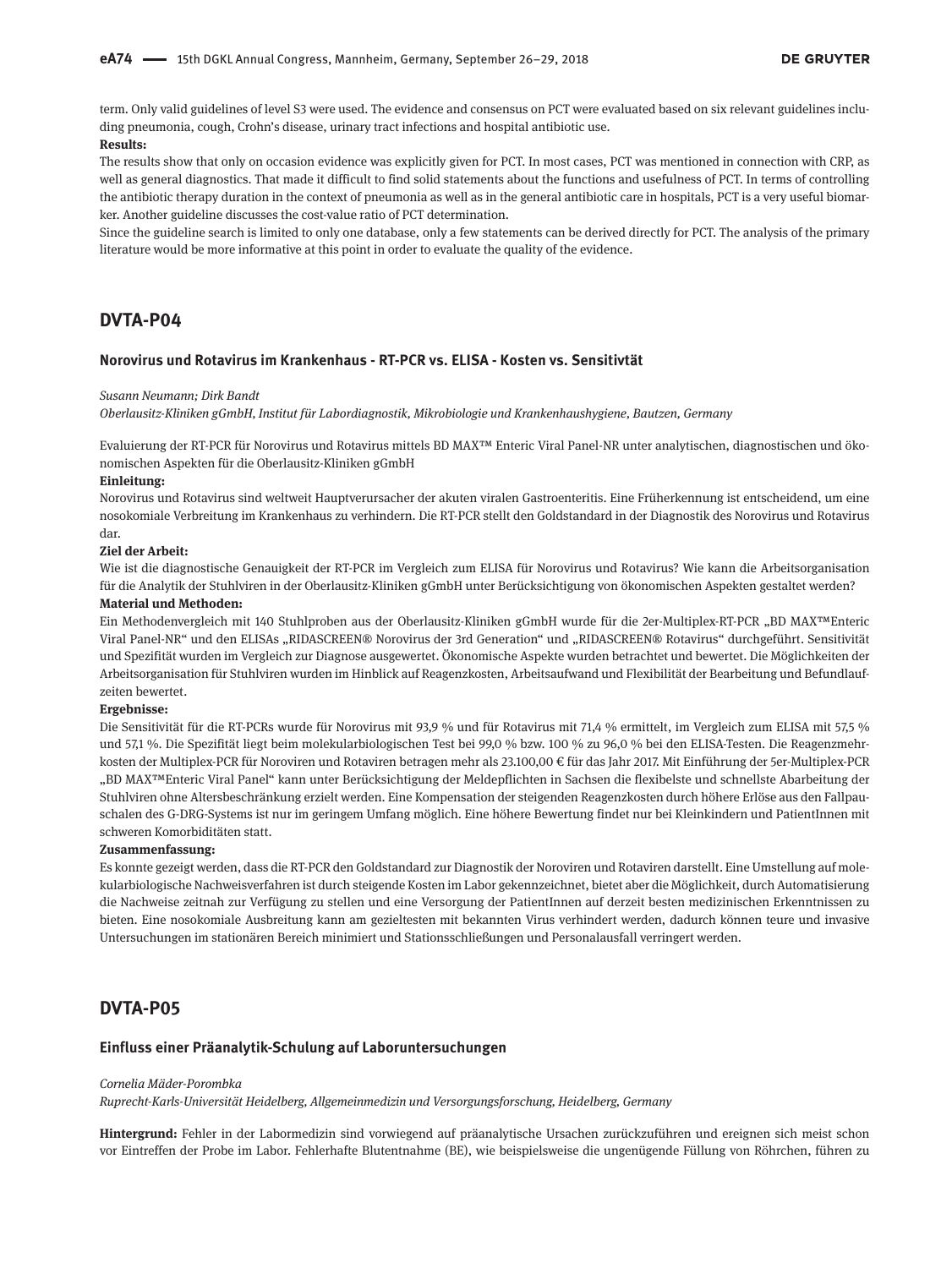term. Only valid guidelines of level S3 were used. The evidence and consensus on PCT were evaluated based on six relevant guidelines including pneumonia, cough, Crohn's disease, urinary tract infections and hospital antibiotic use.

**Results:**

The results show that only on occasion evidence was explicitly given for PCT. In most cases, PCT was mentioned in connection with CRP, as well as general diagnostics. That made it difficult to find solid statements about the functions and usefulness of PCT. In terms of controlling the antibiotic therapy duration in the context of pneumonia as well as in the general antibiotic care in hospitals, PCT is a very useful biomarker. Another guideline discusses the cost-value ratio of PCT determination.

Since the guideline search is limited to only one database, only a few statements can be derived directly for PCT. The analysis of the primary literature would be more informative at this point in order to evaluate the quality of the evidence.

## DVTA-P04

### Norovirus und Rotavirus im Krankenhaus - RT-PCR vs. ELISA - Kosten vs. Sensitivtät

*Susann Neumann; Dirk Bandt*

*Oberlausitz-Kliniken gGmbH, Institut für Labordiagnostik, Mikrobiologie und Krankenhaushygiene, Bautzen, Germany*

Evaluierung der RT-PCR für Norovirus und Rotavirus mittels BD MAX™ Enteric Viral Panel-NR unter analytischen, diagnostischen und ökonomischen Aspekten für die Oberlausitz-Kliniken gGmbH

**Einleitung:**

Norovirus und Rotavirus sind weltweit Hauptverursacher der akuten viralen Gastroenteritis. Eine Früherkennung ist entscheidend, um eine nosokomiale Verbreitung im Krankenhaus zu verhindern. Die RT-PCR stellt den Goldstandard in der Diagnostik des Norovirus und Rotavirus dar.

**Ziel der Arbeit:**

Wie ist die diagnostische Genauigkeit der RT-PCR im Vergleich zum ELISA für Norovirus und Rotavirus? Wie kann die Arbeitsorganisation für die Analytik der Stuhlviren in der Oberlausitz-Kliniken gGmbH unter Berücksichtigung von ökonomischen Aspekten gestaltet werden?

**Material und Methoden:**

Ein Methodenvergleich mit 140 Stuhlproben aus der Oberlausitz-Kliniken gGmbH wurde für die 2er-Multiplex-RT-PCR „BD MAX™Enteric Viral Panel-NR" und den ELISAs „RIDASCREEN® Norovirus der 3rd Generation" und „RIDASCREEN® Rotavirus" durchgeführt. Sensitivität und Spezifität wurden im Vergleich zur Diagnose ausgewertet. Ökonomische Aspekte wurden betrachtet und bewertet. Die Möglichkeiten der Arbeitsorganisation für Stuhlviren wurden im Hinblick auf Reagenzkosten, Arbeitsaufwand und Flexibilität der Bearbeitung und Befundlaufzeiten bewertet.

**Ergebnisse:**

Die Sensitivität für die RT-PCRs wurde für Norovirus mit 93,9 % und für Rotavirus mit 71,4 % ermittelt, im Vergleich zum ELISA mit 57,5 % und 57,1 %. Die Spezifität liegt beim molekularbiologischen Test bei 99,0 % bzw. 100 % zu 96,0 % bei den ELISA-Testen. Die Reagenzmehrkosten der Multiplex-PCR für Noroviren und Rotaviren betragen mehr als 23.100,00 € für das Jahr 2017. Mit Einführung der 5er-Multiplex-PCR „BD MAX™Enteric Viral Panel" kann unter Berücksichtigung der Meldepflichten in Sachsen die flexibelste und schnellste Abarbeitung der Stuhlviren ohne Altersbeschränkung erzielt werden. Eine Kompensation der steigenden Reagenzkosten durch höhere Erlöse aus den Fallpauschalen des G-DRG-Systems ist nur im geringem Umfang möglich. Eine höhere Bewertung findet nur bei Kleinkindern und PatientInnen mit schweren Komorbiditäten statt.

**Zusammenfassung:**

Es konnte gezeigt werden, dass die RT-PCR den Goldstandard zur Diagnostik der Noroviren und Rotaviren darstellt. Eine Umstellung auf molekularbiologische Nachweisverfahren ist durch steigende Kosten im Labor gekennzeichnet, bietet aber die Möglichkeit, durch Automatisierung die Nachweise zeitnah zur Verfügung zu stellen und eine Versorgung der PatientInnen auf derzeit besten medizinischen Erkenntnissen zu bieten. Eine nosokomiale Ausbreitung kann am gezieltesten mit bekannten Virus verhindert werden, dadurch können teure und invasive Untersuchungen im stationären Bereich minimiert und Stationsschließungen und Personalausfall verringert werden.

## DVTA-P05

### Einfluss einer Präanalytik-Schulung auf Laboruntersuchungen

*Cornelia Mäder-Porombka*

*Ruprecht-Karls-Universität Heidelberg, Allgemeinmedizin und Versorgungsforschung, Heidelberg, Germany*

**Hintergrund:** Fehler in der Labormedizin sind vorwiegend auf präanalytische Ursachen zurückzuführen und ereignen sich meist schon vor Eintreffen der Probe im Labor. Fehlerhafte Blutentnahme (BE), wie beispielsweise die ungenügende Füllung von Röhrchen, führen zu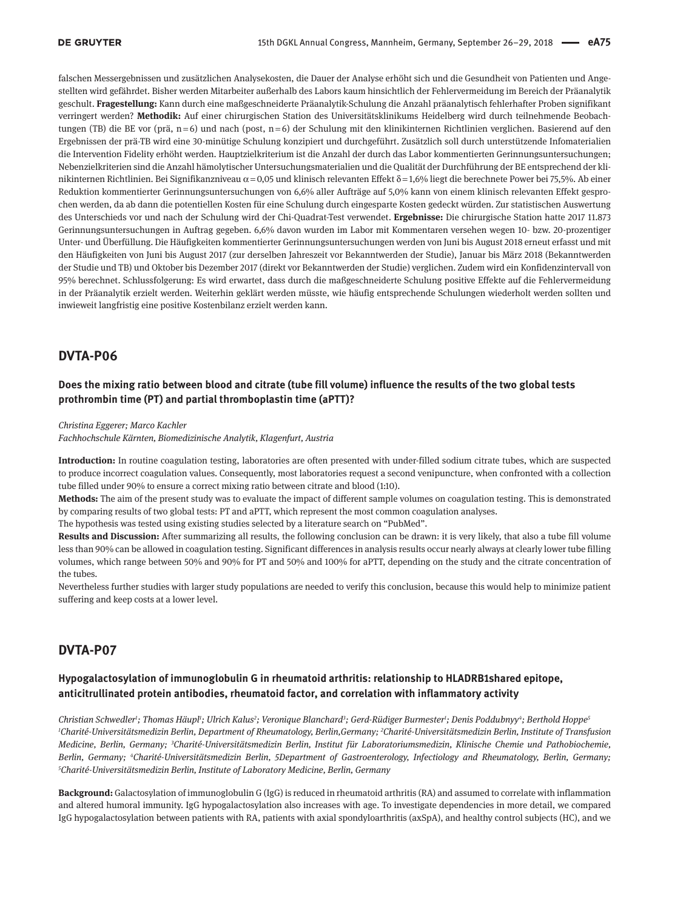falschen Messergebnissen und zusätzlichen Analysekosten, die Dauer der Analyse erhöht sich und die Gesundheit von Patienten und Angestellten wird gefährdet. Bisher werden Mitarbeiter außerhalb des Labors kaum hinsichtlich der Fehlervermeidung im Bereich der Präanalytik geschult. **Fragestellung:** Kann durch eine maßgeschneiderte Präanalytik-Schulung die Anzahl präanalytisch fehlerhafter Proben signifikant verringert werden? **Methodik:** Auf einer chirurgischen Station des Universitätsklinikums Heidelberg wird durch teilnehmende Beobachtungen (TB) die BE vor (prä, n = 6) und nach (post, n = 6) der Schulung mit den klinikinternen Richtlinien verglichen. Basierend auf den Ergebnissen der prä-TB wird eine 30-minütige Schulung konzipiert und durchgeführt. Zusätzlich soll durch unterstützende Infomaterialien die Intervention Fidelity erhöht werden. Hauptzielkriterium ist die Anzahl der durch das Labor kommentierten Gerinnungsuntersuchungen; Nebenzielkriterien sind die Anzahl hämolytischer Untersuchungsmaterialien und die Qualität der Durchführung der BE entsprechend der klinikinternen Richtlinien. Bei Signifikanzniveau $\alpha = 0{,}05$ und klinisch relevanten Effekt $\delta = 1{,}6\%$ liegt die berechnete Power bei 75,5%. Ab einer Reduktion kommentierter Gerinnungsuntersuchungen von 6,6% aller Aufträge auf 5,0% kann von einem klinisch relevanten Effekt gesprochen werden, da ab dann die potentiellen Kosten für eine Schulung durch eingesparte Kosten gedeckt würden. Zur statistischen Auswertung des Unterschieds vor und nach der Schulung wird der Chi-Quadrat-Test verwendet. **Ergebnisse:** Die chirurgische Station hatte 2017 11.873 Gerinnungsuntersuchungen in Auftrag gegeben. 6,6% davon wurden im Labor mit Kommentaren versehen wegen 10- bzw. 20-prozentiger Unter- und Überfüllung. Die Häufigkeiten kommentierter Gerinnungsuntersuchungen werden von Juni bis August 2018 erneut erfasst und mit den Häufigkeiten von Juni bis August 2017 (zur derselben Jahreszeit vor Bekanntwerden der Studie), Januar bis März 2018 (Bekanntwerden der Studie und TB) und Oktober bis Dezember 2017 (direkt vor Bekanntwerden der Studie) verglichen. Zudem wird ein Konfidenzintervall von 95% berechnet. Schlussfolgerung: Es wird erwartet, dass durch die maßgeschneiderte Schulung positive Effekte auf die Fehlervermeidung in der Präanalytik erzielt werden. Weiterhin geklärt werden müsste, wie häufig entsprechende Schulungen wiederholt werden sollten und inwieweit langfristig eine positive Kostenbilanz erzielt werden kann.

## DVTA-P06

### Does the mixing ratio between blood and citrate (tube fill volume) influence the results of the two global tests prothrombin time (PT) and partial thromboplastin time (aPTT)?

*Christina Eggerer; Marco Kachler*
*Fachhochschule Kärnten, Biomedizinische Analytik, Klagenfurt, Austria*

**Introduction:** In routine coagulation testing, laboratories are often presented with under-filled sodium citrate tubes, which are suspected to produce incorrect coagulation values. Consequently, most laboratories request a second venipuncture, when confronted with a collection tube filled under 90% to ensure a correct mixing ratio between citrate and blood (1:10).

**Methods:** The aim of the present study was to evaluate the impact of different sample volumes on coagulation testing. This is demonstrated by comparing results of two global tests: PT and aPTT, which represent the most common coagulation analyses.

The hypothesis was tested using existing studies selected by a literature search on "PubMed".

**Results and Discussion:** After summarizing all results, the following conclusion can be drawn: it is very likely, that also a tube fill volume less than 90% can be allowed in coagulation testing. Significant differences in analysis results occur nearly always at clearly lower tube filling volumes, which range between 50% and 90% for PT and 50% and 100% for aPTT, depending on the study and the citrate concentration of the tubes.

Nevertheless further studies with larger study populations are needed to verify this conclusion, because this would help to minimize patient suffering and keep costs at a lower level.

## DVTA-P07

### Hypogalactosylation of immunoglobulin G in rheumatoid arthritis: relationship to HLADRB1shared epitope, anticitrullinated protein antibodies, rheumatoid factor, and correlation with inflammatory activity

*Christian Schwedler[1]; Thomas Häupl[1]; Ulrich Kalus[2]; Veronique Blanchard[3]; Gerd-Rüdiger Burmester[1]; Denis Poddubnyy[4]; Berthold Hoppe[5]*
*[1]Charité-Universitätsmedizin Berlin, Department of Rheumatology, Berlin,Germany; [2]Charité-Universitätsmedizin Berlin, Institute of Transfusion Medicine, Berlin, Germany; [3]Charité-Universitätsmedizin Berlin, Institut für Laboratoriumsmedizin, Klinische Chemie und Pathobiochemie, Berlin, Germany; [4]Charité-Universitätsmedizin Berlin, 5Department of Gastroenterology, Infectiology and Rheumatology, Berlin, Germany; [5]Charité-Universitätsmedizin Berlin, Institute of Laboratory Medicine, Berlin, Germany*

**Background:** Galactosylation of immunoglobulin G (IgG) is reduced in rheumatoid arthritis (RA) and assumed to correlate with inflammation and altered humoral immunity. IgG hypogalactosylation also increases with age. To investigate dependencies in more detail, we compared IgG hypogalactosylation between patients with RA, patients with axial spondyloarthritis (axSpA), and healthy control subjects (HC), and we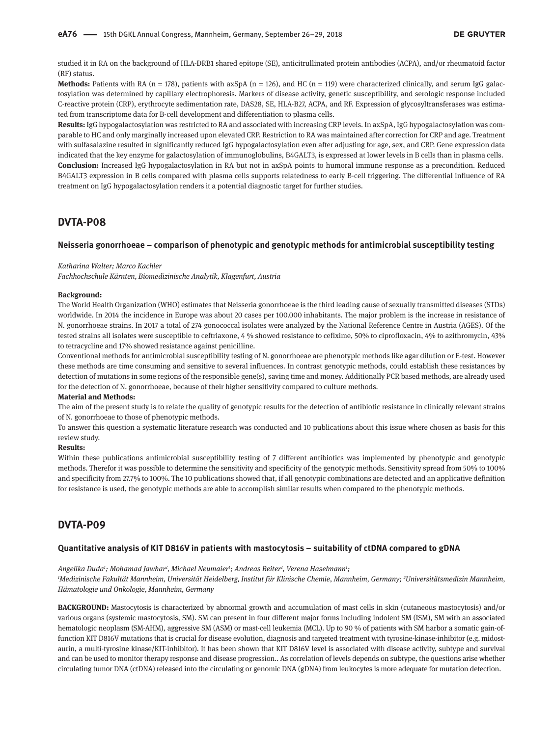studied it in RA on the background of HLA-DRB1 shared epitope (SE), anticitrullinated protein antibodies (ACPA), and/or rheumatoid factor (RF) status.

**Methods:** Patients with RA (n = 178), patients with axSpA (n = 126), and HC (n = 119) were characterized clinically, and serum IgG galactosylation was determined by capillary electrophoresis. Markers of disease activity, genetic susceptibility, and serologic response included C-reactive protein (CRP), erythrocyte sedimentation rate, DAS28, SE, HLA-B27, ACPA, and RF. Expression of glycosyltransferases was estimated from transcriptome data for B-cell development and differentiation to plasma cells.

**Results:** IgG hypogalactosylation was restricted to RA and associated with increasing CRP levels. In axSpA, IgG hypogalactosylation was comparable to HC and only marginally increased upon elevated CRP. Restriction to RA was maintained after correction for CRP and age. Treatment with sulfasalazine resulted in significantly reduced IgG hypogalactosylation even after adjusting for age, sex, and CRP. Gene expression data indicated that the key enzyme for galactosylation of immunoglobulins, B4GALT3, is expressed at lower levels in B cells than in plasma cells.

**Conclusion:** Increased IgG hypogalactosylation in RA but not in axSpA points to humoral immune response as a precondition. Reduced B4GALT3 expression in B cells compared with plasma cells supports relatedness to early B-cell triggering. The differential influence of RA treatment on IgG hypogalactosylation renders it a potential diagnostic target for further studies.

## DVTA-P08

### Neisseria gonorrhoeae – comparison of phenotypic and genotypic methods for antimicrobial susceptibility testing

*Katharina Walter; Marco Kachler*

*Fachhochschule Kärnten, Biomedizinische Analytik, Klagenfurt, Austria*

**Background:**

The World Health Organization (WHO) estimates that Neisseria gonorrhoeae is the third leading cause of sexually transmitted diseases (STDs) worldwide. In 2014 the incidence in Europe was about 20 cases per 100.000 inhabitants. The major problem is the increase in resistance of N. gonorrhoeae strains. In 2017 a total of 274 gonococcal isolates were analyzed by the National Reference Centre in Austria (AGES). Of the tested strains all isolates were susceptible to ceftriaxone, 4 % showed resistance to cefixime, 50% to ciprofloxacin, 4% to azithromycin, 43% to tetracycline and 17% showed resistance against penicilline.

Conventional methods for antimicrobial susceptibility testing of N. gonorrhoeae are phenotypic methods like agar dilution or E-test. However these methods are time consuming and sensitive to several influences. In contrast genotypic methods, could establish these resistances by detection of mutations in some regions of the responsible gene(s), saving time and money. Additionally PCR based methods, are already used for the detection of N. gonorrhoeae, because of their higher sensitivity compared to culture methods.

**Material and Methods:**

The aim of the present study is to relate the quality of genotypic results for the detection of antibiotic resistance in clinically relevant strains of N. gonorrhoeae to those of phenotypic methods.

To answer this question a systematic literature research was conducted and 10 publications about this issue where chosen as basis for this review study.

**Results:**

Within these publications antimicrobial susceptibility testing of 7 different antibiotics was implemented by phenotypic and genotypic methods. Therefor it was possible to determine the sensitivity and specificity of the genotypic methods. Sensitivity spread from 50% to 100% and specificity from 27.7% to 100%. The 10 publications showed that, if all genotypic combinations are detected and an applicative definition for resistance is used, the genotypic methods are able to accomplish similar results when compared to the phenotypic methods.

## DVTA-P09

### Quantitative analysis of KIT D816V in patients with mastocytosis – suitability of ctDNA compared to gDNA

*Angelika Duda[1]; Mohamad Jawhar[2], Michael Neumaier[1]; Andreas Reiter[2], Verena Haselmann[1];*

*[1]Medizinische Fakultät Mannheim, Universität Heidelberg, Institut für Klinische Chemie, Mannheim, Germany; [2]Universitätsmedizin Mannheim, Hämatologie und Onkologie, Mannheim, Germany*

**BACKGROUND:** Mastocytosis is characterized by abnormal growth and accumulation of mast cells in skin (cutaneous mastocytosis) and/or various organs (systemic mastocytosis, SM). SM can present in four different major forms including indolent SM (ISM), SM with an associated hematologic neoplasm (SM-AHM), aggressive SM (ASM) or mast-cell leukemia (MCL). Up to 90 % of patients with SM harbor a somatic gain-of-function KIT D816V mutations that is crucial for disease evolution, diagnosis and targeted treatment with tyrosine-kinase-inhibitor (e.g. midostaurin, a multi-tyrosine kinase/KIT-inhibitor). It has been shown that KIT D816V level is associated with disease activity, subtype and survival and can be used to monitor therapy response and disease progression.. As correlation of levels depends on subtype, the questions arise whether circulating tumor DNA (ctDNA) released into the circulating or genomic DNA (gDNA) from leukocytes is more adequate for mutation detection.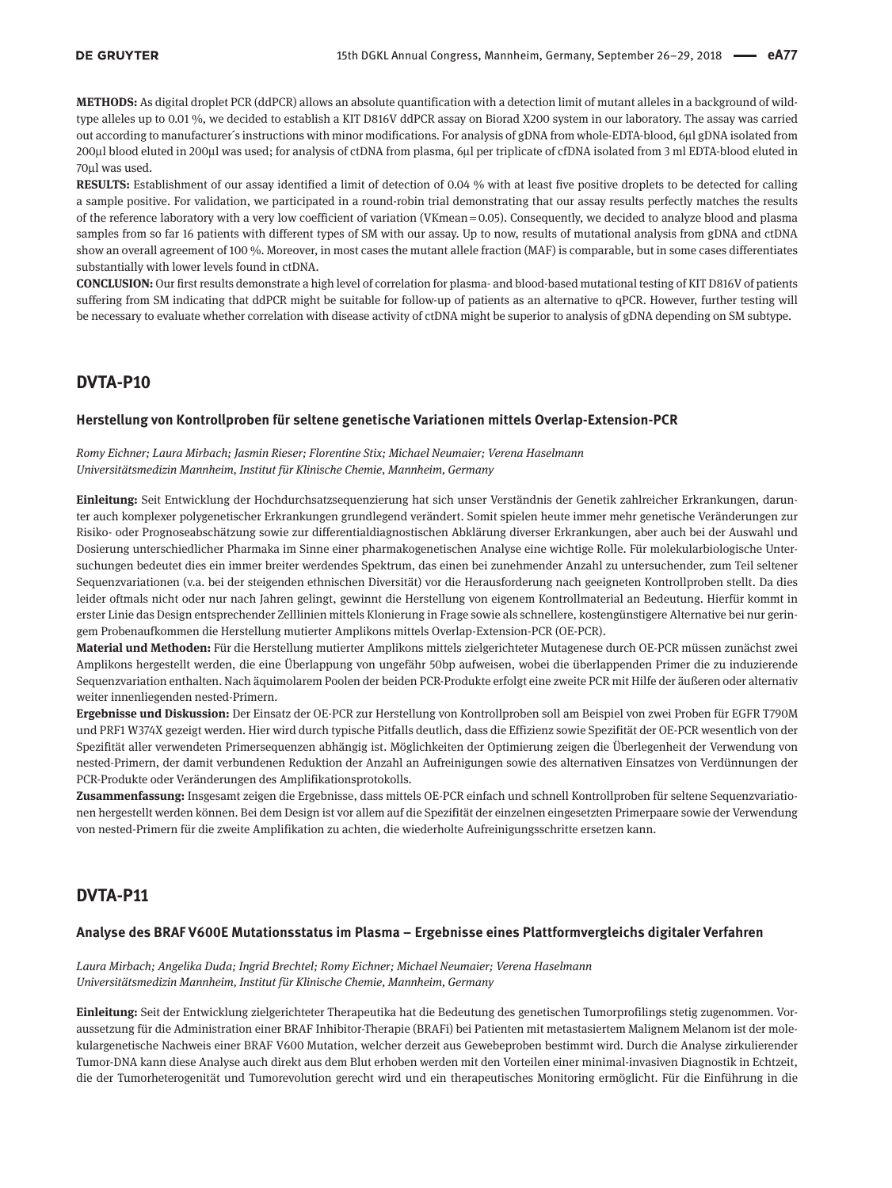**METHODS:** As digital droplet PCR (ddPCR) allows an absolute quantification with a detection limit of mutant alleles in a background of wild-type alleles up to 0.01 %, we decided to establish a KIT D816V ddPCR assay on Biorad X200 system in our laboratory. The assay was carried out according to manufacturer´s instructions with minor modifications. For analysis of gDNA from whole-EDTA-blood, 6µl gDNA isolated from 200µl blood eluted in 200µl was used; for analysis of ctDNA from plasma, 6µl per triplicate of cfDNA isolated from 3 ml EDTA-blood eluted in 70µl was used.

**RESULTS:** Establishment of our assay identified a limit of detection of 0.04 % with at least five positive droplets to be detected for calling a sample positive. For validation, we participated in a round-robin trial demonstrating that our assay results perfectly matches the results of the reference laboratory with a very low coefficient of variation (VKmean = 0.05). Consequently, we decided to analyze blood and plasma samples from so far 16 patients with different types of SM with our assay. Up to now, results of mutational analysis from gDNA and ctDNA show an overall agreement of 100 %. Moreover, in most cases the mutant allele fraction (MAF) is comparable, but in some cases differentiates substantially with lower levels found in ctDNA.

**CONCLUSION:** Our first results demonstrate a high level of correlation for plasma- and blood-based mutational testing of KIT D816V of patients suffering from SM indicating that ddPCR might be suitable for follow-up of patients as an alternative to qPCR. However, further testing will be necessary to evaluate whether correlation with disease activity of ctDNA might be superior to analysis of gDNA depending on SM subtype.

## DVTA-P10

### Herstellung von Kontrollproben für seltene genetische Variationen mittels Overlap-Extension-PCR

*Romy Eichner; Laura Mirbach; Jasmin Rieser; Florentine Stix; Michael Neumaier; Verena Haselmann*
*Universitätsmedizin Mannheim, Institut für Klinische Chemie, Mannheim, Germany*

**Einleitung:** Seit Entwicklung der Hochdurchsatzsequenzierung hat sich unser Verständnis der Genetik zahlreicher Erkrankungen, darunter auch komplexer polygenetischer Erkrankungen grundlegend verändert. Somit spielen heute immer mehr genetische Veränderungen zur Risiko- oder Prognoseabschätzung sowie zur differentialdiagnostischen Abklärung diverser Erkrankungen, aber auch bei der Auswahl und Dosierung unterschiedlicher Pharmaka im Sinne einer pharmakogenetischen Analyse eine wichtige Rolle. Für molekularbiologische Untersuchungen bedeutet dies ein immer breiter werdendes Spektrum, das einen bei zunehmender Anzahl zu untersuchender, zum Teil seltener Sequenzvariationen (v.a. bei der steigenden ethnischen Diversität) vor die Herausforderung nach geeigneten Kontrollproben stellt. Da dies leider oftmals nicht oder nur nach Jahren gelingt, gewinnt die Herstellung von eigenem Kontrollmaterial an Bedeutung. Hierfür kommt in erster Linie das Design entsprechender Zelllinien mittels Klonierung in Frage sowie als schnellere, kostengünstigere Alternative bei nur geringem Probenaufkommen die Herstellung mutierter Amplikons mittels Overlap-Extension-PCR (OE-PCR).

**Material und Methoden:** Für die Herstellung mutierter Amplikons mittels zielgerichteter Mutagenese durch OE-PCR müssen zunächst zwei Amplikons hergestellt werden, die eine Überlappung von ungefähr 50bp aufweisen, wobei die überlappenden Primer die zu induzierende Sequenzvariation enthalten. Nach äquimolarem Poolen der beiden PCR-Produkte erfolgt eine zweite PCR mit Hilfe der äußeren oder alternativ weiter innenliegenden nested-Primern.

**Ergebnisse und Diskussion:** Der Einsatz der OE-PCR zur Herstellung von Kontrollproben soll am Beispiel von zwei Proben für EGFR T790M und PRF1 W374X gezeigt werden. Hier wird durch typische Pitfalls deutlich, dass die Effizienz sowie Spezifität der OE-PCR wesentlich von der Spezifität aller verwendeten Primersequenzen abhängig ist. Möglichkeiten der Optimierung zeigen die Überlegenheit der Verwendung von nested-Primern, der damit verbundenen Reduktion der Anzahl an Aufreinigungen sowie des alternativen Einsatzes von Verdünnungen der PCR-Produkte oder Veränderungen des Amplifikationsprotokolls.

**Zusammenfassung:** Insgesamt zeigen die Ergebnisse, dass mittels OE-PCR einfach und schnell Kontrollproben für seltene Sequenzvariationen hergestellt werden können. Bei dem Design ist vor allem auf die Spezifität der einzelnen eingesetzten Primerpaare sowie der Verwendung von nested-Primern für die zweite Amplifikation zu achten, die wiederholte Aufreinigungsschritte ersetzen kann.

## DVTA-P11

### Analyse des BRAF V600E Mutationsstatus im Plasma – Ergebnisse eines Plattformvergleichs digitaler Verfahren

*Laura Mirbach; Angelika Duda; Ingrid Brechtel; Romy Eichner; Michael Neumaier; Verena Haselmann*
*Universitätsmedizin Mannheim, Institut für Klinische Chemie, Mannheim, Germany*

**Einleitung:** Seit der Entwicklung zielgerichteter Therapeutika hat die Bedeutung des genetischen Tumorprofilings stetig zugenommen. Voraussetzung für die Administration einer BRAF Inhibitor-Therapie (BRAFi) bei Patienten mit metastasiertem Malignem Melanom ist der molekulargenetische Nachweis einer BRAF V600 Mutation, welcher derzeit aus Gewebeproben bestimmt wird. Durch die Analyse zirkulierender Tumor-DNA kann diese Analyse auch direkt aus dem Blut erhoben werden mit den Vorteilen einer minimal-invasiven Diagnostik in Echtzeit, die der Tumorheterogenität und Tumorevolution gerecht wird und ein therapeutisches Monitoring ermöglicht. Für die Einführung in die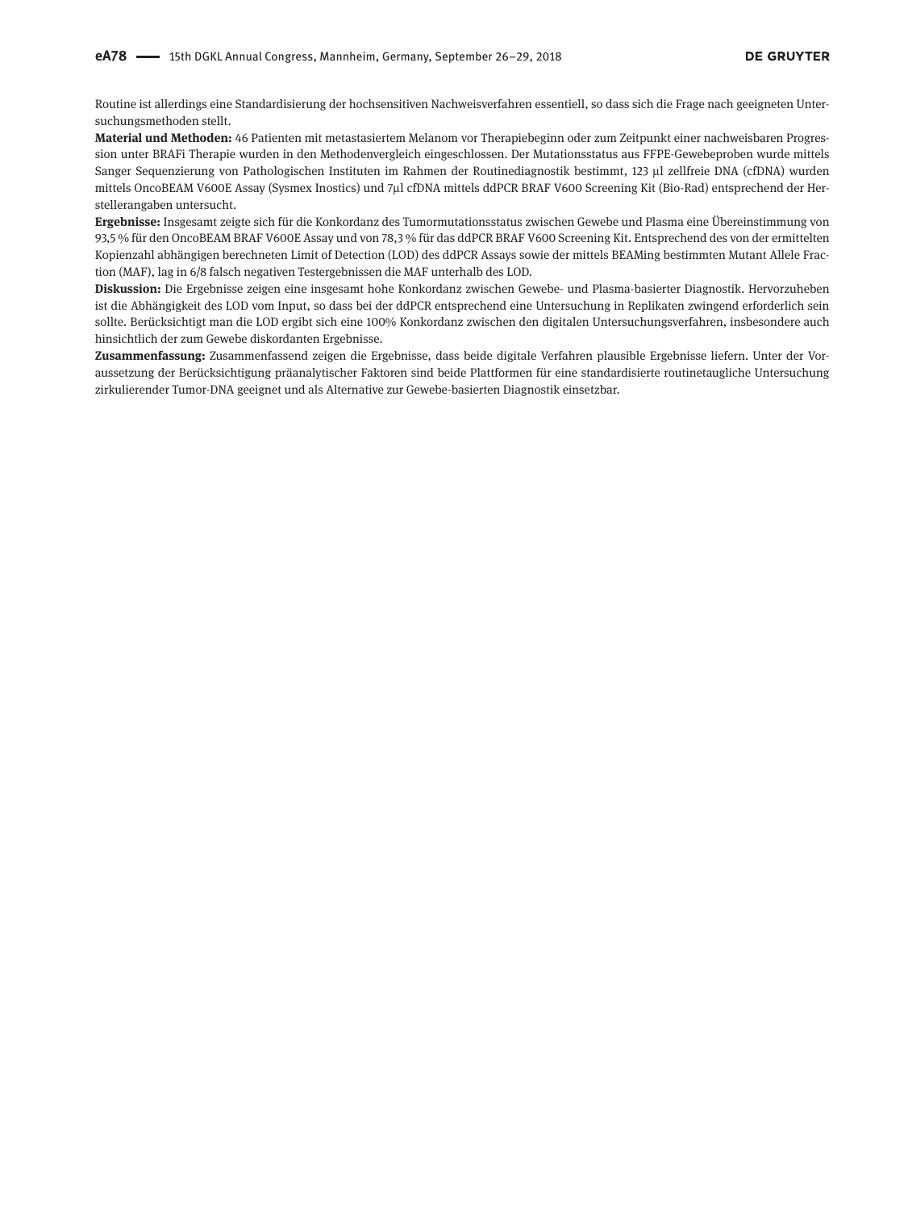Routine ist allerdings eine Standardisierung der hochsensitiven Nachweisverfahren essentiell, so dass sich die Frage nach geeigneten Untersuchungsmethoden stellt.

**Material und Methoden:** 46 Patienten mit metastasiertem Melanom vor Therapiebeginn oder zum Zeitpunkt einer nachweisbaren Progression unter BRAFi Therapie wurden in den Methodenvergleich eingeschlossen. Der Mutationsstatus aus FFPE-Gewebeproben wurde mittels Sanger Sequenzierung von Pathologischen Instituten im Rahmen der Routinediagnostik bestimmt, 123 µl zellfreie DNA (cfDNA) wurden mittels OncoBEAM V600E Assay (Sysmex Inostics) und 7µl cfDNA mittels ddPCR BRAF V600 Screening Kit (Bio-Rad) entsprechend der Herstellerangaben untersucht.

**Ergebnisse:** Insgesamt zeigte sich für die Konkordanz des Tumormutationsstatus zwischen Gewebe und Plasma eine Übereinstimmung von 93,5 % für den OncoBEAM BRAF V600E Assay und von 78,3 % für das ddPCR BRAF V600 Screening Kit. Entsprechend des von der ermittelten Kopienzahl abhängigen berechneten Limit of Detection (LOD) des ddPCR Assays sowie der mittels BEAMing bestimmten Mutant Allele Fraction (MAF), lag in 6/8 falsch negativen Testergebnissen die MAF unterhalb des LOD.

**Diskussion:** Die Ergebnisse zeigen eine insgesamt hohe Konkordanz zwischen Gewebe- und Plasma-basierter Diagnostik. Hervorzuheben ist die Abhängigkeit des LOD vom Input, so dass bei der ddPCR entsprechend eine Untersuchung in Replikaten zwingend erforderlich sein sollte. Berücksichtigt man die LOD ergibt sich eine 100% Konkordanz zwischen den digitalen Untersuchungsverfahren, insbesondere auch hinsichtlich der zum Gewebe diskordanten Ergebnisse.

**Zusammenfassung:** Zusammenfassend zeigen die Ergebnisse, dass beide digitale Verfahren plausible Ergebnisse liefern. Unter der Voraussetzung der Berücksichtigung präanalytischer Faktoren sind beide Plattformen für eine standardisierte routinetaugliche Untersuchung zirkulierender Tumor-DNA geeignet und als Alternative zur Gewebe-basierten Diagnostik einsetzbar.